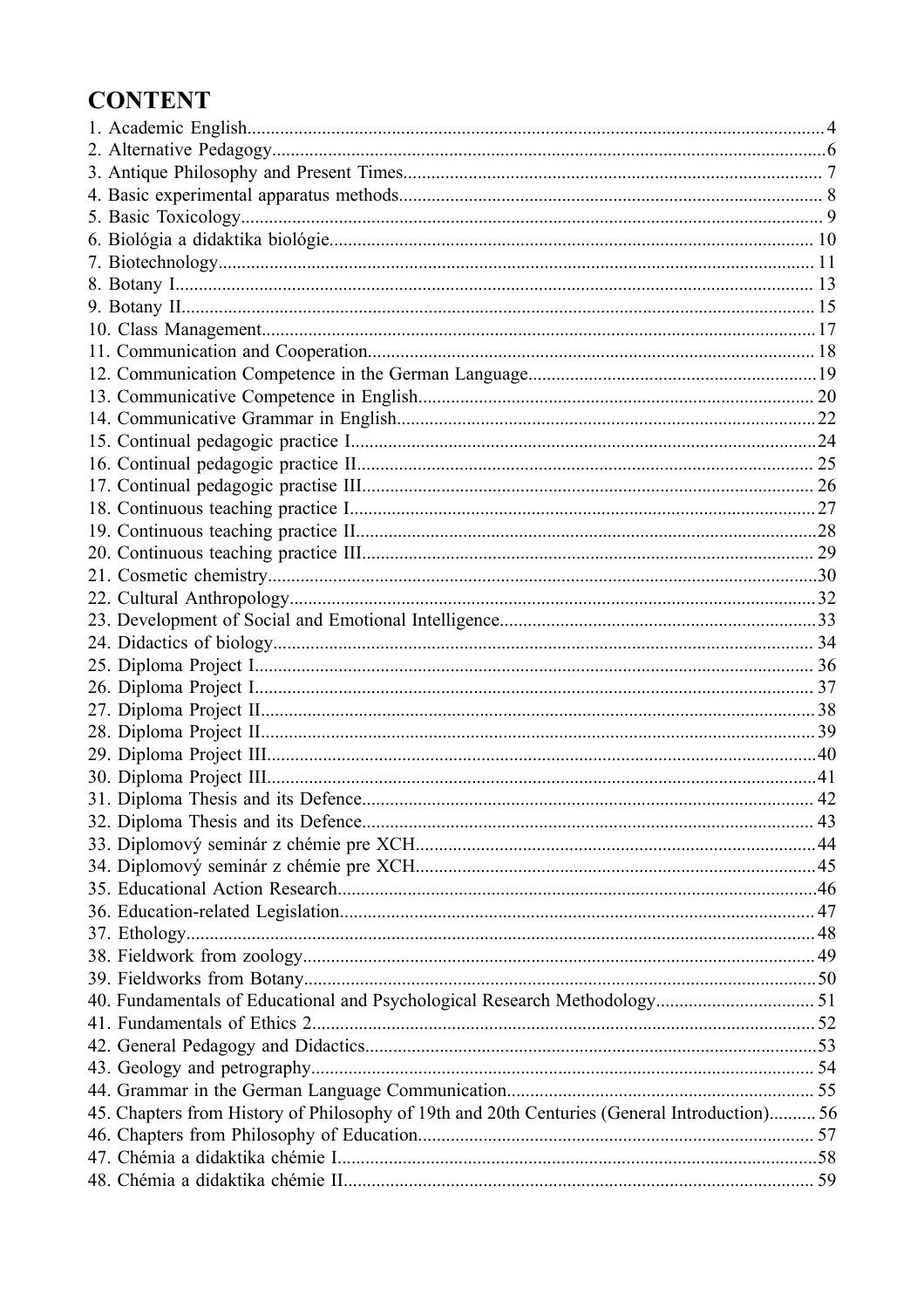# CONTENT

1. Academic English........................................................................................................4
2. Alternative Pedagogy...................................................................................................6
3. Antique Philosophy and Present Times........................................................................ 7
4. Basic experimental apparatus methods.......................................................................... 8
5. Basic Toxicology........................................................................................................... 9
6. Biológia a didaktika biológie....................................................................................... 10
7. Biotechnology.............................................................................................................. 11
8. Botany I....................................................................................................................... 13
9. Botany II...................................................................................................................... 15
10. Class Management..................................................................................................... 17
11. Communication and Cooperation.............................................................................. 18
12. Communication Competence in the German Language.............................................19
13. Communicative Competence in English.................................................................... 20
14. Communicative Grammar in English.........................................................................22
15. Continual pedagogic practice I..................................................................................24
16. Continual pedagogic practice II................................................................................ 25
17. Continual pedagogic practise III................................................................................ 26
18. Continuous teaching practice I...................................................................................27
19. Continuous teaching practice II..................................................................................28
20. Continuous teaching practice III................................................................................ 29
21. Cosmetic chemistry....................................................................................................30
22. Cultural Anthropology................................................................................................32
23. Development of Social and Emotional Intelligence...................................................33
24. Didactics of biology................................................................................................... 34
25. Diploma Project I....................................................................................................... 36
26. Diploma Project I....................................................................................................... 37
27. Diploma Project II...................................................................................................... 38
28. Diploma Project II...................................................................................................... 39
29. Diploma Project III.....................................................................................................40
30. Diploma Project III.....................................................................................................41
31. Diploma Thesis and its Defence................................................................................ 42
32. Diploma Thesis and its Defence................................................................................ 43
33. Diplomový seminár z chémie pre XCH.....................................................................44
34. Diplomový seminár z chémie pre XCH.....................................................................45
35. Educational Action Research.....................................................................................46
36. Education-related Legislation.................................................................................... 47
37. Ethology..................................................................................................................... 48
38. Fieldwork from zoology............................................................................................. 49
39. Fieldworks from Botany.............................................................................................50
40. Fundamentals of Educational and Psychological Research Methodology................. 51
41. Fundamentals of Ethics 2........................................................................................... 52
42. General Pedagogy and Didactics................................................................................53
43. Geology and petrography........................................................................................... 54
44. Grammar in the German Language Communication................................................. 55
45. Chapters from History of Philosophy of 19th and 20th Centuries (General Introduction).......... 56
46. Chapters from Philosophy of Education.................................................................... 57
47. Chémia a didaktika chémie I......................................................................................58
48. Chémia a didaktika chémie II.................................................................................... 59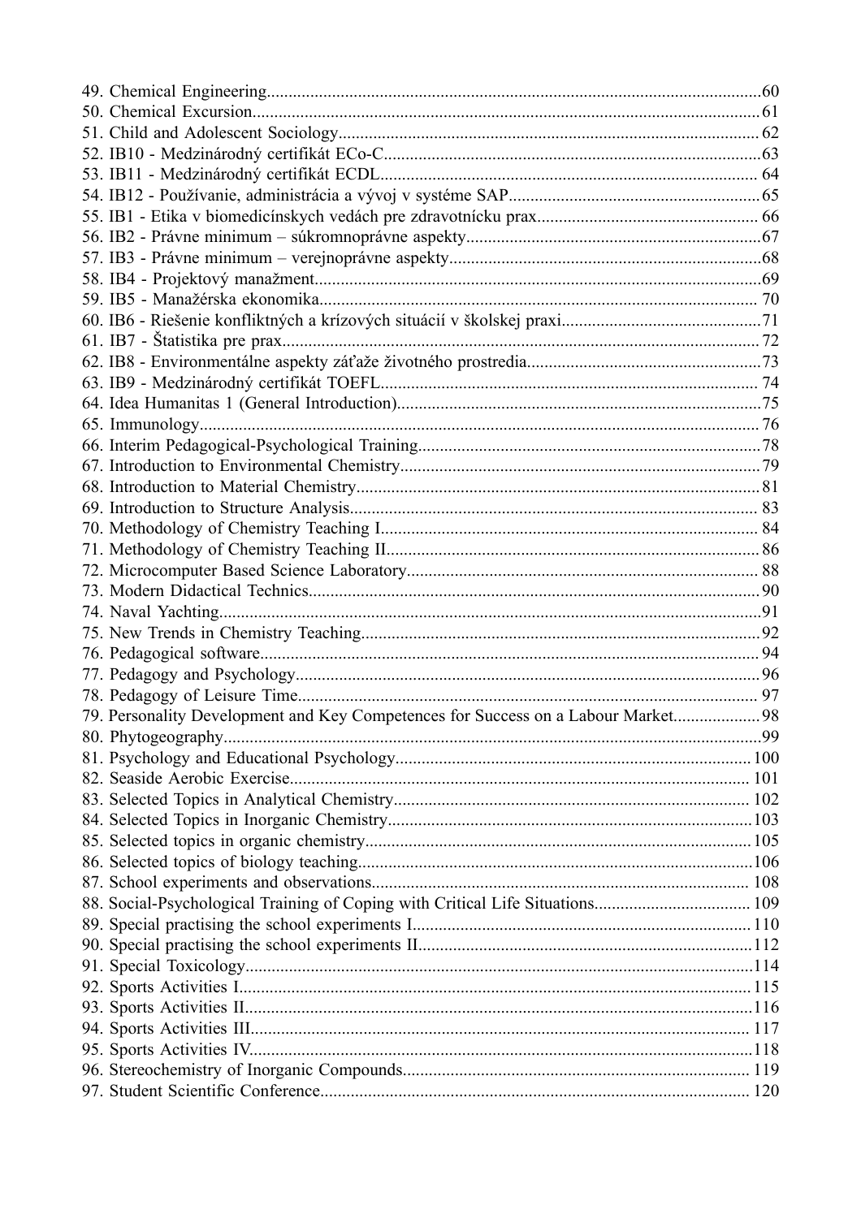49. Chemical Engineering.....60
50. Chemical Excursion.....61
51. Child and Adolescent Sociology.....62
52. IB10 - Medzinárodný certifikát ECo-C.....63
53. IB11 - Medzinárodný certifikát ECDL.....64
54. IB12 - Používanie, administrácia a vývoj v systéme SAP.....65
55. IB1 - Etika v biomedicínskych vedách pre zdravotnícku prax.....66
56. IB2 - Právne minimum – súkromnoprávne aspekty.....67
57. IB3 - Právne minimum – verejnoprávne aspekty.....68
58. IB4 - Projektový manažment.....69
59. IB5 - Manažérska ekonomika.....70
60. IB6 - Riešenie konfliktných a krízových situácií v školskej praxi.....71
61. IB7 - Štatistika pre prax.....72
62. IB8 - Environmentálne aspekty záťaže životného prostredia.....73
63. IB9 - Medzinárodný certifikát TOEFL.....74
64. Idea Humanitas 1 (General Introduction).....75
65. Immunology.....76
66. Interim Pedagogical-Psychological Training.....78
67. Introduction to Environmental Chemistry.....79
68. Introduction to Material Chemistry.....81
69. Introduction to Structure Analysis.....83
70. Methodology of Chemistry Teaching I.....84
71. Methodology of Chemistry Teaching II.....86
72. Microcomputer Based Science Laboratory.....88
73. Modern Didactical Technics.....90
74. Naval Yachting.....91
75. New Trends in Chemistry Teaching.....92
76. Pedagogical software.....94
77. Pedagogy and Psychology.....96
78. Pedagogy of Leisure Time.....97
79. Personality Development and Key Competences for Success on a Labour Market.....98
80. Phytogeography.....99
81. Psychology and Educational Psychology.....100
82. Seaside Aerobic Exercise.....101
83. Selected Topics in Analytical Chemistry.....102
84. Selected Topics in Inorganic Chemistry.....103
85. Selected topics in organic chemistry.....105
86. Selected topics of biology teaching.....106
87. School experiments and observations.....108
88. Social-Psychological Training of Coping with Critical Life Situations.....109
89. Special practising the school experiments I.....110
90. Special practising the school experiments II.....112
91. Special Toxicology.....114
92. Sports Activities I.....115
93. Sports Activities II.....116
94. Sports Activities III.....117
95. Sports Activities IV.....118
96. Stereochemistry of Inorganic Compounds.....119
97. Student Scientific Conference.....120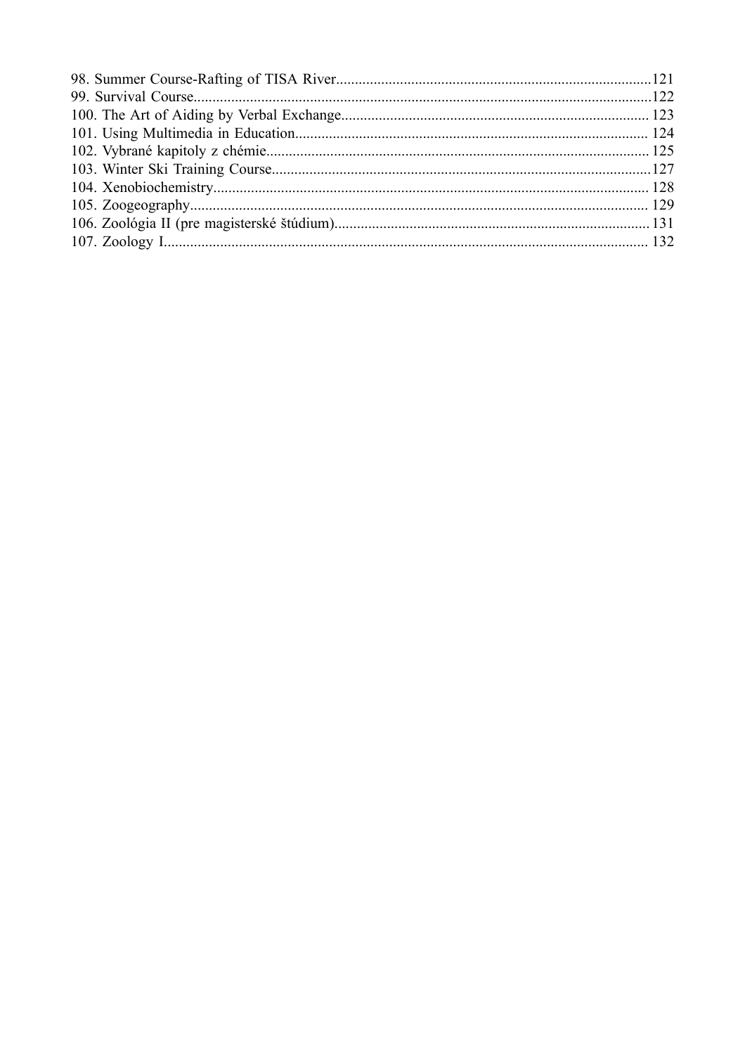98. Summer Course-Rafting of TISA River....................................................................................121
99. Survival Course..........................................................................................................................122
100. The Art of Aiding by Verbal Exchange................................................................................. 123
101. Using Multimedia in Education............................................................................................. 124
102. Vybrané kapitoly z chémie..................................................................................................... 125
103. Winter Ski Training Course....................................................................................................127
104. Xenobiochemistry................................................................................................................... 128
105. Zoogeography......................................................................................................................... 129
106. Zoológia II (pre magisterské štúdium)...................................................................................131
107. Zoology I................................................................................................................................. 132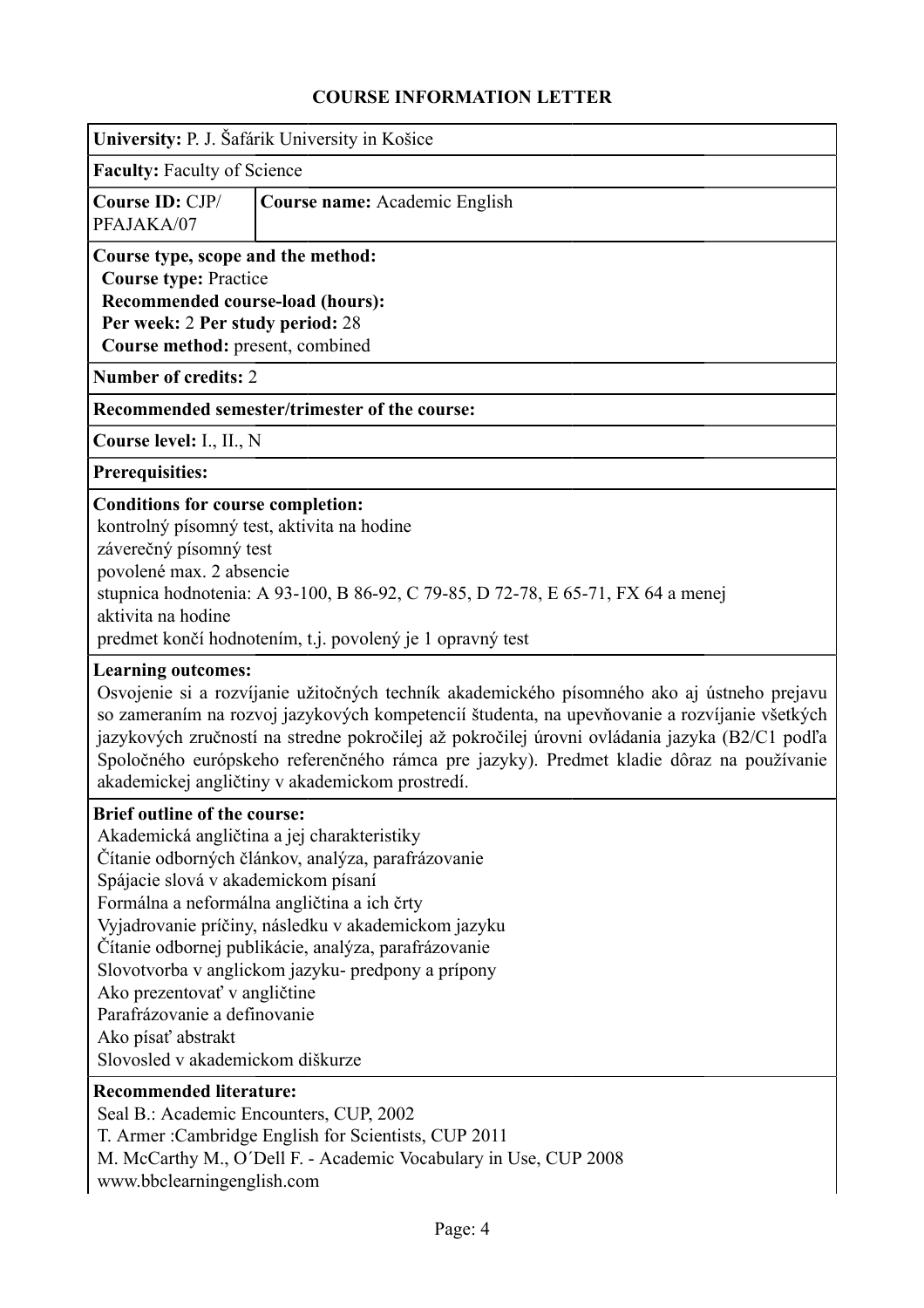# COURSE INFORMATION LETTER

**University:** P. J. Šafárik University in Košice

**Faculty:** Faculty of Science

| **Course ID:** CJP/ PFAJAKA/07 | **Course name:** Academic English |
|---|---|

**Course type, scope and the method:**
**Course type:** Practice
**Recommended course-load (hours):**
**Per week:** 2 **Per study period:** 28
**Course method:** present, combined

**Number of credits:** 2

**Recommended semester/trimester of the course:**

**Course level:** I., II., N

**Prerequisites:**

**Conditions for course completion:**
kontrolný písomný test, aktivita na hodine
záverečný písomný test
povolené max. 2 absencie
stupnica hodnotenia: A 93-100, B 86-92, C 79-85, D 72-78, E 65-71, FX 64 a menej
aktivita na hodine
predmet končí hodnotením, t.j. povolený je 1 opravný test

**Learning outcomes:**
Osvojenie si a rozvíjanie užitočných techník akademického písomného ako aj ústneho prejavu so zameraním na rozvoj jazykových kompetencií študenta, na upevňovanie a rozvíjanie všetkých jazykových zručností na stredne pokročilej až pokročilej úrovni ovládania jazyka (B2/C1 podľa Spoločného európskeho referenčného rámca pre jazyky). Predmet kladie dôraz na používanie akademickej angličtiny v akademickom prostredí.

**Brief outline of the course:**
Akademická angličtina a jej charakteristiky
Čítanie odborných článkov, analýza, parafrázovanie
Spájacie slová v akademickom písaní
Formálna a neformálna angličtina a ich črty
Vyjadrovanie príčiny, následku v akademickom jazyku
Čítanie odbornej publikácie, analýza, parafrázovanie
Slovotvorba v anglickom jazyku- predpony a prípony
Ako prezentovať v angličtine
Parafrázovanie a definovanie
Ako písať abstrakt
Slovosled v akademickom diškurze

**Recommended literature:**
Seal B.: Academic Encounters, CUP, 2002
T. Armer :Cambridge English for Scientists, CUP 2011
M. McCarthy M., O´Dell F. - Academic Vocabulary in Use, CUP 2008
www.bbclearningenglish.com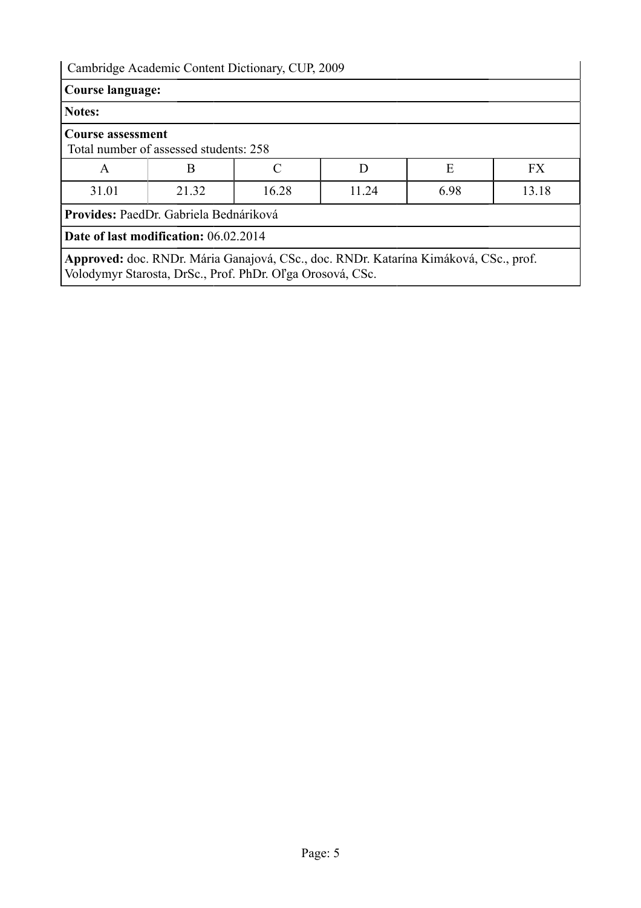Cambridge Academic Content Dictionary, CUP, 2009

**Course language:**

**Notes:**

**Course assessment**
Total number of assessed students: 258

| A | B | C | D | E | FX |
|---|---|---|---|---|---|
| 31.01 | 21.32 | 16.28 | 11.24 | 6.98 | 13.18 |

**Provides:** PaedDr. Gabriela Bednáriková

**Date of last modification:** 06.02.2014

**Approved:** doc. RNDr. Mária Ganajová, CSc., doc. RNDr. Katarína Kimáková, CSc., prof. Volodymyr Starosta, DrSc., Prof. PhDr. Oľga Orosová, CSc.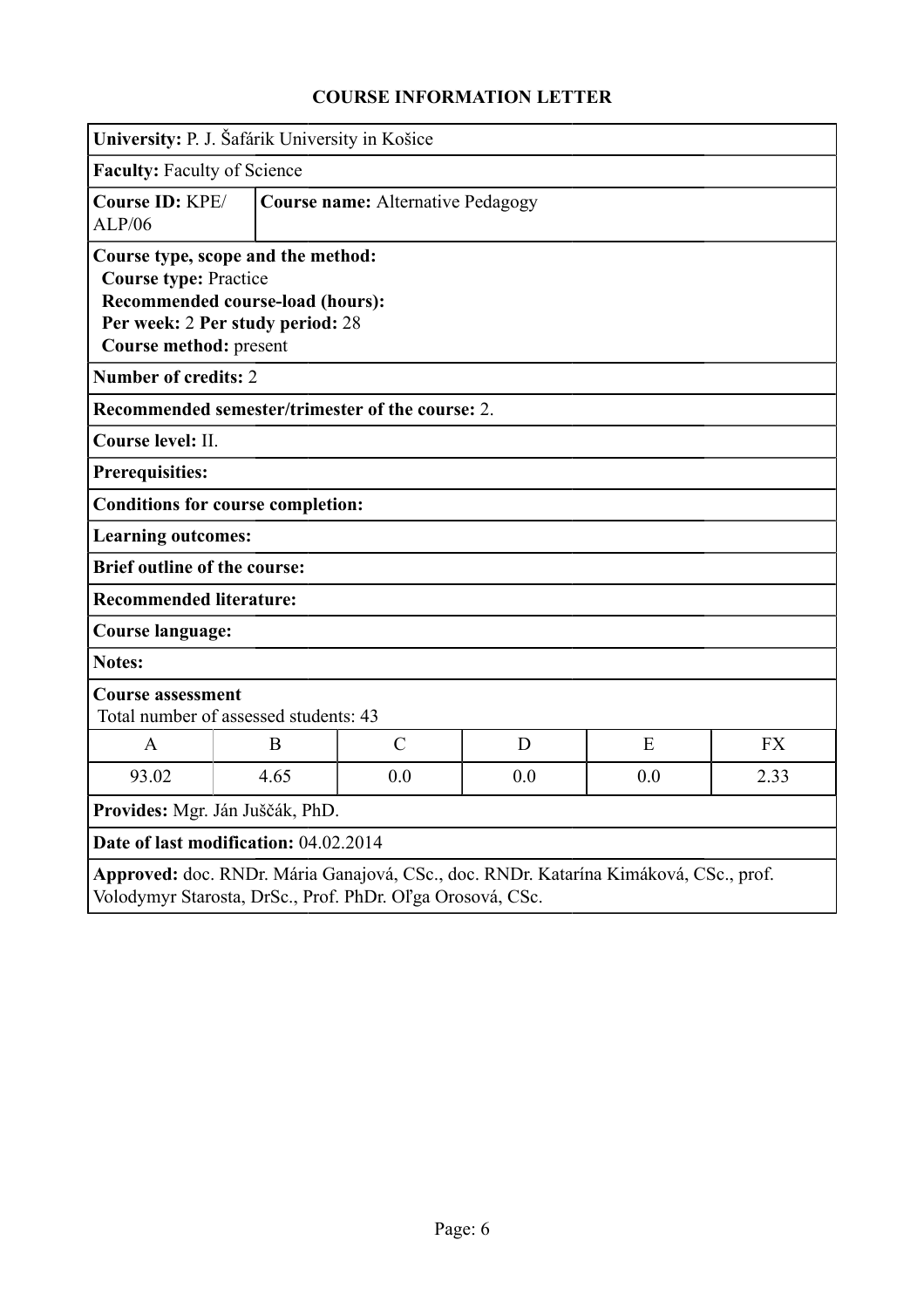# COURSE INFORMATION LETTER

**University:** P. J. Šafárik University in Košice

**Faculty:** Faculty of Science

**Course ID:** KPE/ALP/06 | **Course name:** Alternative Pedagogy

**Course type, scope and the method:**
**Course type:** Practice
**Recommended course-load (hours):**
**Per week:** 2 **Per study period:** 28
**Course method:** present

**Number of credits:** 2

**Recommended semester/trimester of the course:** 2.

**Course level:** II.

**Prerequisites:**

**Conditions for course completion:**

**Learning outcomes:**

**Brief outline of the course:**

**Recommended literature:**

**Course language:**

**Notes:**

**Course assessment**
Total number of assessed students: 43

| A | B | C | D | E | FX |
|---|---|---|---|---|---|
| 93.02 | 4.65 | 0.0 | 0.0 | 0.0 | 2.33 |

**Provides:** Mgr. Ján Juščák, PhD.

**Date of last modification:** 04.02.2014

**Approved:** doc. RNDr. Mária Ganajová, CSc., doc. RNDr. Katarína Kimáková, CSc., prof. Volodymyr Starosta, DrSc., Prof. PhDr. Oľga Orosová, CSc.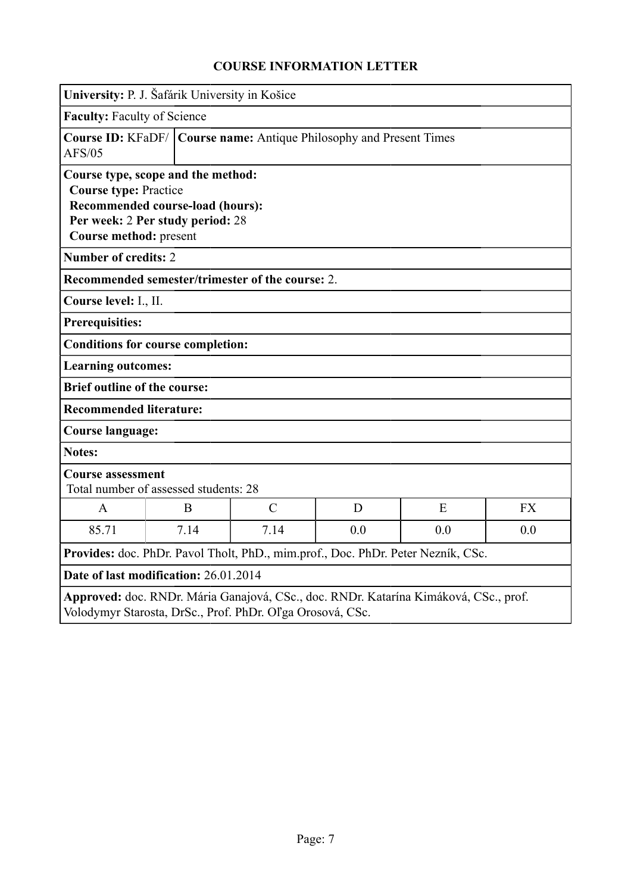## COURSE INFORMATION LETTER

**University:** P. J. Šafárik University in Košice

**Faculty:** Faculty of Science

**Course ID:** KFaDF/AFS/05

**Course name:** Antique Philosophy and Present Times

**Course type, scope and the method:**
**Course type:** Practice
**Recommended course-load (hours):**
**Per week:** 2 **Per study period:** 28
**Course method:** present

**Number of credits:** 2

**Recommended semester/trimester of the course:** 2.

**Course level:** I., II.

**Prerequisites:**

**Conditions for course completion:**

**Learning outcomes:**

**Brief outline of the course:**

**Recommended literature:**

**Course language:**

**Notes:**

**Course assessment**
Total number of assessed students: 28

| A | B | C | D | E | FX |
|---|---|---|---|---|---|
| 85.71 | 7.14 | 7.14 | 0.0 | 0.0 | 0.0 |

**Provides:** doc. PhDr. Pavol Tholt, PhD., mim.prof., Doc. PhDr. Peter Nezník, CSc.

**Date of last modification:** 26.01.2014

**Approved:** doc. RNDr. Mária Ganajová, CSc., doc. RNDr. Katarína Kimáková, CSc., prof. Volodymyr Starosta, DrSc., Prof. PhDr. Oľga Orosová, CSc.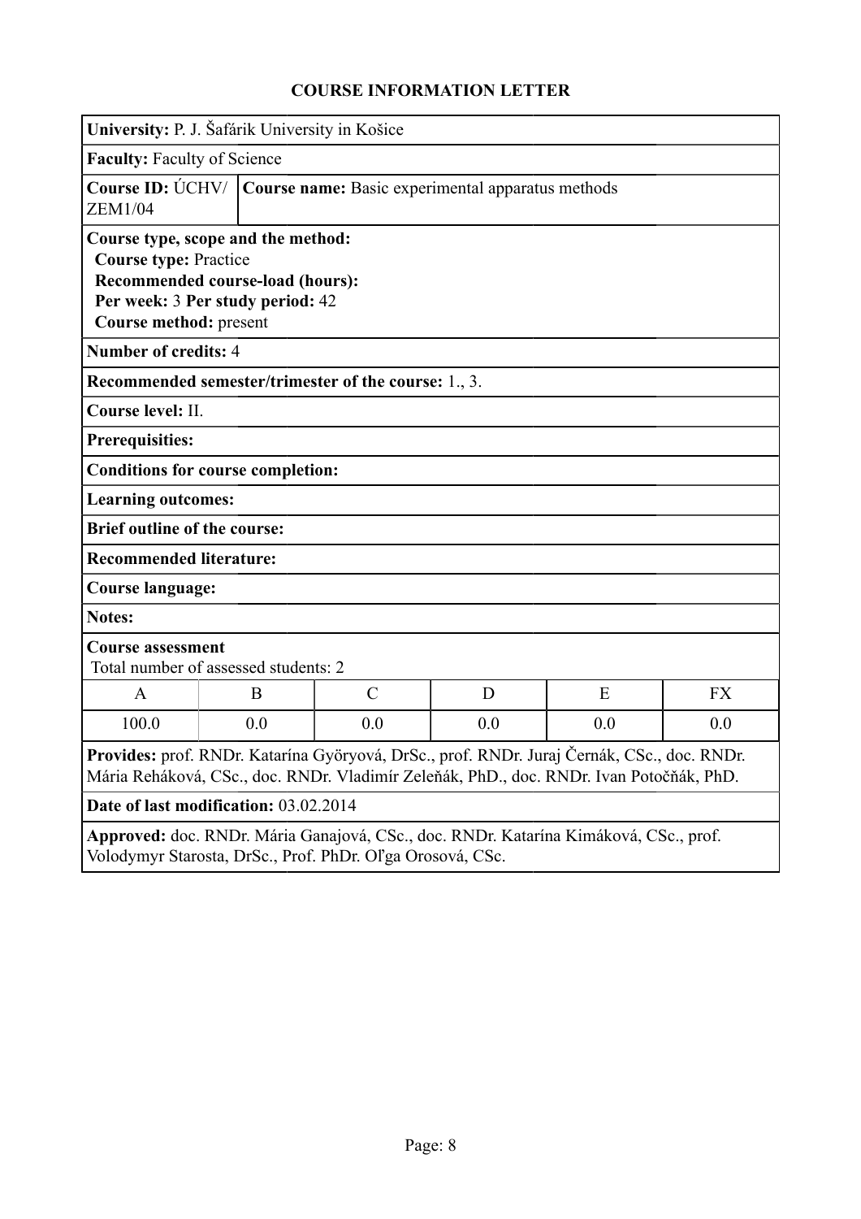## COURSE INFORMATION LETTER

**University:** P. J. Šafárik University in Košice

**Faculty:** Faculty of Science

**Course ID:** ÚCHV/ZEM1/04 | **Course name:** Basic experimental apparatus methods

**Course type, scope and the method:**
**Course type:** Practice
**Recommended course-load (hours):**
**Per week:** 3 **Per study period:** 42
**Course method:** present

**Number of credits:** 4

**Recommended semester/trimester of the course:** 1., 3.

**Course level:** II.

**Prerequisites:**

**Conditions for course completion:**

**Learning outcomes:**

**Brief outline of the course:**

**Recommended literature:**

**Course language:**

**Notes:**

**Course assessment**
Total number of assessed students: 2

| A | B | C | D | E | FX |
|---|---|---|---|---|---|
| 100.0 | 0.0 | 0.0 | 0.0 | 0.0 | 0.0 |

**Provides:** prof. RNDr. Katarína Györyová, DrSc., prof. RNDr. Juraj Černák, CSc., doc. RNDr. Mária Reháková, CSc., doc. RNDr. Vladimír Zeleňák, PhD., doc. RNDr. Ivan Potočňák, PhD.

**Date of last modification:** 03.02.2014

**Approved:** doc. RNDr. Mária Ganajová, CSc., doc. RNDr. Katarína Kimáková, CSc., prof. Volodymyr Starosta, DrSc., Prof. PhDr. Oľga Orosová, CSc.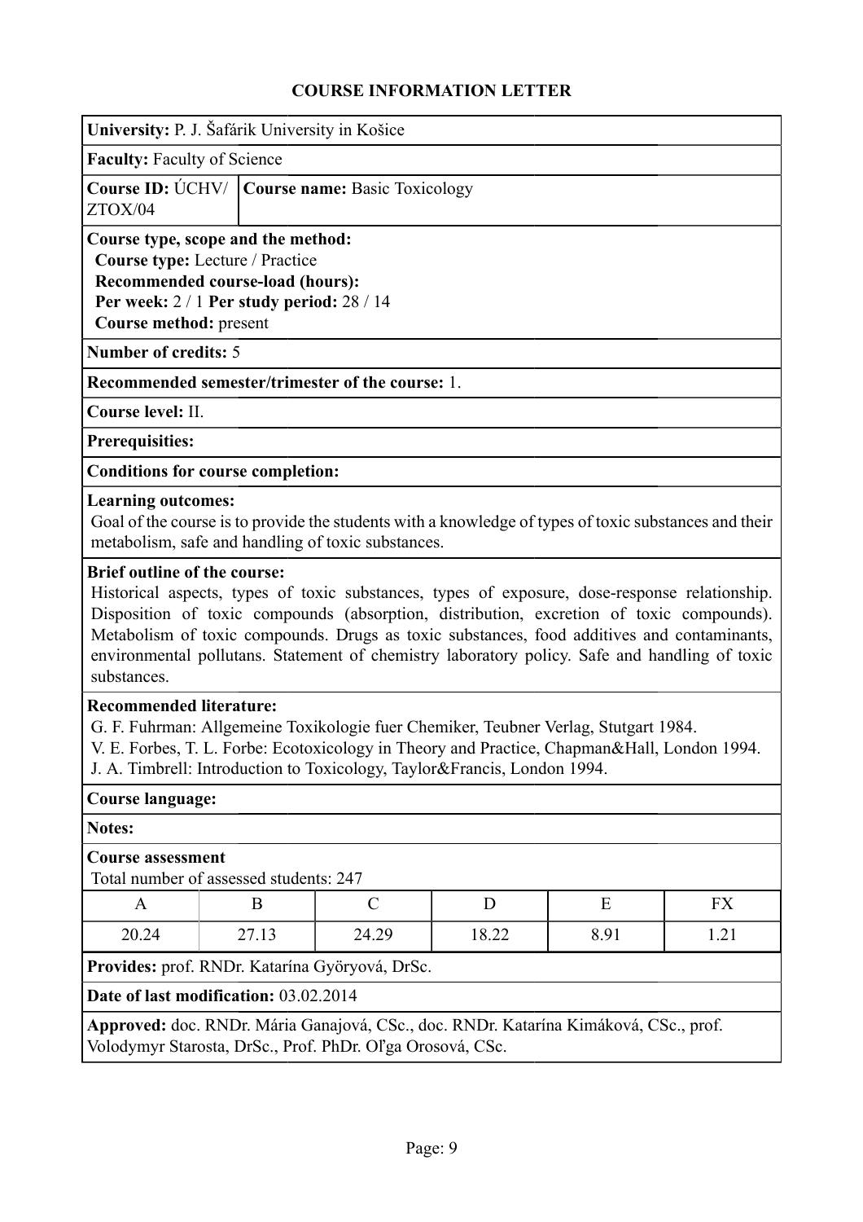## COURSE INFORMATION LETTER

**University:** P. J. Šafárik University in Košice

**Faculty:** Faculty of Science

**Course ID:** ÚCHV/ZTOX/04

**Course name:** Basic Toxicology

**Course type, scope and the method:**
**Course type:** Lecture / Practice
**Recommended course-load (hours):**
**Per week:** 2 / 1 **Per study period:** 28 / 14
**Course method:** present

**Number of credits:** 5

**Recommended semester/trimester of the course:** 1.

**Course level:** II.

**Prerequisites:**

**Conditions for course completion:**

**Learning outcomes:**
Goal of the course is to provide the students with a knowledge of types of toxic substances and their metabolism, safe and handling of toxic substances.

**Brief outline of the course:**
Historical aspects, types of toxic substances, types of exposure, dose-response relationship. Disposition of toxic compounds (absorption, distribution, excretion of toxic compounds). Metabolism of toxic compounds. Drugs as toxic substances, food additives and contaminants, environmental pollutans. Statement of chemistry laboratory policy. Safe and handling of toxic substances.

**Recommended literature:**
G. F. Fuhrman: Allgemeine Toxikologie fuer Chemiker, Teubner Verlag, Stutgart 1984.
V. E. Forbes, T. L. Forbe: Ecotoxicology in Theory and Practice, Chapman&Hall, London 1994.
J. A. Timbrell: Introduction to Toxicology, Taylor&Francis, London 1994.

**Course language:**

**Notes:**

**Course assessment**
Total number of assessed students: 247

| A | B | C | D | E | FX |
|---|---|---|---|---|---|
| 20.24 | 27.13 | 24.29 | 18.22 | 8.91 | 1.21 |

**Provides:** prof. RNDr. Katarína Györyová, DrSc.

**Date of last modification:** 03.02.2014

**Approved:** doc. RNDr. Mária Ganajová, CSc., doc. RNDr. Katarína Kimáková, CSc., prof. Volodymyr Starosta, DrSc., Prof. PhDr. Oľga Orosová, CSc.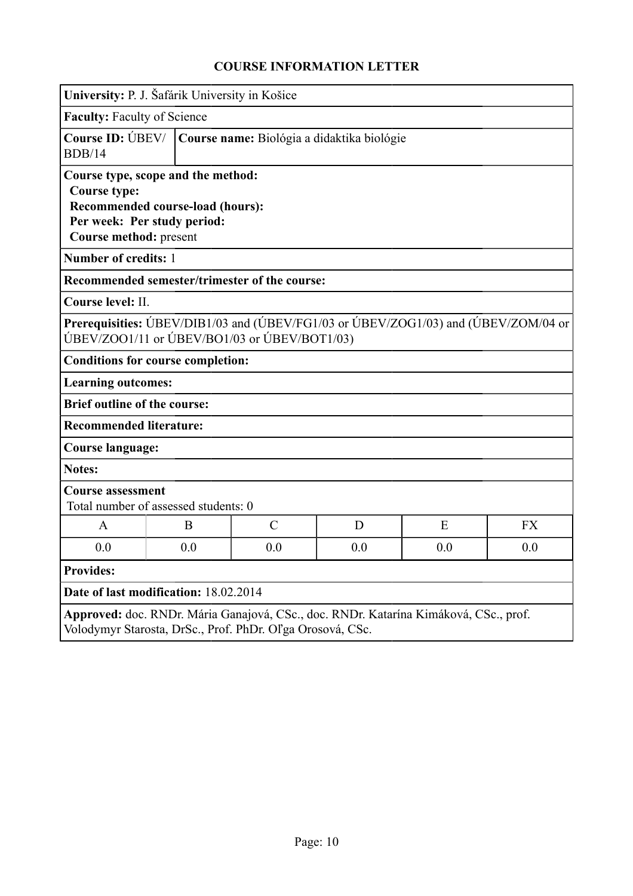# COURSE INFORMATION LETTER

**University:** P. J. Šafárik University in Košice

**Faculty:** Faculty of Science

**Course ID:** ÚBEV/BDB/14

**Course name:** Biológia a didaktika biológie

**Course type, scope and the method:**
**Course type:**
**Recommended course-load (hours):**
**Per week: Per study period:**
**Course method:** present

**Number of credits:** 1

**Recommended semester/trimester of the course:**

**Course level:** II.

**Prerequisities:** ÚBEV/DIB1/03 and (ÚBEV/FG1/03 or ÚBEV/ZOG1/03) and (ÚBEV/ZOM/04 or ÚBEV/ZOO1/11 or ÚBEV/BO1/03 or ÚBEV/BOT1/03)

**Conditions for course completion:**

**Learning outcomes:**

**Brief outline of the course:**

**Recommended literature:**

**Course language:**

**Notes:**

**Course assessment**
Total number of assessed students: 0

| A | B | C | D | E | FX |
|---|---|---|---|---|---|
| 0.0 | 0.0 | 0.0 | 0.0 | 0.0 | 0.0 |

**Provides:**

**Date of last modification:** 18.02.2014

**Approved:** doc. RNDr. Mária Ganajová, CSc., doc. RNDr. Katarína Kimáková, CSc., prof. Volodymyr Starosta, DrSc., Prof. PhDr. Oľga Orosová, CSc.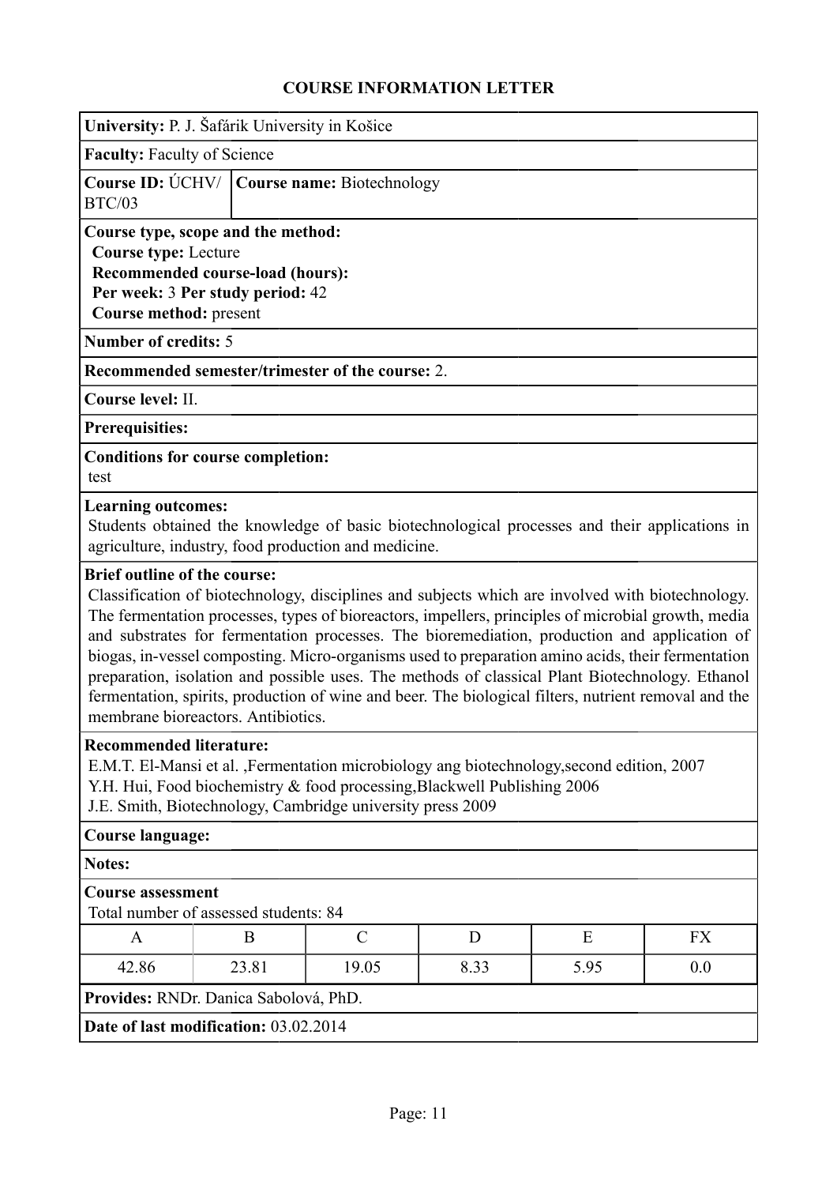# COURSE INFORMATION LETTER

**University:** P. J. Šafárik University in Košice

**Faculty:** Faculty of Science

**Course ID:** ÚCHV/ BTC/03

**Course name:** Biotechnology

**Course type, scope and the method:**
**Course type:** Lecture
**Recommended course-load (hours):**
**Per week:** 3 **Per study period:** 42
**Course method:** present

**Number of credits:** 5

**Recommended semester/trimester of the course:** 2.

**Course level:** II.

**Prerequisites:**

**Conditions for course completion:**
test

**Learning outcomes:**
Students obtained the knowledge of basic biotechnological processes and their applications in agriculture, industry, food production and medicine.

**Brief outline of the course:**
Classification of biotechnology, disciplines and subjects which are involved with biotechnology. The fermentation processes, types of bioreactors, impellers, principles of microbial growth, media and substrates for fermentation processes. The bioremediation, production and application of biogas, in-vessel composting. Micro-organisms used to preparation amino acids, their fermentation preparation, isolation and possible uses. The methods of classical Plant Biotechnology. Ethanol fermentation, spirits, production of wine and beer. The biological filters, nutrient removal and the membrane bioreactors. Antibiotics.

**Recommended literature:**
E.M.T. El-Mansi et al. ,Fermentation microbiology ang biotechnology,second edition, 2007
Y.H. Hui, Food biochemistry & food processing,Blackwell Publishing 2006
J.E. Smith, Biotechnology, Cambridge university press 2009

**Course language:**

**Notes:**

**Course assessment**
Total number of assessed students: 84

| A | B | C | D | E | FX |
|---|---|---|---|---|---|
| 42.86 | 23.81 | 19.05 | 8.33 | 5.95 | 0.0 |

**Provides:** RNDr. Danica Sabolová, PhD.

**Date of last modification:** 03.02.2014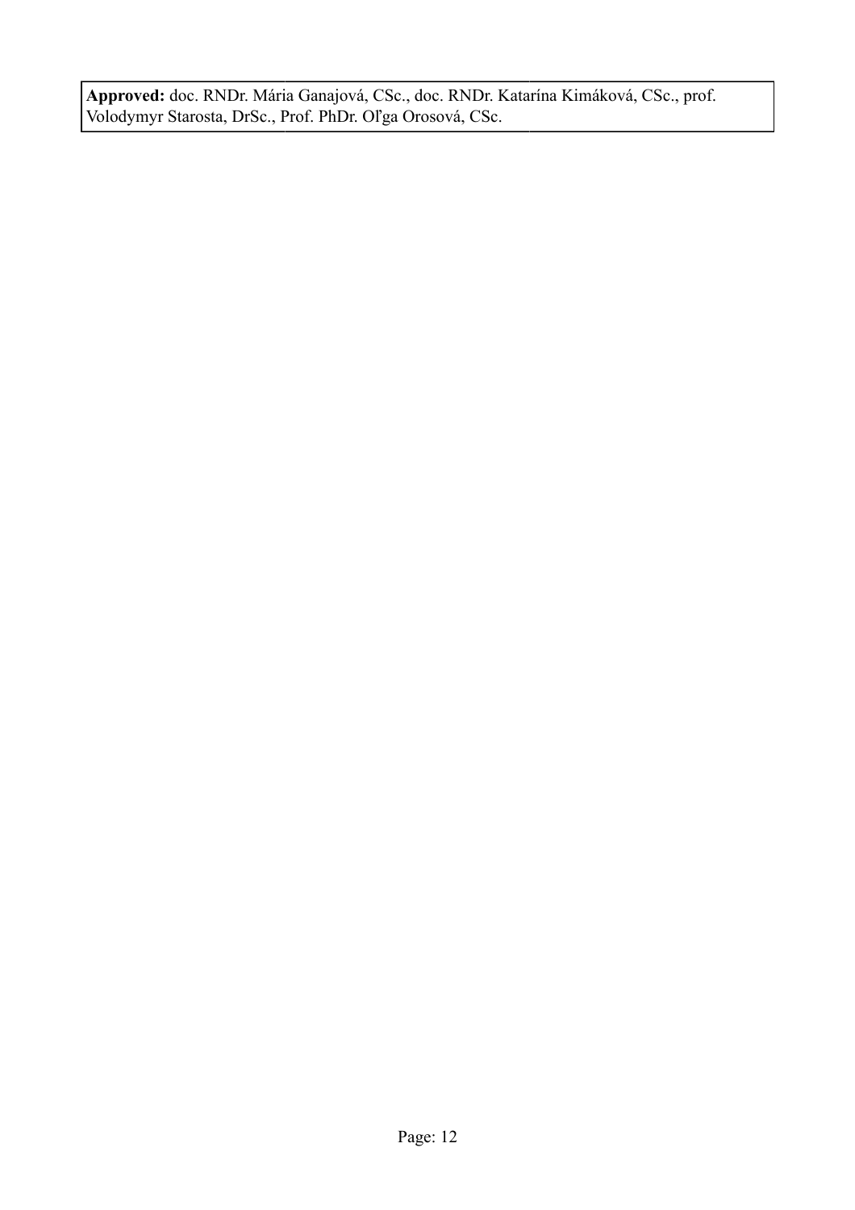**Approved:** doc. RNDr. Mária Ganajová, CSc., doc. RNDr. Katarína Kimáková, CSc., prof. Volodymyr Starosta, DrSc., Prof. PhDr. Oľga Orosová, CSc.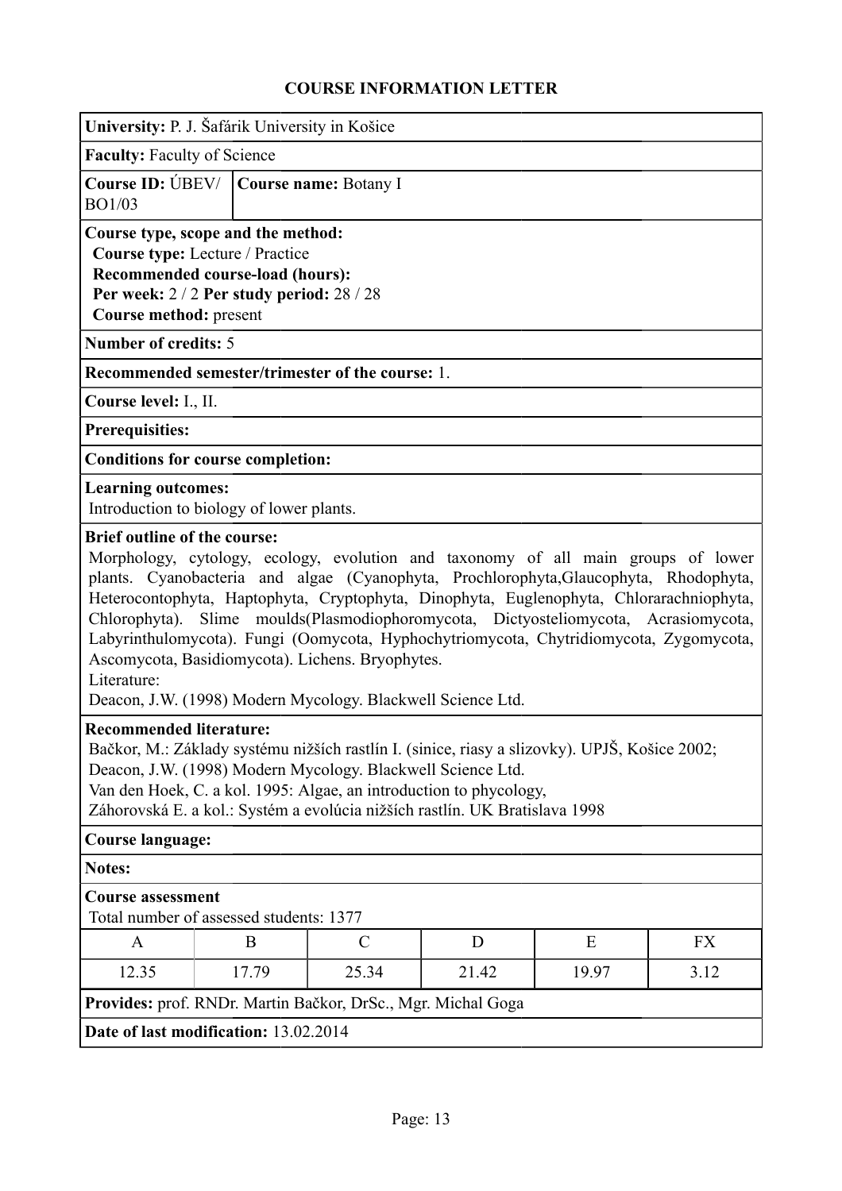# COURSE INFORMATION LETTER

**University:** P. J. Šafárik University in Košice

**Faculty:** Faculty of Science

**Course ID:** ÚBEV/BO1/03

**Course name:** Botany I

**Course type, scope and the method:**
**Course type:** Lecture / Practice
**Recommended course-load (hours):**
**Per week:** 2 / 2 **Per study period:** 28 / 28
**Course method:** present

**Number of credits:** 5

**Recommended semester/trimester of the course:** 1.

**Course level:** I., II.

**Prerequisites:**

**Conditions for course completion:**

**Learning outcomes:**
Introduction to biology of lower plants.

**Brief outline of the course:**
Morphology, cytology, ecology, evolution and taxonomy of all main groups of lower plants. Cyanobacteria and algae (Cyanophyta, Prochlorophyta,Glaucophyta, Rhodophyta, Heterocontophyta, Haptophyta, Cryptophyta, Dinophyta, Euglenophyta, Chlorarachniophyta, Chlorophyta). Slime moulds(Plasmodiophoromycota, Dictyosteliomycota, Acrasiomycota, Labyrinthulomycota). Fungi (Oomycota, Hyphochytriomycota, Chytridiomycota, Zygomycota, Ascomycota, Basidiomycota). Lichens. Bryophytes.
Literature:
Deacon, J.W. (1998) Modern Mycology. Blackwell Science Ltd.

**Recommended literature:**
Bačkor, M.: Základy systému nižších rastlín I. (sinice, riasy a slizovky). UPJŠ, Košice 2002;
Deacon, J.W. (1998) Modern Mycology. Blackwell Science Ltd.
Van den Hoek, C. a kol. 1995: Algae, an introduction to phycology,
Záhorovská E. a kol.: Systém a evolúcia nižších rastlín. UK Bratislava 1998

**Course language:**

**Notes:**

**Course assessment**
Total number of assessed students: 1377

| A | B | C | D | E | FX |
|---|---|---|---|---|---|
| 12.35 | 17.79 | 25.34 | 21.42 | 19.97 | 3.12 |

**Provides:** prof. RNDr. Martin Bačkor, DrSc., Mgr. Michal Goga

**Date of last modification:** 13.02.2014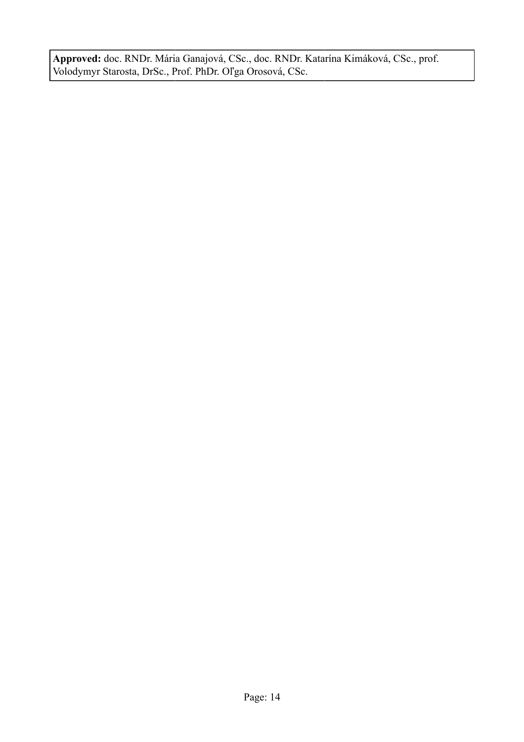**Approved:** doc. RNDr. Mária Ganajová, CSc., doc. RNDr. Katarína Kimáková, CSc., prof. Volodymyr Starosta, DrSc., Prof. PhDr. Oľga Orosová, CSc.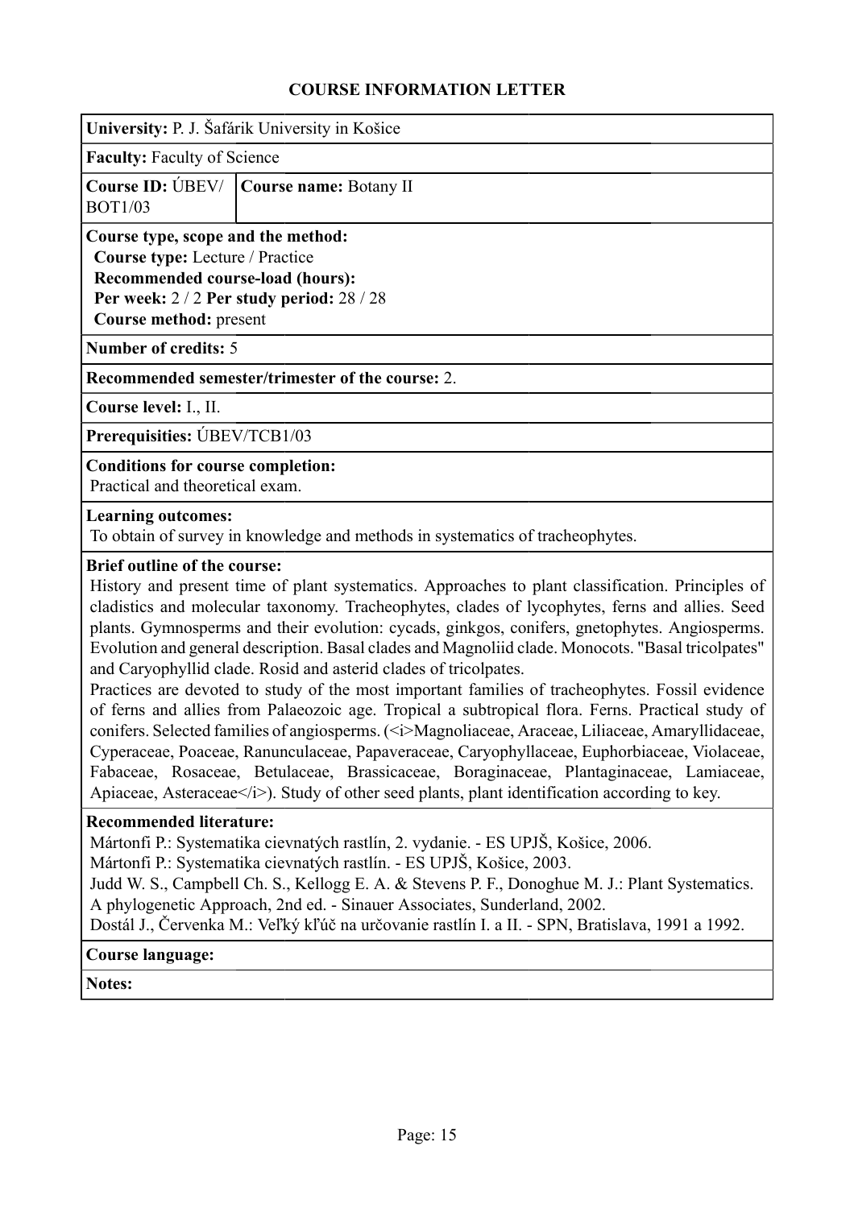# COURSE INFORMATION LETTER

**University:** P. J. Šafárik University in Košice

**Faculty:** Faculty of Science

| **Course ID:** ÚBEV/ BOT1/03 | **Course name:** Botany II |
|---|---|

**Course type, scope and the method:**
**Course type:** Lecture / Practice
**Recommended course-load (hours):**
**Per week:** 2 / 2 **Per study period:** 28 / 28
**Course method:** present

**Number of credits:** 5

**Recommended semester/trimester of the course:** 2.

**Course level:** I., II.

**Prerequisities:** ÚBEV/TCB1/03

**Conditions for course completion:**
Practical and theoretical exam.

**Learning outcomes:**
To obtain of survey in knowledge and methods in systematics of tracheophytes.

**Brief outline of the course:**
History and present time of plant systematics. Approaches to plant classification. Principles of cladistics and molecular taxonomy. Tracheophytes, clades of lycophytes, ferns and allies. Seed plants. Gymnosperms and their evolution: cycads, ginkgos, conifers, gnetophytes. Angiosperms. Evolution and general description. Basal clades and Magnoliid clade. Monocots. "Basal tricolpates" and Caryophyllid clade. Rosid and asterid clades of tricolpates.
Practices are devoted to study of the most important families of tracheophytes. Fossil evidence of ferns and allies from Palaeozoic age. Tropical a subtropical flora. Ferns. Practical study of conifers. Selected families of angiosperms. (<i>Magnoliaceae, Araceae, Liliaceae, Amaryllidaceae, Cyperaceae, Poaceae, Ranunculaceae, Papaveraceae, Caryophyllaceae, Euphorbiaceae, Violaceae, Fabaceae, Rosaceae, Betulaceae, Brassicaceae, Boraginaceae, Plantaginaceae, Lamiaceae, Apiaceae, Asteraceae</i>). Study of other seed plants, plant identification according to key.

**Recommended literature:**
Mártonfi P.: Systematika cievnatých rastlín, 2. vydanie. - ES UPJŠ, Košice, 2006.
Mártonfi P.: Systematika cievnatých rastlín. - ES UPJŠ, Košice, 2003.
Judd W. S., Campbell Ch. S., Kellogg E. A. & Stevens P. F., Donoghue M. J.: Plant Systematics. A phylogenetic Approach, 2nd ed. - Sinauer Associates, Sunderland, 2002.
Dostál J., Červenka M.: Veľký kľúč na určovanie rastlín I. a II. - SPN, Bratislava, 1991 a 1992.

**Course language:**

**Notes:**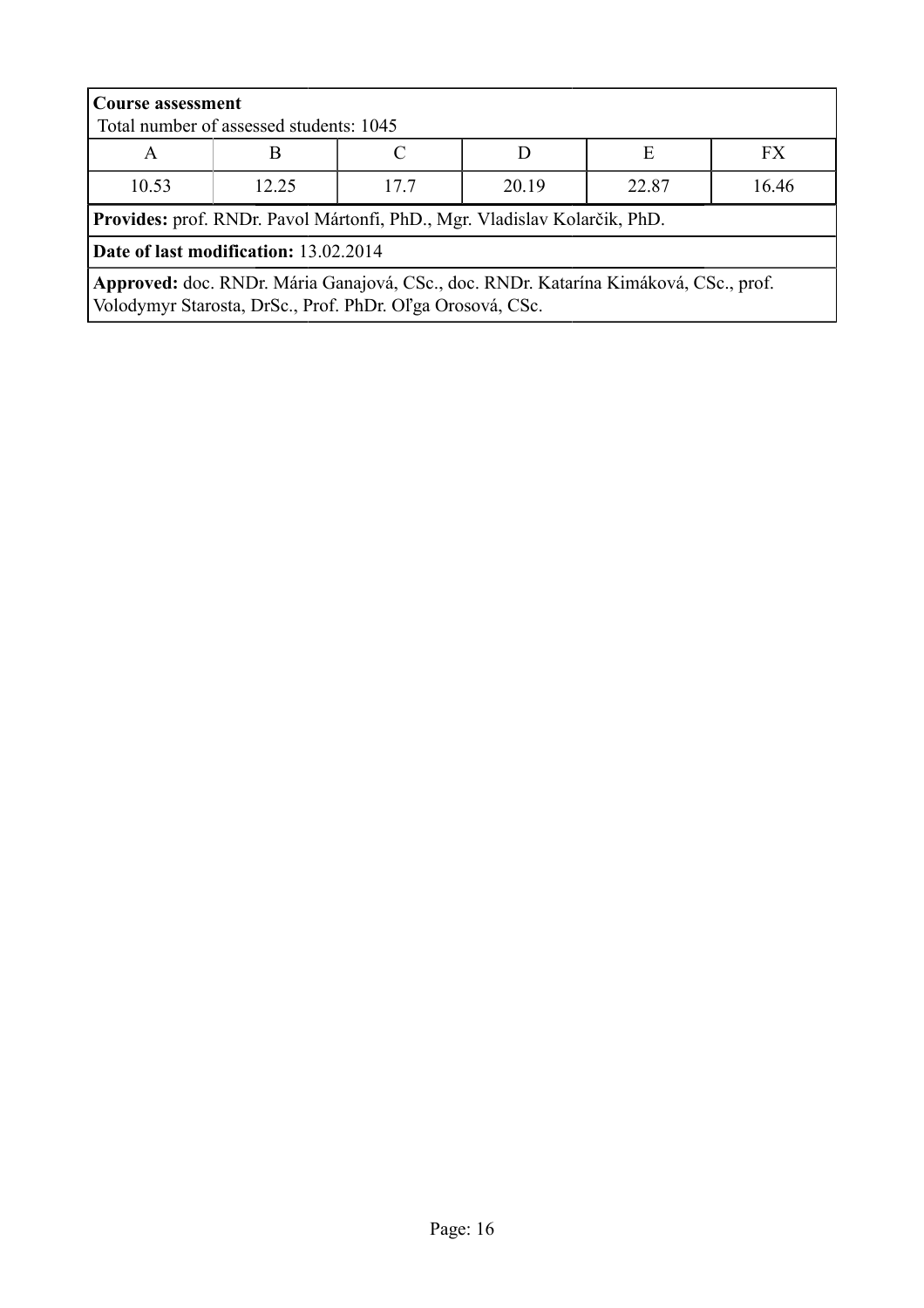**Course assessment**
Total number of assessed students: 1045

| A | B | C | D | E | FX |
|---|---|---|---|---|---|
| 10.53 | 12.25 | 17.7 | 20.19 | 22.87 | 16.46 |

**Provides:** prof. RNDr. Pavol Mártonfi, PhD., Mgr. Vladislav Kolarčik, PhD.

**Date of last modification:** 13.02.2014

**Approved:** doc. RNDr. Mária Ganajová, CSc., doc. RNDr. Katarína Kimáková, CSc., prof. Volodymyr Starosta, DrSc., Prof. PhDr. Oľga Orosová, CSc.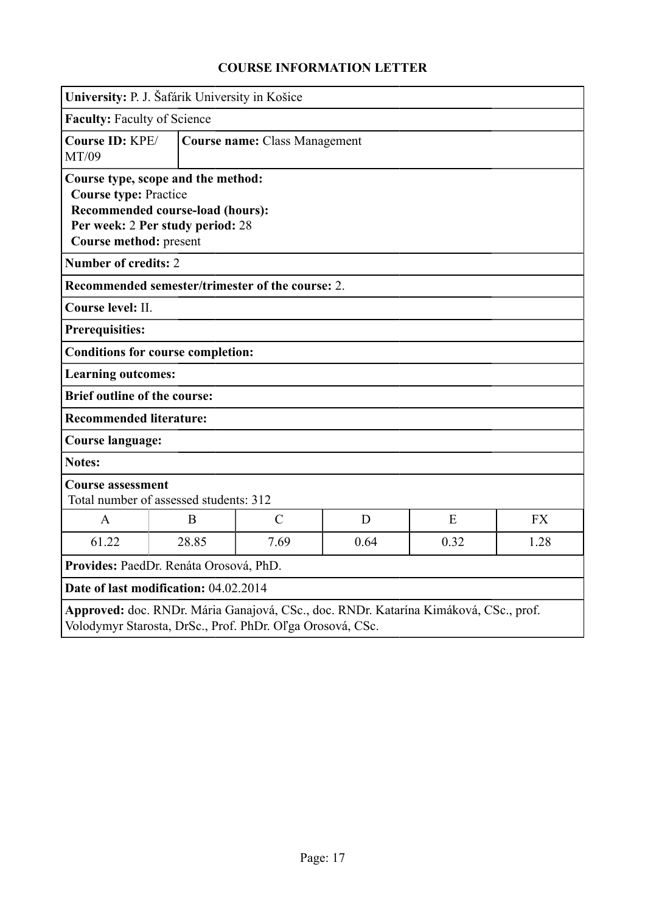# COURSE INFORMATION LETTER

**University:** P. J. Šafárik University in Košice

**Faculty:** Faculty of Science

**Course ID:** KPE/MT/09

**Course name:** Class Management

**Course type, scope and the method:**
**Course type:** Practice
**Recommended course-load (hours):**
**Per week:** 2 **Per study period:** 28
**Course method:** present

**Number of credits:** 2

**Recommended semester/trimester of the course:** 2.

**Course level:** II.

**Prerequisites:**

**Conditions for course completion:**

**Learning outcomes:**

**Brief outline of the course:**

**Recommended literature:**

**Course language:**

**Notes:**

**Course assessment**
Total number of assessed students: 312

| A | B | C | D | E | FX |
|---|---|---|---|---|---|
| 61.22 | 28.85 | 7.69 | 0.64 | 0.32 | 1.28 |

**Provides:** PaedDr. Renáta Orosová, PhD.

**Date of last modification:** 04.02.2014

**Approved:** doc. RNDr. Mária Ganajová, CSc., doc. RNDr. Katarína Kimáková, CSc., prof. Volodymyr Starosta, DrSc., Prof. PhDr. Oľga Orosová, CSc.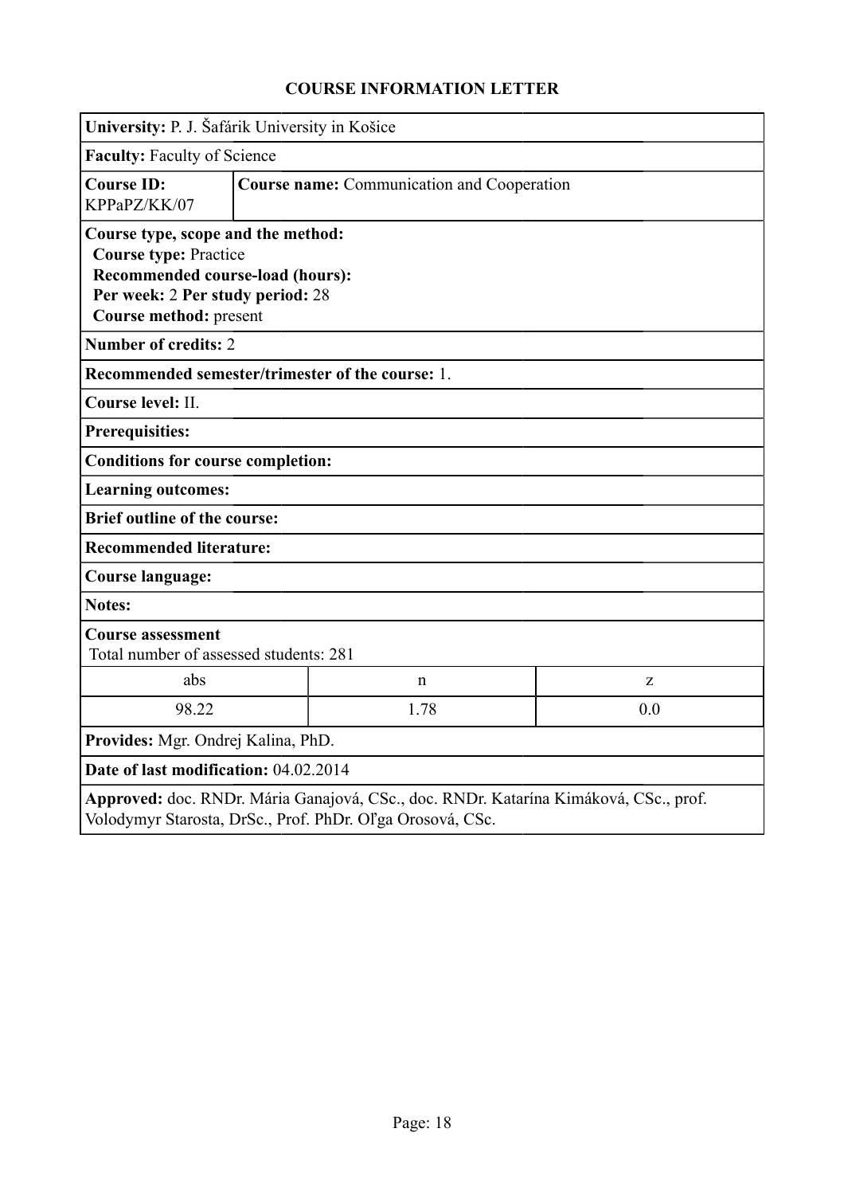# COURSE INFORMATION LETTER

**University:** P. J. Šafárik University in Košice

**Faculty:** Faculty of Science

**Course ID:** KPPaPZ/KK/07

**Course name:** Communication and Cooperation

**Course type, scope and the method:**
**Course type:** Practice
**Recommended course-load (hours):**
**Per week:** 2 **Per study period:** 28
**Course method:** present

**Number of credits:** 2

**Recommended semester/trimester of the course:** 1.

**Course level:** II.

**Prerequisites:**

**Conditions for course completion:**

**Learning outcomes:**

**Brief outline of the course:**

**Recommended literature:**

**Course language:**

**Notes:**

**Course assessment**
Total number of assessed students: 281

| abs | n | z |
| --- | --- | --- |
| 98.22 | 1.78 | 0.0 |

**Provides:** Mgr. Ondrej Kalina, PhD.

**Date of last modification:** 04.02.2014

**Approved:** doc. RNDr. Mária Ganajová, CSc., doc. RNDr. Katarína Kimáková, CSc., prof. Volodymyr Starosta, DrSc., Prof. PhDr. Oľga Orosová, CSc.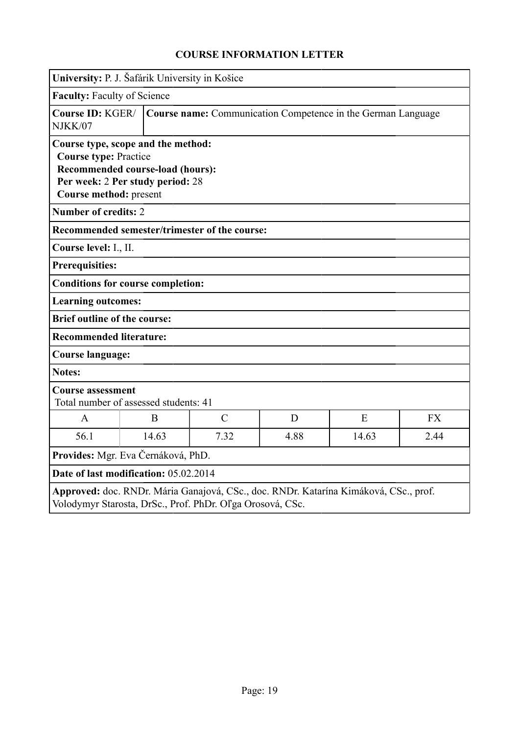# COURSE INFORMATION LETTER

**University:** P. J. Šafárik University in Košice

**Faculty:** Faculty of Science

**Course ID:** KGER/NJKK/07

**Course name:** Communication Competence in the German Language

**Course type, scope and the method:**
**Course type:** Practice
**Recommended course-load (hours):**
**Per week:** 2 **Per study period:** 28
**Course method:** present

**Number of credits:** 2

**Recommended semester/trimester of the course:**

**Course level:** I., II.

**Prerequisites:**

**Conditions for course completion:**

**Learning outcomes:**

**Brief outline of the course:**

**Recommended literature:**

**Course language:**

**Notes:**

**Course assessment**
Total number of assessed students: 41

| A | B | C | D | E | FX |
|---|---|---|---|---|---|
| 56.1 | 14.63 | 7.32 | 4.88 | 14.63 | 2.44 |

**Provides:** Mgr. Eva Černáková, PhD.

**Date of last modification:** 05.02.2014

**Approved:** doc. RNDr. Mária Ganajová, CSc., doc. RNDr. Katarína Kimáková, CSc., prof. Volodymyr Starosta, DrSc., Prof. PhDr. Oľga Orosová, CSc.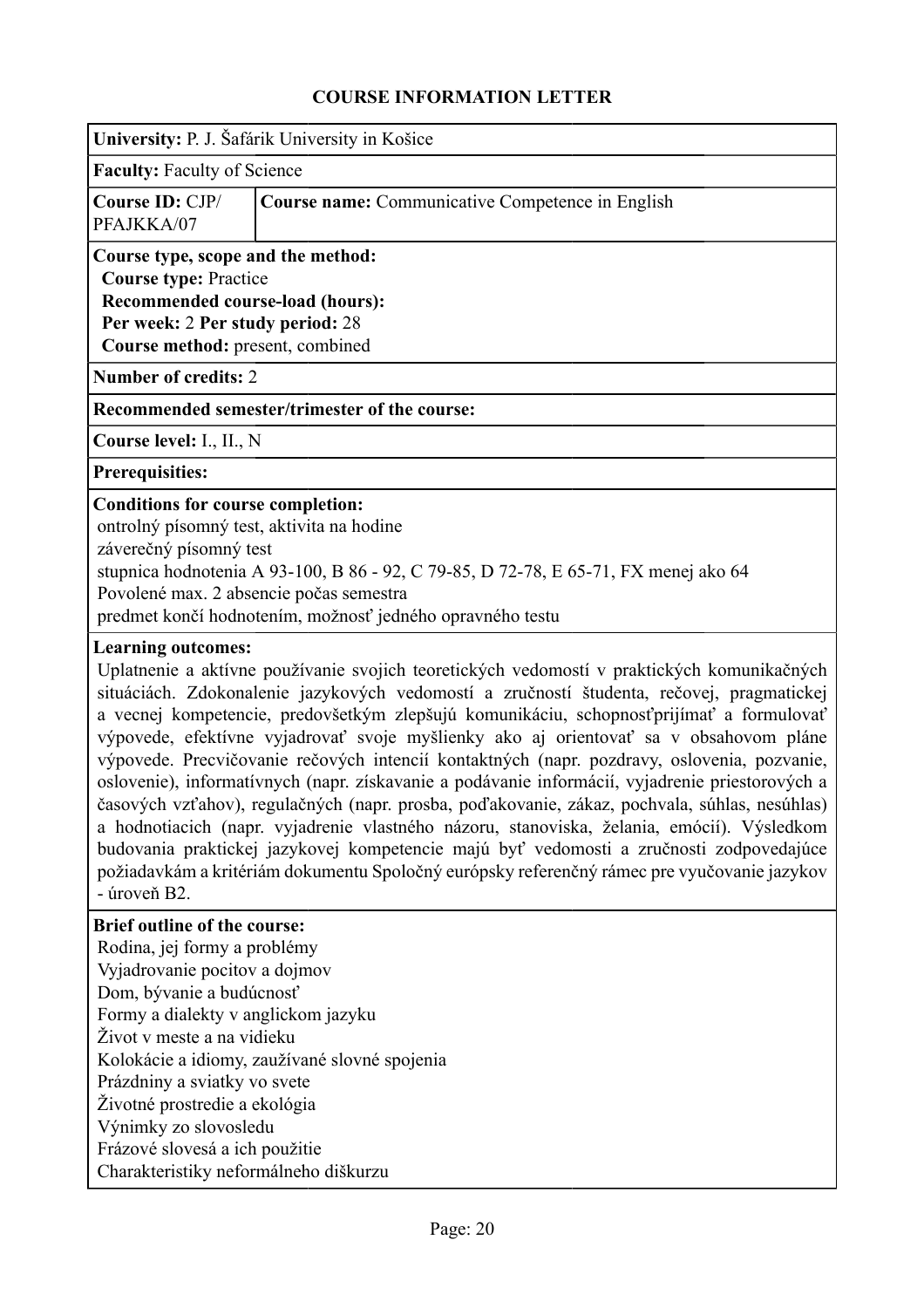# COURSE INFORMATION LETTER

**University:** P. J. Šafárik University in Košice

**Faculty:** Faculty of Science

| **Course ID:** CJP/ PFAJKKA/07 | **Course name:** Communicative Competence in English |
|---|---|

**Course type, scope and the method:**
**Course type:** Practice
**Recommended course-load (hours):**
**Per week:** 2 **Per study period:** 28
**Course method:** present, combined

**Number of credits:** 2

**Recommended semester/trimester of the course:**

**Course level:** I., II., N

**Prerequisites:**

**Conditions for course completion:**
ontrolný písomný test, aktivita na hodine
záverečný písomný test
stupnica hodnotenia A 93-100, B 86 - 92, C 79-85, D 72-78, E 65-71, FX menej ako 64
Povolené max. 2 absencie počas semestra
predmet končí hodnotením, možnosť jedného opravného testu

**Learning outcomes:**
Uplatnenie a aktívne používanie svojich teoretických vedomostí v praktických komunikačných situáciách. Zdokonalenie jazykových vedomostí a zručností študenta, rečovej, pragmatickej a vecnej kompetencie, predovšetkým zlepšujú komunikáciu, schopnosťprijímať a formulovať výpovede, efektívne vyjadrovať svoje myšlienky ako aj orientovať sa v obsahovom pláne výpovede. Precvičovanie rečových intencií kontaktných (napr. pozdravy, oslovenia, pozvanie, oslovenie), informatívnych (napr. získavanie a podávanie informácií, vyjadrenie priestorových a časových vzťahov), regulačných (napr. prosba, poďakovanie, zákaz, pochvala, súhlas, nesúhlas) a hodnotiacich (napr. vyjadrenie vlastného názoru, stanoviska, želania, emócií). Výsledkom budovania praktickej jazykovej kompetencie majú byť vedomosti a zručnosti zodpovedajúce požiadavkám a kritériám dokumentu Spoločný európsky referenčný rámec pre vyučovanie jazykov - úroveň B2.

**Brief outline of the course:**
Rodina, jej formy a problémy
Vyjadrovanie pocitov a dojmov
Dom, bývanie a budúcnosť
Formy a dialekty v anglickom jazyku
Život v meste a na vidieku
Kolokácie a idiomy, zaužívané slovné spojenia
Prázdniny a sviatky vo svete
Životné prostredie a ekológia
Výnimky zo slovosledu
Frázové slovesá a ich použitie
Charakteristiky neformálneho diškurzu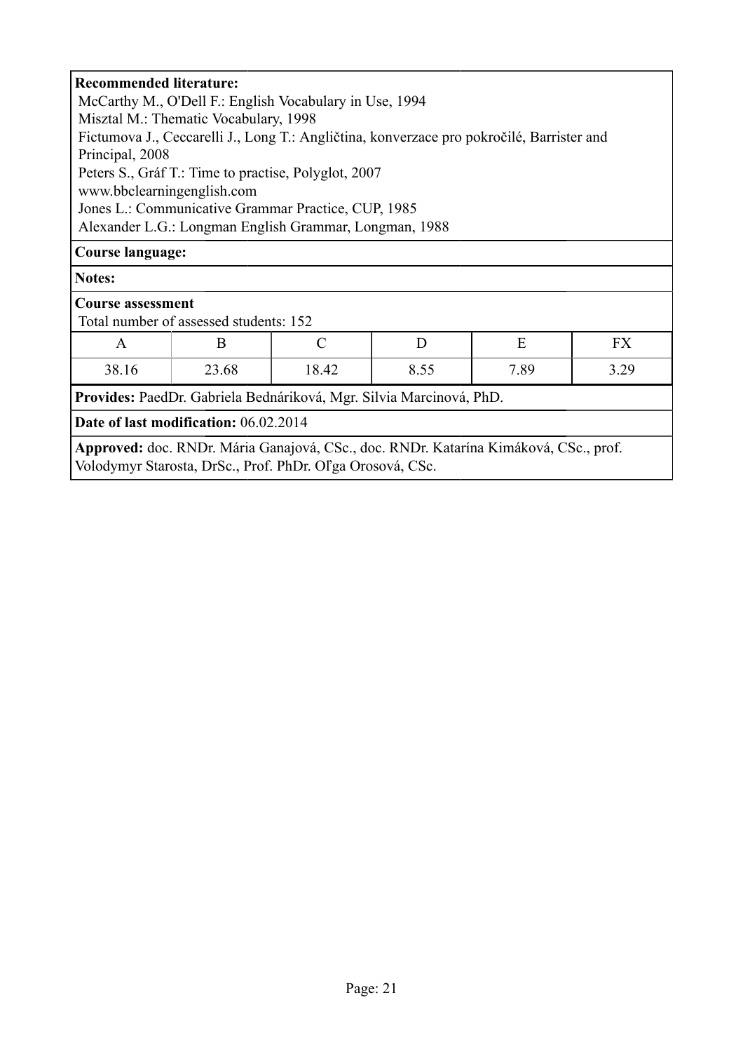**Recommended literature:**

McCarthy M., O'Dell F.: English Vocabulary in Use, 1994
Misztal M.: Thematic Vocabulary, 1998
Fictumova J., Ceccarelli J., Long T.: Angličtina, konverzace pro pokročilé, Barrister and Principal, 2008
Peters S., Gráf T.: Time to practise, Polyglot, 2007
www.bbclearningenglish.com
Jones L.: Communicative Grammar Practice, CUP, 1985
Alexander L.G.: Longman English Grammar, Longman, 1988

**Course language:**

**Notes:**

**Course assessment**

Total number of assessed students: 152

| A | B | C | D | E | FX |
|---|---|---|---|---|---|
| 38.16 | 23.68 | 18.42 | 8.55 | 7.89 | 3.29 |

**Provides:** PaedDr. Gabriela Bednáriková, Mgr. Silvia Marcinová, PhD.

**Date of last modification:** 06.02.2014

**Approved:** doc. RNDr. Mária Ganajová, CSc., doc. RNDr. Katarína Kimáková, CSc., prof. Volodymyr Starosta, DrSc., Prof. PhDr. Oľga Orosová, CSc.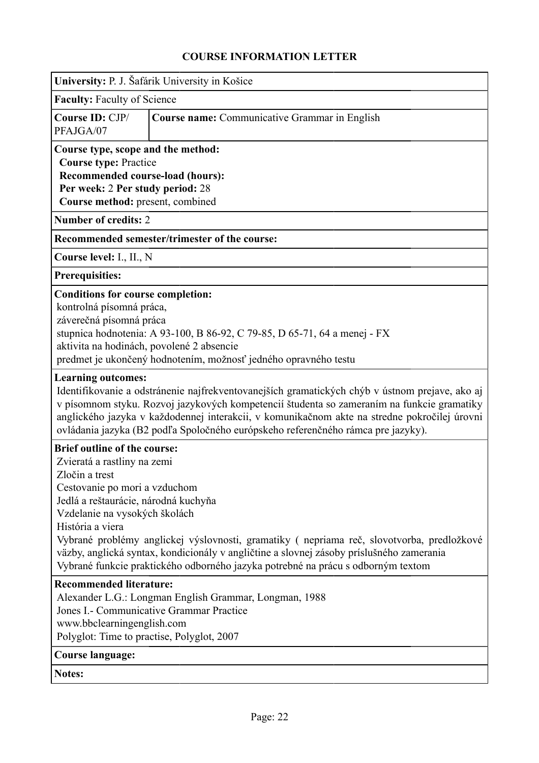# COURSE INFORMATION LETTER

**University:** P. J. Šafárik University in Košice

**Faculty:** Faculty of Science

| **Course ID:** CJP/PFAJGA/07 | **Course name:** Communicative Grammar in English |
| --- | --- |

**Course type, scope and the method:**
**Course type:** Practice
**Recommended course-load (hours):**
**Per week:** 2 **Per study period:** 28
**Course method:** present, combined

**Number of credits:** 2

**Recommended semester/trimester of the course:**

**Course level:** I., II., N

**Prerequisities:**

**Conditions for course completion:**
kontrolná písomná práca,
záverečná písomná práca
stupnica hodnotenia: A 93-100, B 86-92, C 79-85, D 65-71, 64 a menej - FX
aktivita na hodinách, povolené 2 absencie
predmet je ukončený hodnotením, možnosť jedného opravného testu

**Learning outcomes:**
Identifikovanie a odstránenie najfrekventovanejších gramatických chýb v ústnom prejave, ako aj v písomnom styku. Rozvoj jazykových kompetencií študenta so zameraním na funkcie gramatiky anglického jazyka v každodennej interakcii, v komunikačnom akte na stredne pokročilej úrovni ovládania jazyka (B2 podľa Spoločného európskeho referenčného rámca pre jazyky).

**Brief outline of the course:**
Zvieratá a rastliny na zemi
Zločin a trest
Cestovanie po mori a vzduchom
Jedlá a reštaurácie, národná kuchyňa
Vzdelanie na vysokých školách
História a viera
Vybrané problémy anglickej výslovnosti, gramatiky ( nepriama reč, slovotvorba, predložkové väzby, anglická syntax, kondicionály v angličtine a slovnej zásoby príslušného zamerania
Vybrané funkcie praktického odborného jazyka potrebné na prácu s odborným textom

**Recommended literature:**
Alexander L.G.: Longman English Grammar, Longman, 1988
Jones I.- Communicative Grammar Practice
www.bbclearningenglish.com
Polyglot: Time to practise, Polyglot, 2007

**Course language:**

**Notes:**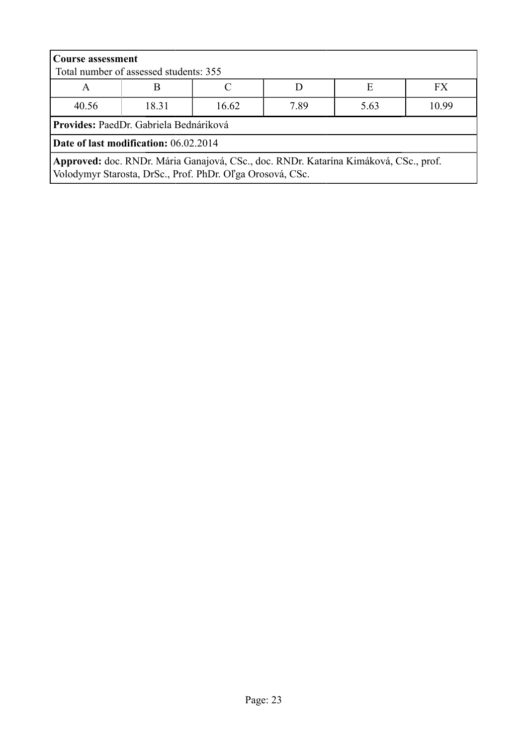**Course assessment**
Total number of assessed students: 355

| A | B | C | D | E | FX |
|---|---|---|---|---|---|
| 40.56 | 18.31 | 16.62 | 7.89 | 5.63 | 10.99 |

**Provides:** PaedDr. Gabriela Bednáriková

**Date of last modification:** 06.02.2014

**Approved:** doc. RNDr. Mária Ganajová, CSc., doc. RNDr. Katarína Kimáková, CSc., prof. Volodymyr Starosta, DrSc., Prof. PhDr. Oľga Orosová, CSc.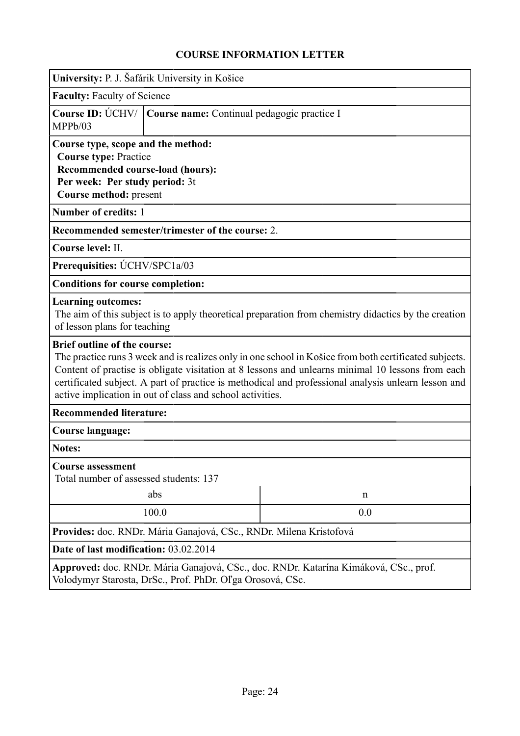# COURSE INFORMATION LETTER

**University:** P. J. Šafárik University in Košice

**Faculty:** Faculty of Science

**Course ID:** ÚCHV/MPPb/03 | **Course name:** Continual pedagogic practice I

**Course type, scope and the method:**
**Course type:** Practice
**Recommended course-load (hours):**
**Per week: Per study period:** 3t
**Course method:** present

**Number of credits:** 1

**Recommended semester/trimester of the course:** 2.

**Course level:** II.

**Prerequisities:** ÚCHV/SPC1a/03

**Conditions for course completion:**

**Learning outcomes:**
The aim of this subject is to apply theoretical preparation from chemistry didactics by the creation of lesson plans for teaching

**Brief outline of the course:**
The practice runs 3 week and is realizes only in one school in Košice from both certificated subjects. Content of practise is obligate visitation at 8 lessons and unlearns minimal 10 lessons from each certificated subject. A part of practice is methodical and professional analysis unlearn lesson and active implication in out of class and school activities.

**Recommended literature:**

**Course language:**

**Notes:**

**Course assessment**
Total number of assessed students: 137

| abs | n |
|---|---|
| 100.0 | 0.0 |

**Provides:** doc. RNDr. Mária Ganajová, CSc., RNDr. Milena Kristofová

**Date of last modification:** 03.02.2014

**Approved:** doc. RNDr. Mária Ganajová, CSc., doc. RNDr. Katarína Kimáková, CSc., prof. Volodymyr Starosta, DrSc., Prof. PhDr. Oľga Orosová, CSc.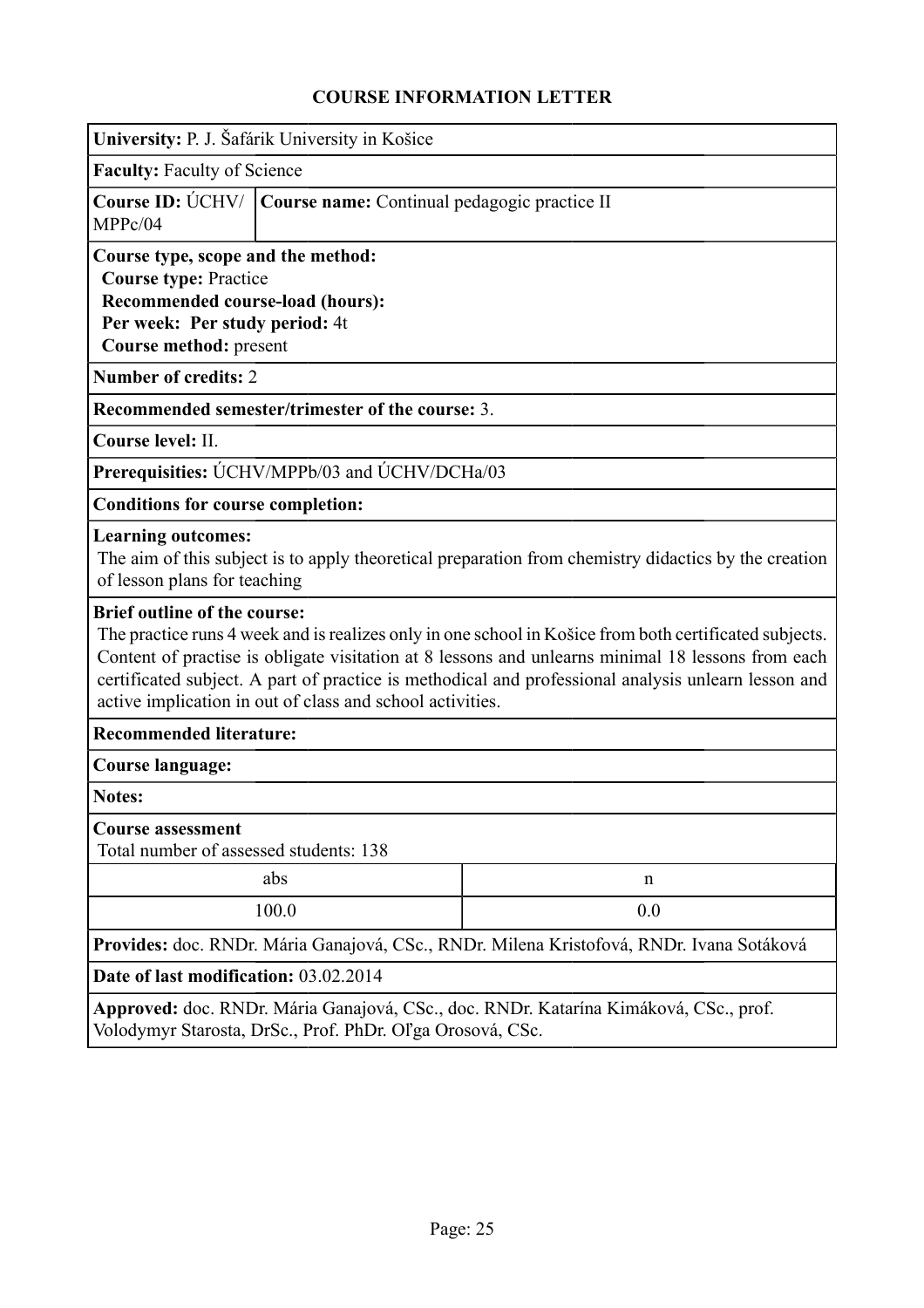# COURSE INFORMATION LETTER

**University:** P. J. Šafárik University in Košice

**Faculty:** Faculty of Science

**Course ID:** ÚCHV/ MPPc/04 | **Course name:** Continual pedagogic practice II

**Course type, scope and the method:**
**Course type:** Practice
**Recommended course-load (hours):**
**Per week: Per study period:** 4t
**Course method:** present

**Number of credits:** 2

**Recommended semester/trimester of the course:** 3.

**Course level:** II.

**Prerequisities:** ÚCHV/MPPb/03 and ÚCHV/DCHa/03

**Conditions for course completion:**

**Learning outcomes:**
The aim of this subject is to apply theoretical preparation from chemistry didactics by the creation of lesson plans for teaching

**Brief outline of the course:**
The practice runs 4 week and is realizes only in one school in Košice from both certificated subjects. Content of practise is obligate visitation at 8 lessons and unlearns minimal 18 lessons from each certificated subject. A part of practice is methodical and professional analysis unlearn lesson and active implication in out of class and school activities.

**Recommended literature:**

**Course language:**

**Notes:**

**Course assessment**
Total number of assessed students: 138

| abs | n |
|---|---|
| 100.0 | 0.0 |

**Provides:** doc. RNDr. Mária Ganajová, CSc., RNDr. Milena Kristofová, RNDr. Ivana Sotáková

**Date of last modification:** 03.02.2014

**Approved:** doc. RNDr. Mária Ganajová, CSc., doc. RNDr. Katarína Kimáková, CSc., prof. Volodymyr Starosta, DrSc., Prof. PhDr. Oľga Orosová, CSc.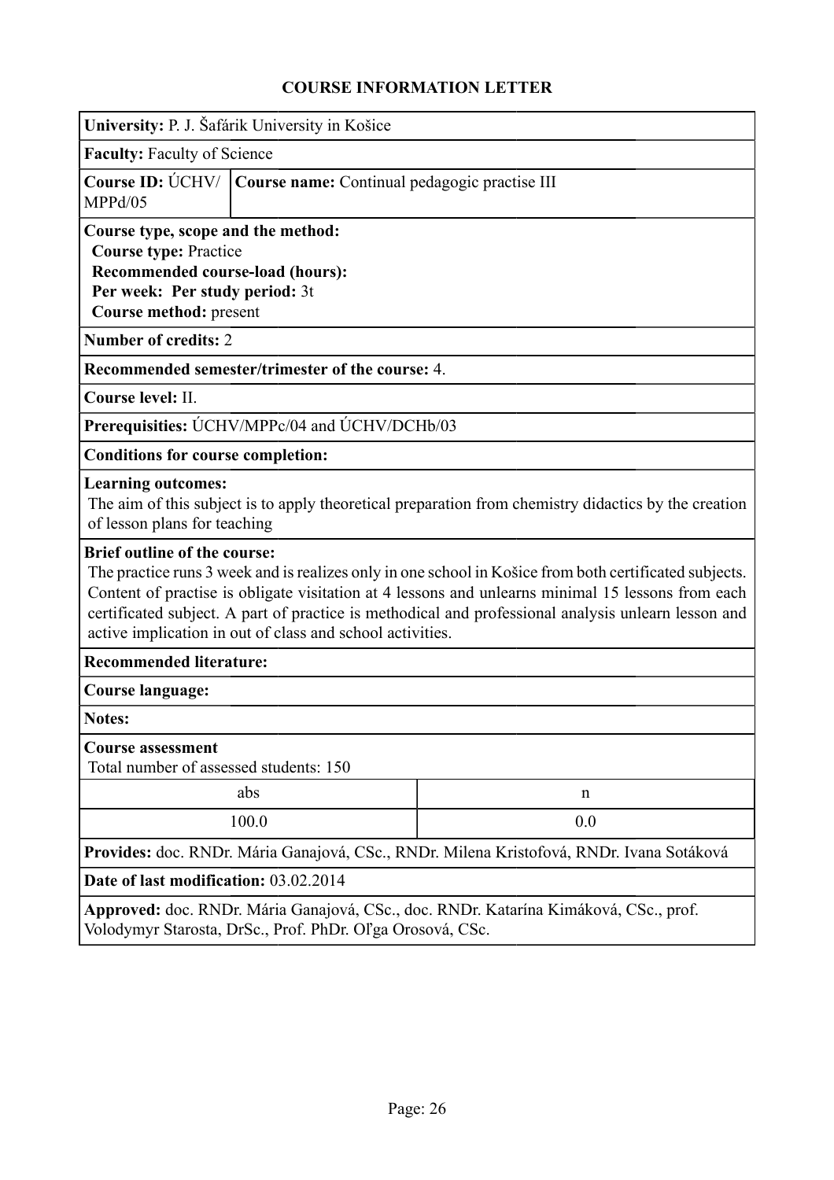# COURSE INFORMATION LETTER

**University:** P. J. Šafárik University in Košice

**Faculty:** Faculty of Science

| **Course ID:** ÚCHV/ MPPd/05 | **Course name:** Continual pedagogic practise III |
| --- | --- |

**Course type, scope and the method:**
**Course type:** Practice
**Recommended course-load (hours):**
**Per week: Per study period:** 3t
**Course method:** present

**Number of credits:** 2

**Recommended semester/trimester of the course:** 4.

**Course level:** II.

**Prerequisities:** ÚCHV/MPPc/04 and ÚCHV/DCHb/03

**Conditions for course completion:**

**Learning outcomes:**
The aim of this subject is to apply theoretical preparation from chemistry didactics by the creation of lesson plans for teaching

**Brief outline of the course:**
The practice runs 3 week and is realizes only in one school in Košice from both certificated subjects. Content of practise is obligate visitation at 4 lessons and unlearns minimal 15 lessons from each certificated subject. A part of practice is methodical and professional analysis unlearn lesson and active implication in out of class and school activities.

**Recommended literature:**

**Course language:**

**Notes:**

**Course assessment**
Total number of assessed students: 150

| abs | n |
| --- | --- |
| 100.0 | 0.0 |

**Provides:** doc. RNDr. Mária Ganajová, CSc., RNDr. Milena Kristofová, RNDr. Ivana Sotáková

**Date of last modification:** 03.02.2014

**Approved:** doc. RNDr. Mária Ganajová, CSc., doc. RNDr. Katarína Kimáková, CSc., prof. Volodymyr Starosta, DrSc., Prof. PhDr. Oľga Orosová, CSc.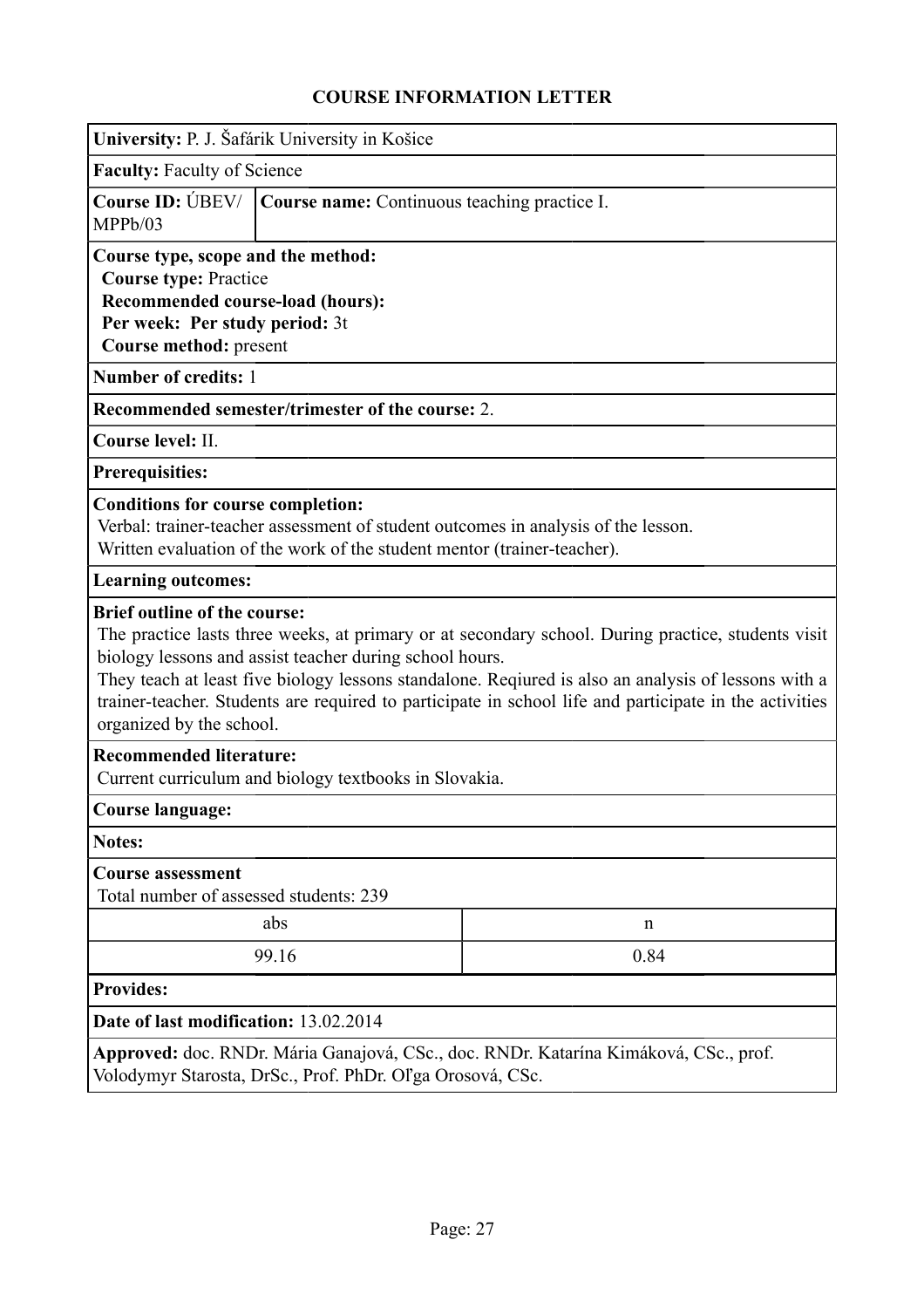# COURSE INFORMATION LETTER

**University:** P. J. Šafárik University in Košice

**Faculty:** Faculty of Science

**Course ID:** ÚBEV/ MPPb/03

**Course name:** Continuous teaching practice I.

**Course type, scope and the method:**
**Course type:** Practice
**Recommended course-load (hours):**
**Per week: Per study period:** 3t
**Course method:** present

**Number of credits:** 1

**Recommended semester/trimester of the course:** 2.

**Course level:** II.

**Prerequisites:**

**Conditions for course completion:**
Verbal: trainer-teacher assessment of student outcomes in analysis of the lesson.
Written evaluation of the work of the student mentor (trainer-teacher).

**Learning outcomes:**

**Brief outline of the course:**
The practice lasts three weeks, at primary or at secondary school. During practice, students visit biology lessons and assist teacher during school hours.
They teach at least five biology lessons standalone. Reqiured is also an analysis of lessons with a trainer-teacher. Students are required to participate in school life and participate in the activities organized by the school.

**Recommended literature:**
Current curriculum and biology textbooks in Slovakia.

**Course language:**

**Notes:**

**Course assessment**
Total number of assessed students: 239

| abs | n |
|---|---|
| 99.16 | 0.84 |

**Provides:**

**Date of last modification:** 13.02.2014

**Approved:** doc. RNDr. Mária Ganajová, CSc., doc. RNDr. Katarína Kimáková, CSc., prof. Volodymyr Starosta, DrSc., Prof. PhDr. Oľga Orosová, CSc.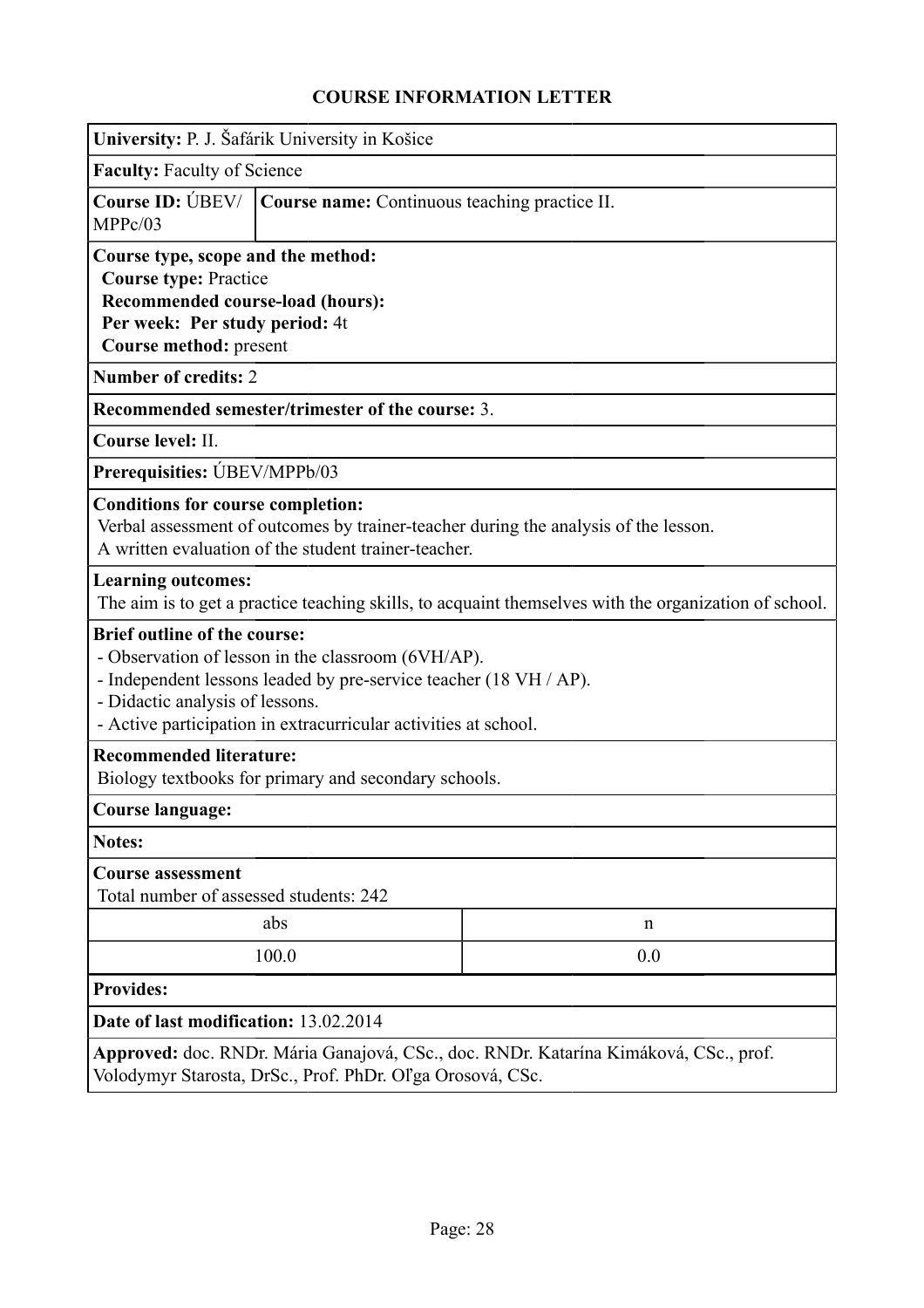# COURSE INFORMATION LETTER

**University:** P. J. Šafárik University in Košice

**Faculty:** Faculty of Science

**Course ID:** ÚBEV/ MPPc/03 | **Course name:** Continuous teaching practice II.

**Course type, scope and the method:**
**Course type:** Practice
**Recommended course-load (hours):**
**Per week: Per study period:** 4t
**Course method:** present

**Number of credits:** 2

**Recommended semester/trimester of the course:** 3.

**Course level:** II.

**Prerequisities:** ÚBEV/MPPb/03

**Conditions for course completion:**
Verbal assessment of outcomes by trainer-teacher during the analysis of the lesson.
A written evaluation of the student trainer-teacher.

**Learning outcomes:**
The aim is to get a practice teaching skills, to acquaint themselves with the organization of school.

**Brief outline of the course:**
- Observation of lesson in the classroom (6VH/AP).
- Independent lessons leaded by pre-service teacher (18 VH / AP).
- Didactic analysis of lessons.
- Active participation in extracurricular activities at school.

**Recommended literature:**
Biology textbooks for primary and secondary schools.

**Course language:**

**Notes:**

**Course assessment**
Total number of assessed students: 242

| abs | n |
|---|---|
| 100.0 | 0.0 |

**Provides:**

**Date of last modification:** 13.02.2014

**Approved:** doc. RNDr. Mária Ganajová, CSc., doc. RNDr. Katarína Kimáková, CSc., prof. Volodymyr Starosta, DrSc., Prof. PhDr. Oľga Orosová, CSc.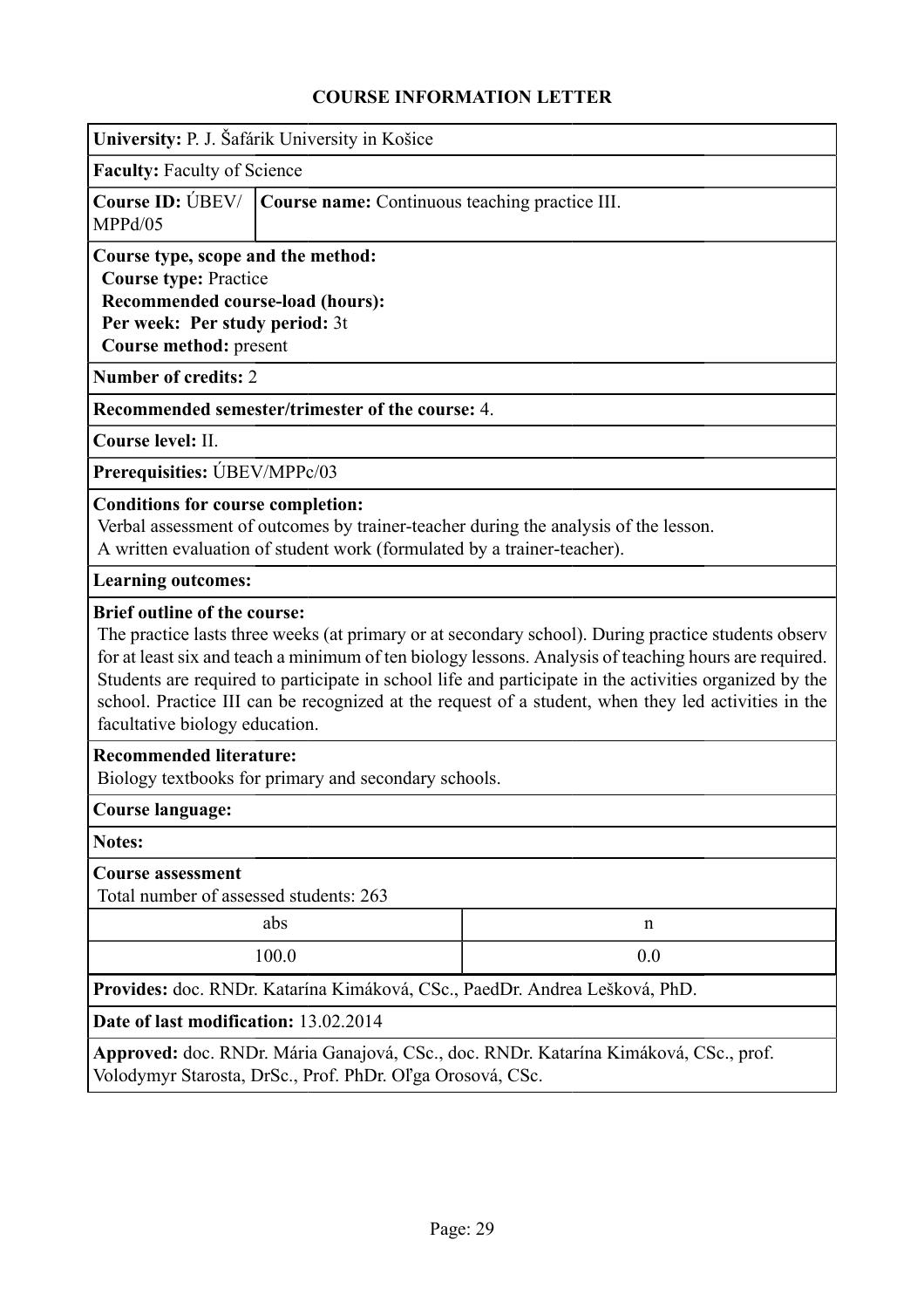## COURSE INFORMATION LETTER

**University:** P. J. Šafárik University in Košice

**Faculty:** Faculty of Science

**Course ID:** ÚBEV/MPPd/05

**Course name:** Continuous teaching practice III.

**Course type, scope and the method:**
**Course type:** Practice
**Recommended course-load (hours):**
**Per week: Per study period:** 3t
**Course method:** present

**Number of credits:** 2

**Recommended semester/trimester of the course:** 4.

**Course level:** II.

**Prerequisities:** ÚBEV/MPPc/03

**Conditions for course completion:**
Verbal assessment of outcomes by trainer-teacher during the analysis of the lesson.
A written evaluation of student work (formulated by a trainer-teacher).

**Learning outcomes:**

**Brief outline of the course:**
The practice lasts three weeks (at primary or at secondary school). During practice students observ for at least six and teach a minimum of ten biology lessons. Analysis of teaching hours are required. Students are required to participate in school life and participate in the activities organized by the school. Practice III can be recognized at the request of a student, when they led activities in the facultative biology education.

**Recommended literature:**
Biology textbooks for primary and secondary schools.

**Course language:**

**Notes:**

**Course assessment**
Total number of assessed students: 263

| abs | n |
|---|---|
| 100.0 | 0.0 |

**Provides:** doc. RNDr. Katarína Kimáková, CSc., PaedDr. Andrea Lešková, PhD.

**Date of last modification:** 13.02.2014

**Approved:** doc. RNDr. Mária Ganajová, CSc., doc. RNDr. Katarína Kimáková, CSc., prof. Volodymyr Starosta, DrSc., Prof. PhDr. Oľga Orosová, CSc.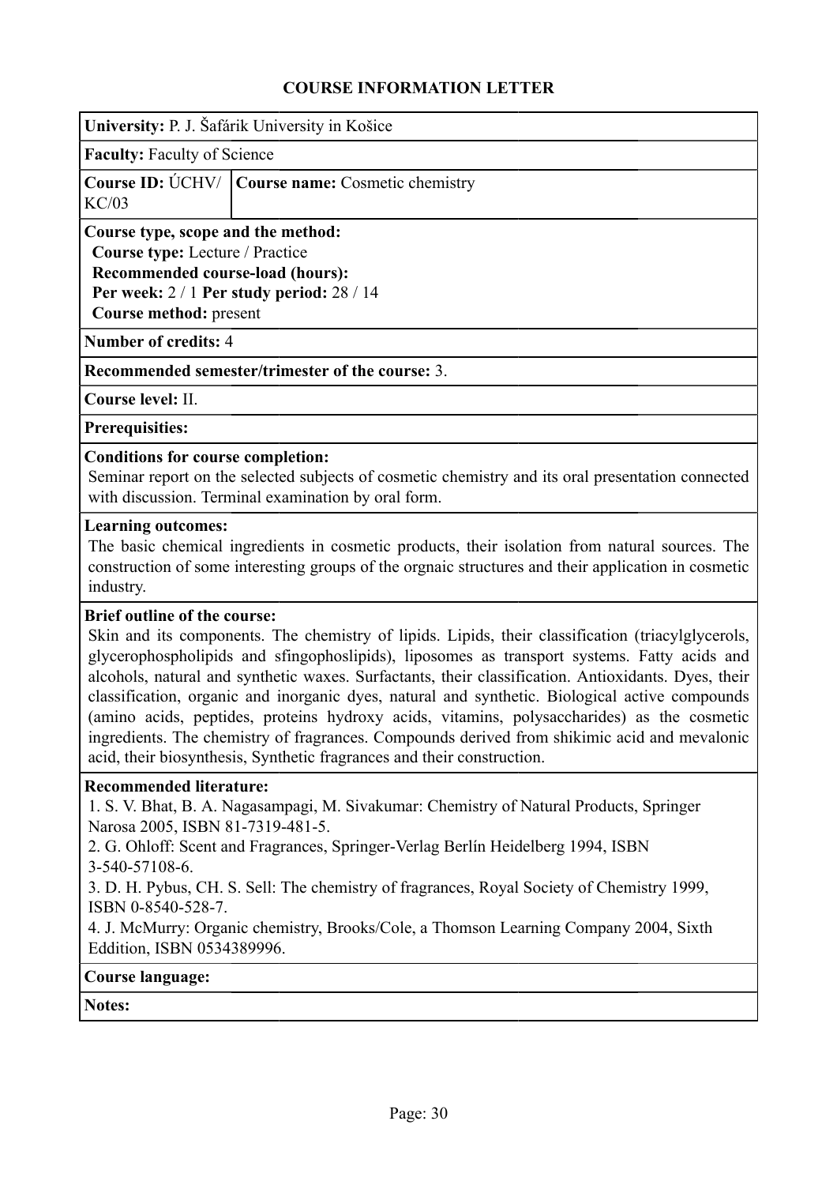## COURSE INFORMATION LETTER

**University:** P. J. Šafárik University in Košice

**Faculty:** Faculty of Science

| **Course ID:** ÚCHV/KC/03 | **Course name:** Cosmetic chemistry |
|---|---|

**Course type, scope and the method:**
**Course type:** Lecture / Practice
**Recommended course-load (hours):**
**Per week:** 2 / 1 **Per study period:** 28 / 14
**Course method:** present

**Number of credits:** 4

**Recommended semester/trimester of the course:** 3.

**Course level:** II.

**Prerequisites:**

**Conditions for course completion:**
Seminar report on the selected subjects of cosmetic chemistry and its oral presentation connected with discussion. Terminal examination by oral form.

**Learning outcomes:**
The basic chemical ingredients in cosmetic products, their isolation from natural sources. The construction of some interesting groups of the orgnaic structures and their application in cosmetic industry.

**Brief outline of the course:**
Skin and its components. The chemistry of lipids. Lipids, their classification (triacylglycerols, glycerophospholipids and sfingophoslipids), liposomes as transport systems. Fatty acids and alcohols, natural and synthetic waxes. Surfactants, their classification. Antioxidants. Dyes, their classification, organic and inorganic dyes, natural and synthetic. Biological active compounds (amino acids, peptides, proteins hydroxy acids, vitamins, polysaccharides) as the cosmetic ingredients. The chemistry of fragrances. Compounds derived from shikimic acid and mevalonic acid, their biosynthesis, Synthetic fragrances and their construction.

**Recommended literature:**
1. S. V. Bhat, B. A. Nagasampagi, M. Sivakumar: Chemistry of Natural Products, Springer Narosa 2005, ISBN 81-7319-481-5.
2. G. Ohloff: Scent and Fragrances, Springer-Verlag Berlín Heidelberg 1994, ISBN 3-540-57108-6.
3. D. H. Pybus, CH. S. Sell: The chemistry of fragrances, Royal Society of Chemistry 1999, ISBN 0-8540-528-7.
4. J. McMurry: Organic chemistry, Brooks/Cole, a Thomson Learning Company 2004, Sixth Eddition, ISBN 0534389996.

**Course language:**

**Notes:**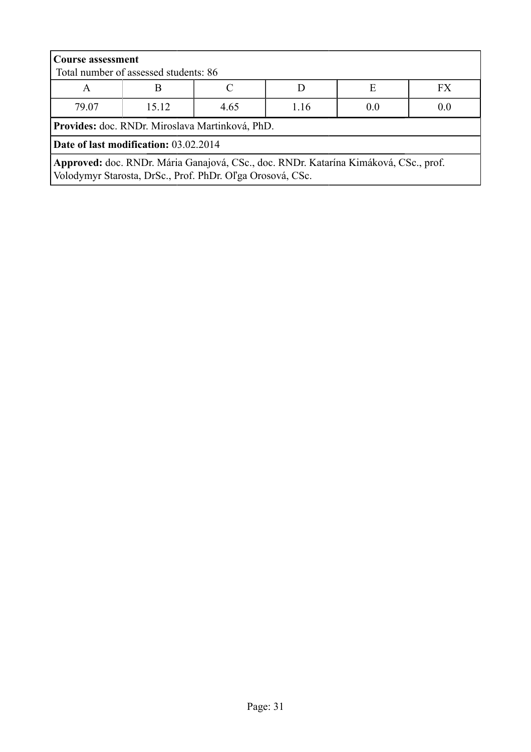**Course assessment**
Total number of assessed students: 86

| A | B | C | D | E | FX |
|---|---|---|---|---|---|
| 79.07 | 15.12 | 4.65 | 1.16 | 0.0 | 0.0 |

**Provides:** doc. RNDr. Miroslava Martinková, PhD.

**Date of last modification:** 03.02.2014

**Approved:** doc. RNDr. Mária Ganajová, CSc., doc. RNDr. Katarína Kimáková, CSc., prof. Volodymyr Starosta, DrSc., Prof. PhDr. Oľga Orosová, CSc.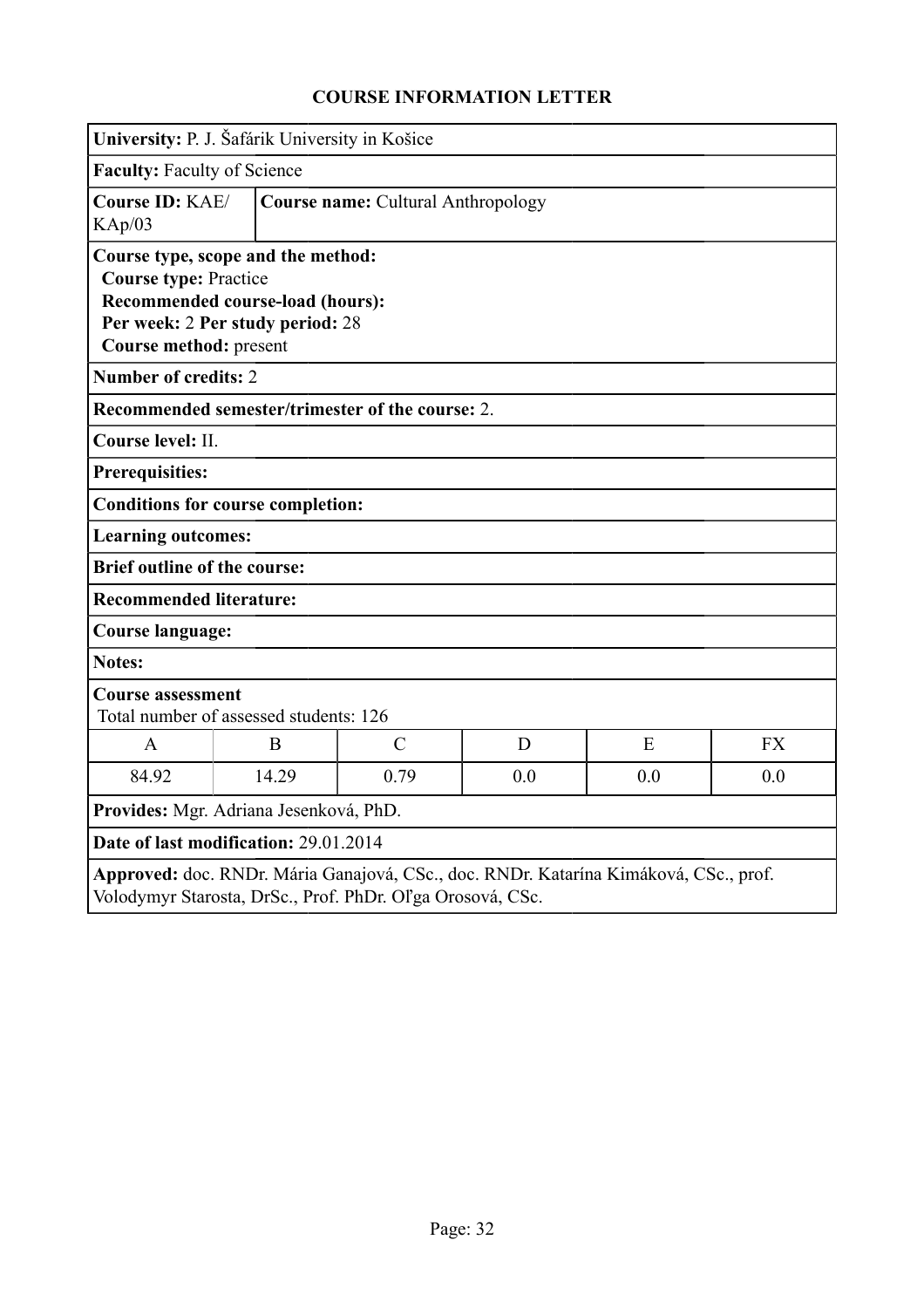## COURSE INFORMATION LETTER

**University:** P. J. Šafárik University in Košice

**Faculty:** Faculty of Science

**Course ID:** KAE/KAp/03

**Course name:** Cultural Anthropology

**Course type, scope and the method:**
**Course type:** Practice
**Recommended course-load (hours):**
**Per week:** 2 **Per study period:** 28
**Course method:** present

**Number of credits:** 2

**Recommended semester/trimester of the course:** 2.

**Course level:** II.

**Prerequisites:**

**Conditions for course completion:**

**Learning outcomes:**

**Brief outline of the course:**

**Recommended literature:**

**Course language:**

**Notes:**

**Course assessment**
Total number of assessed students: 126

| A | B | C | D | E | FX |
|---|---|---|---|---|---|
| 84.92 | 14.29 | 0.79 | 0.0 | 0.0 | 0.0 |

**Provides:** Mgr. Adriana Jesenková, PhD.

**Date of last modification:** 29.01.2014

**Approved:** doc. RNDr. Mária Ganajová, CSc., doc. RNDr. Katarína Kimáková, CSc., prof. Volodymyr Starosta, DrSc., Prof. PhDr. Oľga Orosová, CSc.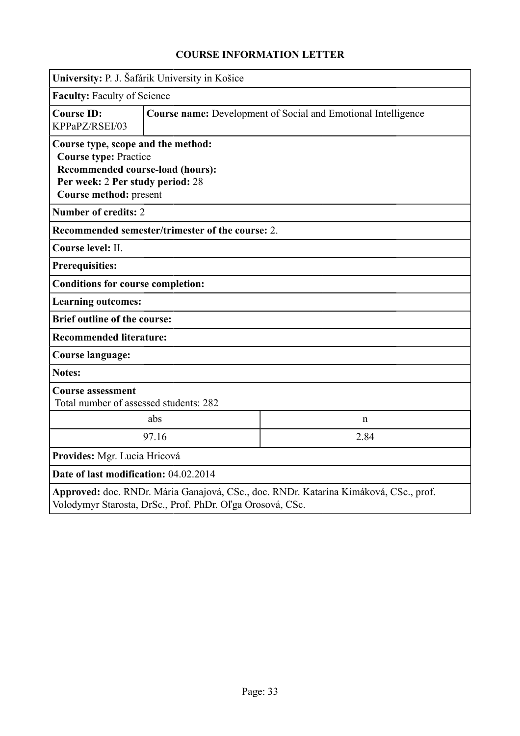## COURSE INFORMATION LETTER

**University:** P. J. Šafárik University in Košice

**Faculty:** Faculty of Science

| **Course ID:** KPPaPZ/RSEI/03 | **Course name:** Development of Social and Emotional Intelligence |
|---|---|

**Course type, scope and the method:**
**Course type:** Practice
**Recommended course-load (hours):**
**Per week:** 2 **Per study period:** 28
**Course method:** present

**Number of credits:** 2

**Recommended semester/trimester of the course:** 2.

**Course level:** II.

**Prerequisites:**

**Conditions for course completion:**

**Learning outcomes:**

**Brief outline of the course:**

**Recommended literature:**

**Course language:**

**Notes:**

**Course assessment**
Total number of assessed students: 282

| abs | n |
|---|---|
| 97.16 | 2.84 |

**Provides:** Mgr. Lucia Hricová

**Date of last modification:** 04.02.2014

**Approved:** doc. RNDr. Mária Ganajová, CSc., doc. RNDr. Katarína Kimáková, CSc., prof. Volodymyr Starosta, DrSc., Prof. PhDr. Oľga Orosová, CSc.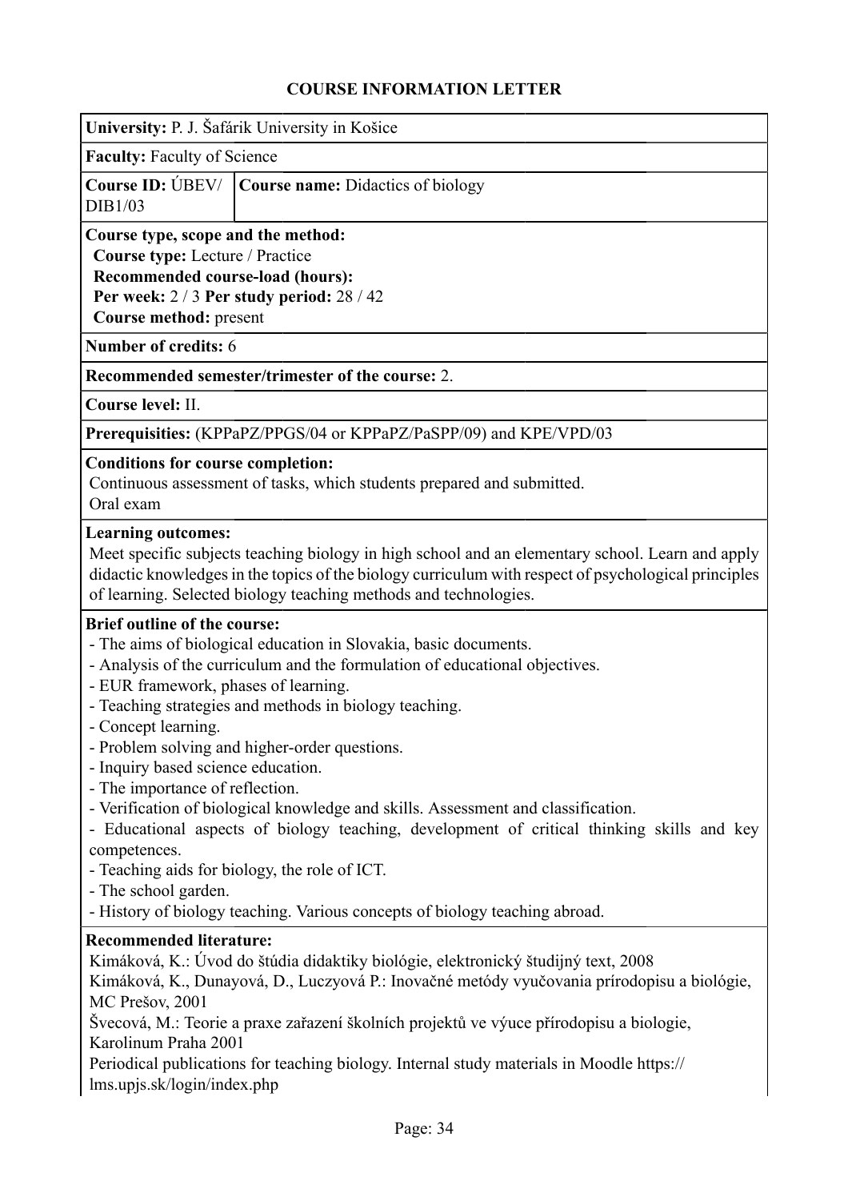## COURSE INFORMATION LETTER

**University:** P. J. Šafárik University in Košice

**Faculty:** Faculty of Science

| **Course ID:** ÚBEV/DIB1/03 | **Course name:** Didactics of biology |
|---|---|

**Course type, scope and the method:**
**Course type:** Lecture / Practice
**Recommended course-load (hours):**
**Per week:** 2 / 3 **Per study period:** 28 / 42
**Course method:** present

**Number of credits:** 6

**Recommended semester/trimester of the course:** 2.

**Course level:** II.

**Prerequisities:** (KPPaPZ/PPGS/04 or KPPaPZ/PaSPP/09) and KPE/VPD/03

**Conditions for course completion:**
Continuous assessment of tasks, which students prepared and submitted.
Oral exam

**Learning outcomes:**
Meet specific subjects teaching biology in high school and an elementary school. Learn and apply didactic knowledges in the topics of the biology curriculum with respect of psychological principles of learning. Selected biology teaching methods and technologies.

**Brief outline of the course:**
- The aims of biological education in Slovakia, basic documents.
- Analysis of the curriculum and the formulation of educational objectives.
- EUR framework, phases of learning.
- Teaching strategies and methods in biology teaching.
- Concept learning.
- Problem solving and higher-order questions.
- Inquiry based science education.
- The importance of reflection.
- Verification of biological knowledge and skills. Assessment and classification.
- Educational aspects of biology teaching, development of critical thinking skills and key competences.
- Teaching aids for biology, the role of ICT.
- The school garden.
- History of biology teaching. Various concepts of biology teaching abroad.

**Recommended literature:**
Kimáková, K.: Úvod do štúdia didaktiky biológie, elektronický študijný text, 2008
Kimáková, K., Dunayová, D., Luczyová P.: Inovačné metódy vyučovania prírodopisu a biológie, MC Prešov, 2001
Švecová, M.: Teorie a praxe zařazení školních projektů ve výuce přírodopisu a biologie, Karolinum Praha 2001
Periodical publications for teaching biology. Internal study materials in Moodle https://lms.upjs.sk/login/index.php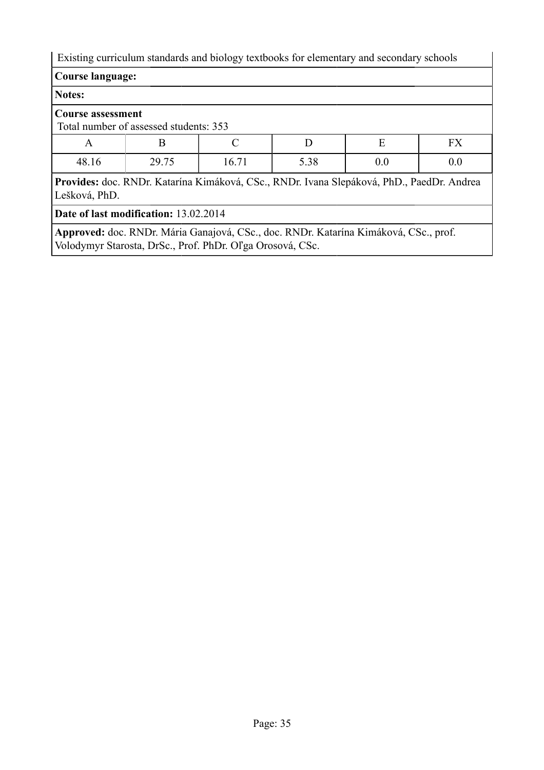Existing curriculum standards and biology textbooks for elementary and secondary schools

**Course language:**

**Notes:**

**Course assessment**
Total number of assessed students: 353

| A | B | C | D | E | FX |
| --- | --- | --- | --- | --- | --- |
| 48.16 | 29.75 | 16.71 | 5.38 | 0.0 | 0.0 |

**Provides:** doc. RNDr. Katarína Kimáková, CSc., RNDr. Ivana Slepáková, PhD., PaedDr. Andrea Lešková, PhD.

**Date of last modification:** 13.02.2014

**Approved:** doc. RNDr. Mária Ganajová, CSc., doc. RNDr. Katarína Kimáková, CSc., prof. Volodymyr Starosta, DrSc., Prof. PhDr. Oľga Orosová, CSc.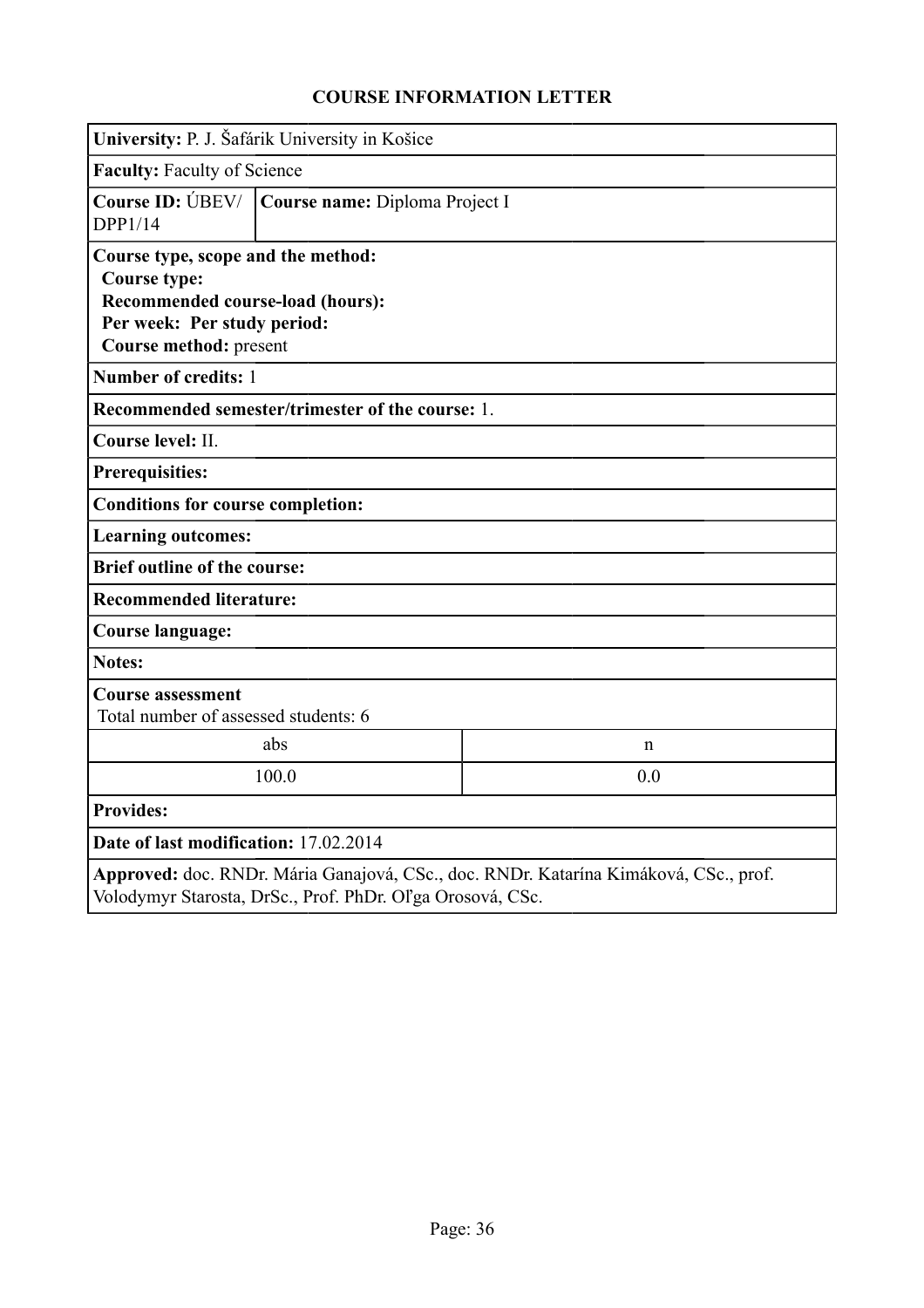## COURSE INFORMATION LETTER

**University:** P. J. Šafárik University in Košice

**Faculty:** Faculty of Science

**Course ID:** ÚBEV/DPP1/14 | **Course name:** Diploma Project I

**Course type, scope and the method:**
**Course type:**
**Recommended course-load (hours):**
**Per week: Per study period:**
**Course method:** present

**Number of credits:** 1

**Recommended semester/trimester of the course:** 1.

**Course level:** II.

**Prerequisites:**

**Conditions for course completion:**

**Learning outcomes:**

**Brief outline of the course:**

**Recommended literature:**

**Course language:**

**Notes:**

**Course assessment**
Total number of assessed students: 6

| abs | n |
|---|---|
| 100.0 | 0.0 |

**Provides:**

**Date of last modification:** 17.02.2014

**Approved:** doc. RNDr. Mária Ganajová, CSc., doc. RNDr. Katarína Kimáková, CSc., prof. Volodymyr Starosta, DrSc., Prof. PhDr. Oľga Orosová, CSc.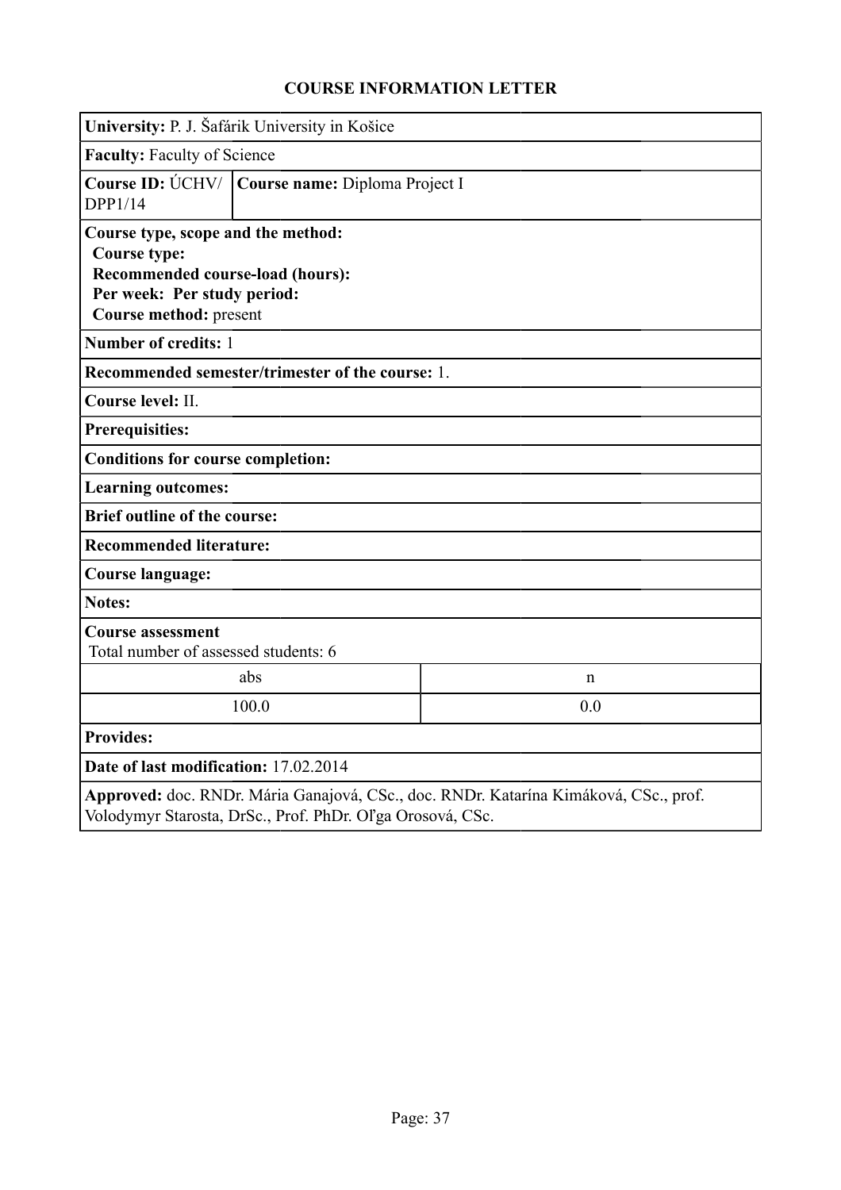## COURSE INFORMATION LETTER

**University:** P. J. Šafárik University in Košice

**Faculty:** Faculty of Science

| **Course ID:** ÚCHV/ DPP1/14 | **Course name:** Diploma Project I |
|---|---|

**Course type, scope and the method:**
**Course type:**
**Recommended course-load (hours):**
**Per week: Per study period:**
**Course method:** present

**Number of credits:** 1

**Recommended semester/trimester of the course:** 1.

**Course level:** II.

**Prerequisites:**

**Conditions for course completion:**

**Learning outcomes:**

**Brief outline of the course:**

**Recommended literature:**

**Course language:**

**Notes:**

**Course assessment**
Total number of assessed students: 6

| abs | n |
|---|---|
| 100.0 | 0.0 |

**Provides:**

**Date of last modification:** 17.02.2014

**Approved:** doc. RNDr. Mária Ganajová, CSc., doc. RNDr. Katarína Kimáková, CSc., prof. Volodymyr Starosta, DrSc., Prof. PhDr. Oľga Orosová, CSc.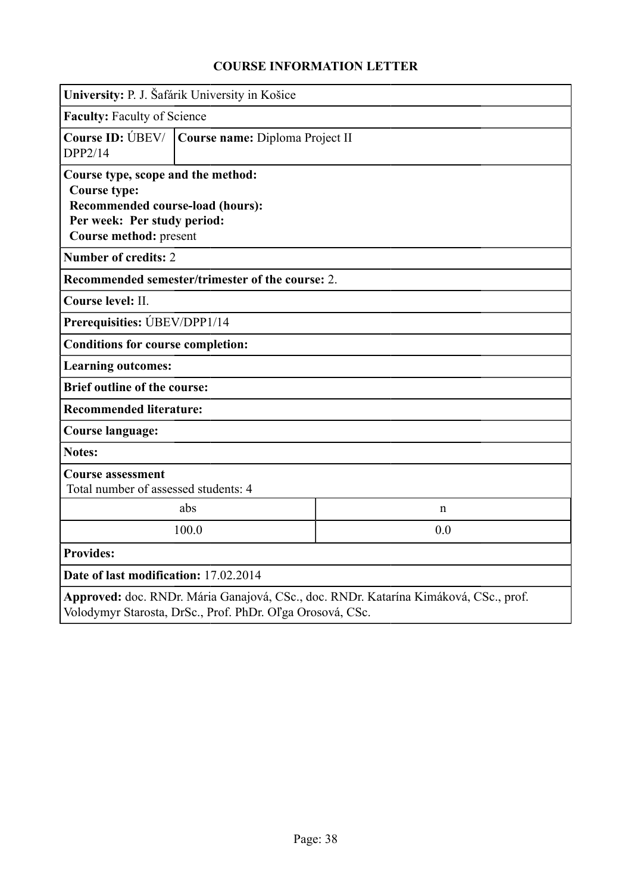# COURSE INFORMATION LETTER

**University:** P. J. Šafárik University in Košice

**Faculty:** Faculty of Science

**Course ID:** ÚBEV/DPP2/14 | **Course name:** Diploma Project II

**Course type, scope and the method:**
**Course type:**
**Recommended course-load (hours):**
**Per week: Per study period:**
**Course method:** present

**Number of credits:** 2

**Recommended semester/trimester of the course:** 2.

**Course level:** II.

**Prerequisities:** ÚBEV/DPP1/14

**Conditions for course completion:**

**Learning outcomes:**

**Brief outline of the course:**

**Recommended literature:**

**Course language:**

**Notes:**

**Course assessment**
Total number of assessed students: 4

| abs | n |
| --- | --- |
| 100.0 | 0.0 |

**Provides:**

**Date of last modification:** 17.02.2014

**Approved:** doc. RNDr. Mária Ganajová, CSc., doc. RNDr. Katarína Kimáková, CSc., prof. Volodymyr Starosta, DrSc., Prof. PhDr. Oľga Orosová, CSc.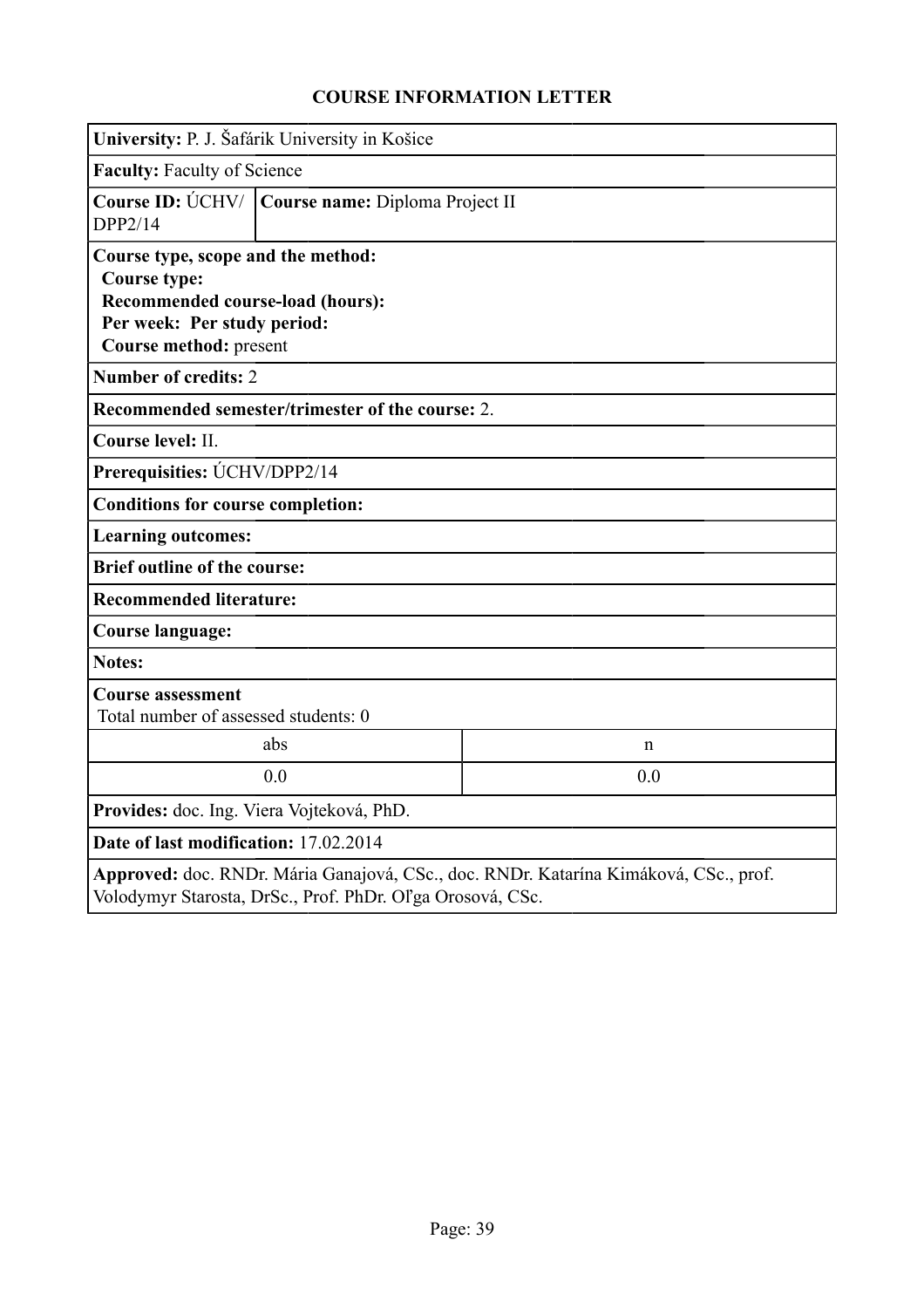## COURSE INFORMATION LETTER

**University:** P. J. Šafárik University in Košice

**Faculty:** Faculty of Science

**Course ID:** ÚCHV/DPP2/14 | **Course name:** Diploma Project II

**Course type, scope and the method:**
**Course type:**
**Recommended course-load (hours):**
**Per week: Per study period:**
**Course method:** present

**Number of credits:** 2

**Recommended semester/trimester of the course:** 2.

**Course level:** II.

**Prerequisities:** ÚCHV/DPP2/14

**Conditions for course completion:**

**Learning outcomes:**

**Brief outline of the course:**

**Recommended literature:**

**Course language:**

**Notes:**

**Course assessment**
Total number of assessed students: 0

| abs | n |
|---|---|
| 0.0 | 0.0 |

**Provides:** doc. Ing. Viera Vojteková, PhD.

**Date of last modification:** 17.02.2014

**Approved:** doc. RNDr. Mária Ganajová, CSc., doc. RNDr. Katarína Kimáková, CSc., prof. Volodymyr Starosta, DrSc., Prof. PhDr. Oľga Orosová, CSc.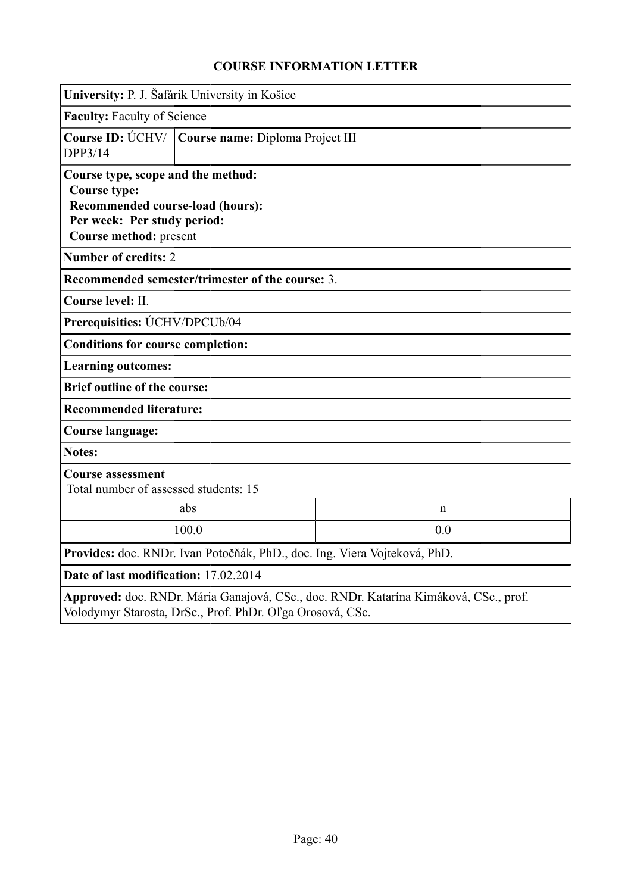# COURSE INFORMATION LETTER

**University:** P. J. Šafárik University in Košice

**Faculty:** Faculty of Science

**Course ID:** ÚCHV/ DPP3/14 | **Course name:** Diploma Project III

**Course type, scope and the method:**
**Course type:**
**Recommended course-load (hours):**
**Per week: Per study period:**
**Course method:** present

**Number of credits:** 2

**Recommended semester/trimester of the course:** 3.

**Course level:** II.

**Prerequisities:** ÚCHV/DPCUb/04

**Conditions for course completion:**

**Learning outcomes:**

**Brief outline of the course:**

**Recommended literature:**

**Course language:**

**Notes:**

**Course assessment**
Total number of assessed students: 15

| abs | n |
|---|---|
| 100.0 | 0.0 |

**Provides:** doc. RNDr. Ivan Potočňák, PhD., doc. Ing. Viera Vojteková, PhD.

**Date of last modification:** 17.02.2014

**Approved:** doc. RNDr. Mária Ganajová, CSc., doc. RNDr. Katarína Kimáková, CSc., prof. Volodymyr Starosta, DrSc., Prof. PhDr. Oľga Orosová, CSc.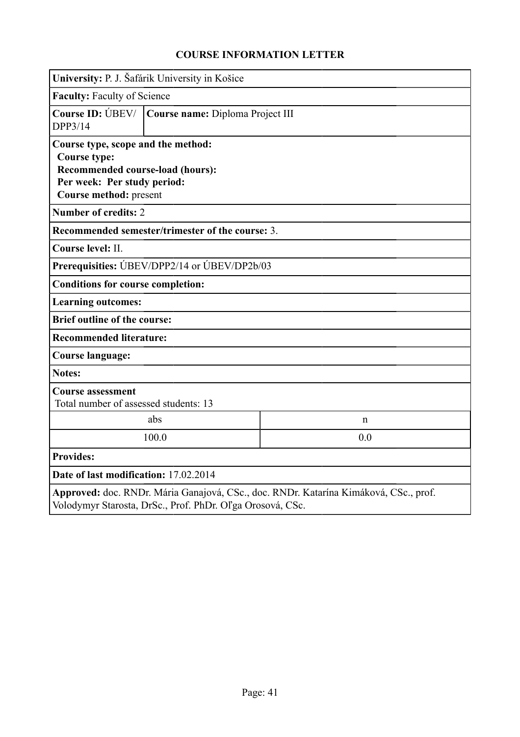# COURSE INFORMATION LETTER

**University:** P. J. Šafárik University in Košice

**Faculty:** Faculty of Science

**Course ID:** ÚBEV/DPP3/14

**Course name:** Diploma Project III

**Course type, scope and the method:**
**Course type:**
**Recommended course-load (hours):**
**Per week: Per study period:**
**Course method:** present

**Number of credits:** 2

**Recommended semester/trimester of the course:** 3.

**Course level:** II.

**Prerequisities:** ÚBEV/DPP2/14 or ÚBEV/DP2b/03

**Conditions for course completion:**

**Learning outcomes:**

**Brief outline of the course:**

**Recommended literature:**

**Course language:**

**Notes:**

**Course assessment**
Total number of assessed students: 13

| abs | n |
| --- | --- |
| 100.0 | 0.0 |

**Provides:**

**Date of last modification:** 17.02.2014

**Approved:** doc. RNDr. Mária Ganajová, CSc., doc. RNDr. Katarína Kimáková, CSc., prof. Volodymyr Starosta, DrSc., Prof. PhDr. Oľga Orosová, CSc.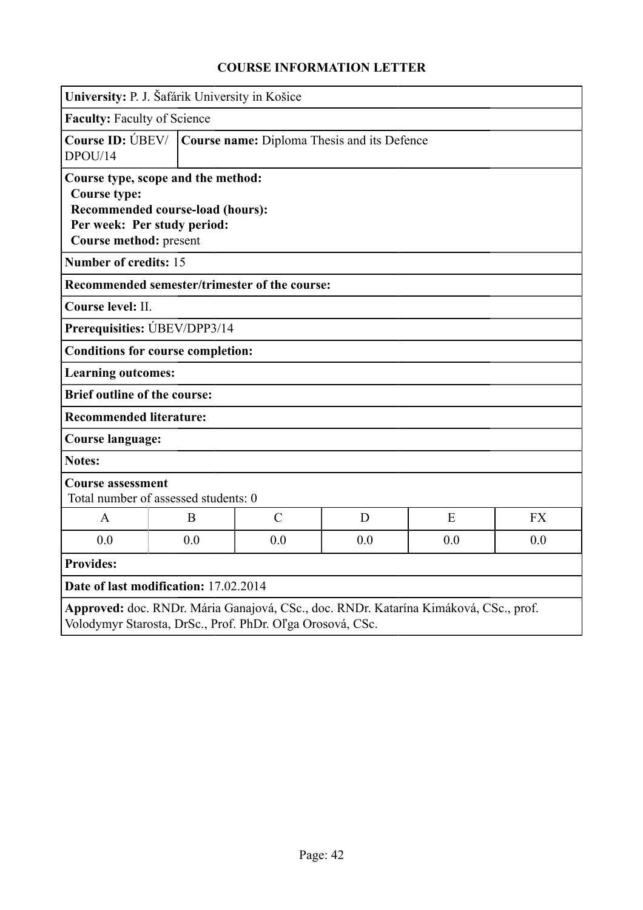# COURSE INFORMATION LETTER

**University:** P. J. Šafárik University in Košice

**Faculty:** Faculty of Science

**Course ID:** ÚBEV/DPOU/14

**Course name:** Diploma Thesis and its Defence

**Course type, scope and the method:**
**Course type:**
**Recommended course-load (hours):**
**Per week: Per study period:**
**Course method:** present

**Number of credits:** 15

**Recommended semester/trimester of the course:**

**Course level:** II.

**Prerequisities:** ÚBEV/DPP3/14

**Conditions for course completion:**

**Learning outcomes:**

**Brief outline of the course:**

**Recommended literature:**

**Course language:**

**Notes:**

**Course assessment**
Total number of assessed students: 0

| A | B | C | D | E | FX |
| --- | --- | --- | --- | --- | --- |
| 0.0 | 0.0 | 0.0 | 0.0 | 0.0 | 0.0 |

**Provides:**

**Date of last modification:** 17.02.2014

**Approved:** doc. RNDr. Mária Ganajová, CSc., doc. RNDr. Katarína Kimáková, CSc., prof. Volodymyr Starosta, DrSc., Prof. PhDr. Oľga Orosová, CSc.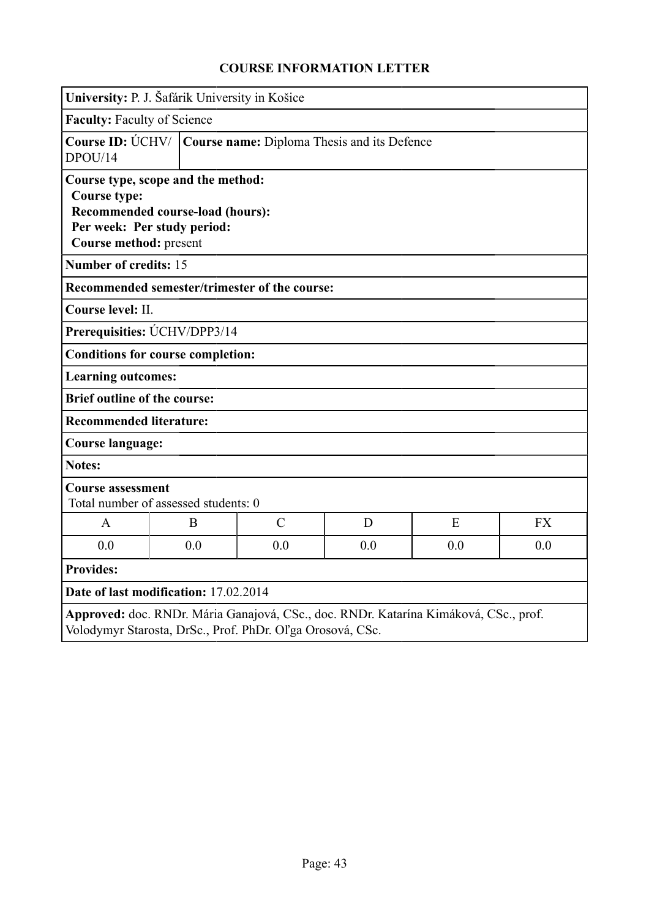## COURSE INFORMATION LETTER

**University:** P. J. Šafárik University in Košice

**Faculty:** Faculty of Science

**Course ID:** ÚCHV/DPOU/14

**Course name:** Diploma Thesis and its Defence

**Course type, scope and the method:**
**Course type:**
**Recommended course-load (hours):**
**Per week: Per study period:**
**Course method:** present

**Number of credits:** 15

**Recommended semester/trimester of the course:**

**Course level:** II.

**Prerequisities:** ÚCHV/DPP3/14

**Conditions for course completion:**

**Learning outcomes:**

**Brief outline of the course:**

**Recommended literature:**

**Course language:**

**Notes:**

**Course assessment**
Total number of assessed students: 0

| A | B | C | D | E | FX |
|---|---|---|---|---|---|
| 0.0 | 0.0 | 0.0 | 0.0 | 0.0 | 0.0 |

**Provides:**

**Date of last modification:** 17.02.2014

**Approved:** doc. RNDr. Mária Ganajová, CSc., doc. RNDr. Katarína Kimáková, CSc., prof. Volodymyr Starosta, DrSc., Prof. PhDr. Oľga Orosová, CSc.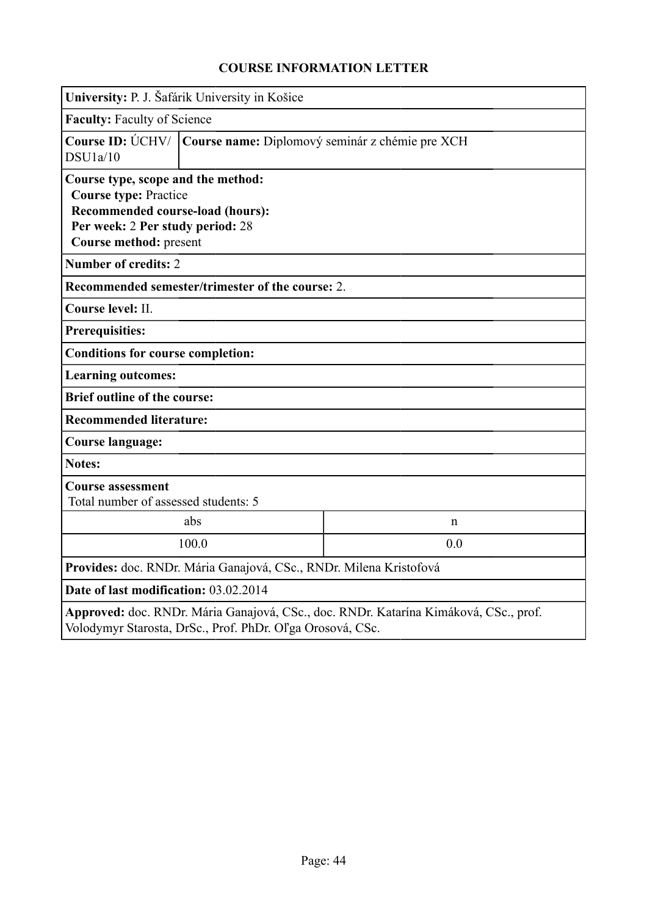# COURSE INFORMATION LETTER

**University:** P. J. Šafárik University in Košice

**Faculty:** Faculty of Science

**Course ID:** ÚCHV/ DSU1a/10 | **Course name:** Diplomový seminár z chémie pre XCH

**Course type, scope and the method:**
**Course type:** Practice
**Recommended course-load (hours):**
**Per week:** 2 **Per study period:** 28
**Course method:** present

**Number of credits:** 2

**Recommended semester/trimester of the course:** 2.

**Course level:** II.

**Prerequisites:**

**Conditions for course completion:**

**Learning outcomes:**

**Brief outline of the course:**

**Recommended literature:**

**Course language:**

**Notes:**

**Course assessment**
Total number of assessed students: 5

| abs | n |
|---|---|
| 100.0 | 0.0 |

**Provides:** doc. RNDr. Mária Ganajová, CSc., RNDr. Milena Kristofová

**Date of last modification:** 03.02.2014

**Approved:** doc. RNDr. Mária Ganajová, CSc., doc. RNDr. Katarína Kimáková, CSc., prof. Volodymyr Starosta, DrSc., Prof. PhDr. Oľga Orosová, CSc.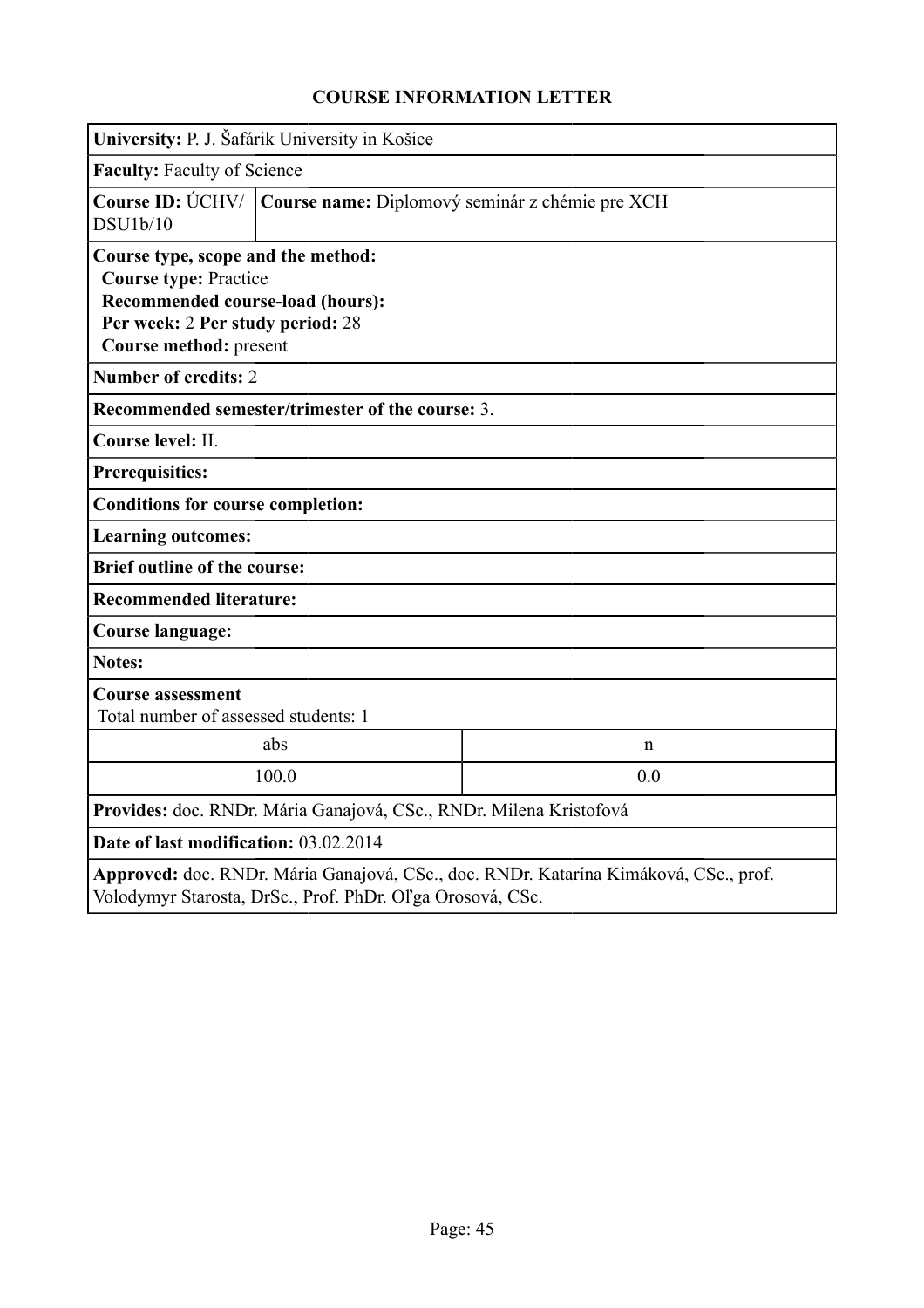# COURSE INFORMATION LETTER

**University:** P. J. Šafárik University in Košice

**Faculty:** Faculty of Science

**Course ID:** ÚCHV/ DSU1b/10

**Course name:** Diplomový seminár z chémie pre XCH

**Course type, scope and the method:**
**Course type:** Practice
**Recommended course-load (hours):**
**Per week:** 2 **Per study period:** 28
**Course method:** present

**Number of credits:** 2

**Recommended semester/trimester of the course:** 3.

**Course level:** II.

**Prerequisites:**

**Conditions for course completion:**

**Learning outcomes:**

**Brief outline of the course:**

**Recommended literature:**

**Course language:**

**Notes:**

**Course assessment**
Total number of assessed students: 1

| abs | n |
|---|---|
| 100.0 | 0.0 |

**Provides:** doc. RNDr. Mária Ganajová, CSc., RNDr. Milena Kristofová

**Date of last modification:** 03.02.2014

**Approved:** doc. RNDr. Mária Ganajová, CSc., doc. RNDr. Katarína Kimáková, CSc., prof. Volodymyr Starosta, DrSc., Prof. PhDr. Oľga Orosová, CSc.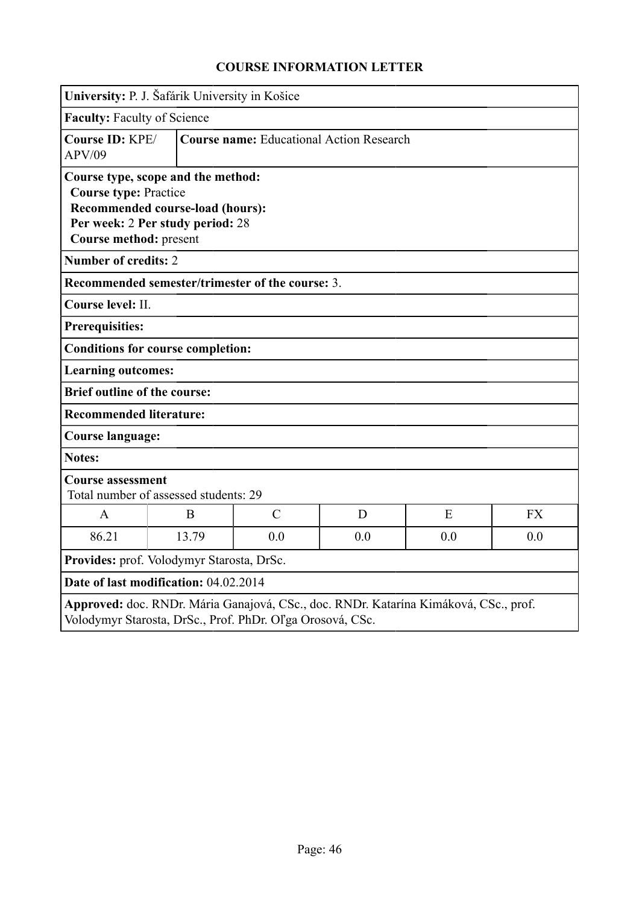# COURSE INFORMATION LETTER

**University:** P. J. Šafárik University in Košice

**Faculty:** Faculty of Science

**Course ID:** KPE/APV/09

**Course name:** Educational Action Research

**Course type, scope and the method:**
**Course type:** Practice
**Recommended course-load (hours):**
**Per week:** 2 **Per study period:** 28
**Course method:** present

**Number of credits:** 2

**Recommended semester/trimester of the course:** 3.

**Course level:** II.

**Prerequisites:**

**Conditions for course completion:**

**Learning outcomes:**

**Brief outline of the course:**

**Recommended literature:**

**Course language:**

**Notes:**

**Course assessment**
Total number of assessed students: 29

| A | B | C | D | E | FX |
|---|---|---|---|---|---|
| 86.21 | 13.79 | 0.0 | 0.0 | 0.0 | 0.0 |

**Provides:** prof. Volodymyr Starosta, DrSc.

**Date of last modification:** 04.02.2014

**Approved:** doc. RNDr. Mária Ganajová, CSc., doc. RNDr. Katarína Kimáková, CSc., prof. Volodymyr Starosta, DrSc., Prof. PhDr. Oľga Orosová, CSc.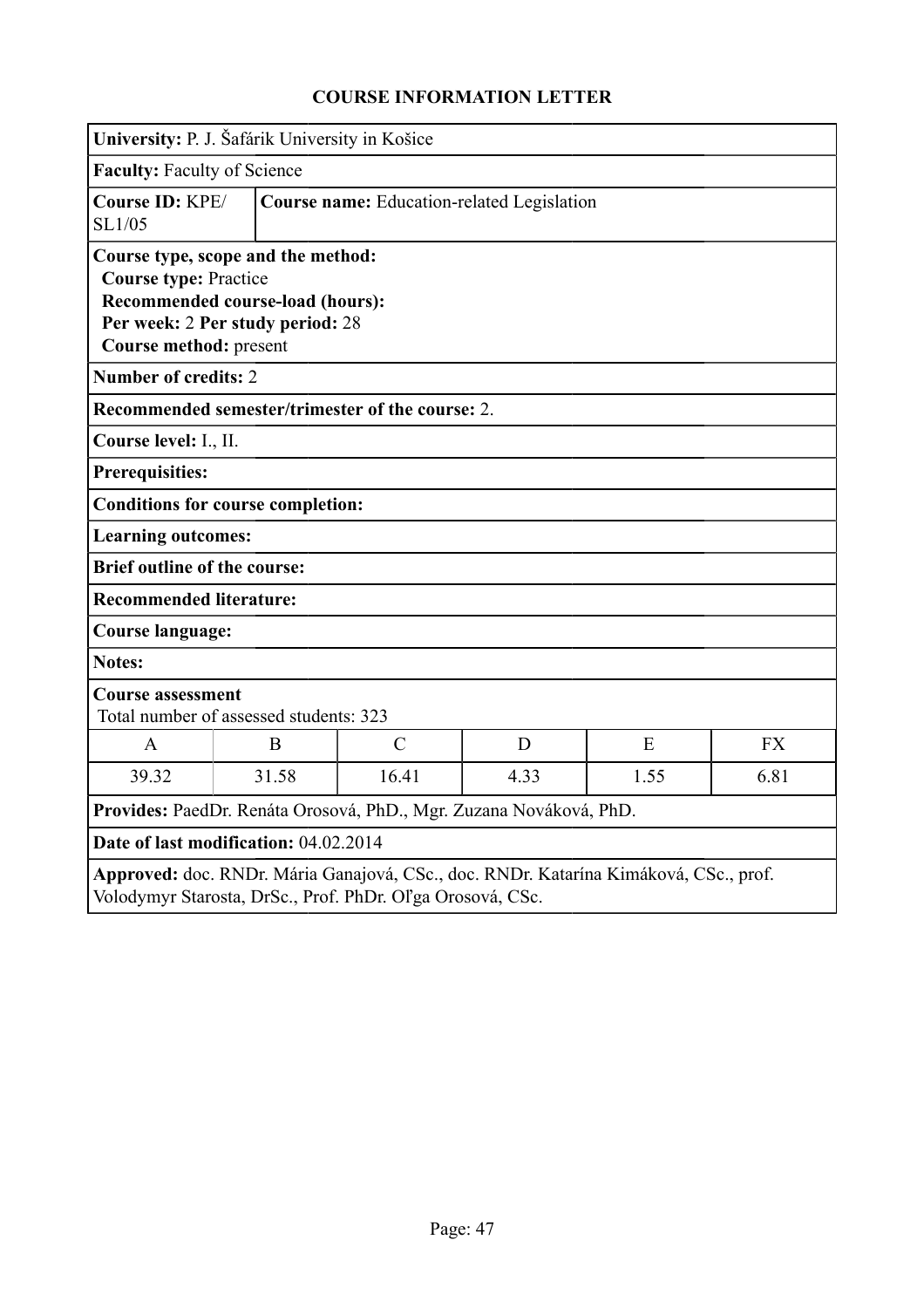# COURSE INFORMATION LETTER

**University:** P. J. Šafárik University in Košice

**Faculty:** Faculty of Science

**Course ID:** KPE/SL1/05

**Course name:** Education-related Legislation

**Course type, scope and the method:**
**Course type:** Practice
**Recommended course-load (hours):**
**Per week:** 2 **Per study period:** 28
**Course method:** present

**Number of credits:** 2

**Recommended semester/trimester of the course:** 2.

**Course level:** I., II.

**Prerequisites:**

**Conditions for course completion:**

**Learning outcomes:**

**Brief outline of the course:**

**Recommended literature:**

**Course language:**

**Notes:**

**Course assessment**
Total number of assessed students: 323

| A | B | C | D | E | FX |
|---|---|---|---|---|---|
| 39.32 | 31.58 | 16.41 | 4.33 | 1.55 | 6.81 |

**Provides:** PaedDr. Renáta Orosová, PhD., Mgr. Zuzana Nováková, PhD.

**Date of last modification:** 04.02.2014

**Approved:** doc. RNDr. Mária Ganajová, CSc., doc. RNDr. Katarína Kimáková, CSc., prof. Volodymyr Starosta, DrSc., Prof. PhDr. Oľga Orosová, CSc.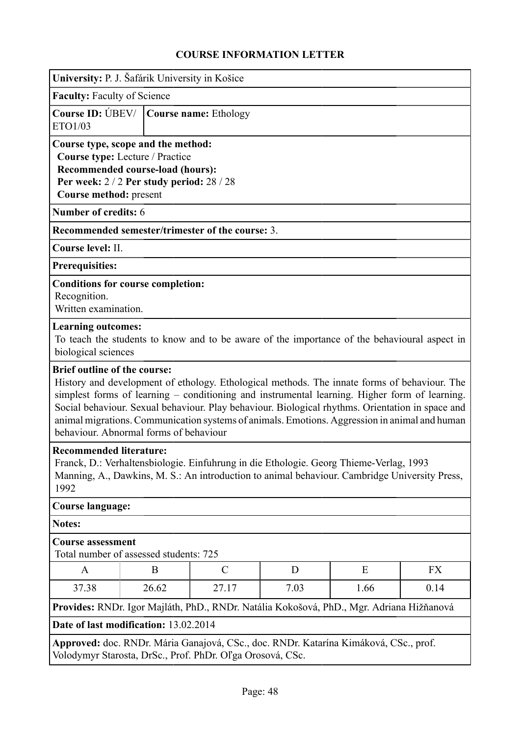## COURSE INFORMATION LETTER

**University:** P. J. Šafárik University in Košice

**Faculty:** Faculty of Science

**Course ID:** ÚBEV/ETO1/03 | **Course name:** Ethology

**Course type, scope and the method:**
**Course type:** Lecture / Practice
**Recommended course-load (hours):**
**Per week:** 2 / 2 **Per study period:** 28 / 28
**Course method:** present

**Number of credits:** 6

**Recommended semester/trimester of the course:** 3.

**Course level:** II.

**Prerequisites:**

**Conditions for course completion:**
Recognition.
Written examination.

**Learning outcomes:**
To teach the students to know and to be aware of the importance of the behavioural aspect in biological sciences

**Brief outline of the course:**
History and development of ethology. Ethological methods. The innate forms of behaviour. The simplest forms of learning – conditioning and instrumental learning. Higher form of learning. Social behaviour. Sexual behaviour. Play behaviour. Biological rhythms. Orientation in space and animal migrations. Communication systems of animals. Emotions. Aggression in animal and human behaviour. Abnormal forms of behaviour

**Recommended literature:**
Franck, D.: Verhaltensbiologie. Einfuhrung in die Ethologie. Georg Thieme-Verlag, 1993
Manning, A., Dawkins, M. S.: An introduction to animal behaviour. Cambridge University Press, 1992

**Course language:**

**Notes:**

**Course assessment**
Total number of assessed students: 725

| A | B | C | D | E | FX |
|---|---|---|---|---|---|
| 37.38 | 26.62 | 27.17 | 7.03 | 1.66 | 0.14 |

**Provides:** RNDr. Igor Majláth, PhD., RNDr. Natália Kokošová, PhD., Mgr. Adriana Hižňanová

**Date of last modification:** 13.02.2014

**Approved:** doc. RNDr. Mária Ganajová, CSc., doc. RNDr. Katarína Kimáková, CSc., prof. Volodymyr Starosta, DrSc., Prof. PhDr. Oľga Orosová, CSc.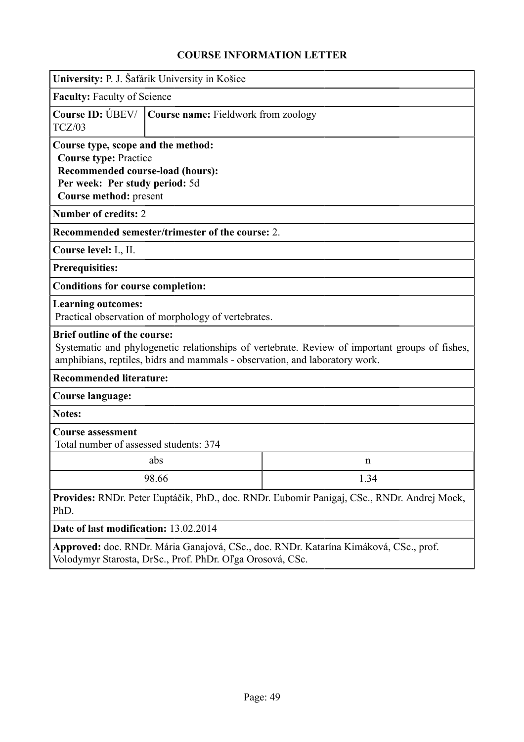# COURSE INFORMATION LETTER

**University:** P. J. Šafárik University in Košice

**Faculty:** Faculty of Science

| **Course ID:** ÚBEV/ TCZ/03 | **Course name:** Fieldwork from zoology |
| --- | --- |

**Course type, scope and the method:**
**Course type:** Practice
**Recommended course-load (hours):**
**Per week: Per study period:** 5d
**Course method:** present

**Number of credits:** 2

**Recommended semester/trimester of the course:** 2.

**Course level:** I., II.

**Prerequisities:**

**Conditions for course completion:**

**Learning outcomes:**
Practical observation of morphology of vertebrates.

**Brief outline of the course:**
Systematic and phylogenetic relationships of vertebrate. Review of important groups of fishes, amphibians, reptiles, bidrs and mammals - observation, and laboratory work.

**Recommended literature:**

**Course language:**

**Notes:**

**Course assessment**
Total number of assessed students: 374

| abs | n |
| --- | --- |
| 98.66 | 1.34 |

**Provides:** RNDr. Peter Ľuptáčik, PhD., doc. RNDr. Ľubomír Panigaj, CSc., RNDr. Andrej Mock, PhD.

**Date of last modification:** 13.02.2014

**Approved:** doc. RNDr. Mária Ganajová, CSc., doc. RNDr. Katarína Kimáková, CSc., prof. Volodymyr Starosta, DrSc., Prof. PhDr. Oľga Orosová, CSc.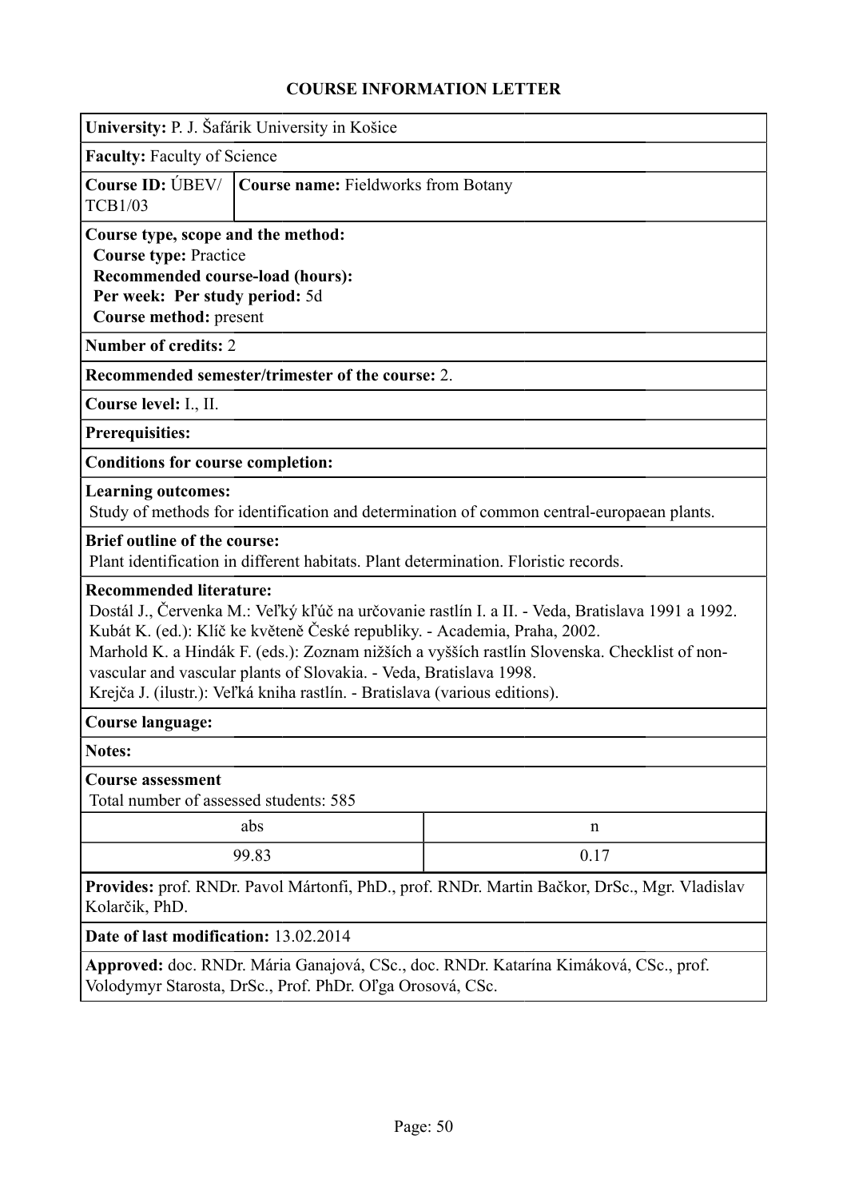# COURSE INFORMATION LETTER

**University:** P. J. Šafárik University in Košice

**Faculty:** Faculty of Science

**Course ID:** ÚBEV/ TCB1/03

**Course name:** Fieldworks from Botany

**Course type, scope and the method:**
**Course type:** Practice
**Recommended course-load (hours):**
**Per week: Per study period:** 5d
**Course method:** present

**Number of credits:** 2

**Recommended semester/trimester of the course:** 2.

**Course level:** I., II.

**Prerequisities:**

**Conditions for course completion:**

**Learning outcomes:**
Study of methods for identification and determination of common central-europaean plants.

**Brief outline of the course:**
Plant identification in different habitats. Plant determination. Floristic records.

**Recommended literature:**
Dostál J., Červenka M.: Veľký kľúč na určovanie rastlín I. a II. - Veda, Bratislava 1991 a 1992.
Kubát K. (ed.): Klíč ke květeně České republiky. - Academia, Praha, 2002.
Marhold K. a Hindák F. (eds.): Zoznam nižších a vyšších rastlín Slovenska. Checklist of non-vascular and vascular plants of Slovakia. - Veda, Bratislava 1998.
Krejča J. (ilustr.): Veľká kniha rastlín. - Bratislava (various editions).

**Course language:**

**Notes:**

**Course assessment**
Total number of assessed students: 585

| abs | n |
|---|---|
| 99.83 | 0.17 |

**Provides:** prof. RNDr. Pavol Mártonfi, PhD., prof. RNDr. Martin Bačkor, DrSc., Mgr. Vladislav Kolarčik, PhD.

**Date of last modification:** 13.02.2014

**Approved:** doc. RNDr. Mária Ganajová, CSc., doc. RNDr. Katarína Kimáková, CSc., prof. Volodymyr Starosta, DrSc., Prof. PhDr. Oľga Orosová, CSc.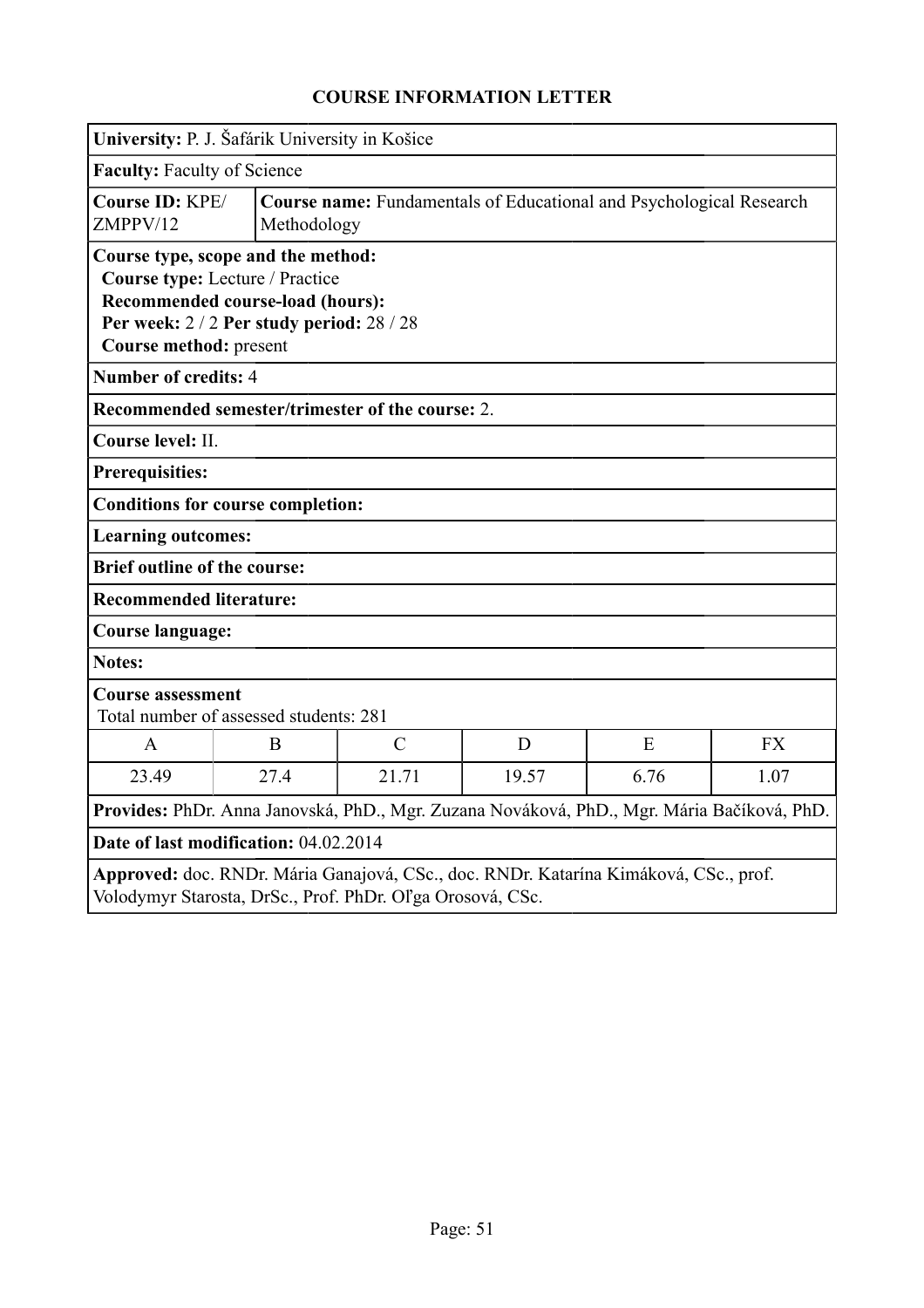# COURSE INFORMATION LETTER

**University:** P. J. Šafárik University in Košice

**Faculty:** Faculty of Science

**Course ID:** KPE/ZMPPV/12

**Course name:** Fundamentals of Educational and Psychological Research Methodology

**Course type, scope and the method:**
**Course type:** Lecture / Practice
**Recommended course-load (hours):**
**Per week:** 2 / 2 **Per study period:** 28 / 28
**Course method:** present

**Number of credits:** 4

**Recommended semester/trimester of the course:** 2.

**Course level:** II.

**Prerequisites:**

**Conditions for course completion:**

**Learning outcomes:**

**Brief outline of the course:**

**Recommended literature:**

**Course language:**

**Notes:**

**Course assessment**
Total number of assessed students: 281

| A | B | C | D | E | FX |
|---|---|---|---|---|---|
| 23.49 | 27.4 | 21.71 | 19.57 | 6.76 | 1.07 |

**Provides:** PhDr. Anna Janovská, PhD., Mgr. Zuzana Nováková, PhD., Mgr. Mária Bačíková, PhD.

**Date of last modification:** 04.02.2014

**Approved:** doc. RNDr. Mária Ganajová, CSc., doc. RNDr. Katarína Kimáková, CSc., prof. Volodymyr Starosta, DrSc., Prof. PhDr. Oľga Orosová, CSc.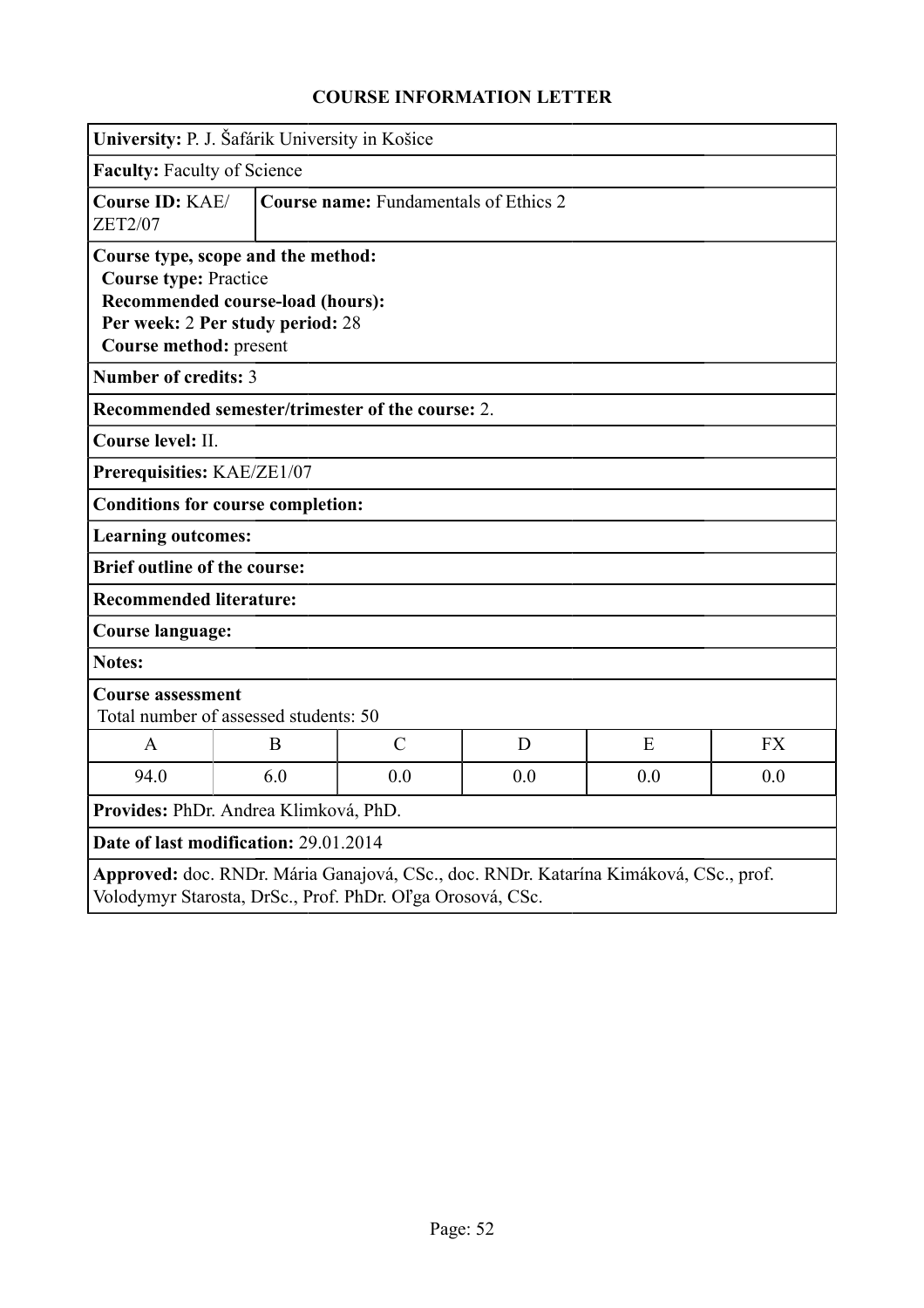# COURSE INFORMATION LETTER

**University:** P. J. Šafárik University in Košice

**Faculty:** Faculty of Science

**Course ID:** KAE/ZET2/07 | **Course name:** Fundamentals of Ethics 2

**Course type, scope and the method:**
**Course type:** Practice
**Recommended course-load (hours):**
**Per week:** 2 **Per study period:** 28
**Course method:** present

**Number of credits:** 3

**Recommended semester/trimester of the course:** 2.

**Course level:** II.

**Prerequisities:** KAE/ZE1/07

**Conditions for course completion:**

**Learning outcomes:**

**Brief outline of the course:**

**Recommended literature:**

**Course language:**

**Notes:**

**Course assessment**
Total number of assessed students: 50

| A | B | C | D | E | FX |
|---|---|---|---|---|---|
| 94.0 | 6.0 | 0.0 | 0.0 | 0.0 | 0.0 |

**Provides:** PhDr. Andrea Klimková, PhD.

**Date of last modification:** 29.01.2014

**Approved:** doc. RNDr. Mária Ganajová, CSc., doc. RNDr. Katarína Kimáková, CSc., prof. Volodymyr Starosta, DrSc., Prof. PhDr. Oľga Orosová, CSc.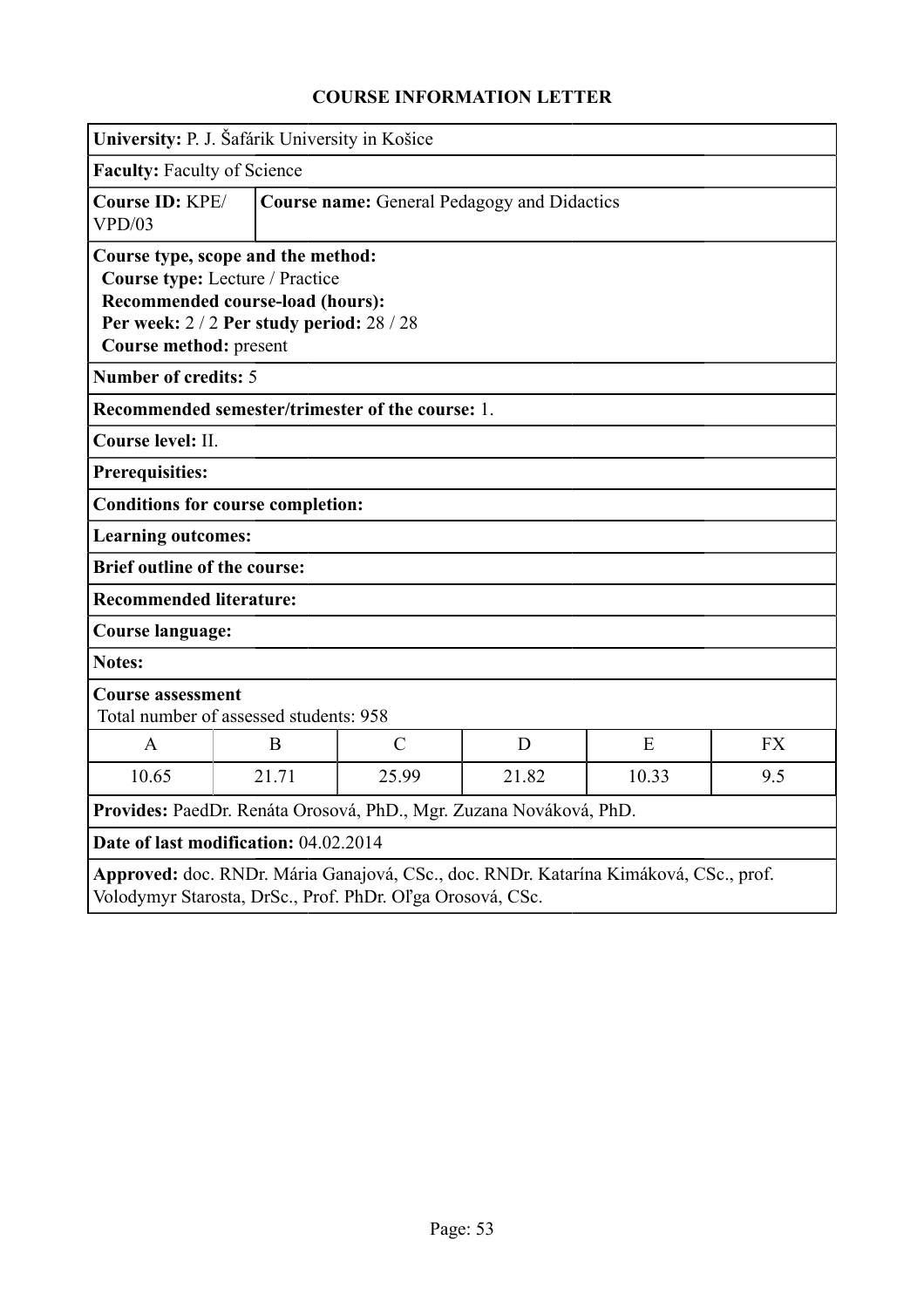## COURSE INFORMATION LETTER

**University:** P. J. Šafárik University in Košice

**Faculty:** Faculty of Science

**Course ID:** KPE/VPD/03

**Course name:** General Pedagogy and Didactics

**Course type, scope and the method:**
**Course type:** Lecture / Practice
**Recommended course-load (hours):**
**Per week:** 2 / 2 **Per study period:** 28 / 28
**Course method:** present

**Number of credits:** 5

**Recommended semester/trimester of the course:** 1.

**Course level:** II.

**Prerequisites:**

**Conditions for course completion:**

**Learning outcomes:**

**Brief outline of the course:**

**Recommended literature:**

**Course language:**

**Notes:**

**Course assessment**
Total number of assessed students: 958

| A | B | C | D | E | FX |
|---|---|---|---|---|---|
| 10.65 | 21.71 | 25.99 | 21.82 | 10.33 | 9.5 |

**Provides:** PaedDr. Renáta Orosová, PhD., Mgr. Zuzana Nováková, PhD.

**Date of last modification:** 04.02.2014

**Approved:** doc. RNDr. Mária Ganajová, CSc., doc. RNDr. Katarína Kimáková, CSc., prof. Volodymyr Starosta, DrSc., Prof. PhDr. Oľga Orosová, CSc.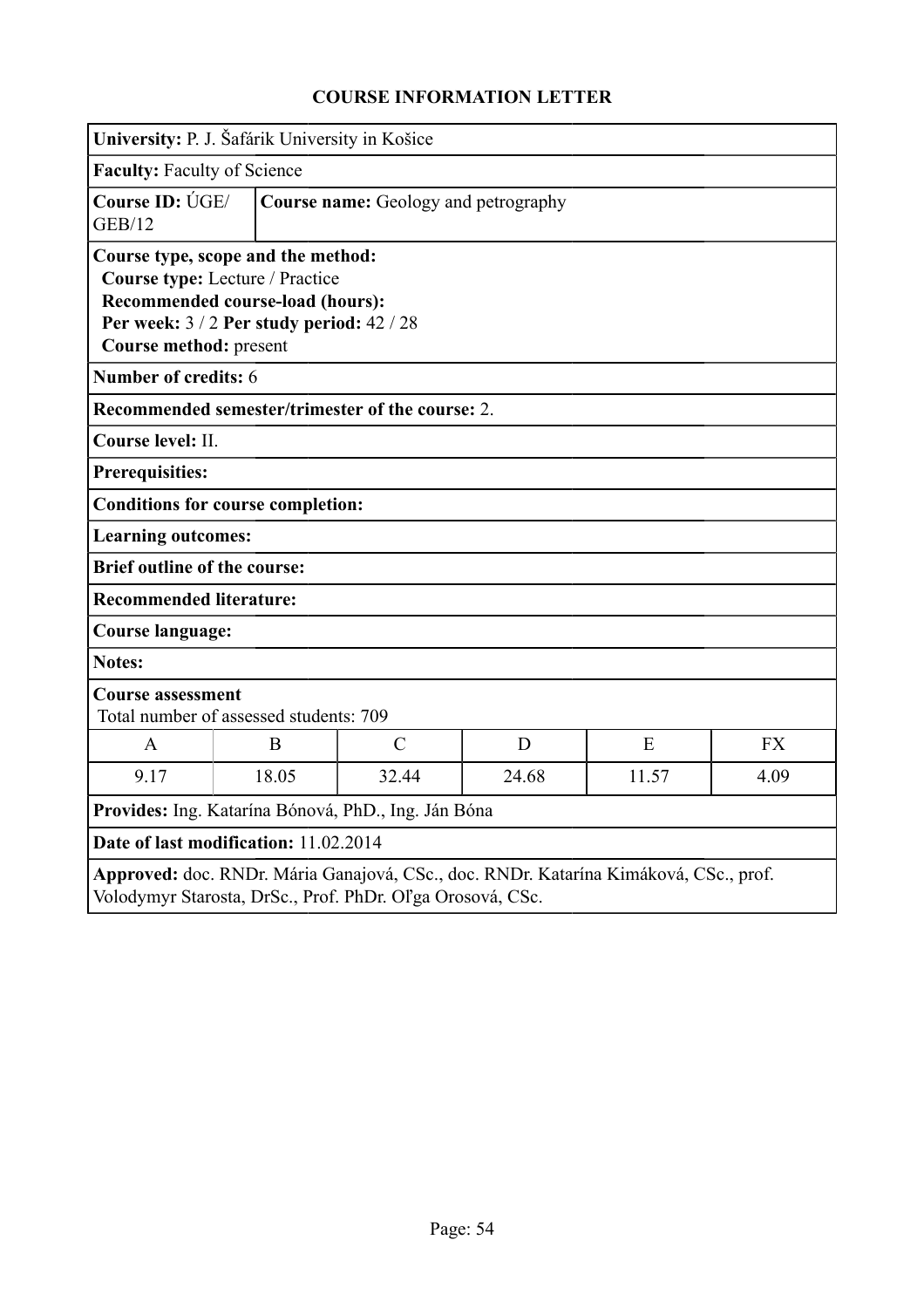# COURSE INFORMATION LETTER

**University:** P. J. Šafárik University in Košice

**Faculty:** Faculty of Science

**Course ID:** ÚGE/GEB/12 | **Course name:** Geology and petrography

**Course type, scope and the method:**
**Course type:** Lecture / Practice
**Recommended course-load (hours):**
**Per week:** 3 / 2 **Per study period:** 42 / 28
**Course method:** present

**Number of credits:** 6

**Recommended semester/trimester of the course:** 2.

**Course level:** II.

**Prerequisites:**

**Conditions for course completion:**

**Learning outcomes:**

**Brief outline of the course:**

**Recommended literature:**

**Course language:**

**Notes:**

**Course assessment**
Total number of assessed students: 709

| A | B | C | D | E | FX |
|---|---|---|---|---|---|
| 9.17 | 18.05 | 32.44 | 24.68 | 11.57 | 4.09 |

**Provides:** Ing. Katarína Bónová, PhD., Ing. Ján Bóna

**Date of last modification:** 11.02.2014

**Approved:** doc. RNDr. Mária Ganajová, CSc., doc. RNDr. Katarína Kimáková, CSc., prof. Volodymyr Starosta, DrSc., Prof. PhDr. Oľga Orosová, CSc.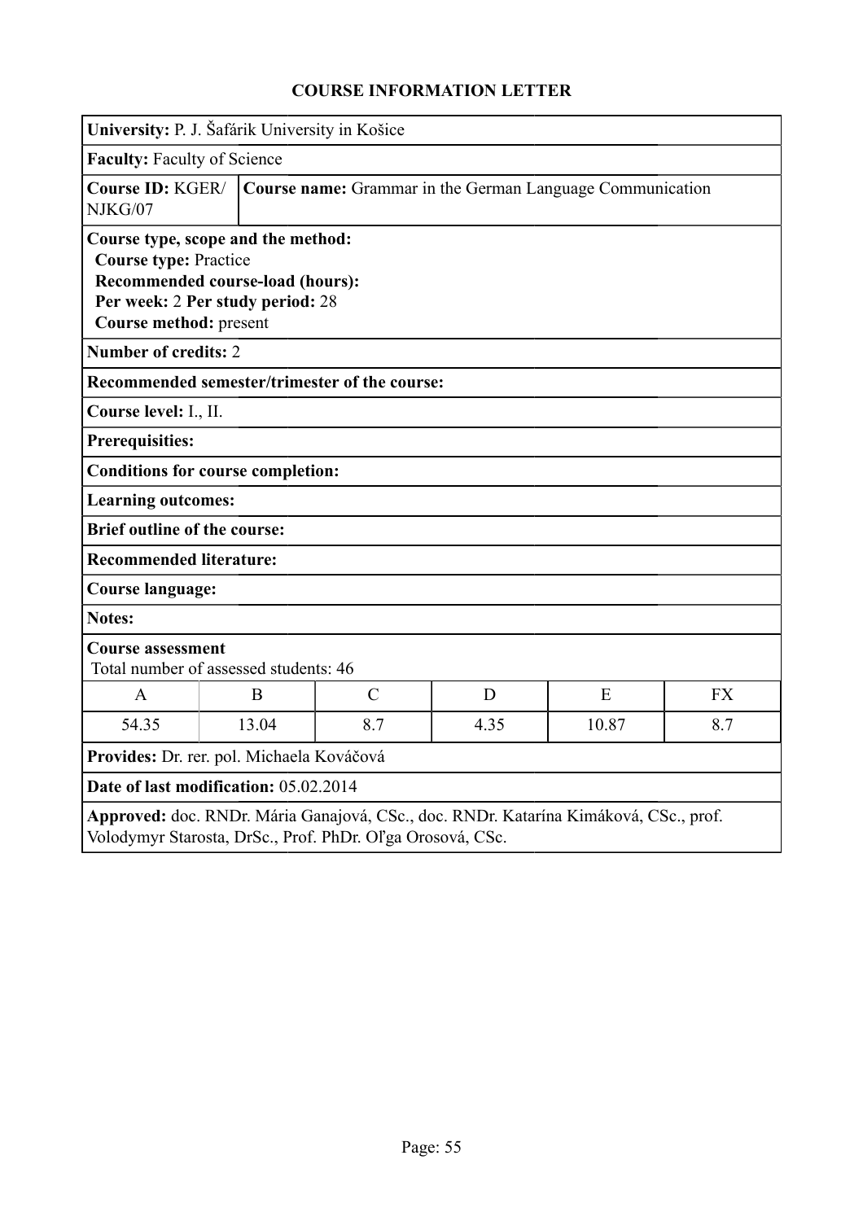# COURSE INFORMATION LETTER

**University:** P. J. Šafárik University in Košice

**Faculty:** Faculty of Science

**Course ID:** KGER/NJKG/07

**Course name:** Grammar in the German Language Communication

**Course type, scope and the method:**
**Course type:** Practice
**Recommended course-load (hours):**
**Per week:** 2 **Per study period:** 28
**Course method:** present

**Number of credits:** 2

**Recommended semester/trimester of the course:**

**Course level:** I., II.

**Prerequisites:**

**Conditions for course completion:**

**Learning outcomes:**

**Brief outline of the course:**

**Recommended literature:**

**Course language:**

**Notes:**

**Course assessment**
Total number of assessed students: 46

| A | B | C | D | E | FX |
|---|---|---|---|---|---|
| 54.35 | 13.04 | 8.7 | 4.35 | 10.87 | 8.7 |

**Provides:** Dr. rer. pol. Michaela Kováčová

**Date of last modification:** 05.02.2014

**Approved:** doc. RNDr. Mária Ganajová, CSc., doc. RNDr. Katarína Kimáková, CSc., prof. Volodymyr Starosta, DrSc., Prof. PhDr. Oľga Orosová, CSc.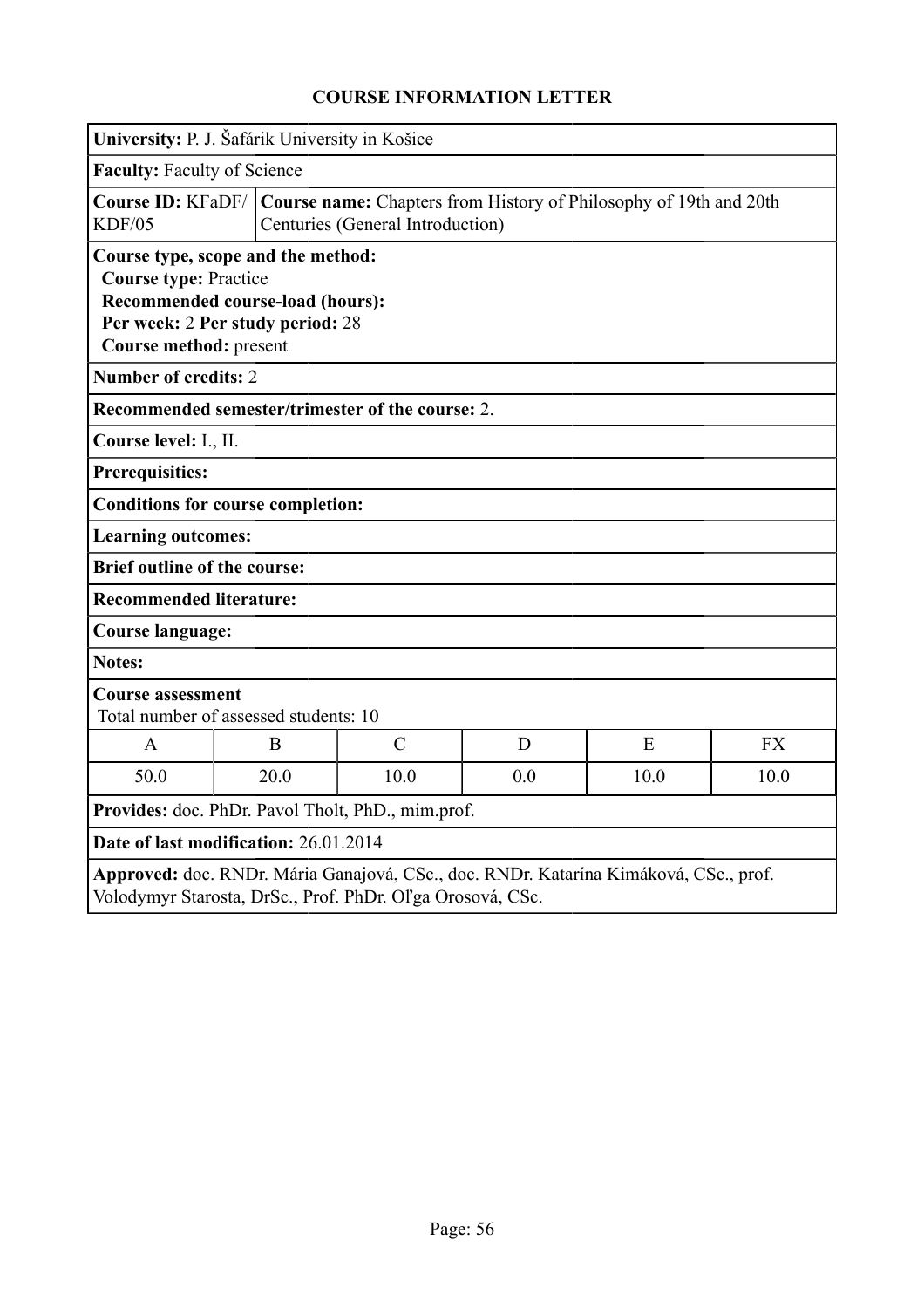# COURSE INFORMATION LETTER

**University:** P. J. Šafárik University in Košice

**Faculty:** Faculty of Science

**Course ID:** KFaDF/KDF/05 | **Course name:** Chapters from History of Philosophy of 19th and 20th Centuries (General Introduction)

**Course type, scope and the method:**
**Course type:** Practice
**Recommended course-load (hours):**
**Per week:** 2 **Per study period:** 28
**Course method:** present

**Number of credits:** 2

**Recommended semester/trimester of the course:** 2.

**Course level:** I., II.

**Prerequisities:**

**Conditions for course completion:**

**Learning outcomes:**

**Brief outline of the course:**

**Recommended literature:**

**Course language:**

**Notes:**

**Course assessment**
Total number of assessed students: 10

| A | B | C | D | E | FX |
|---|---|---|---|---|---|
| 50.0 | 20.0 | 10.0 | 0.0 | 10.0 | 10.0 |

**Provides:** doc. PhDr. Pavol Tholt, PhD., mim.prof.

**Date of last modification:** 26.01.2014

**Approved:** doc. RNDr. Mária Ganajová, CSc., doc. RNDr. Katarína Kimáková, CSc., prof. Volodymyr Starosta, DrSc., Prof. PhDr. Oľga Orosová, CSc.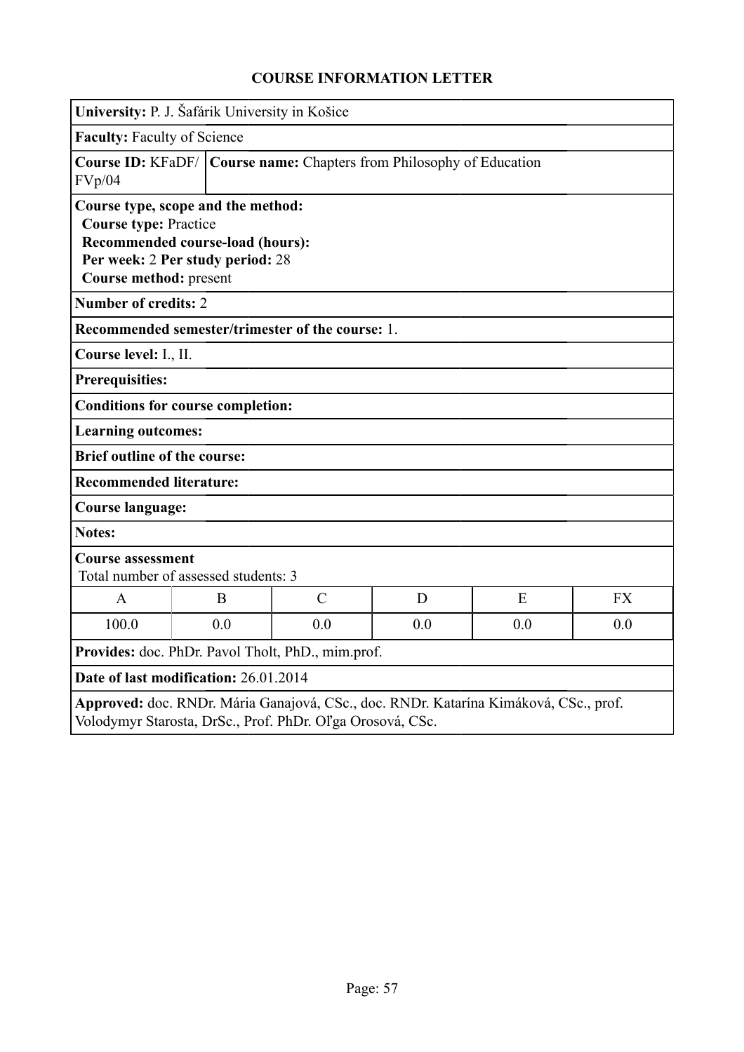# COURSE INFORMATION LETTER

**University:** P. J. Šafárik University in Košice

**Faculty:** Faculty of Science

**Course ID:** KFaDF/FVp/04

**Course name:** Chapters from Philosophy of Education

**Course type, scope and the method:**
**Course type:** Practice
**Recommended course-load (hours):**
**Per week:** 2 **Per study period:** 28
**Course method:** present

**Number of credits:** 2

**Recommended semester/trimester of the course:** 1.

**Course level:** I., II.

**Prerequisites:**

**Conditions for course completion:**

**Learning outcomes:**

**Brief outline of the course:**

**Recommended literature:**

**Course language:**

**Notes:**

**Course assessment**
Total number of assessed students: 3

| A | B | C | D | E | FX |
|---|---|---|---|---|---|
| 100.0 | 0.0 | 0.0 | 0.0 | 0.0 | 0.0 |

**Provides:** doc. PhDr. Pavol Tholt, PhD., mim.prof.

**Date of last modification:** 26.01.2014

**Approved:** doc. RNDr. Mária Ganajová, CSc., doc. RNDr. Katarína Kimáková, CSc., prof. Volodymyr Starosta, DrSc., Prof. PhDr. Oľga Orosová, CSc.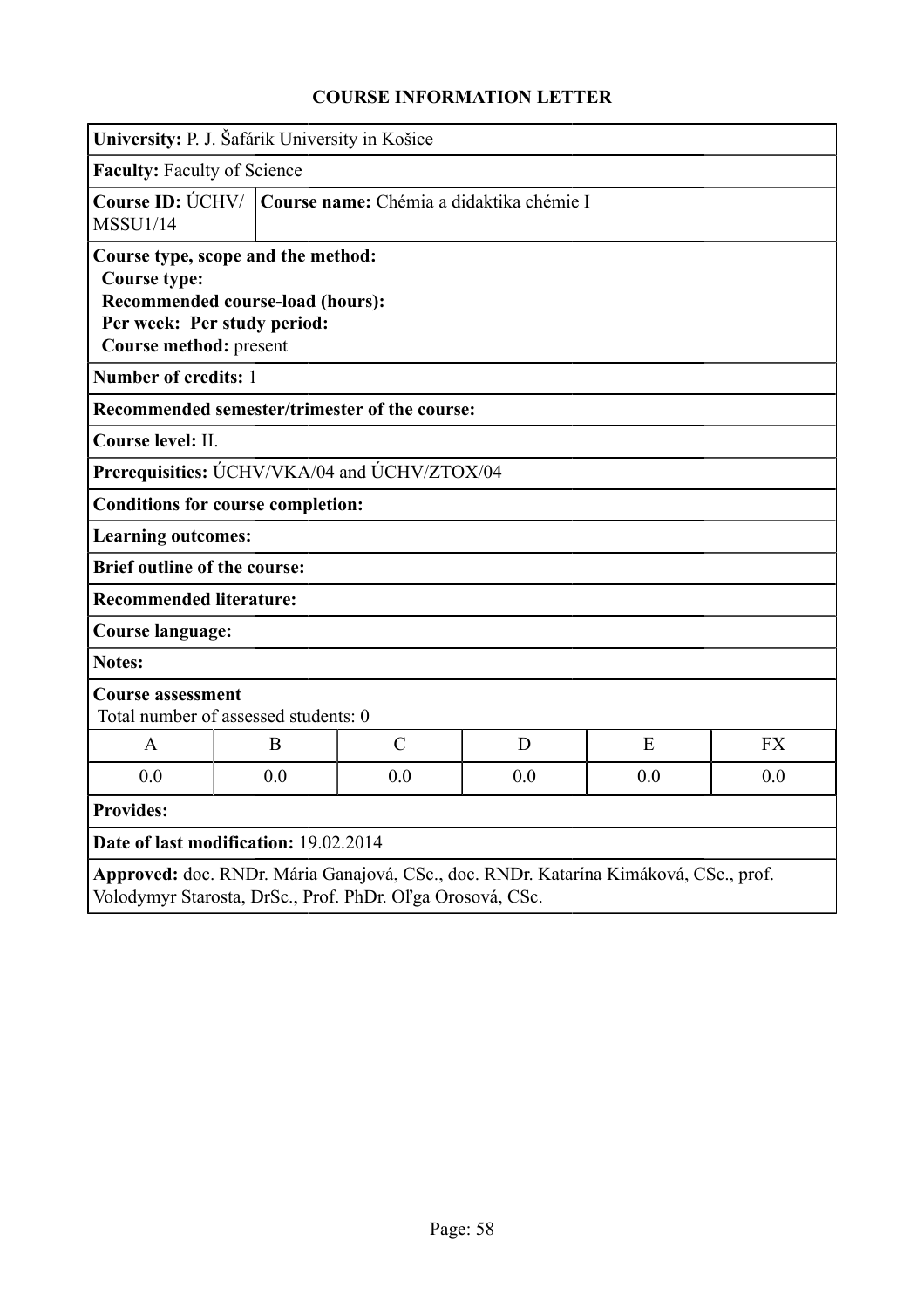# COURSE INFORMATION LETTER

**University:** P. J. Šafárik University in Košice

**Faculty:** Faculty of Science

**Course ID:** ÚCHV/ MSSU1/14

**Course name:** Chémia a didaktika chémie I

**Course type, scope and the method:**
**Course type:**
**Recommended course-load (hours):**
**Per week: Per study period:**
**Course method:** present

**Number of credits:** 1

**Recommended semester/trimester of the course:**

**Course level:** II.

**Prerequisities:** ÚCHV/VKA/04 and ÚCHV/ZTOX/04

**Conditions for course completion:**

**Learning outcomes:**

**Brief outline of the course:**

**Recommended literature:**

**Course language:**

**Notes:**

**Course assessment**
Total number of assessed students: 0

| A | B | C | D | E | FX |
|---|---|---|---|---|---|
| 0.0 | 0.0 | 0.0 | 0.0 | 0.0 | 0.0 |

**Provides:**

**Date of last modification:** 19.02.2014

**Approved:** doc. RNDr. Mária Ganajová, CSc., doc. RNDr. Katarína Kimáková, CSc., prof. Volodymyr Starosta, DrSc., Prof. PhDr. Oľga Orosová, CSc.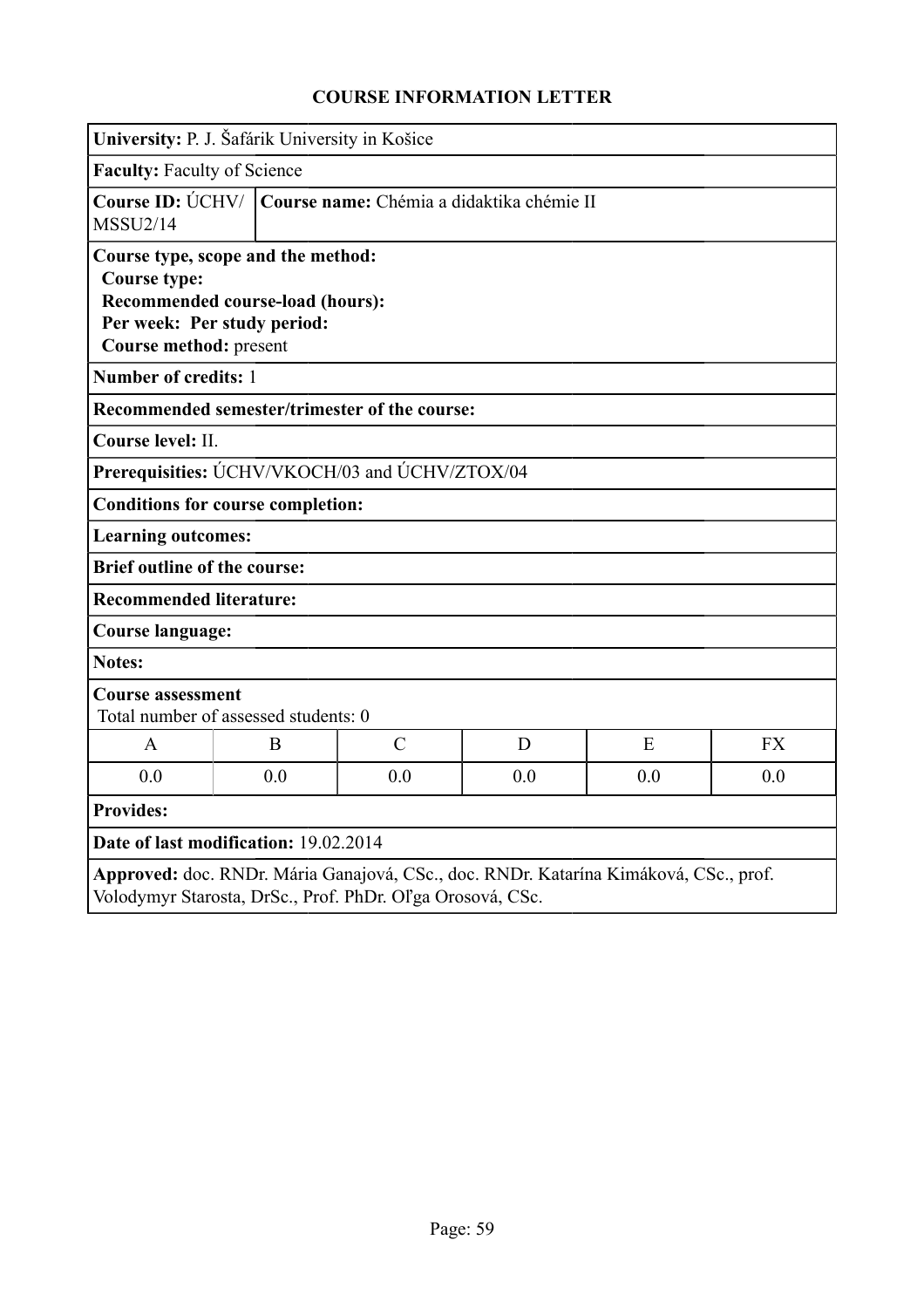# COURSE INFORMATION LETTER

**University:** P. J. Šafárik University in Košice

**Faculty:** Faculty of Science

**Course ID:** ÚCHV/MSSU2/14

**Course name:** Chémia a didaktika chémie II

**Course type, scope and the method:**
**Course type:**
**Recommended course-load (hours):**
**Per week: Per study period:**
**Course method:** present

**Number of credits:** 1

**Recommended semester/trimester of the course:**

**Course level:** II.

**Prerequisities:** ÚCHV/VKOCH/03 and ÚCHV/ZTOX/04

**Conditions for course completion:**

**Learning outcomes:**

**Brief outline of the course:**

**Recommended literature:**

**Course language:**

**Notes:**

**Course assessment**
Total number of assessed students: 0

| A | B | C | D | E | FX |
|---|---|---|---|---|---|
| 0.0 | 0.0 | 0.0 | 0.0 | 0.0 | 0.0 |

**Provides:**

**Date of last modification:** 19.02.2014

**Approved:** doc. RNDr. Mária Ganajová, CSc., doc. RNDr. Katarína Kimáková, CSc., prof. Volodymyr Starosta, DrSc., Prof. PhDr. Oľga Orosová, CSc.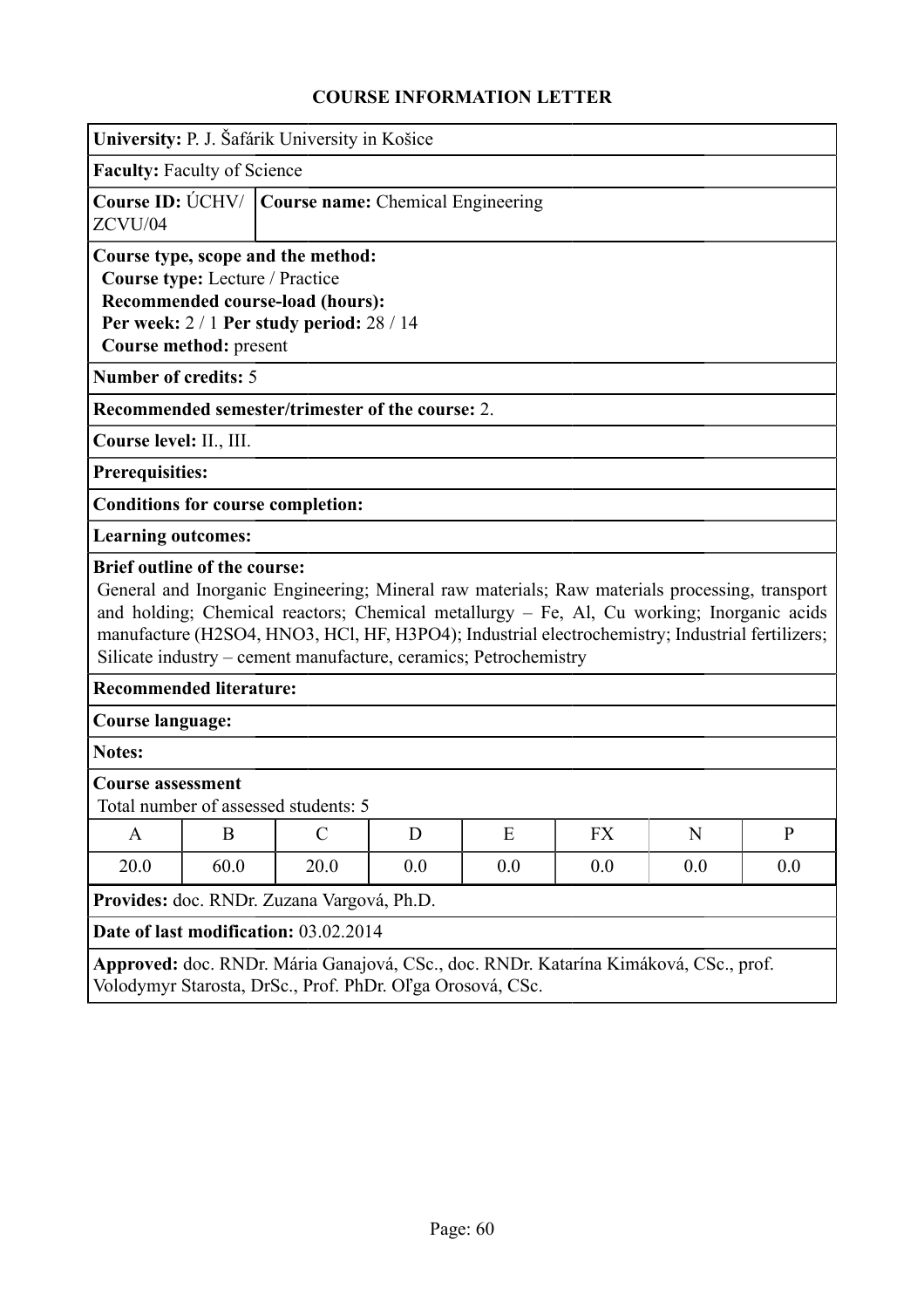# COURSE INFORMATION LETTER

**University:** P. J. Šafárik University in Košice

**Faculty:** Faculty of Science

**Course ID:** ÚCHV/ZCVU/04 | **Course name:** Chemical Engineering

**Course type, scope and the method:**
**Course type:** Lecture / Practice
**Recommended course-load (hours):**
**Per week:** 2 / 1 **Per study period:** 28 / 14
**Course method:** present

**Number of credits:** 5

**Recommended semester/trimester of the course:** 2.

**Course level:** II., III.

**Prerequisites:**

**Conditions for course completion:**

**Learning outcomes:**

**Brief outline of the course:**
General and Inorganic Engineering; Mineral raw materials; Raw materials processing, transport and holding; Chemical reactors; Chemical metallurgy – Fe, Al, Cu working; Inorganic acids manufacture ($H_2SO_4$, $HNO_3$, $HCl$, $HF$, $H_3PO_4$); Industrial electrochemistry; Industrial fertilizers; Silicate industry – cement manufacture, ceramics; Petrochemistry

**Recommended literature:**

**Course language:**

**Notes:**

**Course assessment**
Total number of assessed students: 5

| A | B | C | D | E | FX | N | P |
|---|---|---|---|---|---|---|---|
| 20.0 | 60.0 | 20.0 | 0.0 | 0.0 | 0.0 | 0.0 | 0.0 |

**Provides:** doc. RNDr. Zuzana Vargová, Ph.D.

**Date of last modification:** 03.02.2014

**Approved:** doc. RNDr. Mária Ganajová, CSc., doc. RNDr. Katarína Kimáková, CSc., prof. Volodymyr Starosta, DrSc., Prof. PhDr. Oľga Orosová, CSc.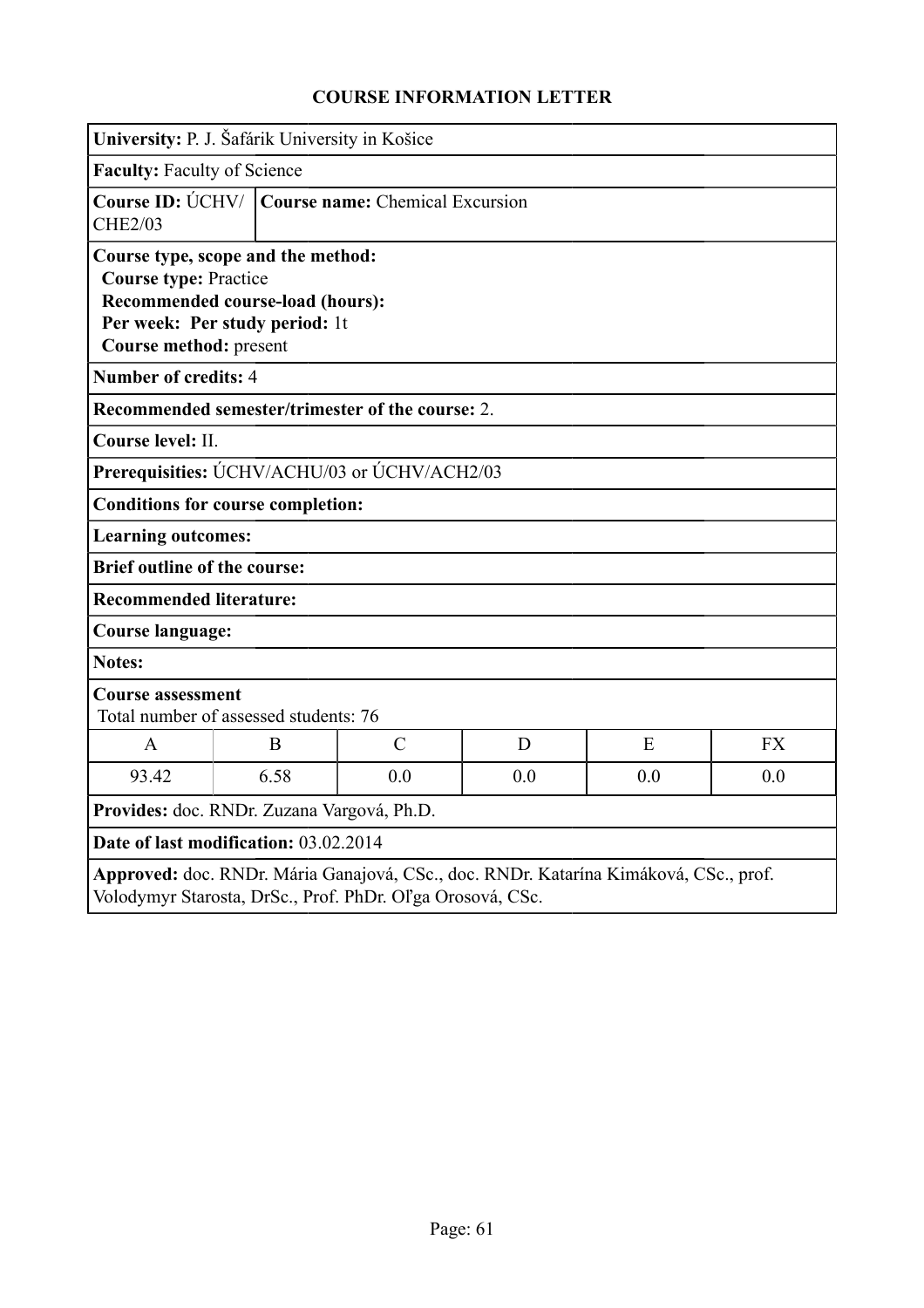## COURSE INFORMATION LETTER

**University:** P. J. Šafárik University in Košice

**Faculty:** Faculty of Science

**Course ID:** ÚCHV/CHE2/03

**Course name:** Chemical Excursion

**Course type, scope and the method:**
**Course type:** Practice
**Recommended course-load (hours):**
**Per week: Per study period:** 1t
**Course method:** present

**Number of credits:** 4

**Recommended semester/trimester of the course:** 2.

**Course level:** II.

**Prerequisities:** ÚCHV/ACHU/03 or ÚCHV/ACH2/03

**Conditions for course completion:**

**Learning outcomes:**

**Brief outline of the course:**

**Recommended literature:**

**Course language:**

**Notes:**

**Course assessment**
Total number of assessed students: 76

| A | B | C | D | E | FX |
|---|---|---|---|---|---|
| 93.42 | 6.58 | 0.0 | 0.0 | 0.0 | 0.0 |

**Provides:** doc. RNDr. Zuzana Vargová, Ph.D.

**Date of last modification:** 03.02.2014

**Approved:** doc. RNDr. Mária Ganajová, CSc., doc. RNDr. Katarína Kimáková, CSc., prof. Volodymyr Starosta, DrSc., Prof. PhDr. Oľga Orosová, CSc.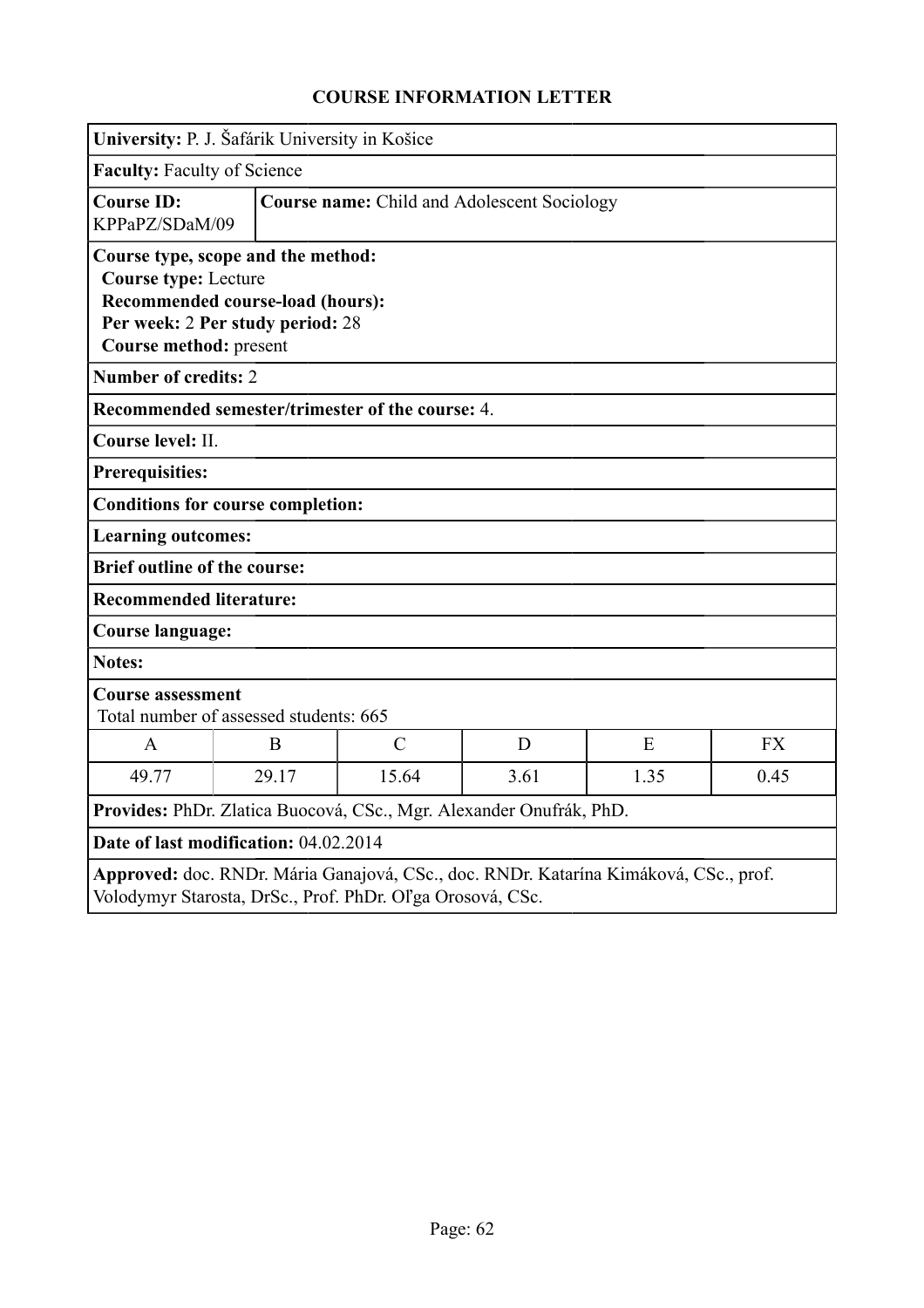# COURSE INFORMATION LETTER

**University:** P. J. Šafárik University in Košice

**Faculty:** Faculty of Science

**Course ID:** KPPaPZ/SDaM/09

**Course name:** Child and Adolescent Sociology

**Course type, scope and the method:**
**Course type:** Lecture
**Recommended course-load (hours):**
**Per week:** 2 **Per study period:** 28
**Course method:** present

**Number of credits:** 2

**Recommended semester/trimester of the course:** 4.

**Course level:** II.

**Prerequisites:**

**Conditions for course completion:**

**Learning outcomes:**

**Brief outline of the course:**

**Recommended literature:**

**Course language:**

**Notes:**

**Course assessment**
Total number of assessed students: 665

| A | B | C | D | E | FX |
|---|---|---|---|---|---|
| 49.77 | 29.17 | 15.64 | 3.61 | 1.35 | 0.45 |

**Provides:** PhDr. Zlatica Buocová, CSc., Mgr. Alexander Onufrák, PhD.

**Date of last modification:** 04.02.2014

**Approved:** doc. RNDr. Mária Ganajová, CSc., doc. RNDr. Katarína Kimáková, CSc., prof. Volodymyr Starosta, DrSc., Prof. PhDr. Oľga Orosová, CSc.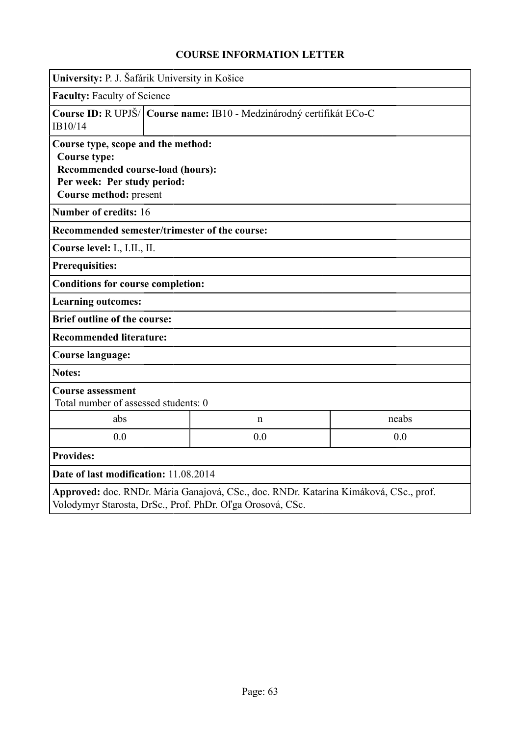# COURSE INFORMATION LETTER

**University:** P. J. Šafárik University in Košice

**Faculty:** Faculty of Science

**Course ID:** R UPJŠ/IB10/14

**Course name:** IB10 - Medzinárodný certifikát ECo-C

**Course type, scope and the method:**
**Course type:**
**Recommended course-load (hours):**
**Per week: Per study period:**
**Course method:** present

**Number of credits:** 16

**Recommended semester/trimester of the course:**

**Course level:** I., I.II., II.

**Prerequisites:**

**Conditions for course completion:**

**Learning outcomes:**

**Brief outline of the course:**

**Recommended literature:**

**Course language:**

**Notes:**

**Course assessment**
Total number of assessed students: 0

| abs | n | neabs |
|---|---|---|
| 0.0 | 0.0 | 0.0 |

**Provides:**

**Date of last modification:** 11.08.2014

**Approved:** doc. RNDr. Mária Ganajová, CSc., doc. RNDr. Katarína Kimáková, CSc., prof. Volodymyr Starosta, DrSc., Prof. PhDr. Oľga Orosová, CSc.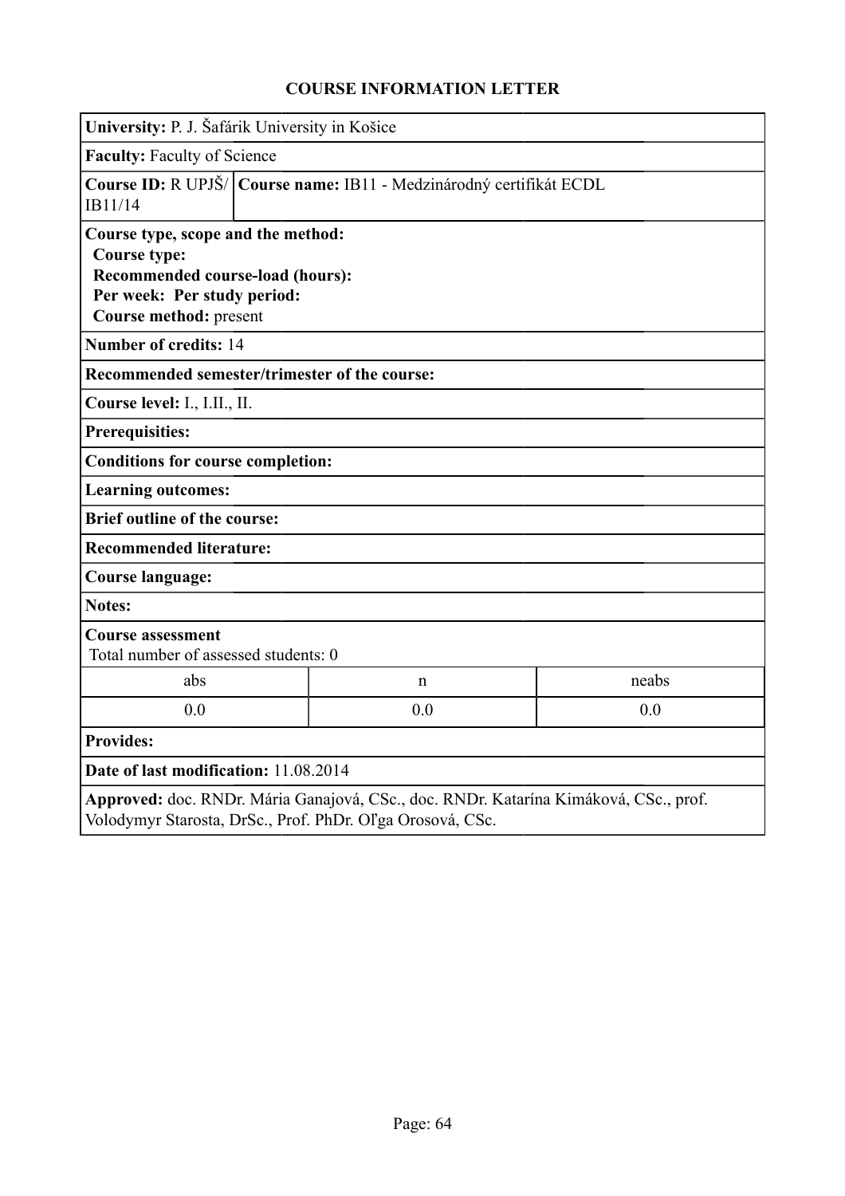# COURSE INFORMATION LETTER

**University:** P. J. Šafárik University in Košice

**Faculty:** Faculty of Science

**Course ID:** R UPJŠ/IB11/14 | **Course name:** IB11 - Medzinárodný certifikát ECDL

**Course type, scope and the method:**
**Course type:**
**Recommended course-load (hours):**
**Per week: Per study period:**
**Course method:** present

**Number of credits:** 14

**Recommended semester/trimester of the course:**

**Course level:** I., I.II., II.

**Prerequisites:**

**Conditions for course completion:**

**Learning outcomes:**

**Brief outline of the course:**

**Recommended literature:**

**Course language:**

**Notes:**

**Course assessment**
Total number of assessed students: 0

| abs | n | neabs |
|---|---|---|
| 0.0 | 0.0 | 0.0 |

**Provides:**

**Date of last modification:** 11.08.2014

**Approved:** doc. RNDr. Mária Ganajová, CSc., doc. RNDr. Katarína Kimáková, CSc., prof. Volodymyr Starosta, DrSc., Prof. PhDr. Oľga Orosová, CSc.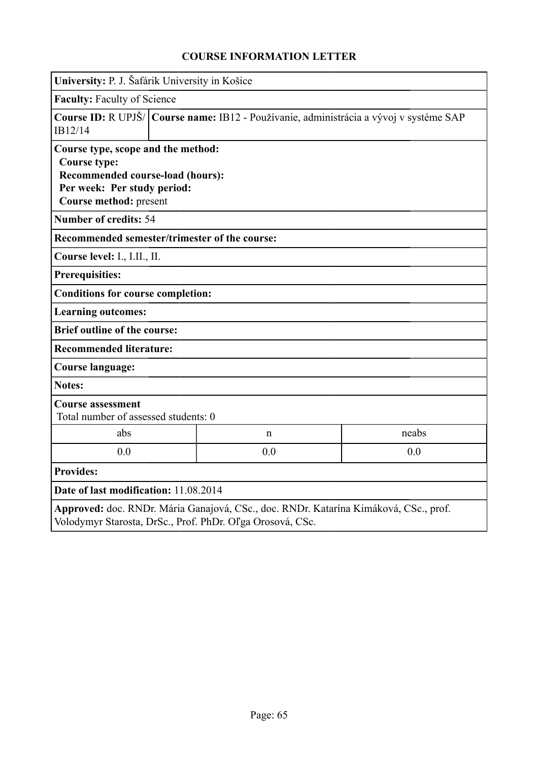# COURSE INFORMATION LETTER

**University:** P. J. Šafárik University in Košice

**Faculty:** Faculty of Science

**Course ID:** R UPJŠ/IB12/14

**Course name:** IB12 - Používanie, administrácia a vývoj v systéme SAP

**Course type, scope and the method:**
**Course type:**
**Recommended course-load (hours):**
**Per week: Per study period:**
**Course method:** present

**Number of credits:** 54

**Recommended semester/trimester of the course:**

**Course level:** I., I.II., II.

**Prerequisites:**

**Conditions for course completion:**

**Learning outcomes:**

**Brief outline of the course:**

**Recommended literature:**

**Course language:**

**Notes:**

**Course assessment**
Total number of assessed students: 0

| abs | n | neabs |
|---|---|---|
| 0.0 | 0.0 | 0.0 |

**Provides:**

**Date of last modification:** 11.08.2014

**Approved:** doc. RNDr. Mária Ganajová, CSc., doc. RNDr. Katarína Kimáková, CSc., prof. Volodymyr Starosta, DrSc., Prof. PhDr. Oľga Orosová, CSc.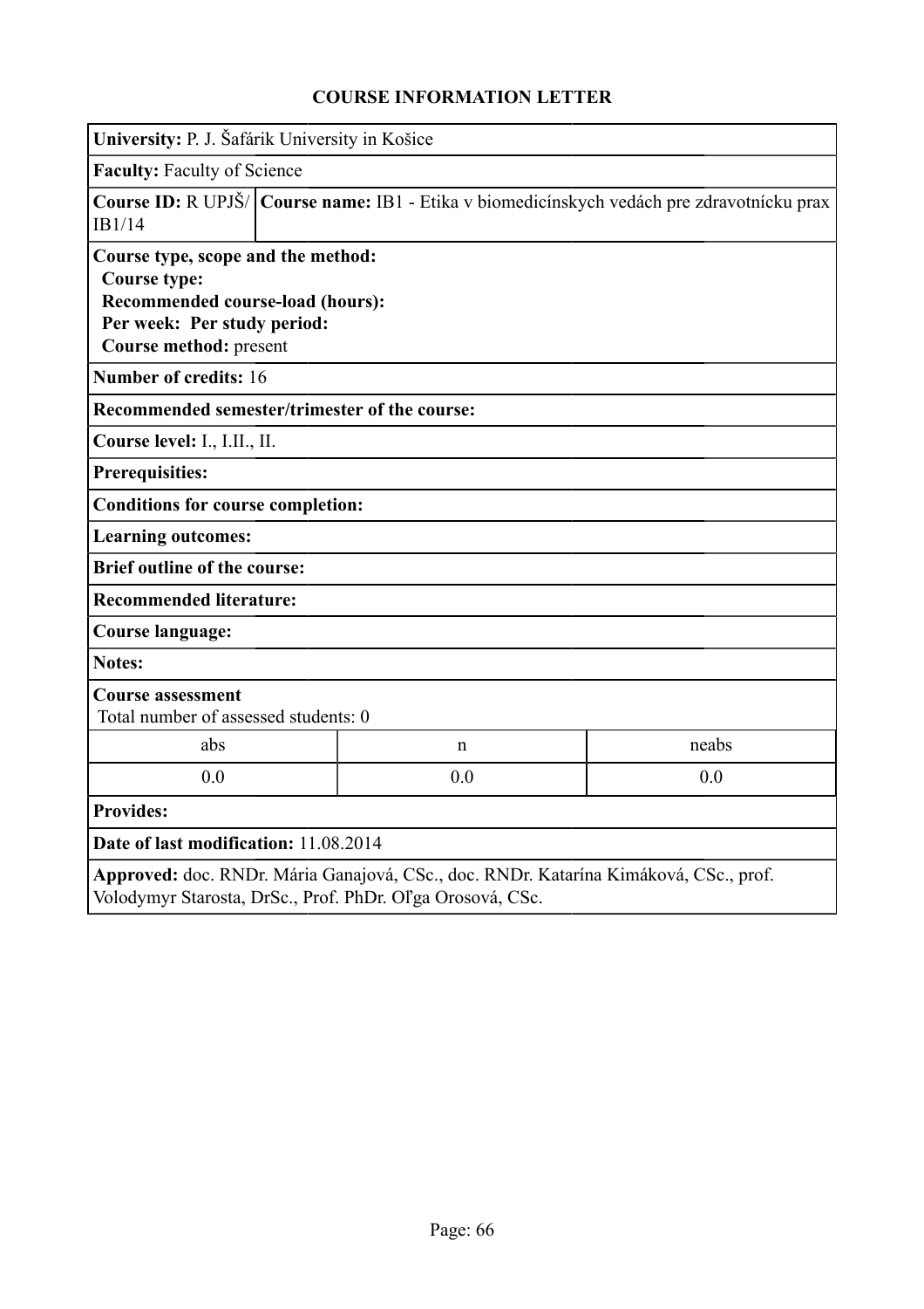# COURSE INFORMATION LETTER

**University:** P. J. Šafárik University in Košice

**Faculty:** Faculty of Science

**Course ID:** R UPJŠ/IB1/14

**Course name:** IB1 - Etika v biomedicínskych vedách pre zdravotnícku prax

**Course type, scope and the method:**
**Course type:**
**Recommended course-load (hours):**
**Per week:** **Per study period:**
**Course method:** present

**Number of credits:** 16

**Recommended semester/trimester of the course:**

**Course level:** I., I.II., II.

**Prerequisites:**

**Conditions for course completion:**

**Learning outcomes:**

**Brief outline of the course:**

**Recommended literature:**

**Course language:**

**Notes:**

**Course assessment**
Total number of assessed students: 0

| abs | n | neabs |
|---|---|---|
| 0.0 | 0.0 | 0.0 |

**Provides:**

**Date of last modification:** 11.08.2014

**Approved:** doc. RNDr. Mária Ganajová, CSc., doc. RNDr. Katarína Kimáková, CSc., prof. Volodymyr Starosta, DrSc., Prof. PhDr. Oľga Orosová, CSc.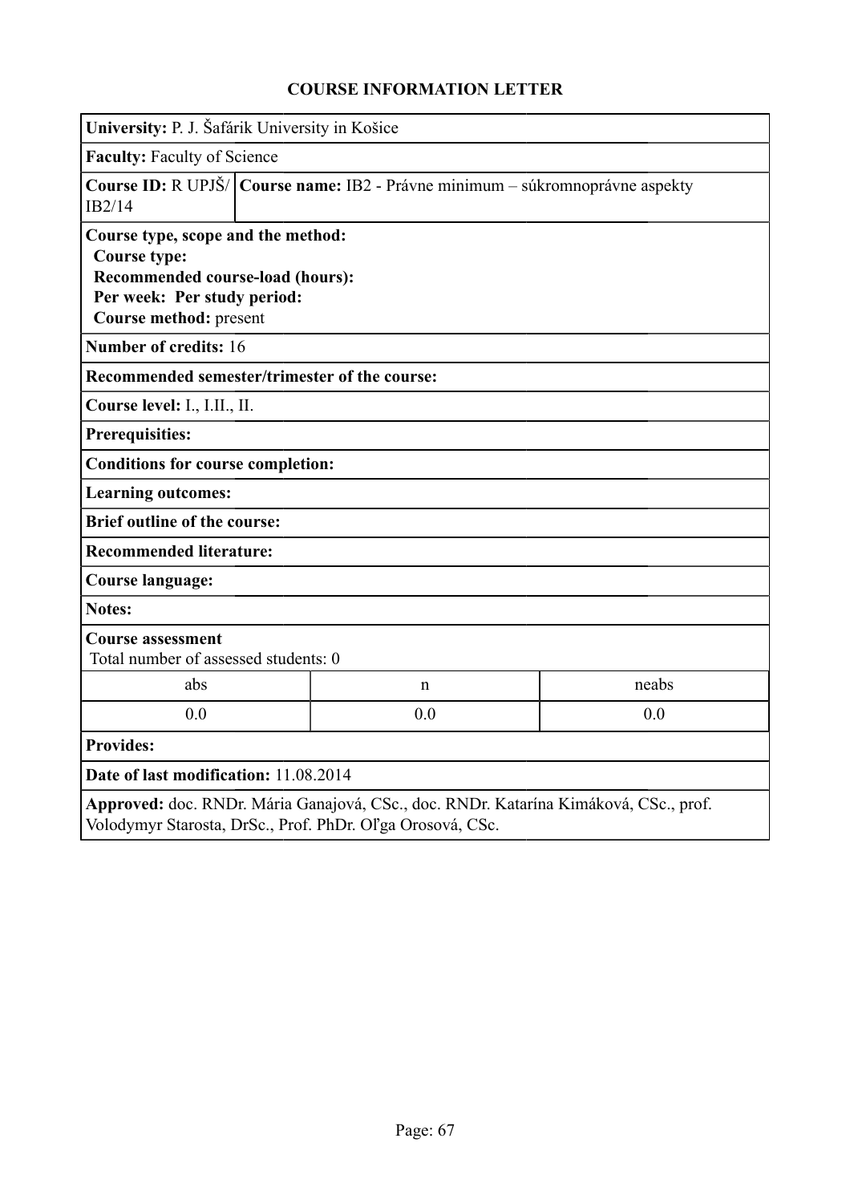# COURSE INFORMATION LETTER

**University:** P. J. Šafárik University in Košice

**Faculty:** Faculty of Science

**Course ID:** R UPJŠ/IB2/14

**Course name:** IB2 - Právne minimum – súkromnoprávne aspekty

**Course type, scope and the method:**
**Course type:**
**Recommended course-load (hours):**
**Per week: Per study period:**
**Course method:** present

**Number of credits:** 16

**Recommended semester/trimester of the course:**

**Course level:** I., I.II., II.

**Prerequisites:**

**Conditions for course completion:**

**Learning outcomes:**

**Brief outline of the course:**

**Recommended literature:**

**Course language:**

**Notes:**

**Course assessment**
Total number of assessed students: 0

| abs | n | neabs |
| --- | --- | --- |
| 0.0 | 0.0 | 0.0 |

**Provides:**

**Date of last modification:** 11.08.2014

**Approved:** doc. RNDr. Mária Ganajová, CSc., doc. RNDr. Katarína Kimáková, CSc., prof. Volodymyr Starosta, DrSc., Prof. PhDr. Oľga Orosová, CSc.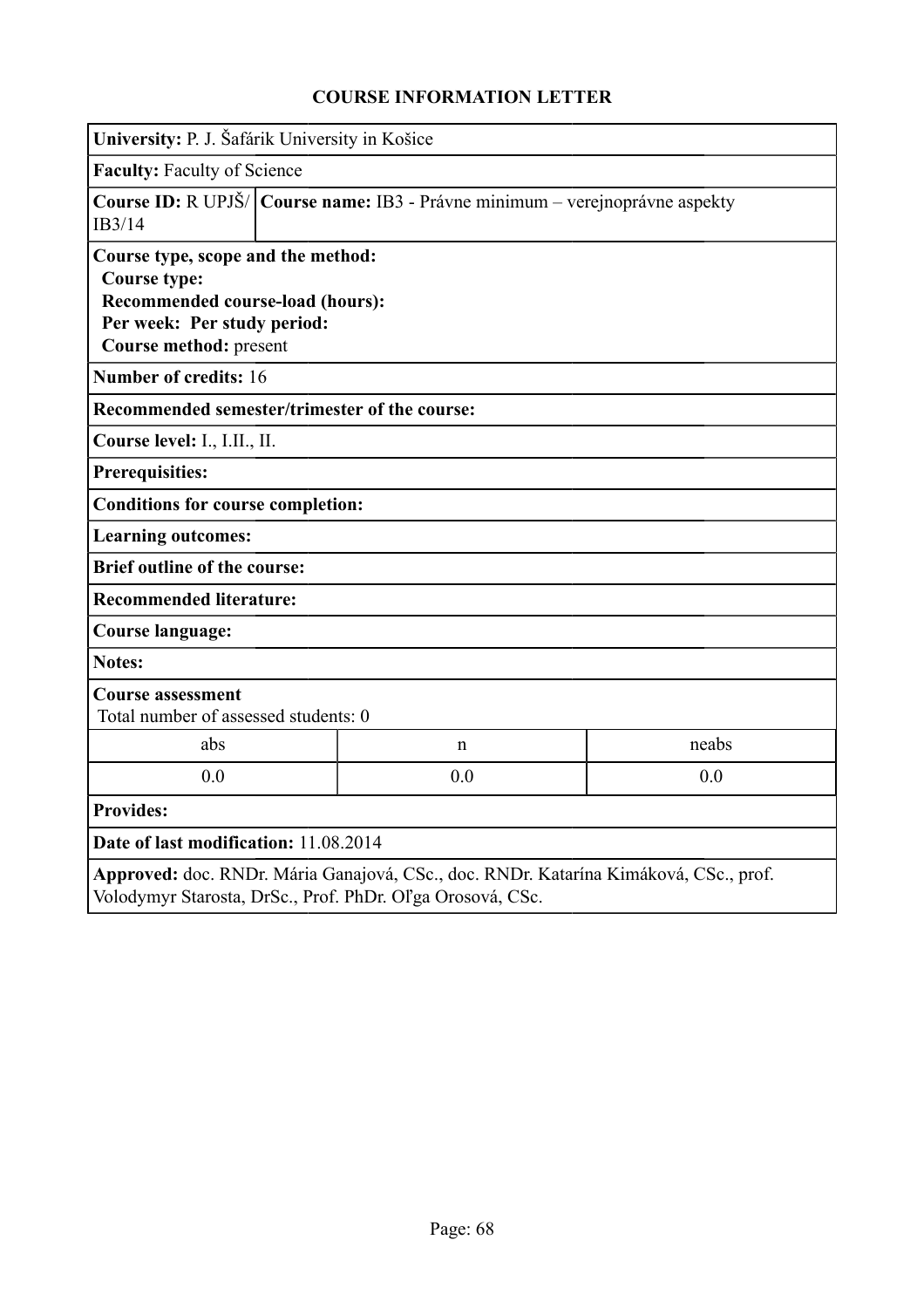## COURSE INFORMATION LETTER

**University:** P. J. Šafárik University in Košice

**Faculty:** Faculty of Science

**Course ID:** R UPJŠ/IB3/14

**Course name:** IB3 - Právne minimum – verejnoprávne aspekty

**Course type, scope and the method:**
**Course type:**
**Recommended course-load (hours):**
**Per week: Per study period:**
**Course method:** present

**Number of credits:** 16

**Recommended semester/trimester of the course:**

**Course level:** I., I.II., II.

**Prerequisites:**

**Conditions for course completion:**

**Learning outcomes:**

**Brief outline of the course:**

**Recommended literature:**

**Course language:**

**Notes:**

**Course assessment**
Total number of assessed students: 0

| abs | n | neabs |
|---|---|---|
| 0.0 | 0.0 | 0.0 |

**Provides:**

**Date of last modification:** 11.08.2014

**Approved:** doc. RNDr. Mária Ganajová, CSc., doc. RNDr. Katarína Kimáková, CSc., prof. Volodymyr Starosta, DrSc., Prof. PhDr. Oľga Orosová, CSc.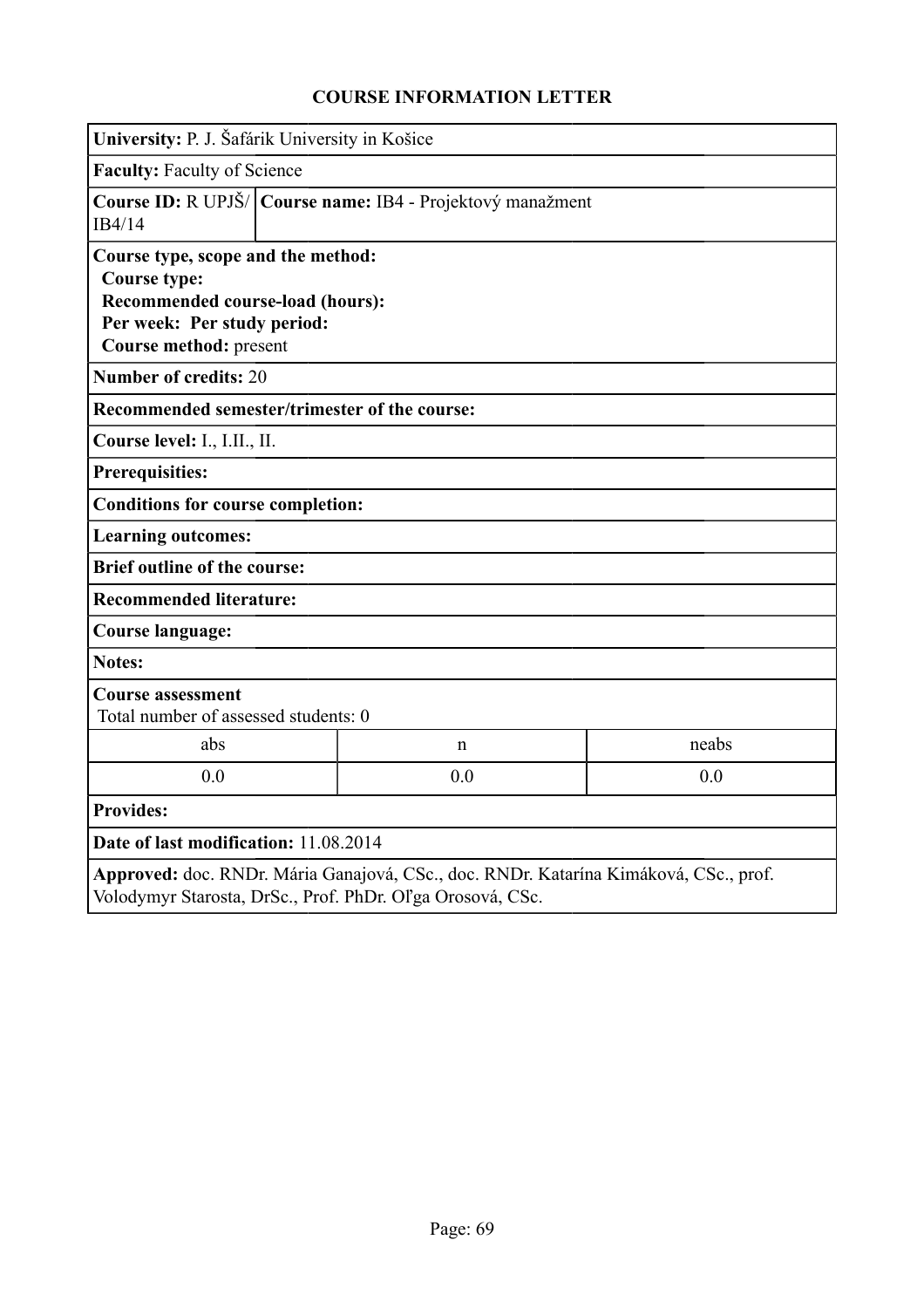# COURSE INFORMATION LETTER

**University:** P. J. Šafárik University in Košice

**Faculty:** Faculty of Science

**Course ID:** R UPJŠ/IB4/14

**Course name:** IB4 - Projektový manažment

**Course type, scope and the method:**
**Course type:**
**Recommended course-load (hours):**
**Per week: Per study period:**
**Course method:** present

**Number of credits:** 20

**Recommended semester/trimester of the course:**

**Course level:** I., I.II., II.

**Prerequisites:**

**Conditions for course completion:**

**Learning outcomes:**

**Brief outline of the course:**

**Recommended literature:**

**Course language:**

**Notes:**

**Course assessment**
Total number of assessed students: 0

| abs | n | neabs |
|---|---|---|
| 0.0 | 0.0 | 0.0 |

**Provides:**

**Date of last modification:** 11.08.2014

**Approved:** doc. RNDr. Mária Ganajová, CSc., doc. RNDr. Katarína Kimáková, CSc., prof. Volodymyr Starosta, DrSc., Prof. PhDr. Oľga Orosová, CSc.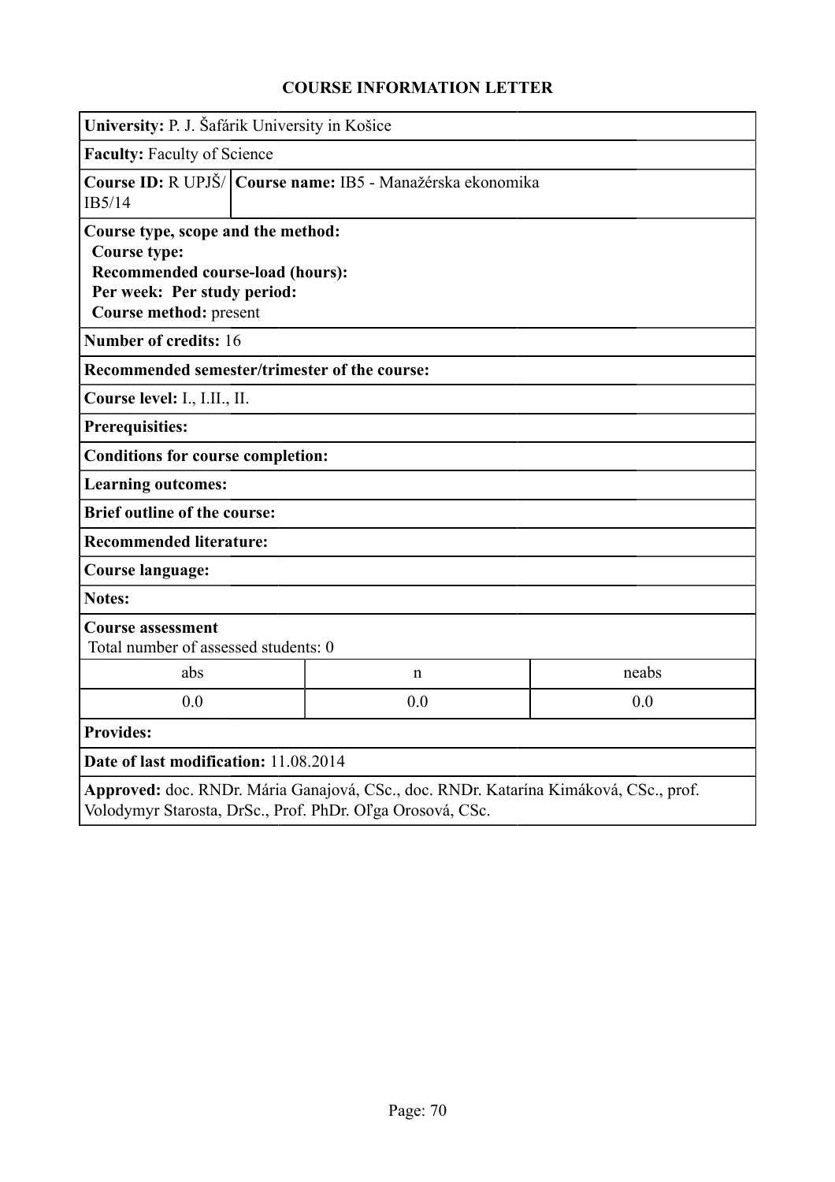## COURSE INFORMATION LETTER

**University:** P. J. Šafárik University in Košice

**Faculty:** Faculty of Science

**Course ID:** R UPJŠ/IB5/14

**Course name:** IB5 - Manažérska ekonomika

**Course type, scope and the method:**
**Course type:**
**Recommended course-load (hours):**
**Per week: Per study period:**
**Course method:** present

**Number of credits:** 16

**Recommended semester/trimester of the course:**

**Course level:** I., I.II., II.

**Prerequisites:**

**Conditions for course completion:**

**Learning outcomes:**

**Brief outline of the course:**

**Recommended literature:**

**Course language:**

**Notes:**

**Course assessment**
Total number of assessed students: 0

| abs | n | neabs |
|---|---|---|
| 0.0 | 0.0 | 0.0 |

**Provides:**

**Date of last modification:** 11.08.2014

**Approved:** doc. RNDr. Mária Ganajová, CSc., doc. RNDr. Katarína Kimáková, CSc., prof. Volodymyr Starosta, DrSc., Prof. PhDr. Oľga Orosová, CSc.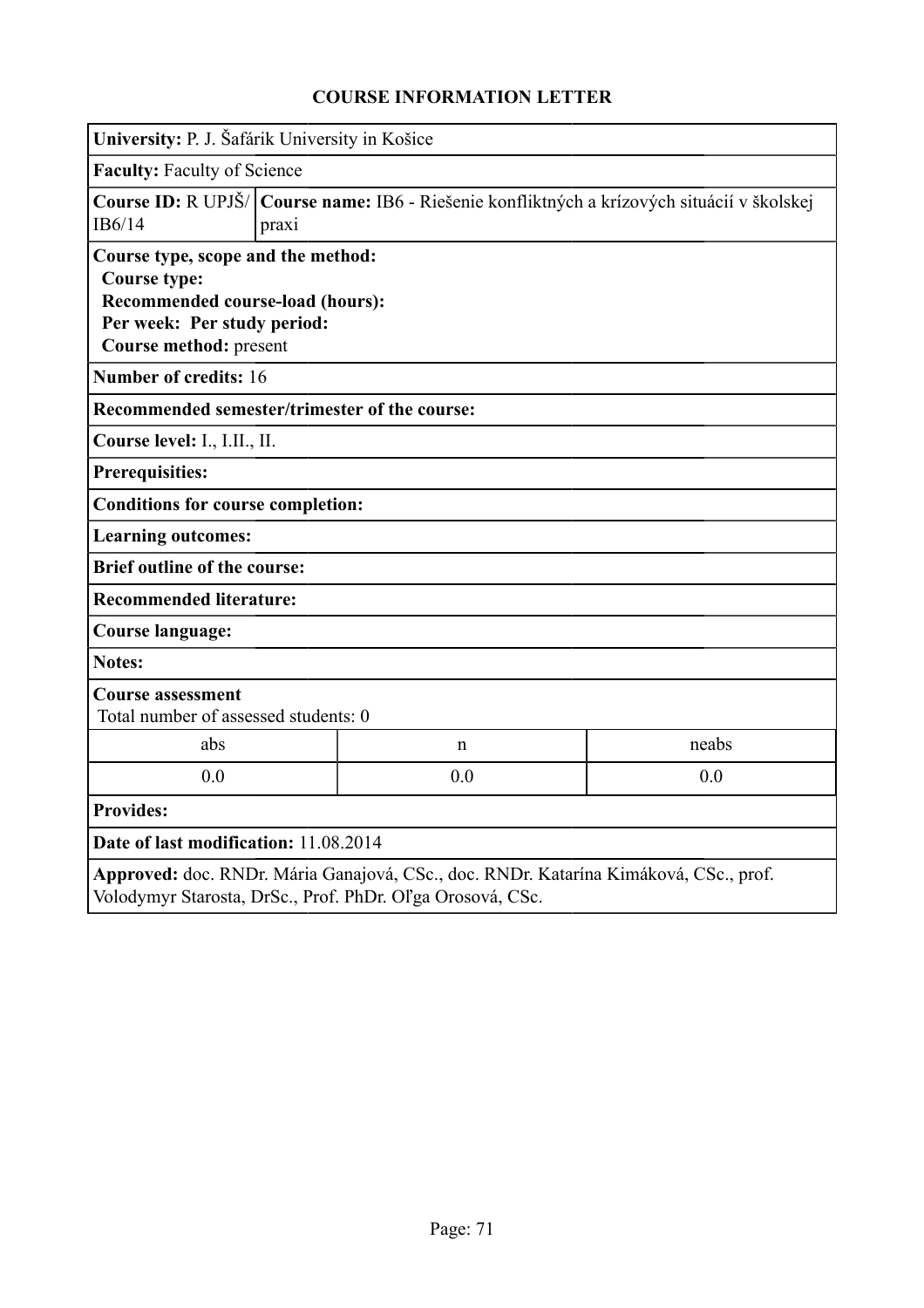# COURSE INFORMATION LETTER

**University:** P. J. Šafárik University in Košice

**Faculty:** Faculty of Science

**Course ID:** R UPJŠ/ IB6/14

**Course name:** IB6 - Riešenie konfliktných a krízových situácií v školskej praxi

**Course type, scope and the method:**
**Course type:**
**Recommended course-load (hours):**
**Per week: Per study period:**
**Course method:** present

**Number of credits:** 16

**Recommended semester/trimester of the course:**

**Course level:** I., I.II., II.

**Prerequisities:**

**Conditions for course completion:**

**Learning outcomes:**

**Brief outline of the course:**

**Recommended literature:**

**Course language:**

**Notes:**

**Course assessment**
Total number of assessed students: 0

| abs | n | neabs |
|---|---|---|
| 0.0 | 0.0 | 0.0 |

**Provides:**

**Date of last modification:** 11.08.2014

**Approved:** doc. RNDr. Mária Ganajová, CSc., doc. RNDr. Katarína Kimáková, CSc., prof. Volodymyr Starosta, DrSc., Prof. PhDr. Oľga Orosová, CSc.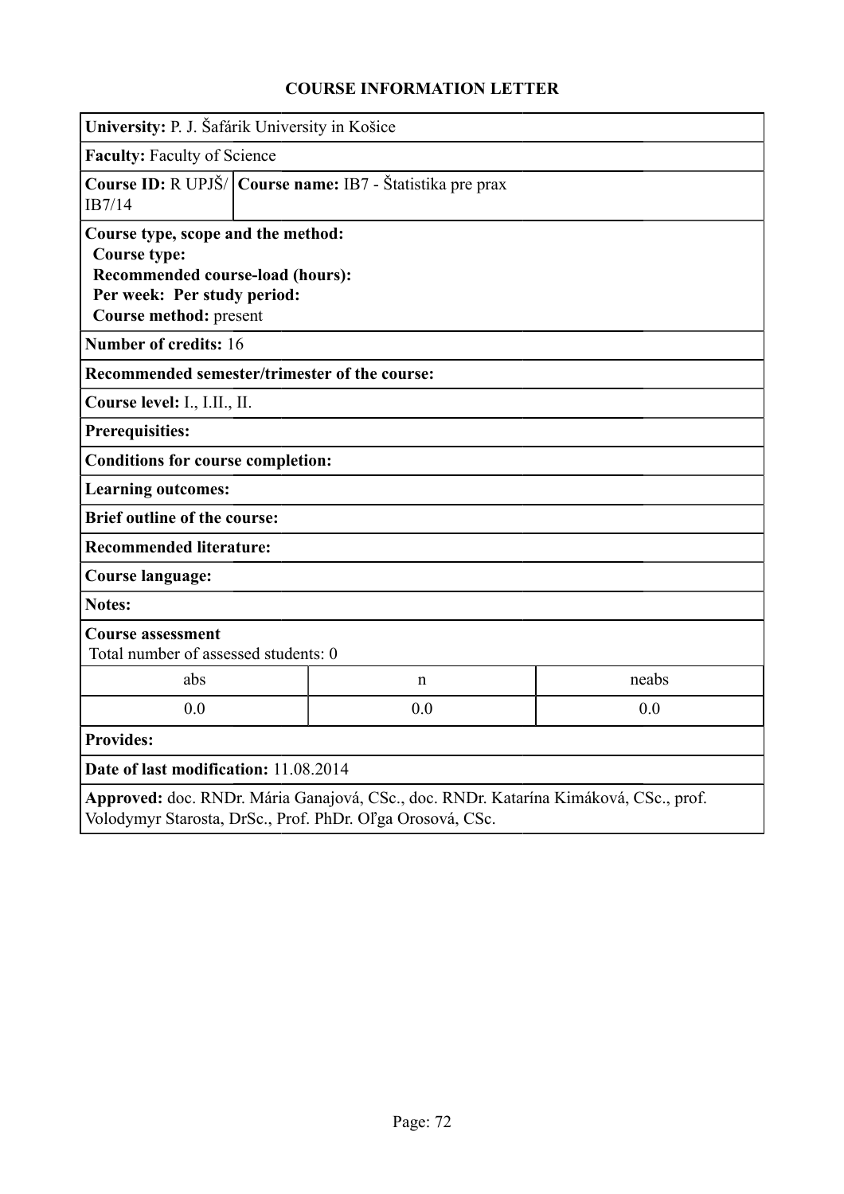# COURSE INFORMATION LETTER

**University:** P. J. Šafárik University in Košice

**Faculty:** Faculty of Science

**Course ID:** R UPJŠ/IB7/14

**Course name:** IB7 - Štatistika pre prax

**Course type, scope and the method:**
**Course type:**
**Recommended course-load (hours):**
**Per week:** **Per study period:**
**Course method:** present

**Number of credits:** 16

**Recommended semester/trimester of the course:**

**Course level:** I., I.II., II.

**Prerequisites:**

**Conditions for course completion:**

**Learning outcomes:**

**Brief outline of the course:**

**Recommended literature:**

**Course language:**

**Notes:**

**Course assessment**
Total number of assessed students: 0

| abs | n | neabs |
|---|---|---|
| 0.0 | 0.0 | 0.0 |

**Provides:**

**Date of last modification:** 11.08.2014

**Approved:** doc. RNDr. Mária Ganajová, CSc., doc. RNDr. Katarína Kimáková, CSc., prof. Volodymyr Starosta, DrSc., Prof. PhDr. Oľga Orosová, CSc.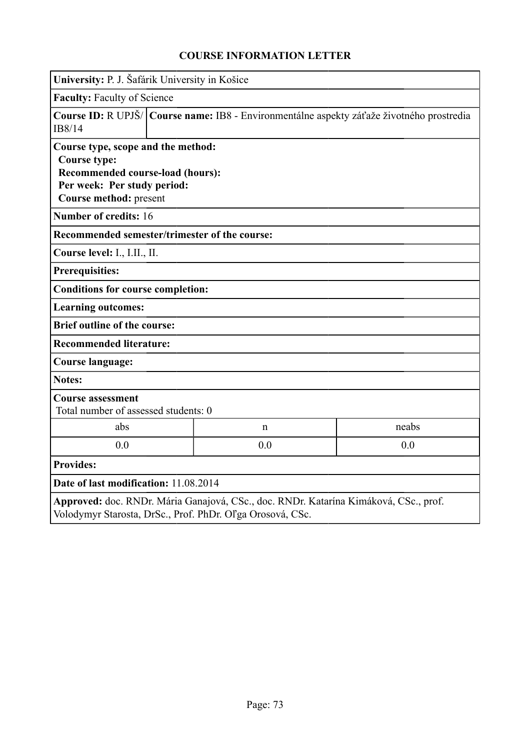## COURSE INFORMATION LETTER

**University:** P. J. Šafárik University in Košice

**Faculty:** Faculty of Science

**Course ID:** R UPJŠ/IB8/14

**Course name:** IB8 - Environmentálne aspekty záťaže životného prostredia

**Course type, scope and the method:**
**Course type:**
**Recommended course-load (hours):**
**Per week: Per study period:**
**Course method:** present

**Number of credits:** 16

**Recommended semester/trimester of the course:**

**Course level:** I., I.II., II.

**Prerequisites:**

**Conditions for course completion:**

**Learning outcomes:**

**Brief outline of the course:**

**Recommended literature:**

**Course language:**

**Notes:**

**Course assessment**
Total number of assessed students: 0

| abs | n | neabs |
|---|---|---|
| 0.0 | 0.0 | 0.0 |

**Provides:**

**Date of last modification:** 11.08.2014

**Approved:** doc. RNDr. Mária Ganajová, CSc., doc. RNDr. Katarína Kimáková, CSc., prof. Volodymyr Starosta, DrSc., Prof. PhDr. Oľga Orosová, CSc.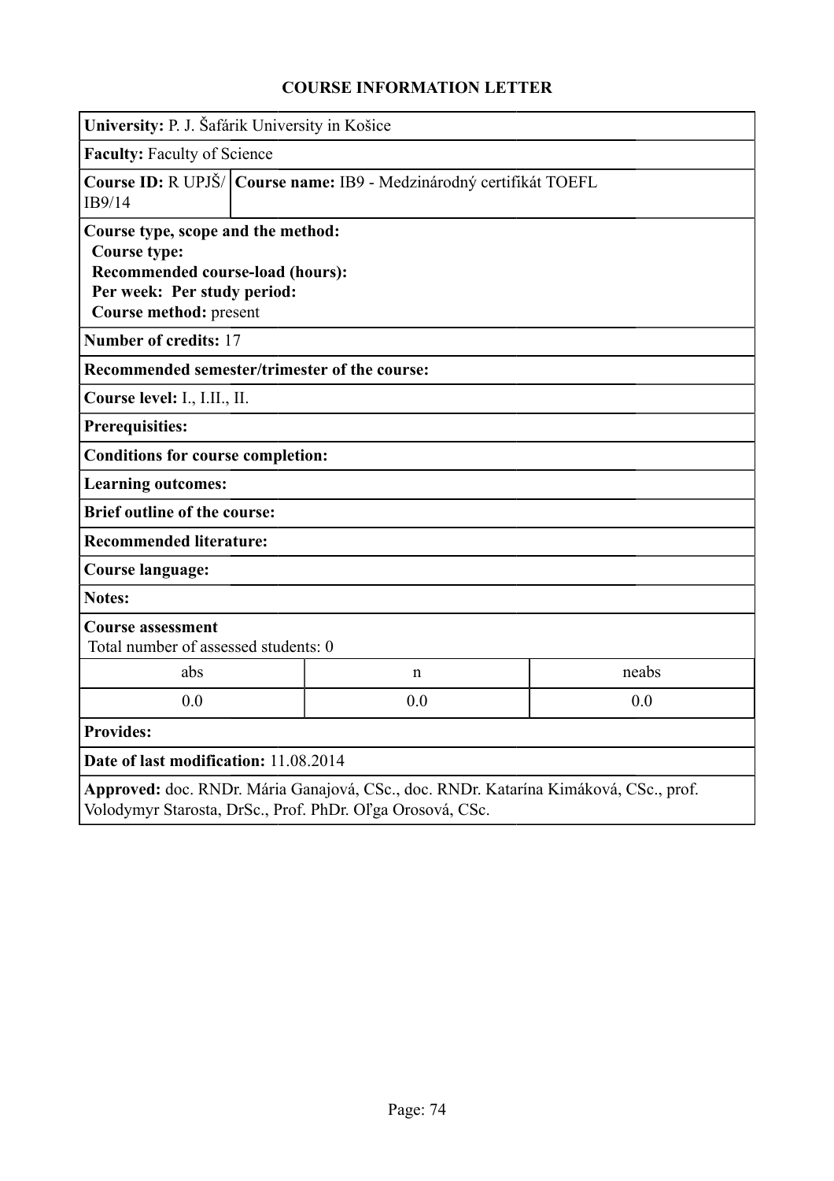# COURSE INFORMATION LETTER

**University:** P. J. Šafárik University in Košice

**Faculty:** Faculty of Science

**Course ID:** R UPJŠ/IB9/14 | **Course name:** IB9 - Medzinárodný certifikát TOEFL

**Course type, scope and the method:**
**Course type:**
**Recommended course-load (hours):**
**Per week: Per study period:**
**Course method:** present

**Number of credits:** 17

**Recommended semester/trimester of the course:**

**Course level:** I., I.II., II.

**Prerequisites:**

**Conditions for course completion:**

**Learning outcomes:**

**Brief outline of the course:**

**Recommended literature:**

**Course language:**

**Notes:**

**Course assessment**
Total number of assessed students: 0

| abs | n | neabs |
|---|---|---|
| 0.0 | 0.0 | 0.0 |

**Provides:**

**Date of last modification:** 11.08.2014

**Approved:** doc. RNDr. Mária Ganajová, CSc., doc. RNDr. Katarína Kimáková, CSc., prof. Volodymyr Starosta, DrSc., Prof. PhDr. Oľga Orosová, CSc.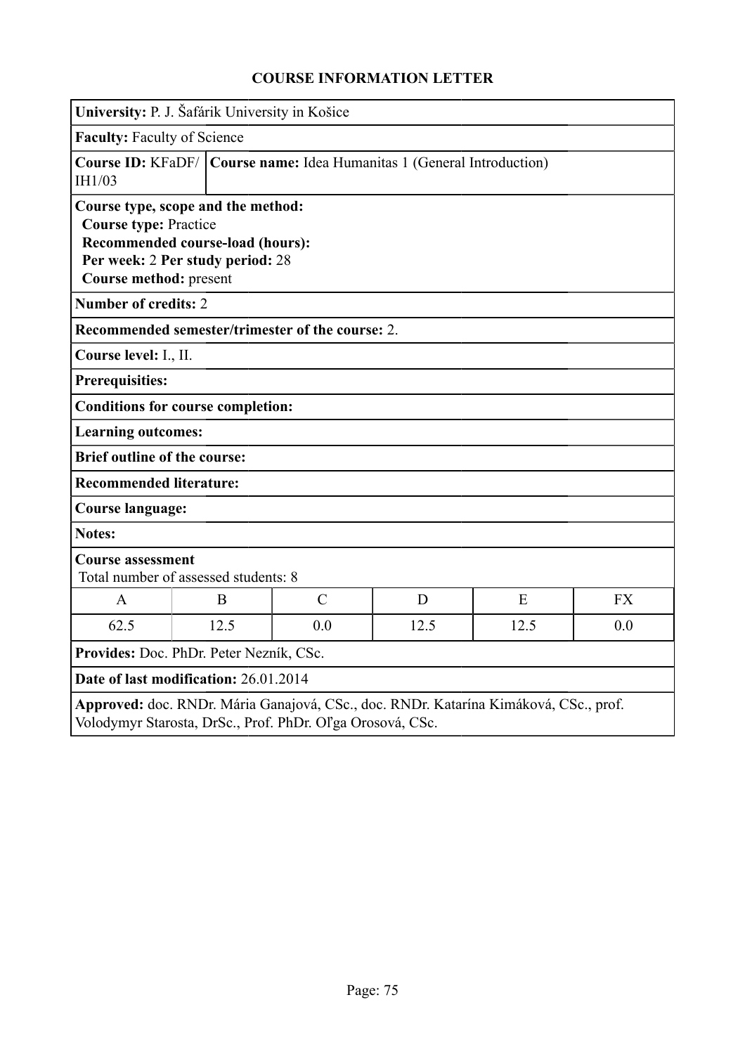## COURSE INFORMATION LETTER

**University:** P. J. Šafárik University in Košice

**Faculty:** Faculty of Science

**Course ID:** KFaDF/IH1/03 | **Course name:** Idea Humanitas 1 (General Introduction)

**Course type, scope and the method:**
**Course type:** Practice
**Recommended course-load (hours):**
**Per week:** 2 **Per study period:** 28
**Course method:** present

**Number of credits:** 2

**Recommended semester/trimester of the course:** 2.

**Course level:** I., II.

**Prerequisites:**

**Conditions for course completion:**

**Learning outcomes:**

**Brief outline of the course:**

**Recommended literature:**

**Course language:**

**Notes:**

**Course assessment**
Total number of assessed students: 8

| A | B | C | D | E | FX |
|---|---|---|---|---|---|
| 62.5 | 12.5 | 0.0 | 12.5 | 12.5 | 0.0 |

**Provides:** Doc. PhDr. Peter Nezník, CSc.

**Date of last modification:** 26.01.2014

**Approved:** doc. RNDr. Mária Ganajová, CSc., doc. RNDr. Katarína Kimáková, CSc., prof. Volodymyr Starosta, DrSc., Prof. PhDr. Oľga Orosová, CSc.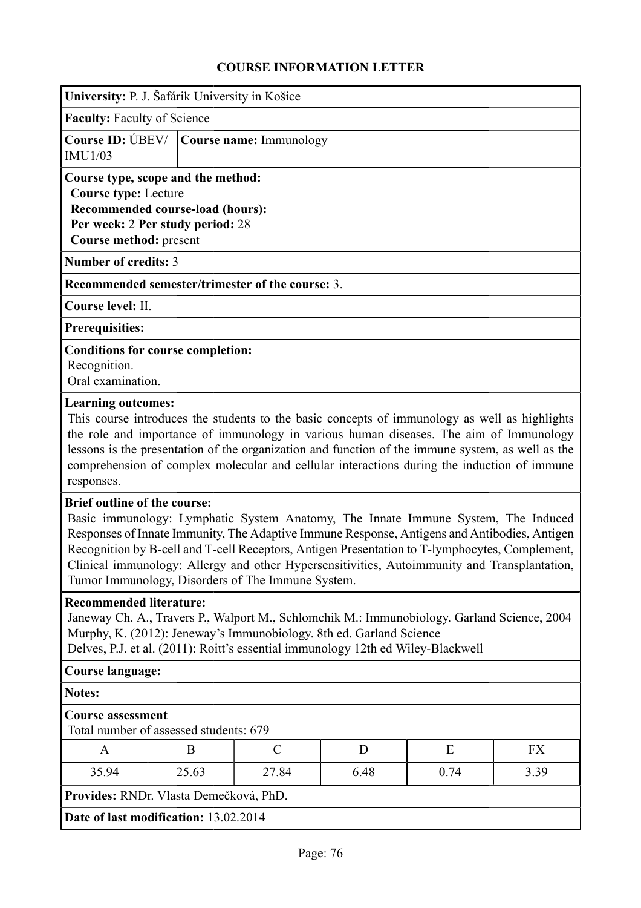# COURSE INFORMATION LETTER

**University:** P. J. Šafárik University in Košice

**Faculty:** Faculty of Science

**Course ID:** ÚBEV/IMU1/03 | **Course name:** Immunology

**Course type, scope and the method:**
**Course type:** Lecture
**Recommended course-load (hours):**
**Per week:** 2 **Per study period:** 28
**Course method:** present

**Number of credits:** 3

**Recommended semester/trimester of the course:** 3.

**Course level:** II.

**Prerequisites:**

**Conditions for course completion:**
Recognition.
Oral examination.

**Learning outcomes:**
This course introduces the students to the basic concepts of immunology as well as highlights the role and importance of immunology in various human diseases. The aim of Immunology lessons is the presentation of the organization and function of the immune system, as well as the comprehension of complex molecular and cellular interactions during the induction of immune responses.

**Brief outline of the course:**
Basic immunology: Lymphatic System Anatomy, The Innate Immune System, The Induced Responses of Innate Immunity, The Adaptive Immune Response, Antigens and Antibodies, Antigen Recognition by B-cell and T-cell Receptors, Antigen Presentation to T-lymphocytes, Complement, Clinical immunology: Allergy and other Hypersensitivities, Autoimmunity and Transplantation, Tumor Immunology, Disorders of The Immune System.

**Recommended literature:**
Janeway Ch. A., Travers P., Walport M., Schlomchik M.: Immunobiology. Garland Science, 2004
Murphy, K. (2012): Jeneway's Immunobiology. 8th ed. Garland Science
Delves, P.J. et al. (2011): Roitt's essential immunology 12th ed Wiley-Blackwell

**Course language:**

**Notes:**

**Course assessment**
Total number of assessed students: 679

| A | B | C | D | E | FX |
|---|---|---|---|---|---|
| 35.94 | 25.63 | 27.84 | 6.48 | 0.74 | 3.39 |

**Provides:** RNDr. Vlasta Demečková, PhD.

**Date of last modification:** 13.02.2014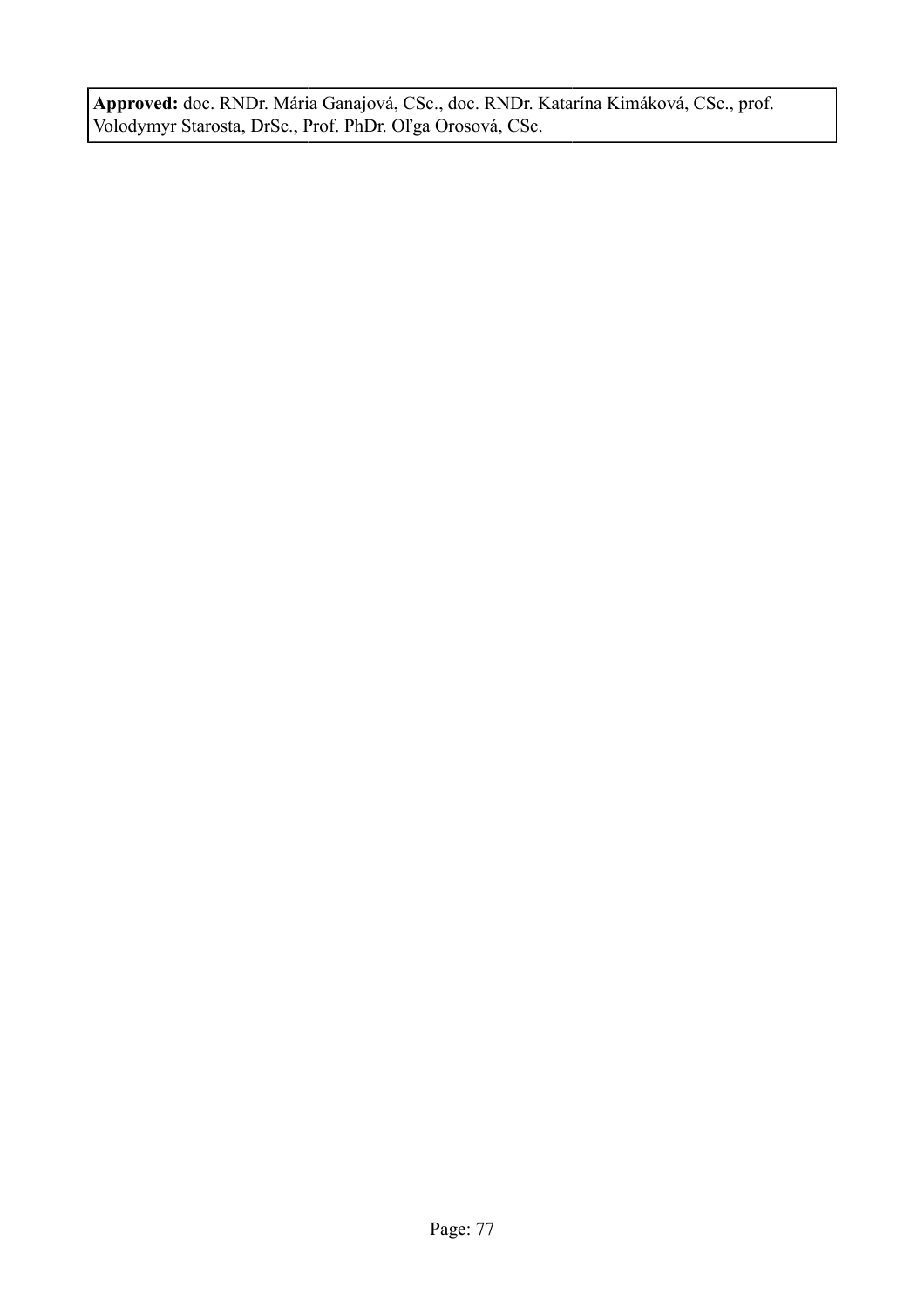**Approved:** doc. RNDr. Mária Ganajová, CSc., doc. RNDr. Katarína Kimáková, CSc., prof. Volodymyr Starosta, DrSc., Prof. PhDr. Oľga Orosová, CSc.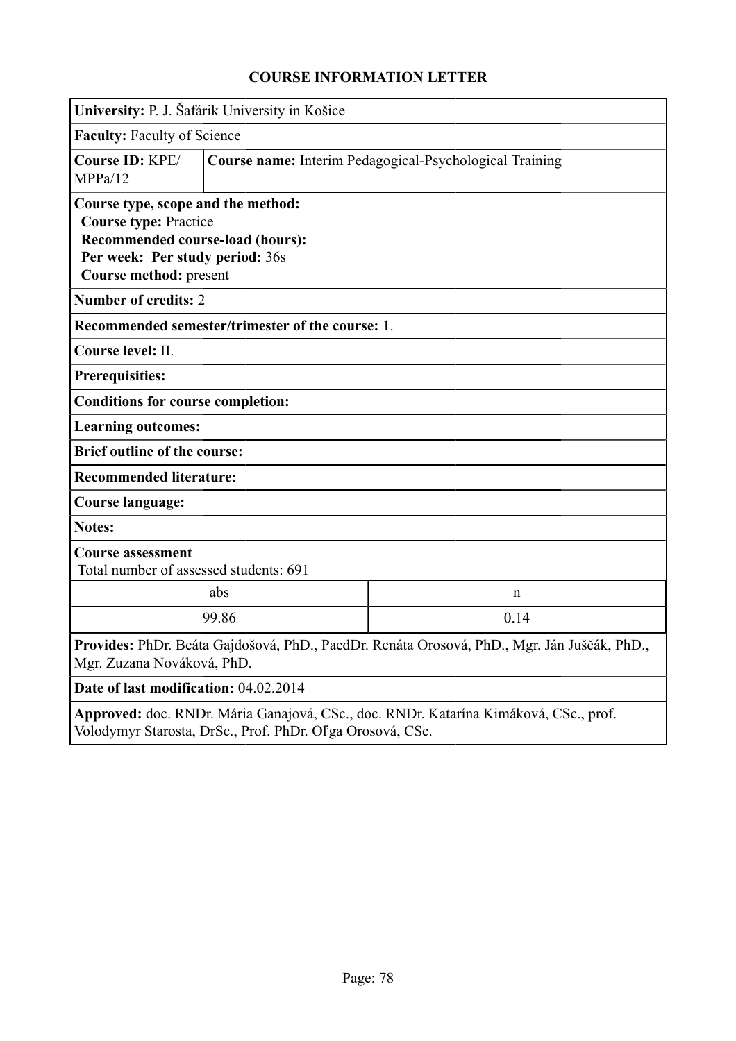# COURSE INFORMATION LETTER

**University:** P. J. Šafárik University in Košice

**Faculty:** Faculty of Science

**Course ID:** KPE/MPPa/12

**Course name:** Interim Pedagogical-Psychological Training

**Course type, scope and the method:**
**Course type:** Practice
**Recommended course-load (hours):**
**Per week: Per study period:** 36s
**Course method:** present

**Number of credits:** 2

**Recommended semester/trimester of the course:** 1.

**Course level:** II.

**Prerequisites:**

**Conditions for course completion:**

**Learning outcomes:**

**Brief outline of the course:**

**Recommended literature:**

**Course language:**

**Notes:**

**Course assessment**
Total number of assessed students: 691

| abs | n |
|---|---|
| 99.86 | 0.14 |

**Provides:** PhDr. Beáta Gajdošová, PhD., PaedDr. Renáta Orosová, PhD., Mgr. Ján Juščák, PhD., Mgr. Zuzana Nováková, PhD.

**Date of last modification:** 04.02.2014

**Approved:** doc. RNDr. Mária Ganajová, CSc., doc. RNDr. Katarína Kimáková, CSc., prof. Volodymyr Starosta, DrSc., Prof. PhDr. Oľga Orosová, CSc.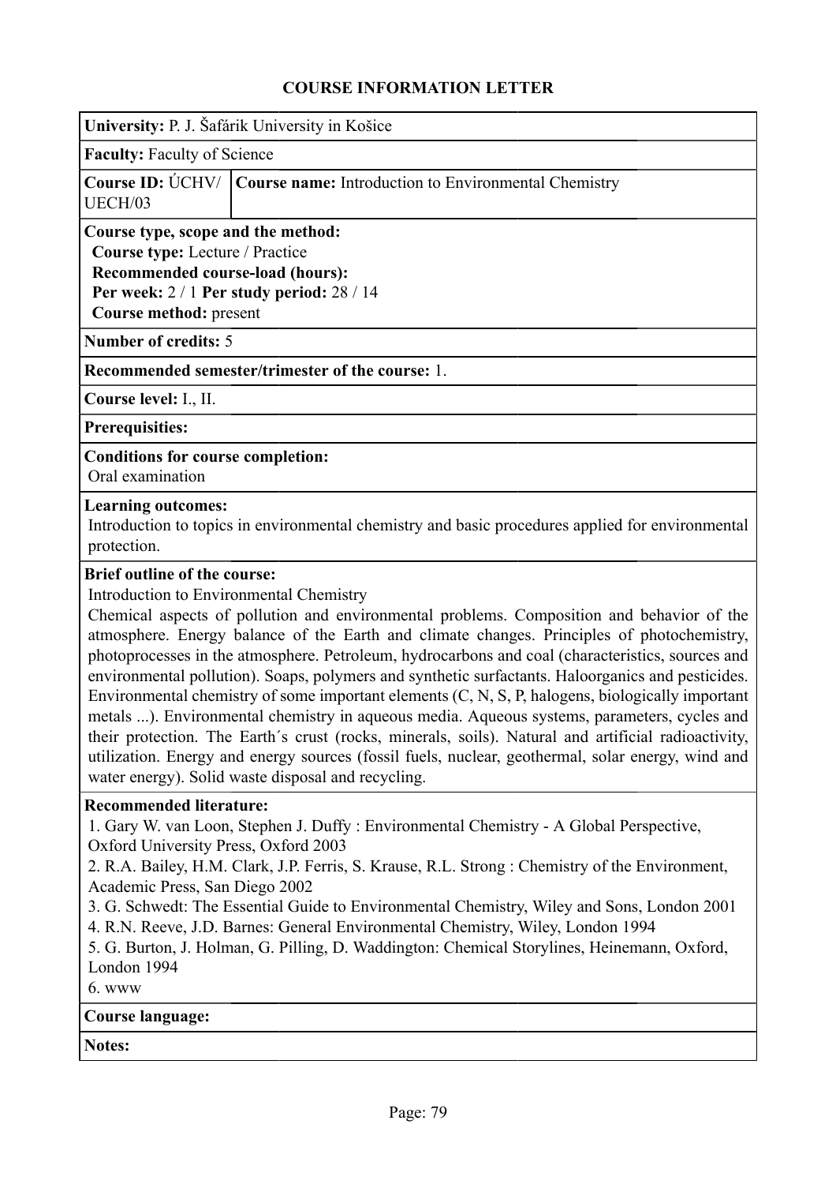# COURSE INFORMATION LETTER

**University:** P. J. Šafárik University in Košice

**Faculty:** Faculty of Science

| **Course ID:** ÚCHV/ UECH/03 | **Course name:** Introduction to Environmental Chemistry |
|---|---|

**Course type, scope and the method:**
**Course type:** Lecture / Practice
**Recommended course-load (hours):**
**Per week:** 2 / 1 **Per study period:** 28 / 14
**Course method:** present

**Number of credits:** 5

**Recommended semester/trimester of the course:** 1.

**Course level:** I., II.

**Prerequisities:**

**Conditions for course completion:**
Oral examination

**Learning outcomes:**
Introduction to topics in environmental chemistry and basic procedures applied for environmental protection.

**Brief outline of the course:**
Introduction to Environmental Chemistry
Chemical aspects of pollution and environmental problems. Composition and behavior of the atmosphere. Energy balance of the Earth and climate changes. Principles of photochemistry, photoprocesses in the atmosphere. Petroleum, hydrocarbons and coal (characteristics, sources and environmental pollution). Soaps, polymers and synthetic surfactants. Haloorganics and pesticides. Environmental chemistry of some important elements (C, N, S, P, halogens, biologically important metals ...). Environmental chemistry in aqueous media. Aqueous systems, parameters, cycles and their protection. The Earth´s crust (rocks, minerals, soils). Natural and artificial radioactivity, utilization. Energy and energy sources (fossil fuels, nuclear, geothermal, solar energy, wind and water energy). Solid waste disposal and recycling.

**Recommended literature:**
1. Gary W. van Loon, Stephen J. Duffy : Environmental Chemistry - A Global Perspective, Oxford University Press, Oxford 2003
2. R.A. Bailey, H.M. Clark, J.P. Ferris, S. Krause, R.L. Strong : Chemistry of the Environment, Academic Press, San Diego 2002
3. G. Schwedt: The Essential Guide to Environmental Chemistry, Wiley and Sons, London 2001
4. R.N. Reeve, J.D. Barnes: General Environmental Chemistry, Wiley, London 1994
5. G. Burton, J. Holman, G. Pilling, D. Waddington: Chemical Storylines, Heinemann, Oxford, London 1994
6. www

**Course language:**

**Notes:**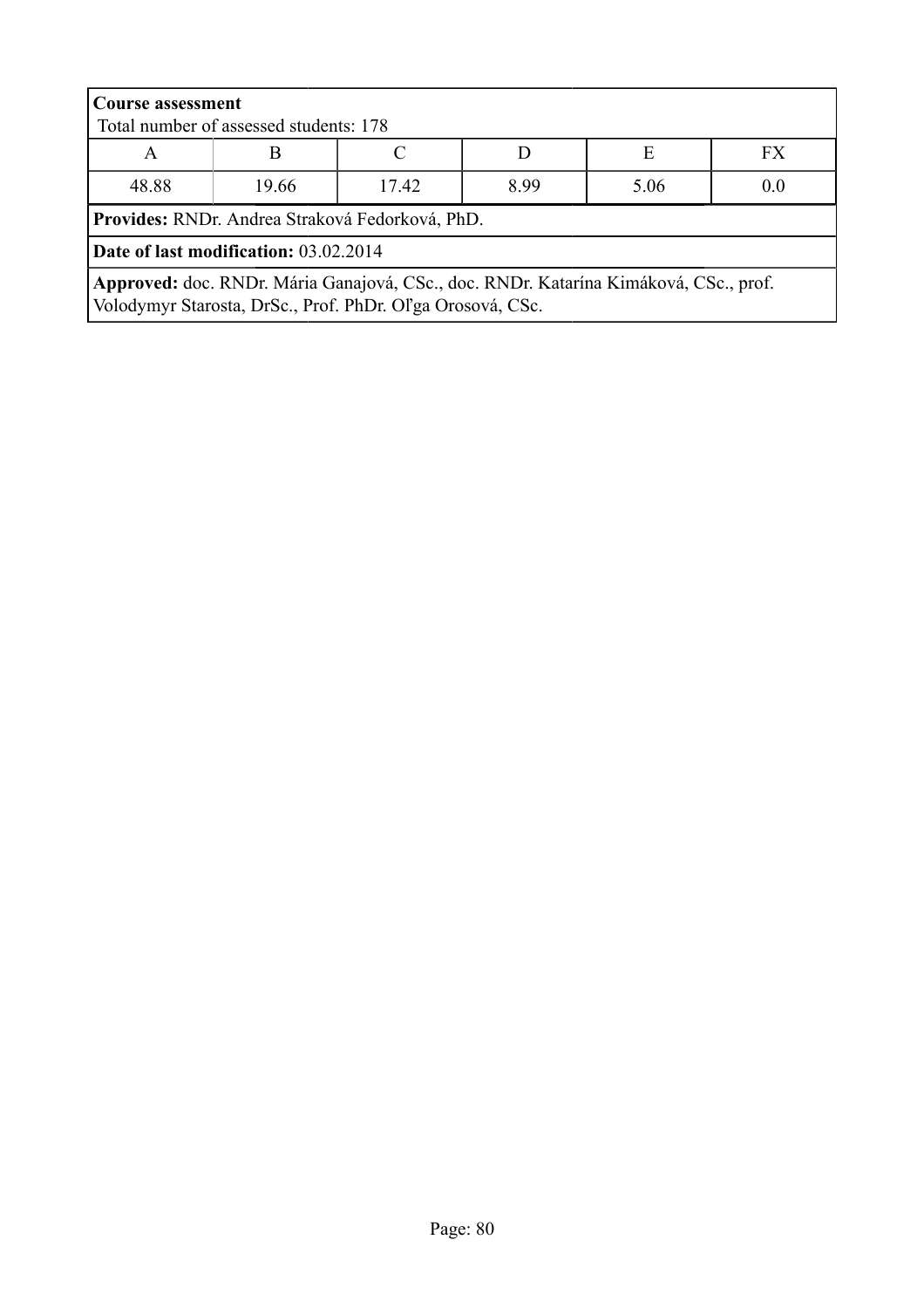**Course assessment**
Total number of assessed students: 178

| A | B | C | D | E | FX |
|---|---|---|---|---|---|
| 48.88 | 19.66 | 17.42 | 8.99 | 5.06 | 0.0 |

**Provides:** RNDr. Andrea Straková Fedorková, PhD.

**Date of last modification:** 03.02.2014

**Approved:** doc. RNDr. Mária Ganajová, CSc., doc. RNDr. Katarína Kimáková, CSc., prof. Volodymyr Starosta, DrSc., Prof. PhDr. Oľga Orosová, CSc.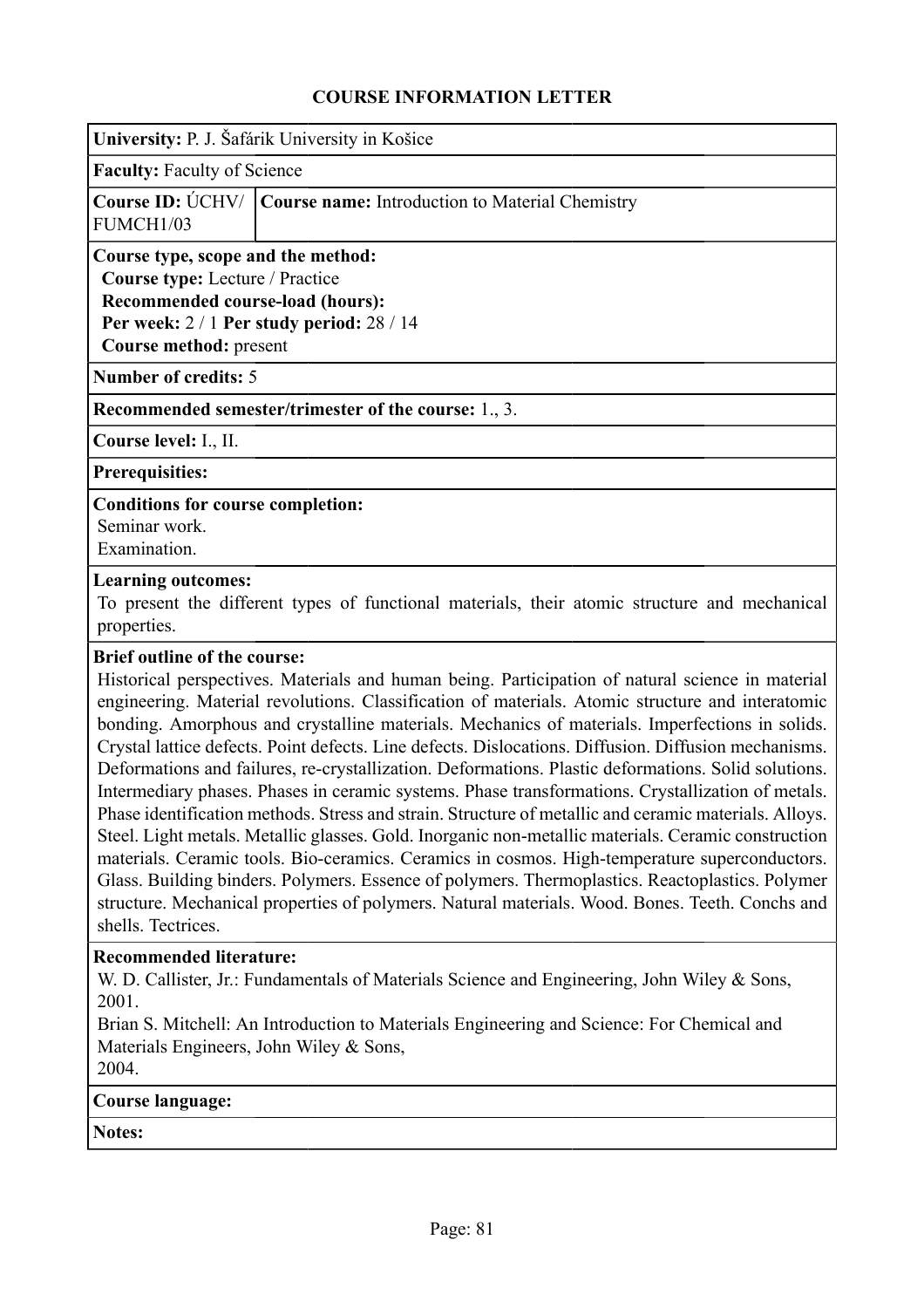# COURSE INFORMATION LETTER

**University:** P. J. Šafárik University in Košice

**Faculty:** Faculty of Science

| **Course ID:** ÚCHV/ FUMCH1/03 | **Course name:** Introduction to Material Chemistry |
|---|---|

**Course type, scope and the method:**
**Course type:** Lecture / Practice
**Recommended course-load (hours):**
**Per week:** 2 / 1 **Per study period:** 28 / 14
**Course method:** present

**Number of credits:** 5

**Recommended semester/trimester of the course:** 1., 3.

**Course level:** I., II.

**Prerequisites:**

**Conditions for course completion:**
Seminar work.
Examination.

**Learning outcomes:**
To present the different types of functional materials, their atomic structure and mechanical properties.

**Brief outline of the course:**
Historical perspectives. Materials and human being. Participation of natural science in material engineering. Material revolutions. Classification of materials. Atomic structure and interatomic bonding. Amorphous and crystalline materials. Mechanics of materials. Imperfections in solids. Crystal lattice defects. Point defects. Line defects. Dislocations. Diffusion. Diffusion mechanisms. Deformations and failures, re-crystallization. Deformations. Plastic deformations. Solid solutions. Intermediary phases. Phases in ceramic systems. Phase transformations. Crystallization of metals. Phase identification methods. Stress and strain. Structure of metallic and ceramic materials. Alloys. Steel. Light metals. Metallic glasses. Gold. Inorganic non-metallic materials. Ceramic construction materials. Ceramic tools. Bio-ceramics. Ceramics in cosmos. High-temperature superconductors. Glass. Building binders. Polymers. Essence of polymers. Thermoplastics. Reactoplastics. Polymer structure. Mechanical properties of polymers. Natural materials. Wood. Bones. Teeth. Conchs and shells. Tectrices.

**Recommended literature:**
W. D. Callister, Jr.: Fundamentals of Materials Science and Engineering, John Wiley & Sons, 2001.
Brian S. Mitchell: An Introduction to Materials Engineering and Science: For Chemical and Materials Engineers, John Wiley & Sons,
2004.

**Course language:**

**Notes:**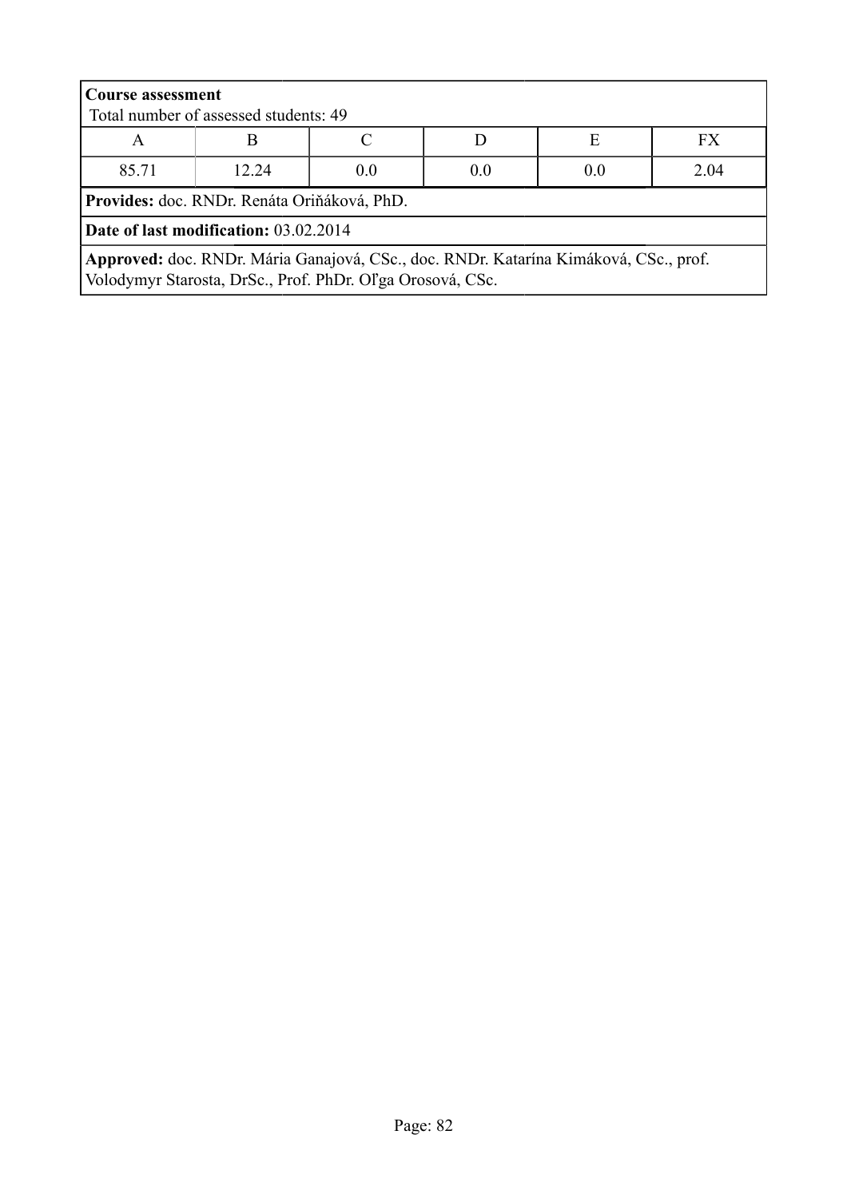**Course assessment**
Total number of assessed students: 49

| A | B | C | D | E | FX |
|---|---|---|---|---|---|
| 85.71 | 12.24 | 0.0 | 0.0 | 0.0 | 2.04 |

**Provides:** doc. RNDr. Renáta Oriňáková, PhD.

**Date of last modification:** 03.02.2014

**Approved:** doc. RNDr. Mária Ganajová, CSc., doc. RNDr. Katarína Kimáková, CSc., prof. Volodymyr Starosta, DrSc., Prof. PhDr. Oľga Orosová, CSc.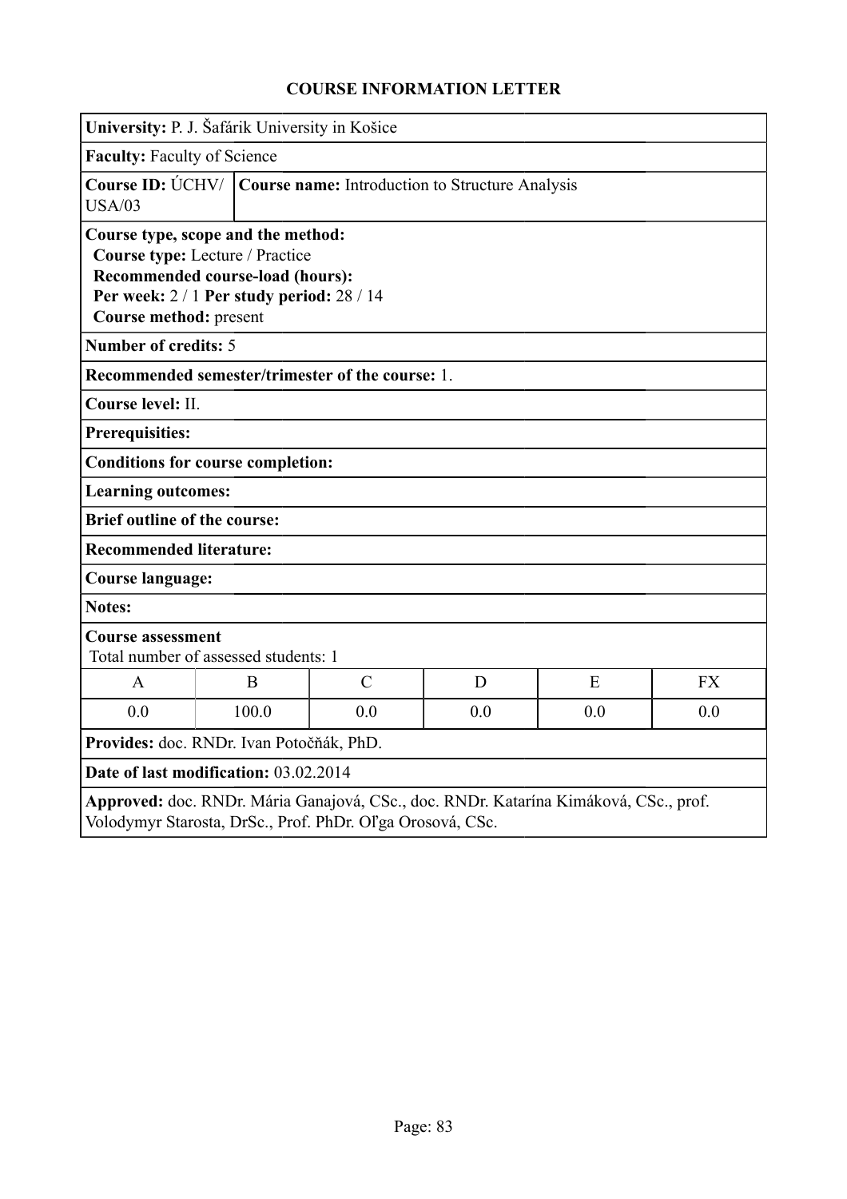## COURSE INFORMATION LETTER

**University:** P. J. Šafárik University in Košice

**Faculty:** Faculty of Science

**Course ID:** ÚCHV/USA/03

**Course name:** Introduction to Structure Analysis

**Course type, scope and the method:**
**Course type:** Lecture / Practice
**Recommended course-load (hours):**
**Per week:** 2 / 1 **Per study period:** 28 / 14
**Course method:** present

**Number of credits:** 5

**Recommended semester/trimester of the course:** 1.

**Course level:** II.

**Prerequisites:**

**Conditions for course completion:**

**Learning outcomes:**

**Brief outline of the course:**

**Recommended literature:**

**Course language:**

**Notes:**

**Course assessment**
Total number of assessed students: 1

| A | B | C | D | E | FX |
|---|---|---|---|---|---|
| 0.0 | 100.0 | 0.0 | 0.0 | 0.0 | 0.0 |

**Provides:** doc. RNDr. Ivan Potočňák, PhD.

**Date of last modification:** 03.02.2014

**Approved:** doc. RNDr. Mária Ganajová, CSc., doc. RNDr. Katarína Kimáková, CSc., prof. Volodymyr Starosta, DrSc., Prof. PhDr. Oľga Orosová, CSc.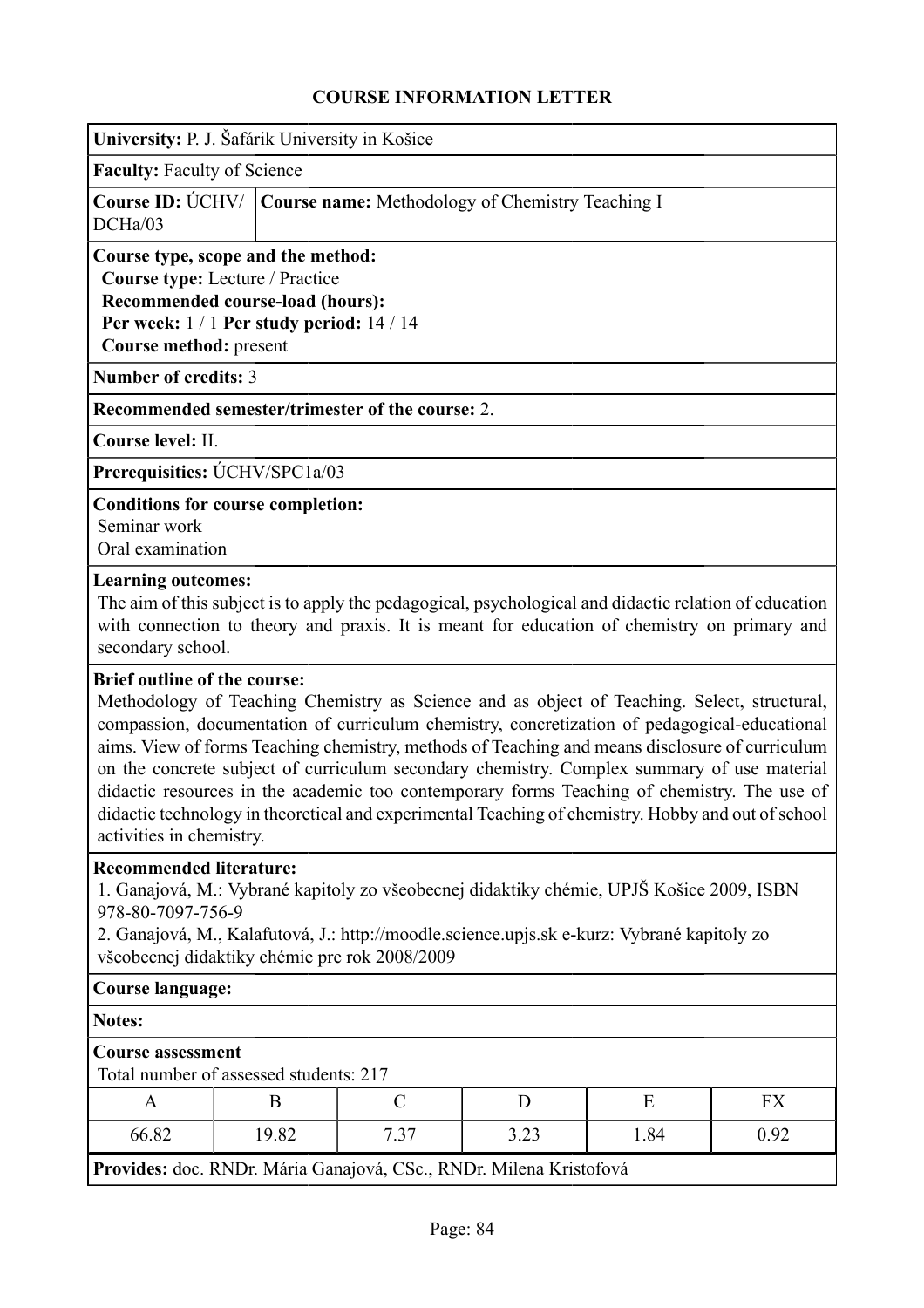# COURSE INFORMATION LETTER

**University:** P. J. Šafárik University in Košice

**Faculty:** Faculty of Science

**Course ID:** ÚCHV/DCHa/03

**Course name:** Methodology of Chemistry Teaching I

**Course type, scope and the method:**
**Course type:** Lecture / Practice
**Recommended course-load (hours):**
**Per week:** 1 / 1 **Per study period:** 14 / 14
**Course method:** present

**Number of credits:** 3

**Recommended semester/trimester of the course:** 2.

**Course level:** II.

**Prerequisities:** ÚCHV/SPC1a/03

**Conditions for course completion:**
Seminar work
Oral examination

**Learning outcomes:**
The aim of this subject is to apply the pedagogical, psychological and didactic relation of education with connection to theory and praxis. It is meant for education of chemistry on primary and secondary school.

**Brief outline of the course:**
Methodology of Teaching Chemistry as Science and as object of Teaching. Select, structural, compassion, documentation of curriculum chemistry, concretization of pedagogical-educational aims. View of forms Teaching chemistry, methods of Teaching and means disclosure of curriculum on the concrete subject of curriculum secondary chemistry. Complex summary of use material didactic resources in the academic too contemporary forms Teaching of chemistry. The use of didactic technology in theoretical and experimental Teaching of chemistry. Hobby and out of school activities in chemistry.

**Recommended literature:**
1. Ganajová, M.: Vybrané kapitoly zo všeobecnej didaktiky chémie, UPJŠ Košice 2009, ISBN 978-80-7097-756-9
2. Ganajová, M., Kalafutová, J.: http://moodle.science.upjs.sk e-kurz: Vybrané kapitoly zo všeobecnej didaktiky chémie pre rok 2008/2009

**Course language:**

**Notes:**

**Course assessment**
Total number of assessed students: 217

| A | B | C | D | E | FX |
|---|---|---|---|---|---|
| 66.82 | 19.82 | 7.37 | 3.23 | 1.84 | 0.92 |

**Provides:** doc. RNDr. Mária Ganajová, CSc., RNDr. Milena Kristofová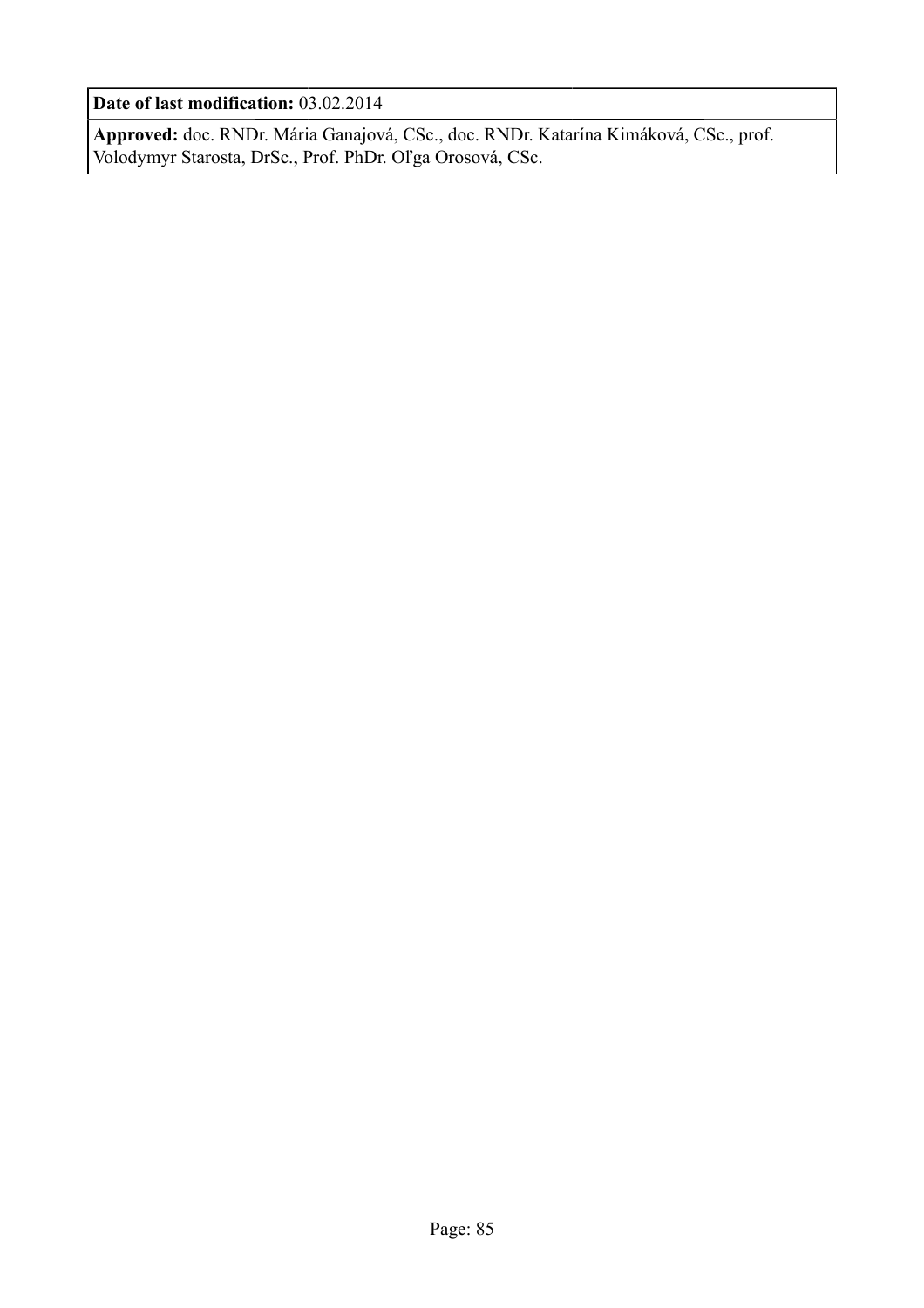**Date of last modification:** 03.02.2014

**Approved:** doc. RNDr. Mária Ganajová, CSc., doc. RNDr. Katarína Kimáková, CSc., prof. Volodymyr Starosta, DrSc., Prof. PhDr. Oľga Orosová, CSc.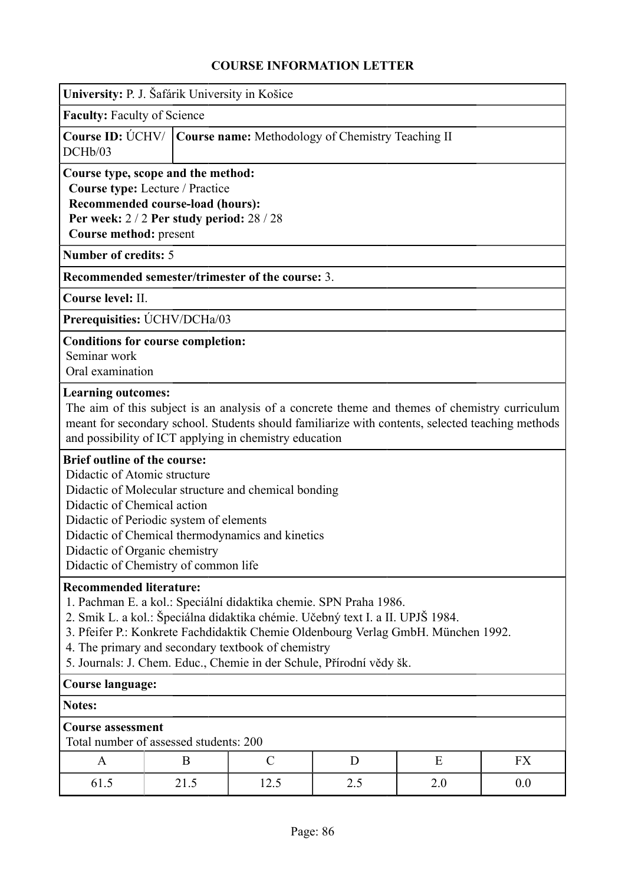# COURSE INFORMATION LETTER

**University:** P. J. Šafárik University in Košice

**Faculty:** Faculty of Science

**Course ID:** ÚCHV/DCHb/03

**Course name:** Methodology of Chemistry Teaching II

**Course type, scope and the method:**
**Course type:** Lecture / Practice
**Recommended course-load (hours):**
**Per week:** 2 / 2 **Per study period:** 28 / 28
**Course method:** present

**Number of credits:** 5

**Recommended semester/trimester of the course:** 3.

**Course level:** II.

**Prerequisities:** ÚCHV/DCHa/03

**Conditions for course completion:**
Seminar work
Oral examination

**Learning outcomes:**
The aim of this subject is an analysis of a concrete theme and themes of chemistry curriculum meant for secondary school. Students should familiarize with contents, selected teaching methods and possibility of ICT applying in chemistry education

**Brief outline of the course:**
Didactic of Atomic structure
Didactic of Molecular structure and chemical bonding
Didactic of Chemical action
Didactic of Periodic system of elements
Didactic of Chemical thermodynamics and kinetics
Didactic of Organic chemistry
Didactic of Chemistry of common life

**Recommended literature:**
1. Pachman E. a kol.: Speciální didaktika chemie. SPN Praha 1986.
2. Smik L. a kol.: Špeciálna didaktika chémie. Učebný text I. a II. UPJŠ 1984.
3. Pfeifer P.: Konkrete Fachdidaktik Chemie Oldenbourg Verlag GmbH. München 1992.
4. The primary and secondary textbook of chemistry
5. Journals: J. Chem. Educ., Chemie in der Schule, Přírodní vědy šk.

**Course language:**

**Notes:**

**Course assessment**
Total number of assessed students: 200

| A | B | C | D | E | FX |
|---|---|---|---|---|---|
| 61.5 | 21.5 | 12.5 | 2.5 | 2.0 | 0.0 |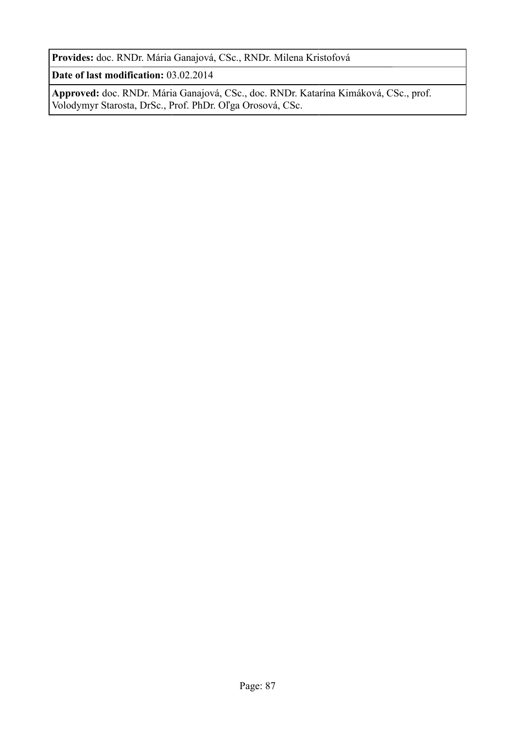**Provides:** doc. RNDr. Mária Ganajová, CSc., RNDr. Milena Kristofová

**Date of last modification:** 03.02.2014

**Approved:** doc. RNDr. Mária Ganajová, CSc., doc. RNDr. Katarína Kimáková, CSc., prof. Volodymyr Starosta, DrSc., Prof. PhDr. Oľga Orosová, CSc.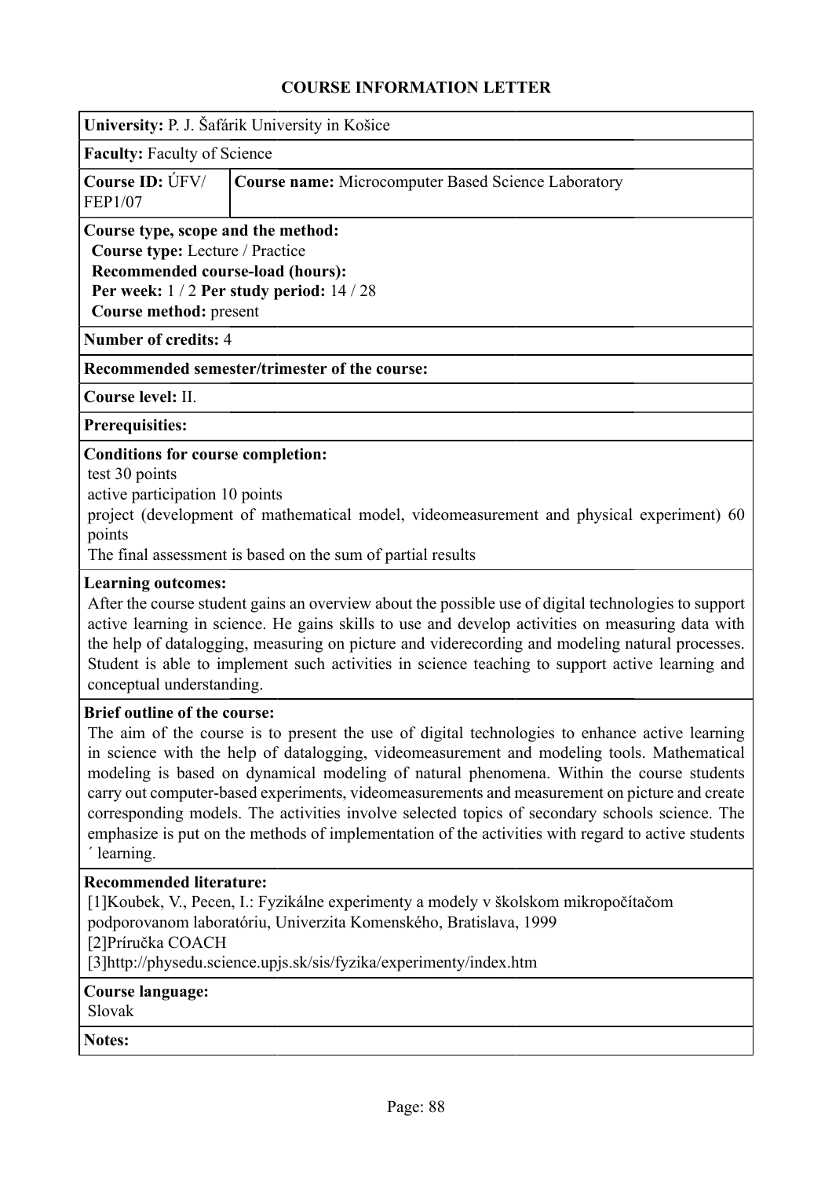# COURSE INFORMATION LETTER

**University:** P. J. Šafárik University in Košice

**Faculty:** Faculty of Science

| **Course ID:** ÚFV/ FEP1/07 | **Course name:** Microcomputer Based Science Laboratory |
| --- | --- |

**Course type, scope and the method:**
**Course type:** Lecture / Practice
**Recommended course-load (hours):**
**Per week:** 1 / 2 **Per study period:** 14 / 28
**Course method:** present

**Number of credits:** 4

**Recommended semester/trimester of the course:**

**Course level:** II.

**Prerequisites:**

**Conditions for course completion:**
test 30 points
active participation 10 points
project (development of mathematical model, videomeasurement and physical experiment) 60 points
The final assessment is based on the sum of partial results

**Learning outcomes:**
After the course student gains an overview about the possible use of digital technologies to support active learning in science. He gains skills to use and develop activities on measuring data with the help of datalogging, measuring on picture and viderecording and modeling natural processes. Student is able to implement such activities in science teaching to support active learning and conceptual understanding.

**Brief outline of the course:**
The aim of the course is to present the use of digital technologies to enhance active learning in science with the help of datalogging, videomeasurement and modeling tools. Mathematical modeling is based on dynamical modeling of natural phenomena. Within the course students carry out computer-based experiments, videomeasurements and measurement on picture and create corresponding models. The activities involve selected topics of secondary schools science. The emphasize is put on the methods of implementation of the activities with regard to active students ´ learning.

**Recommended literature:**
[1]Koubek, V., Pecen, I.: Fyzikálne experimenty a modely v školskom mikropočítačom podporovanom laboratóriu, Univerzita Komenského, Bratislava, 1999
[2]Príručka COACH
[3]http://physedu.science.upjs.sk/sis/fyzika/experimenty/index.htm

**Course language:**
Slovak

**Notes:**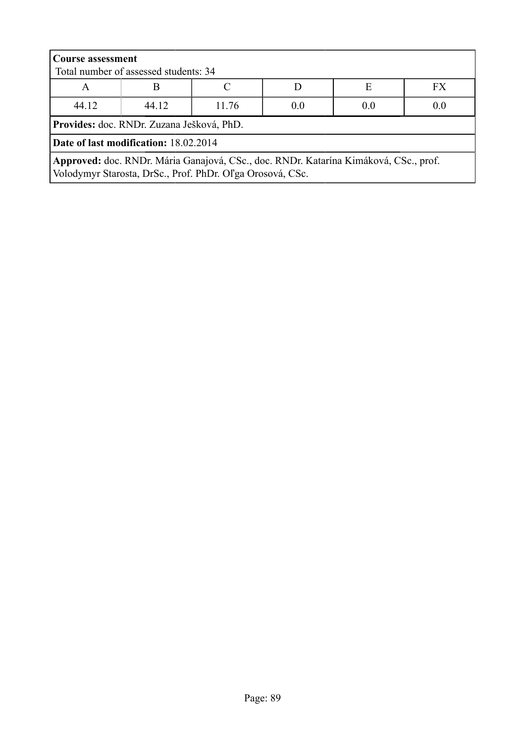**Course assessment**
Total number of assessed students: 34

| A | B | C | D | E | FX |
| --- | --- | --- | --- | --- | --- |
| 44.12 | 44.12 | 11.76 | 0.0 | 0.0 | 0.0 |

**Provides:** doc. RNDr. Zuzana Ješková, PhD.

**Date of last modification:** 18.02.2014

**Approved:** doc. RNDr. Mária Ganajová, CSc., doc. RNDr. Katarína Kimáková, CSc., prof. Volodymyr Starosta, DrSc., Prof. PhDr. Oľga Orosová, CSc.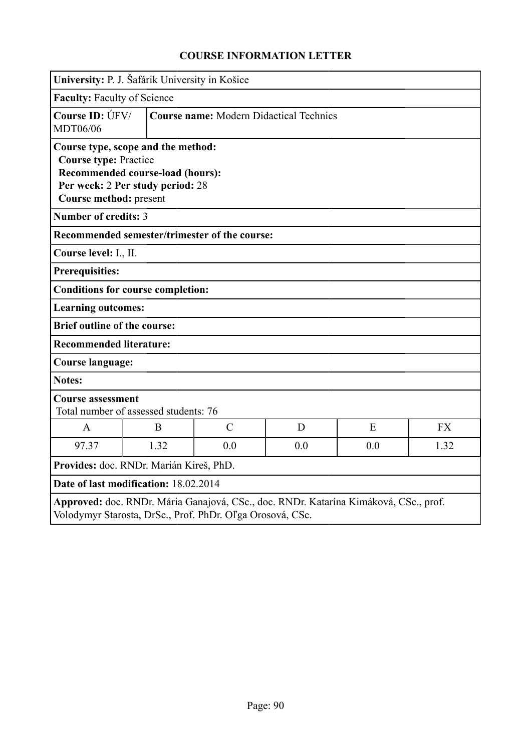## COURSE INFORMATION LETTER

**University:** P. J. Šafárik University in Košice

**Faculty:** Faculty of Science

**Course ID:** ÚFV/MDT06/06

**Course name:** Modern Didactical Technics

**Course type, scope and the method:**
**Course type:** Practice
**Recommended course-load (hours):**
**Per week:** 2 **Per study period:** 28
**Course method:** present

**Number of credits:** 3

**Recommended semester/trimester of the course:**

**Course level:** I., II.

**Prerequisites:**

**Conditions for course completion:**

**Learning outcomes:**

**Brief outline of the course:**

**Recommended literature:**

**Course language:**

**Notes:**

**Course assessment**
Total number of assessed students: 76

| A | B | C | D | E | FX |
|---|---|---|---|---|---|
| 97.37 | 1.32 | 0.0 | 0.0 | 0.0 | 1.32 |

**Provides:** doc. RNDr. Marián Kireš, PhD.

**Date of last modification:** 18.02.2014

**Approved:** doc. RNDr. Mária Ganajová, CSc., doc. RNDr. Katarína Kimáková, CSc., prof. Volodymyr Starosta, DrSc., Prof. PhDr. Oľga Orosová, CSc.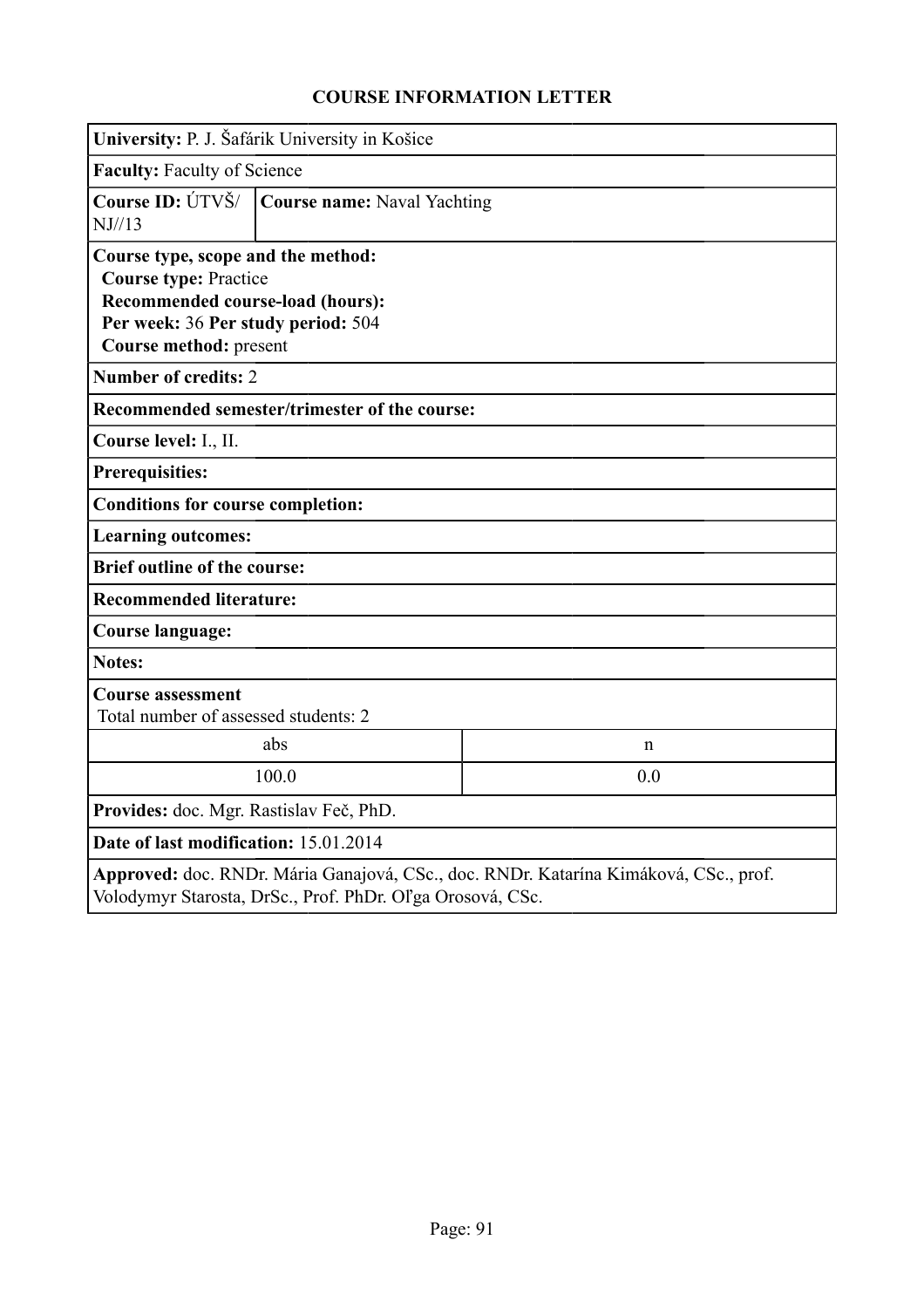## COURSE INFORMATION LETTER

**University:** P. J. Šafárik University in Košice

**Faculty:** Faculty of Science

**Course ID:** ÚTVŠ/NJ//13 | **Course name:** Naval Yachting

**Course type, scope and the method:**
**Course type:** Practice
**Recommended course-load (hours):**
**Per week:** 36 **Per study period:** 504
**Course method:** present

**Number of credits:** 2

**Recommended semester/trimester of the course:**

**Course level:** I., II.

**Prerequisites:**

**Conditions for course completion:**

**Learning outcomes:**

**Brief outline of the course:**

**Recommended literature:**

**Course language:**

**Notes:**

**Course assessment**
Total number of assessed students: 2

| abs | n |
|---|---|
| 100.0 | 0.0 |

**Provides:** doc. Mgr. Rastislav Feč, PhD.

**Date of last modification:** 15.01.2014

**Approved:** doc. RNDr. Mária Ganajová, CSc., doc. RNDr. Katarína Kimáková, CSc., prof. Volodymyr Starosta, DrSc., Prof. PhDr. Oľga Orosová, CSc.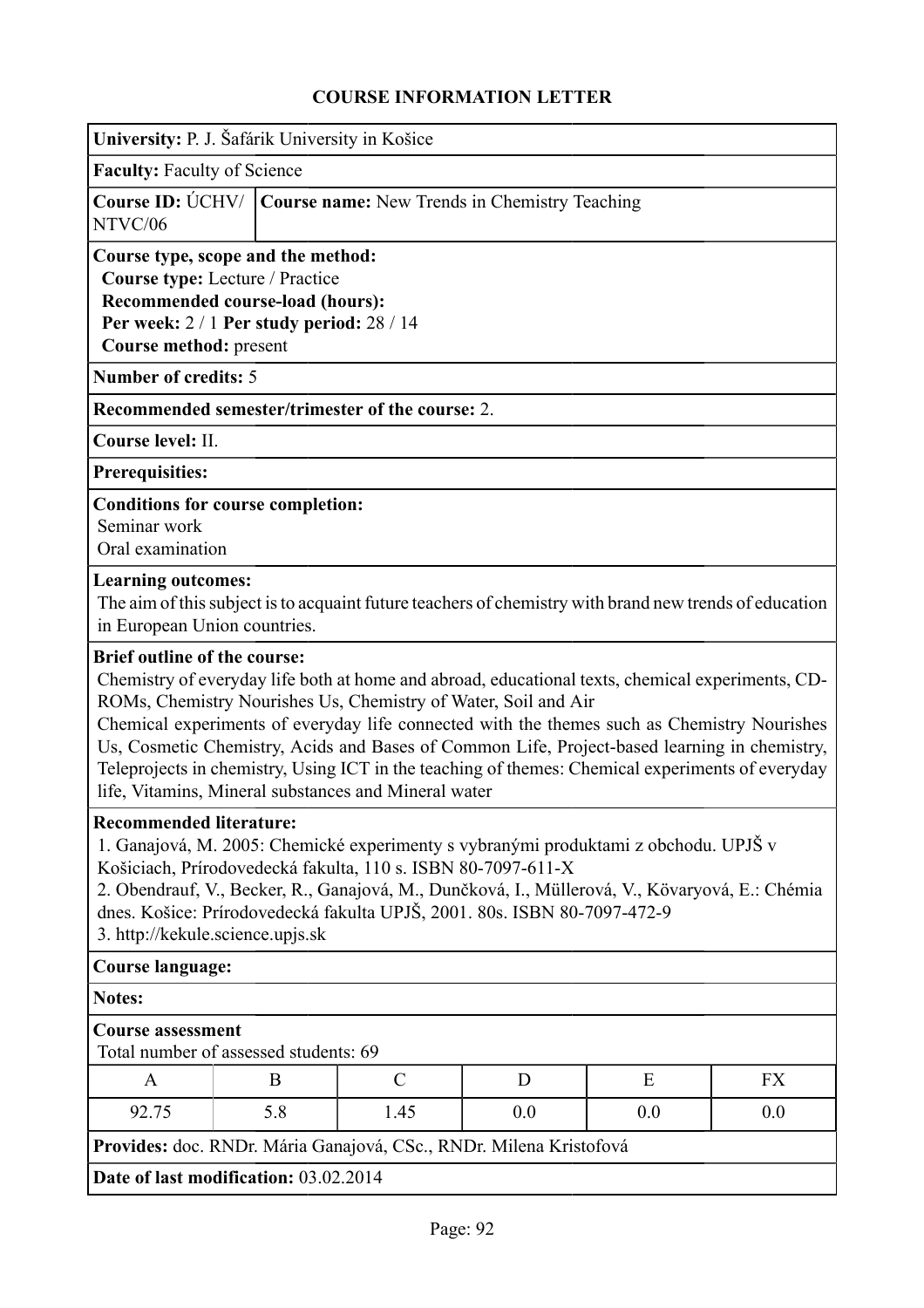# COURSE INFORMATION LETTER

**University:** P. J. Šafárik University in Košice

**Faculty:** Faculty of Science

**Course ID:** ÚCHV/ NTVC/06

**Course name:** New Trends in Chemistry Teaching

**Course type, scope and the method:**
**Course type:** Lecture / Practice
**Recommended course-load (hours):**
**Per week:** 2 / 1 **Per study period:** 28 / 14
**Course method:** present

**Number of credits:** 5

**Recommended semester/trimester of the course:** 2.

**Course level:** II.

**Prerequisites:**

**Conditions for course completion:**
Seminar work
Oral examination

**Learning outcomes:**
The aim of this subject is to acquaint future teachers of chemistry with brand new trends of education in European Union countries.

**Brief outline of the course:**
Chemistry of everyday life both at home and abroad, educational texts, chemical experiments, CD-ROMs, Chemistry Nourishes Us, Chemistry of Water, Soil and Air
Chemical experiments of everyday life connected with the themes such as Chemistry Nourishes Us, Cosmetic Chemistry, Acids and Bases of Common Life, Project-based learning in chemistry, Teleprojects in chemistry, Using ICT in the teaching of themes: Chemical experiments of everyday life, Vitamins, Mineral substances and Mineral water

**Recommended literature:**
1. Ganajová, M. 2005: Chemické experimenty s vybranými produktami z obchodu. UPJŠ v Košiciach, Prírodovedecká fakulta, 110 s. ISBN 80-7097-611-X
2. Obendrauf, V., Becker, R., Ganajová, M., Dunčková, I., Müllerová, V., Kövaryová, E.: Chémia dnes. Košice: Prírodovedecká fakulta UPJŠ, 2001. 80s. ISBN 80-7097-472-9
3. http://kekule.science.upjs.sk

**Course language:**

**Notes:**

**Course assessment**
Total number of assessed students: 69

| A | B | C | D | E | FX |
|---|---|---|---|---|---|
| 92.75 | 5.8 | 1.45 | 0.0 | 0.0 | 0.0 |

**Provides:** doc. RNDr. Mária Ganajová, CSc., RNDr. Milena Kristofová

**Date of last modification:** 03.02.2014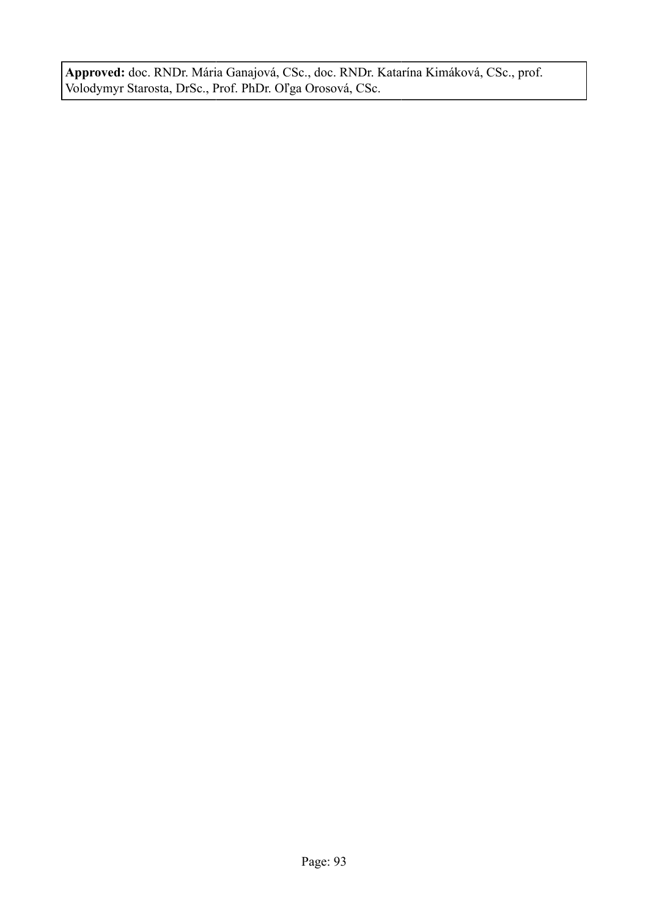**Approved:** doc. RNDr. Mária Ganajová, CSc., doc. RNDr. Katarína Kimáková, CSc., prof. Volodymyr Starosta, DrSc., Prof. PhDr. Oľga Orosová, CSc.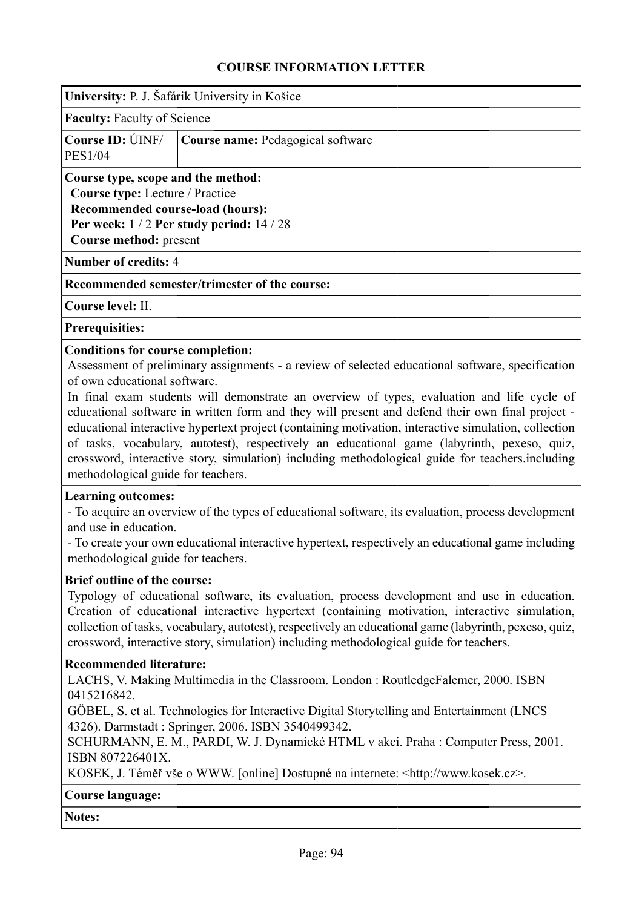# COURSE INFORMATION LETTER

**University:** P. J. Šafárik University in Košice

**Faculty:** Faculty of Science

| **Course ID:** ÚINF/ PES1/04 | **Course name:** Pedagogical software |
|---|---|

**Course type, scope and the method:**
**Course type:** Lecture / Practice
**Recommended course-load (hours):**
**Per week:** 1 / 2 **Per study period:** 14 / 28
**Course method:** present

**Number of credits:** 4

**Recommended semester/trimester of the course:**

**Course level:** II.

**Prerequisities:**

**Conditions for course completion:**
Assessment of preliminary assignments - a review of selected educational software, specification of own educational software.
In final exam students will demonstrate an overview of types, evaluation and life cycle of educational software in written form and they will present and defend their own final project - educational interactive hypertext project (containing motivation, interactive simulation, collection of tasks, vocabulary, autotest), respectively an educational game (labyrinth, pexeso, quiz, crossword, interactive story, simulation) including methodological guide for teachers.including methodological guide for teachers.

**Learning outcomes:**
- To acquire an overview of the types of educational software, its evaluation, process development and use in education.
- To create your own educational interactive hypertext, respectively an educational game including methodological guide for teachers.

**Brief outline of the course:**
Typology of educational software, its evaluation, process development and use in education. Creation of educational interactive hypertext (containing motivation, interactive simulation, collection of tasks, vocabulary, autotest), respectively an educational game (labyrinth, pexeso, quiz, crossword, interactive story, simulation) including methodological guide for teachers.

**Recommended literature:**
LACHS, V. Making Multimedia in the Classroom. London : RoutledgeFalemer, 2000. ISBN 0415216842.
GÖBEL, S. et al. Technologies for Interactive Digital Storytelling and Entertainment (LNCS 4326). Darmstadt : Springer, 2006. ISBN 3540499342.
SCHURMANN, E. M., PARDI, W. J. Dynamické HTML v akci. Praha : Computer Press, 2001. ISBN 807226401X.
KOSEK, J. Téměř vše o WWW. [online] Dostupné na internete: <http://www.kosek.cz>.

**Course language:**

**Notes:**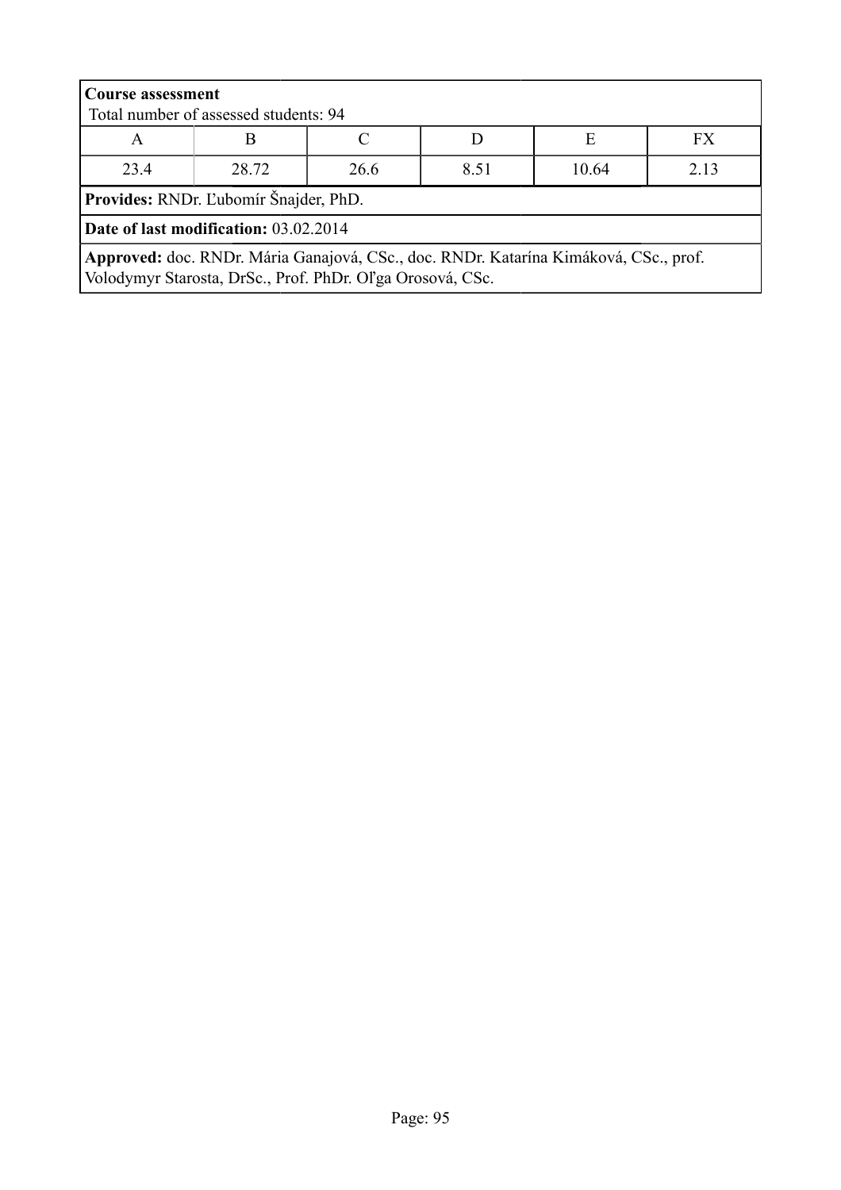**Course assessment**
Total number of assessed students: 94

| A | B | C | D | E | FX |
|---|---|---|---|---|---|
| 23.4 | 28.72 | 26.6 | 8.51 | 10.64 | 2.13 |

**Provides:** RNDr. Ľubomír Šnajder, PhD.

**Date of last modification:** 03.02.2014

**Approved:** doc. RNDr. Mária Ganajová, CSc., doc. RNDr. Katarína Kimáková, CSc., prof. Volodymyr Starosta, DrSc., Prof. PhDr. Oľga Orosová, CSc.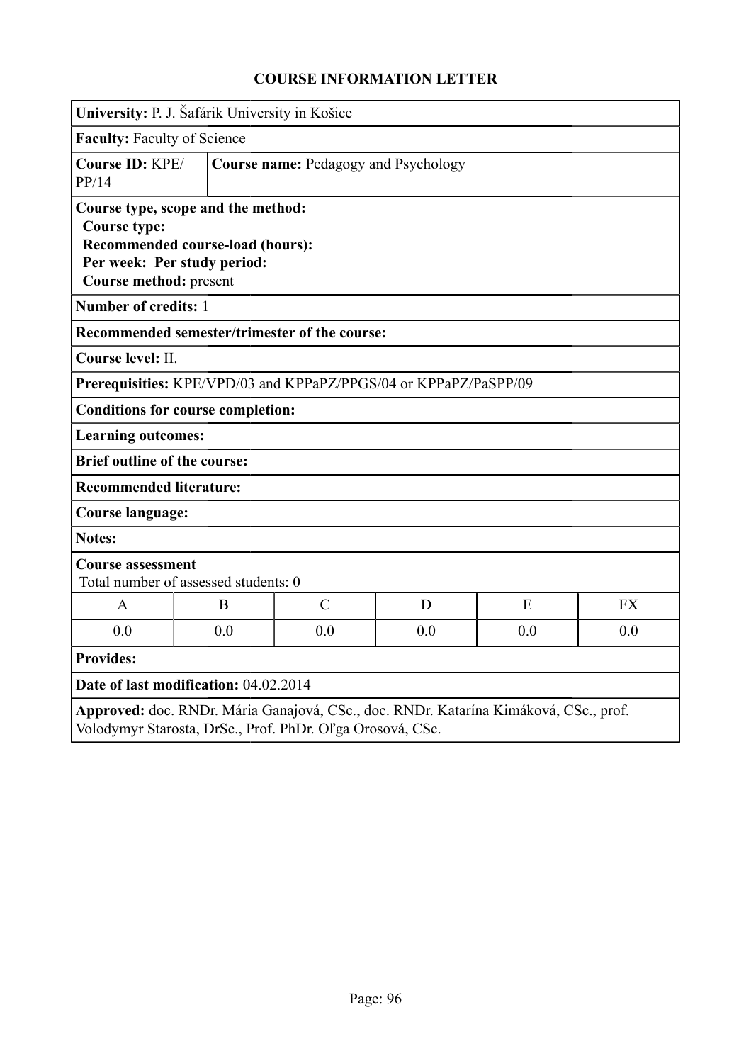# COURSE INFORMATION LETTER

**University:** P. J. Šafárik University in Košice

**Faculty:** Faculty of Science

| **Course ID:** KPE/PP/14 | **Course name:** Pedagogy and Psychology |
|---|---|

**Course type, scope and the method:**
**Course type:**
**Recommended course-load (hours):**
**Per week: Per study period:**
**Course method:** present

**Number of credits:** 1

**Recommended semester/trimester of the course:**

**Course level:** II.

**Prerequisities:** KPE/VPD/03 and KPPaPZ/PPGS/04 or KPPaPZ/PaSPP/09

**Conditions for course completion:**

**Learning outcomes:**

**Brief outline of the course:**

**Recommended literature:**

**Course language:**

**Notes:**

**Course assessment**
Total number of assessed students: 0

| A | B | C | D | E | FX |
|---|---|---|---|---|---|
| 0.0 | 0.0 | 0.0 | 0.0 | 0.0 | 0.0 |

**Provides:**

**Date of last modification:** 04.02.2014

**Approved:** doc. RNDr. Mária Ganajová, CSc., doc. RNDr. Katarína Kimáková, CSc., prof. Volodymyr Starosta, DrSc., Prof. PhDr. Oľga Orosová, CSc.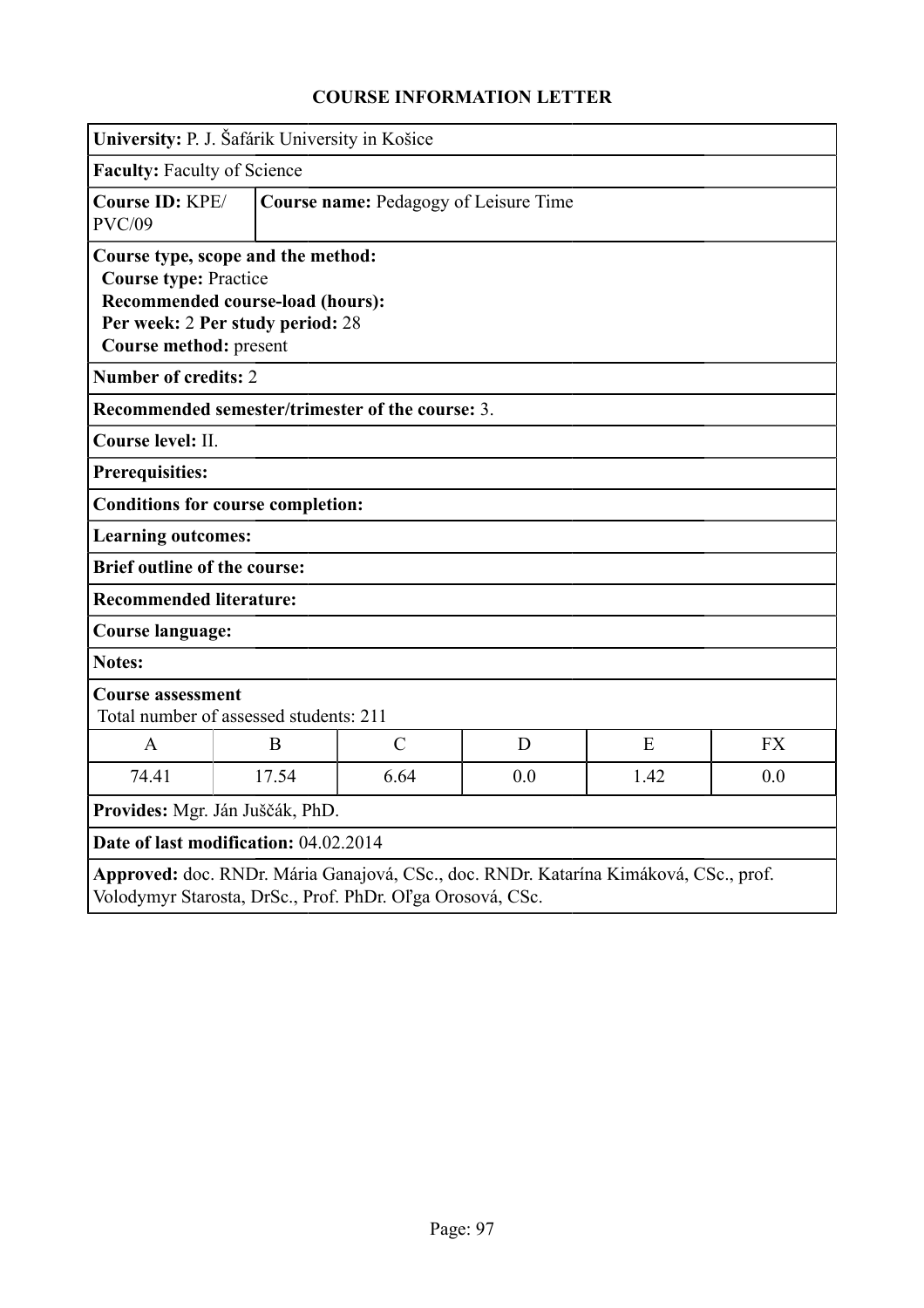# COURSE INFORMATION LETTER

**University:** P. J. Šafárik University in Košice

**Faculty:** Faculty of Science

**Course ID:** KPE/PVC/09

**Course name:** Pedagogy of Leisure Time

**Course type, scope and the method:**
**Course type:** Practice
**Recommended course-load (hours):**
**Per week:** 2 **Per study period:** 28
**Course method:** present

**Number of credits:** 2

**Recommended semester/trimester of the course:** 3.

**Course level:** II.

**Prerequisites:**

**Conditions for course completion:**

**Learning outcomes:**

**Brief outline of the course:**

**Recommended literature:**

**Course language:**

**Notes:**

**Course assessment**
Total number of assessed students: 211

| A | B | C | D | E | FX |
| --- | --- | --- | --- | --- | --- |
| 74.41 | 17.54 | 6.64 | 0.0 | 1.42 | 0.0 |

**Provides:** Mgr. Ján Juščák, PhD.

**Date of last modification:** 04.02.2014

**Approved:** doc. RNDr. Mária Ganajová, CSc., doc. RNDr. Katarína Kimáková, CSc., prof. Volodymyr Starosta, DrSc., Prof. PhDr. Oľga Orosová, CSc.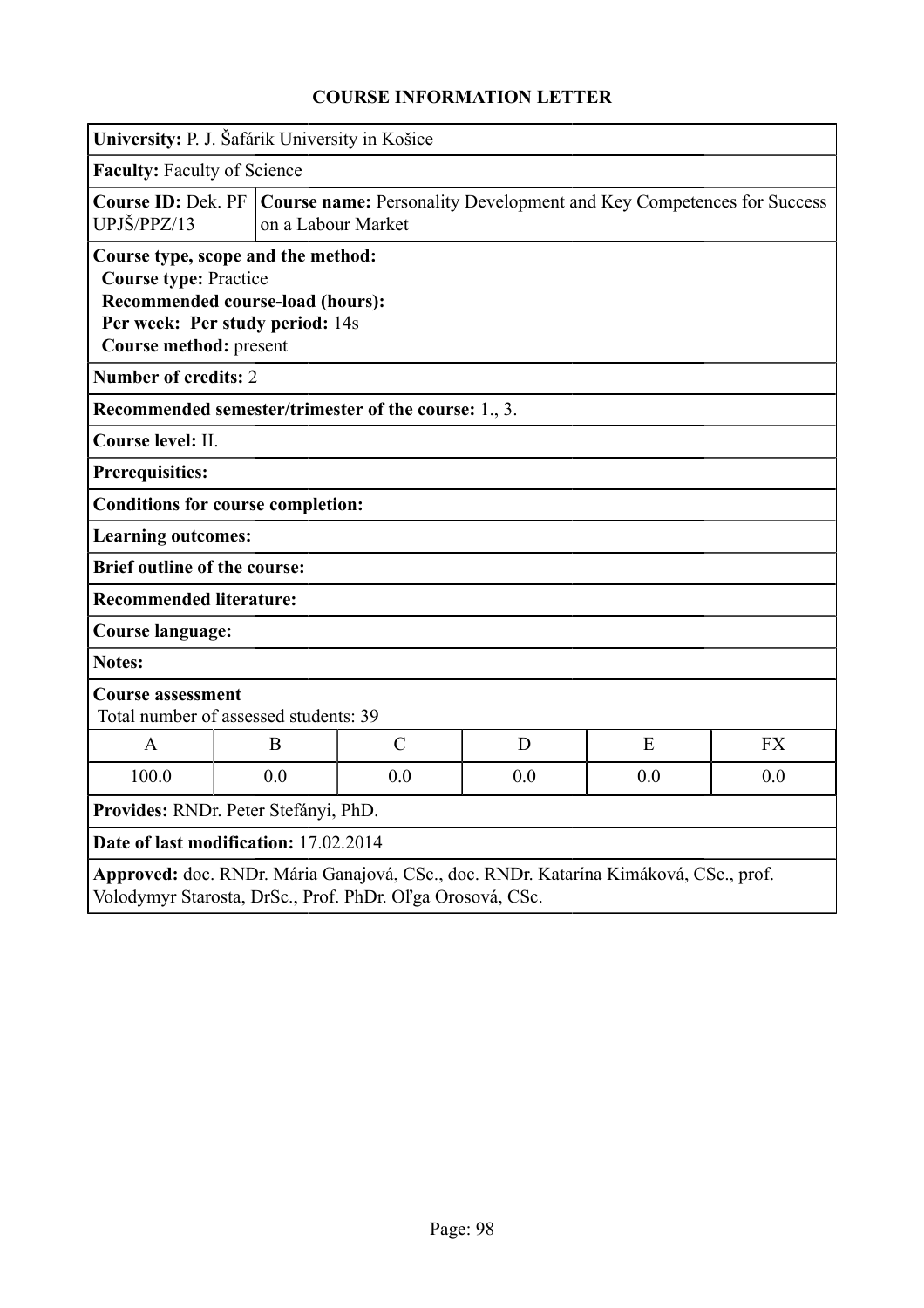### COURSE INFORMATION LETTER

**University:** P. J. Šafárik University in Košice

**Faculty:** Faculty of Science

**Course ID:** Dek. PF UPJŠ/PPZ/13

**Course name:** Personality Development and Key Competences for Success on a Labour Market

**Course type, scope and the method:**
**Course type:** Practice
**Recommended course-load (hours):**
**Per week: Per study period:** 14s
**Course method:** present

**Number of credits:** 2

**Recommended semester/trimester of the course:** 1., 3.

**Course level:** II.

**Prerequisites:**

**Conditions for course completion:**

**Learning outcomes:**

**Brief outline of the course:**

**Recommended literature:**

**Course language:**

**Notes:**

**Course assessment**
Total number of assessed students: 39

| A | B | C | D | E | FX |
|---|---|---|---|---|---|
| 100.0 | 0.0 | 0.0 | 0.0 | 0.0 | 0.0 |

**Provides:** RNDr. Peter Stefányi, PhD.

**Date of last modification:** 17.02.2014

**Approved:** doc. RNDr. Mária Ganajová, CSc., doc. RNDr. Katarína Kimáková, CSc., prof. Volodymyr Starosta, DrSc., Prof. PhDr. Oľga Orosová, CSc.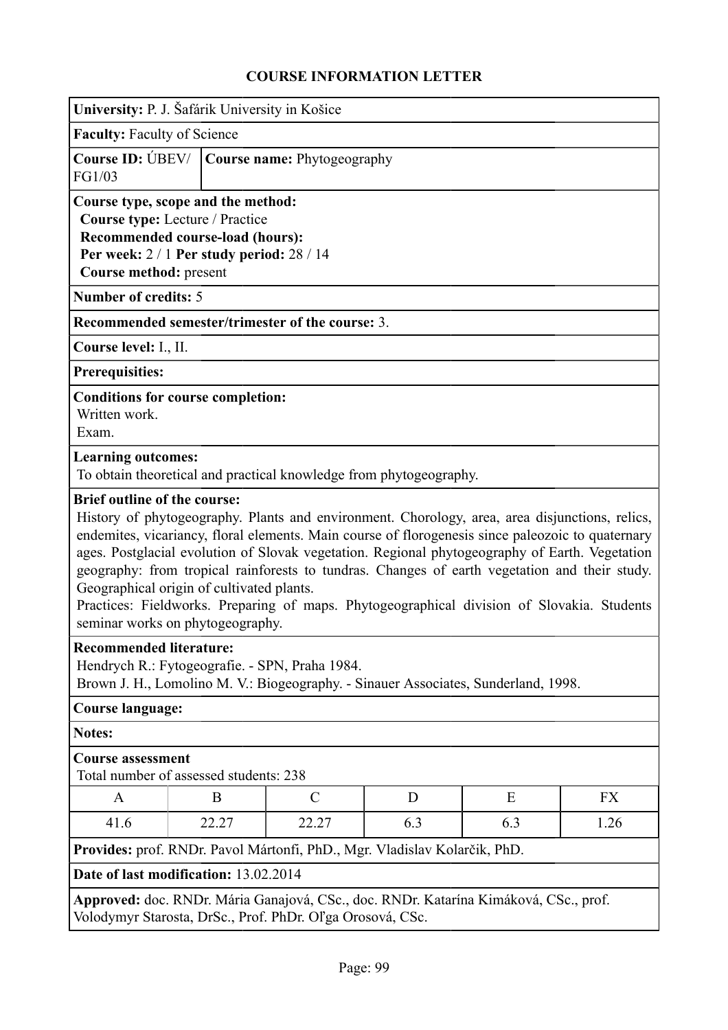# COURSE INFORMATION LETTER

**University:** P. J. Šafárik University in Košice

**Faculty:** Faculty of Science

**Course ID:** ÚBEV/FG1/03 | **Course name:** Phytogeography

**Course type, scope and the method:**
**Course type:** Lecture / Practice
**Recommended course-load (hours):**
**Per week:** 2 / 1 **Per study period:** 28 / 14
**Course method:** present

**Number of credits:** 5

**Recommended semester/trimester of the course:** 3.

**Course level:** I., II.

**Prerequisites:**

**Conditions for course completion:**
Written work.
Exam.

**Learning outcomes:**
To obtain theoretical and practical knowledge from phytogeography.

**Brief outline of the course:**
History of phytogeography. Plants and environment. Chorology, area, area disjunctions, relics, endemites, vicariancy, floral elements. Main course of florogenesis since paleozoic to quaternary ages. Postglacial evolution of Slovak vegetation. Regional phytogeography of Earth. Vegetation geography: from tropical rainforests to tundras. Changes of earth vegetation and their study. Geographical origin of cultivated plants.
Practices: Fieldworks. Preparing of maps. Phytogeographical division of Slovakia. Students seminar works on phytogeography.

**Recommended literature:**
Hendrych R.: Fytogeografie. - SPN, Praha 1984.
Brown J. H., Lomolino M. V.: Biogeography. - Sinauer Associates, Sunderland, 1998.

**Course language:**

**Notes:**

**Course assessment**
Total number of assessed students: 238

| A | B | C | D | E | FX |
|---|---|---|---|---|---|
| 41.6 | 22.27 | 22.27 | 6.3 | 6.3 | 1.26 |

**Provides:** prof. RNDr. Pavol Mártonfi, PhD., Mgr. Vladislav Kolarčik, PhD.

**Date of last modification:** 13.02.2014

**Approved:** doc. RNDr. Mária Ganajová, CSc., doc. RNDr. Katarína Kimáková, CSc., prof. Volodymyr Starosta, DrSc., Prof. PhDr. Oľga Orosová, CSc.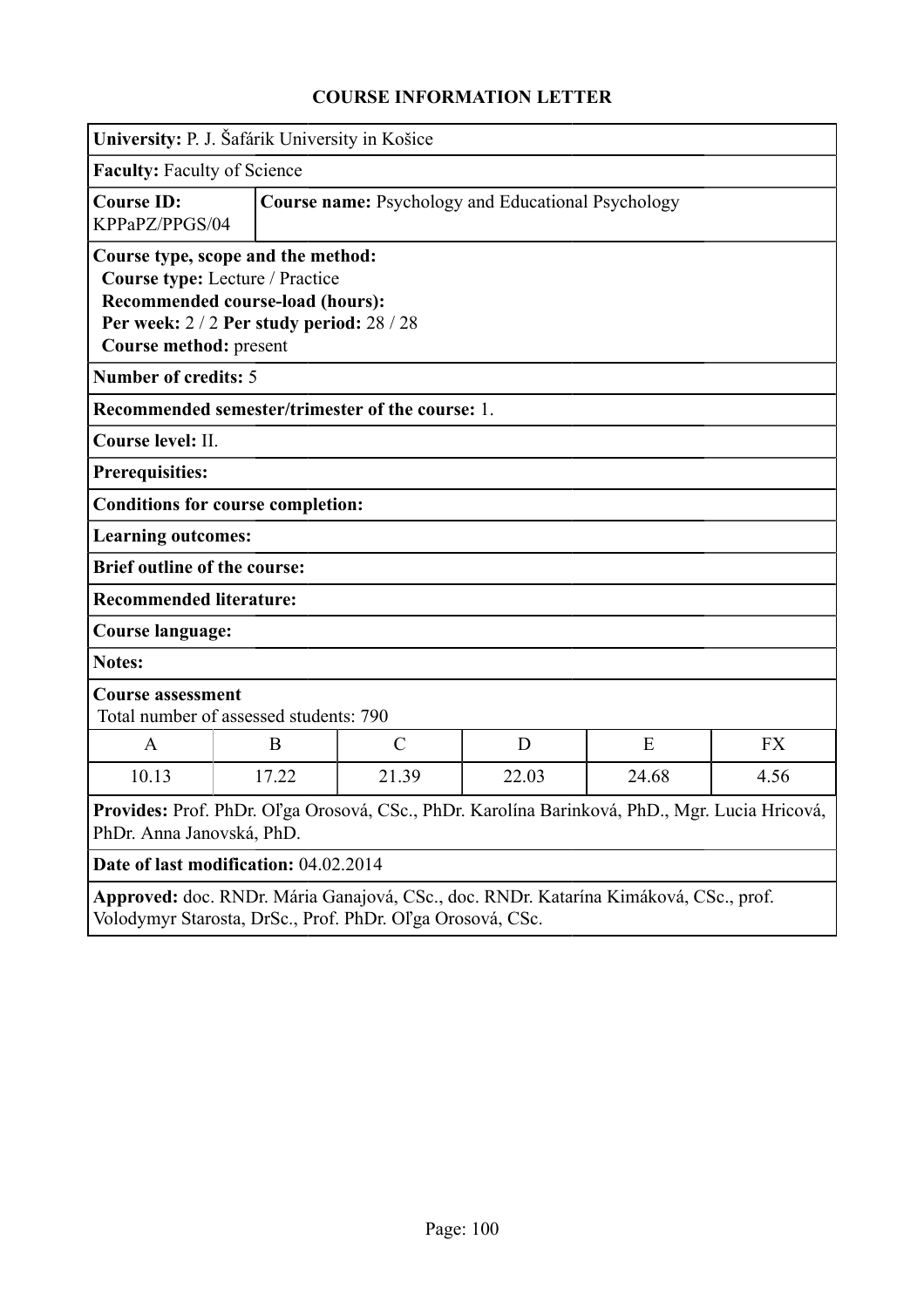# COURSE INFORMATION LETTER

**University:** P. J. Šafárik University in Košice

**Faculty:** Faculty of Science

**Course ID:** KPPaPZ/PPGS/04

**Course name:** Psychology and Educational Psychology

**Course type, scope and the method:**
**Course type:** Lecture / Practice
**Recommended course-load (hours):**
**Per week:** 2 / 2 **Per study period:** 28 / 28
**Course method:** present

**Number of credits:** 5

**Recommended semester/trimester of the course:** 1.

**Course level:** II.

**Prerequisites:**

**Conditions for course completion:**

**Learning outcomes:**

**Brief outline of the course:**

**Recommended literature:**

**Course language:**

**Notes:**

**Course assessment**
Total number of assessed students: 790

| A | B | C | D | E | FX |
|---|---|---|---|---|---|
| 10.13 | 17.22 | 21.39 | 22.03 | 24.68 | 4.56 |

**Provides:** Prof. PhDr. Oľga Orosová, CSc., PhDr. Karolína Barinková, PhD., Mgr. Lucia Hricová, PhDr. Anna Janovská, PhD.

**Date of last modification:** 04.02.2014

**Approved:** doc. RNDr. Mária Ganajová, CSc., doc. RNDr. Katarína Kimáková, CSc., prof. Volodymyr Starosta, DrSc., Prof. PhDr. Oľga Orosová, CSc.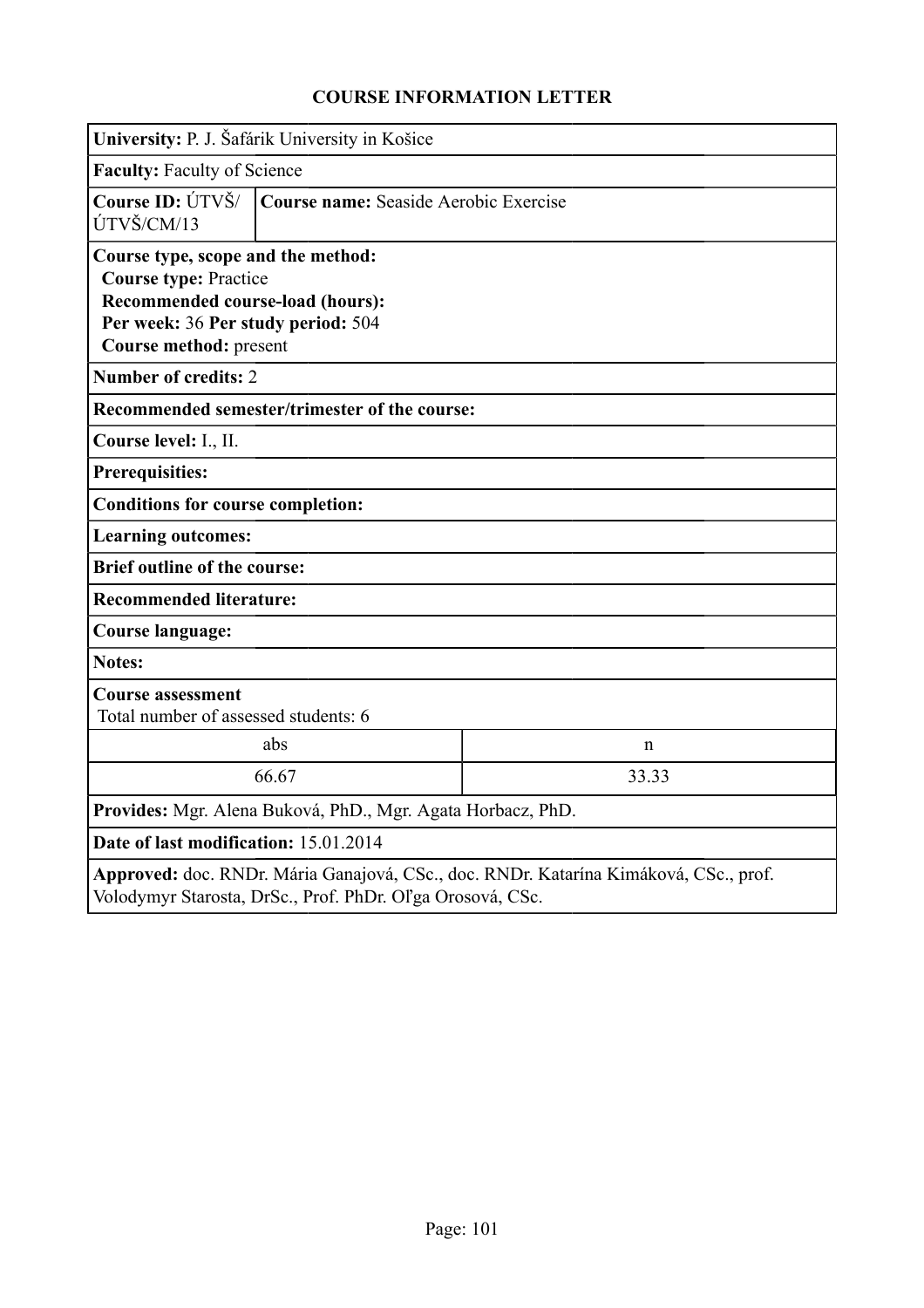## COURSE INFORMATION LETTER

**University:** P. J. Šafárik University in Košice

**Faculty:** Faculty of Science

**Course ID:** ÚTVŠ/ ÚTVŠ/CM/13 | **Course name:** Seaside Aerobic Exercise

**Course type, scope and the method:**
**Course type:** Practice
**Recommended course-load (hours):**
**Per week:** 36 **Per study period:** 504
**Course method:** present

**Number of credits:** 2

**Recommended semester/trimester of the course:**

**Course level:** I., II.

**Prerequisities:**

**Conditions for course completion:**

**Learning outcomes:**

**Brief outline of the course:**

**Recommended literature:**

**Course language:**

**Notes:**

**Course assessment**
Total number of assessed students: 6

| abs | n |
|---|---|
| 66.67 | 33.33 |

**Provides:** Mgr. Alena Buková, PhD., Mgr. Agata Horbacz, PhD.

**Date of last modification:** 15.01.2014

**Approved:** doc. RNDr. Mária Ganajová, CSc., doc. RNDr. Katarína Kimáková, CSc., prof. Volodymyr Starosta, DrSc., Prof. PhDr. Oľga Orosová, CSc.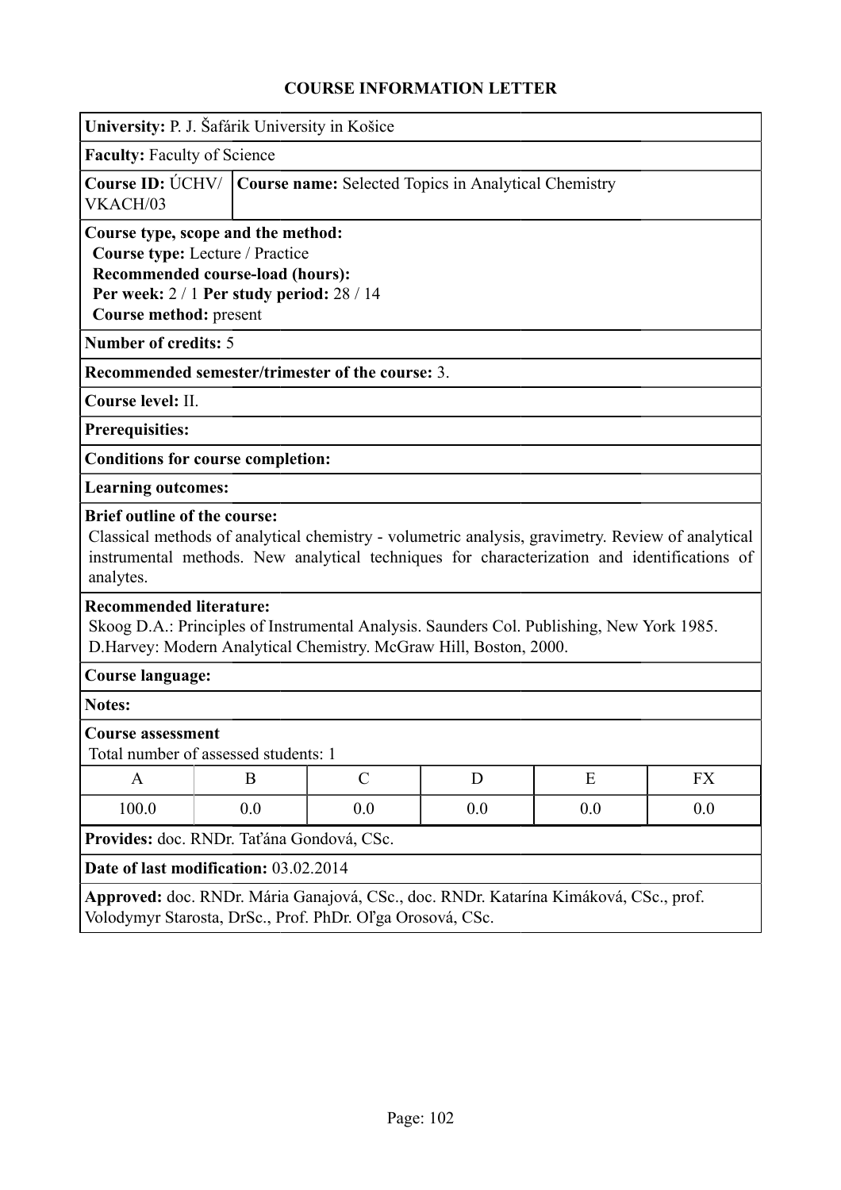# COURSE INFORMATION LETTER

**University:** P. J. Šafárik University in Košice

**Faculty:** Faculty of Science

**Course ID:** ÚCHV/VKACH/03

**Course name:** Selected Topics in Analytical Chemistry

**Course type, scope and the method:**
**Course type:** Lecture / Practice
**Recommended course-load (hours):**
**Per week:** 2 / 1 **Per study period:** 28 / 14
**Course method:** present

**Number of credits:** 5

**Recommended semester/trimester of the course:** 3.

**Course level:** II.

**Prerequisites:**

**Conditions for course completion:**

**Learning outcomes:**

**Brief outline of the course:**
Classical methods of analytical chemistry - volumetric analysis, gravimetry. Review of analytical instrumental methods. New analytical techniques for characterization and identifications of analytes.

**Recommended literature:**
Skoog D.A.: Principles of Instrumental Analysis. Saunders Col. Publishing, New York 1985.
D.Harvey: Modern Analytical Chemistry. McGraw Hill, Boston, 2000.

**Course language:**

**Notes:**

**Course assessment**
Total number of assessed students: 1

| A | B | C | D | E | FX |
|---|---|---|---|---|---|
| 100.0 | 0.0 | 0.0 | 0.0 | 0.0 | 0.0 |

**Provides:** doc. RNDr. Taťána Gondová, CSc.

**Date of last modification:** 03.02.2014

**Approved:** doc. RNDr. Mária Ganajová, CSc., doc. RNDr. Katarína Kimáková, CSc., prof. Volodymyr Starosta, DrSc., Prof. PhDr. Oľga Orosová, CSc.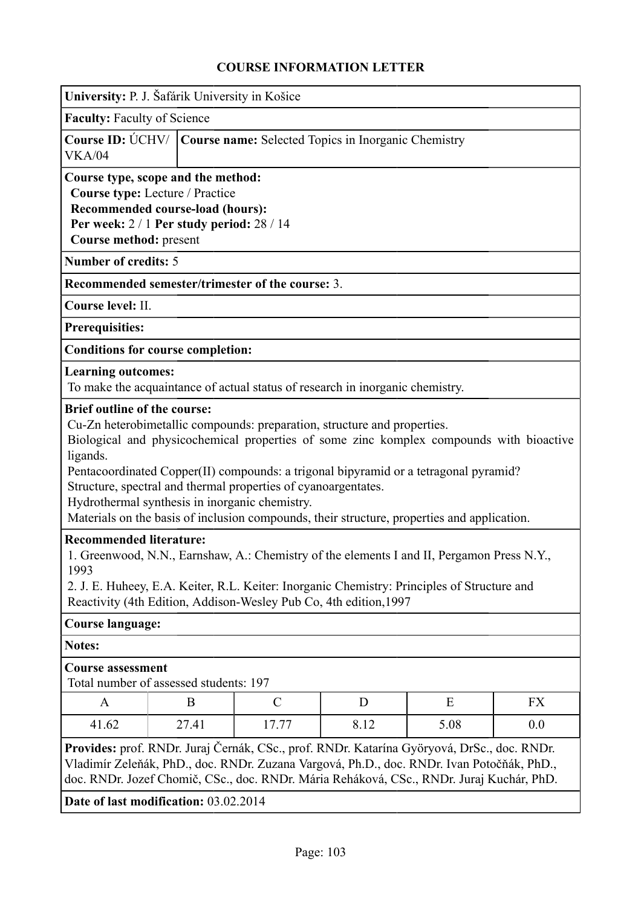# COURSE INFORMATION LETTER

**University:** P. J. Šafárik University in Košice

**Faculty:** Faculty of Science

**Course ID:** ÚCHV/VKA/04

**Course name:** Selected Topics in Inorganic Chemistry

**Course type, scope and the method:**
**Course type:** Lecture / Practice
**Recommended course-load (hours):**
**Per week:** 2 / 1 **Per study period:** 28 / 14
**Course method:** present

**Number of credits:** 5

**Recommended semester/trimester of the course:** 3.

**Course level:** II.

**Prerequisites:**

**Conditions for course completion:**

**Learning outcomes:**
To make the acquaintance of actual status of research in inorganic chemistry.

**Brief outline of the course:**
Cu-Zn heterobimetallic compounds: preparation, structure and properties.
Biological and physicochemical properties of some zinc komplex compounds with bioactive ligands.
Pentacoordinated Copper(II) compounds: a trigonal bipyramid or a tetragonal pyramid?
Structure, spectral and thermal properties of cyanoargentates.
Hydrothermal synthesis in inorganic chemistry.
Materials on the basis of inclusion compounds, their structure, properties and application.

**Recommended literature:**
1. Greenwood, N.N., Earnshaw, A.: Chemistry of the elements I and II, Pergamon Press N.Y., 1993
2. J. E. Huheey, E.A. Keiter, R.L. Keiter: Inorganic Chemistry: Principles of Structure and Reactivity (4th Edition, Addison-Wesley Pub Co, 4th edition,1997

**Course language:**

**Notes:**

**Course assessment**
Total number of assessed students: 197

| A | B | C | D | E | FX |
|---|---|---|---|---|---|
| 41.62 | 27.41 | 17.77 | 8.12 | 5.08 | 0.0 |

**Provides:** prof. RNDr. Juraj Černák, CSc., prof. RNDr. Katarína Györyová, DrSc., doc. RNDr. Vladimír Zeleňák, PhD., doc. RNDr. Zuzana Vargová, Ph.D., doc. RNDr. Ivan Potočňák, PhD., doc. RNDr. Jozef Chomič, CSc., doc. RNDr. Mária Reháková, CSc., RNDr. Juraj Kuchár, PhD.

**Date of last modification:** 03.02.2014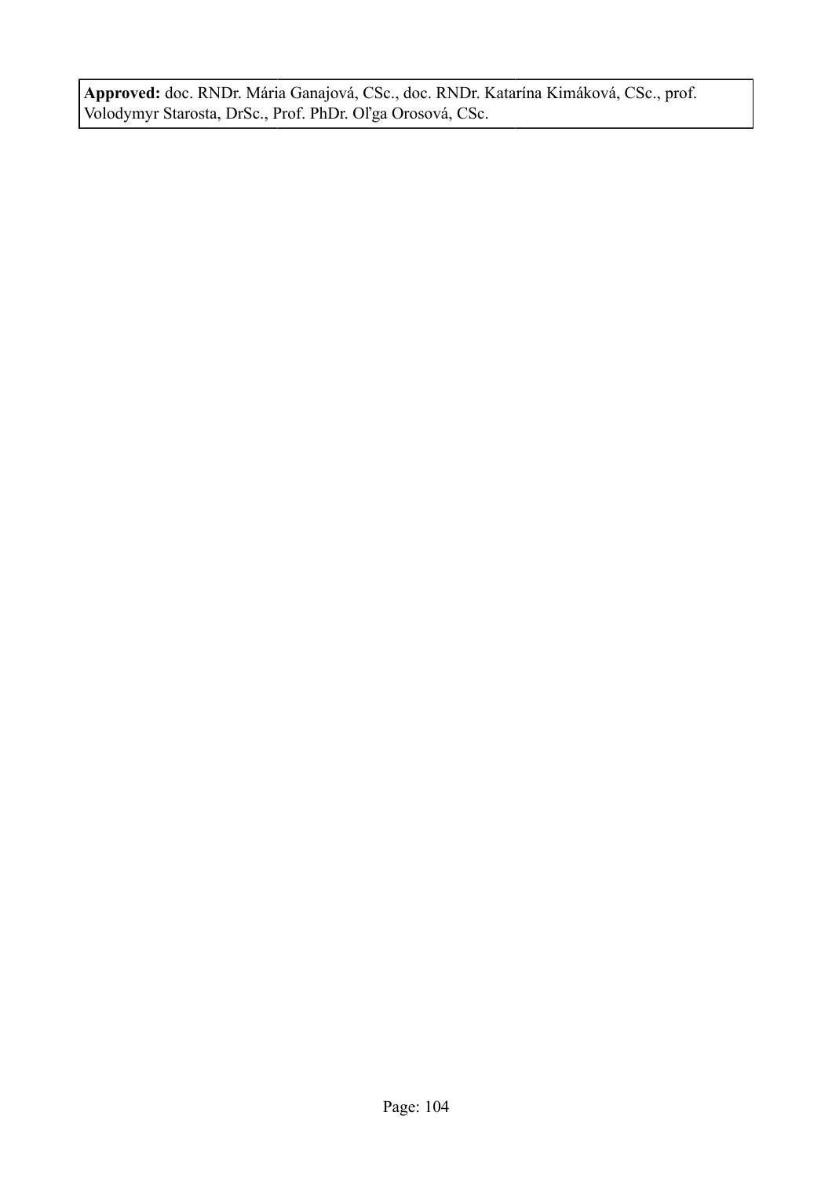| **Approved:** doc. RNDr. Mária Ganajová, CSc., doc. RNDr. Katarína Kimáková, CSc., prof. Volodymyr Starosta, DrSc., Prof. PhDr. Oľga Orosová, CSc. |
| --- |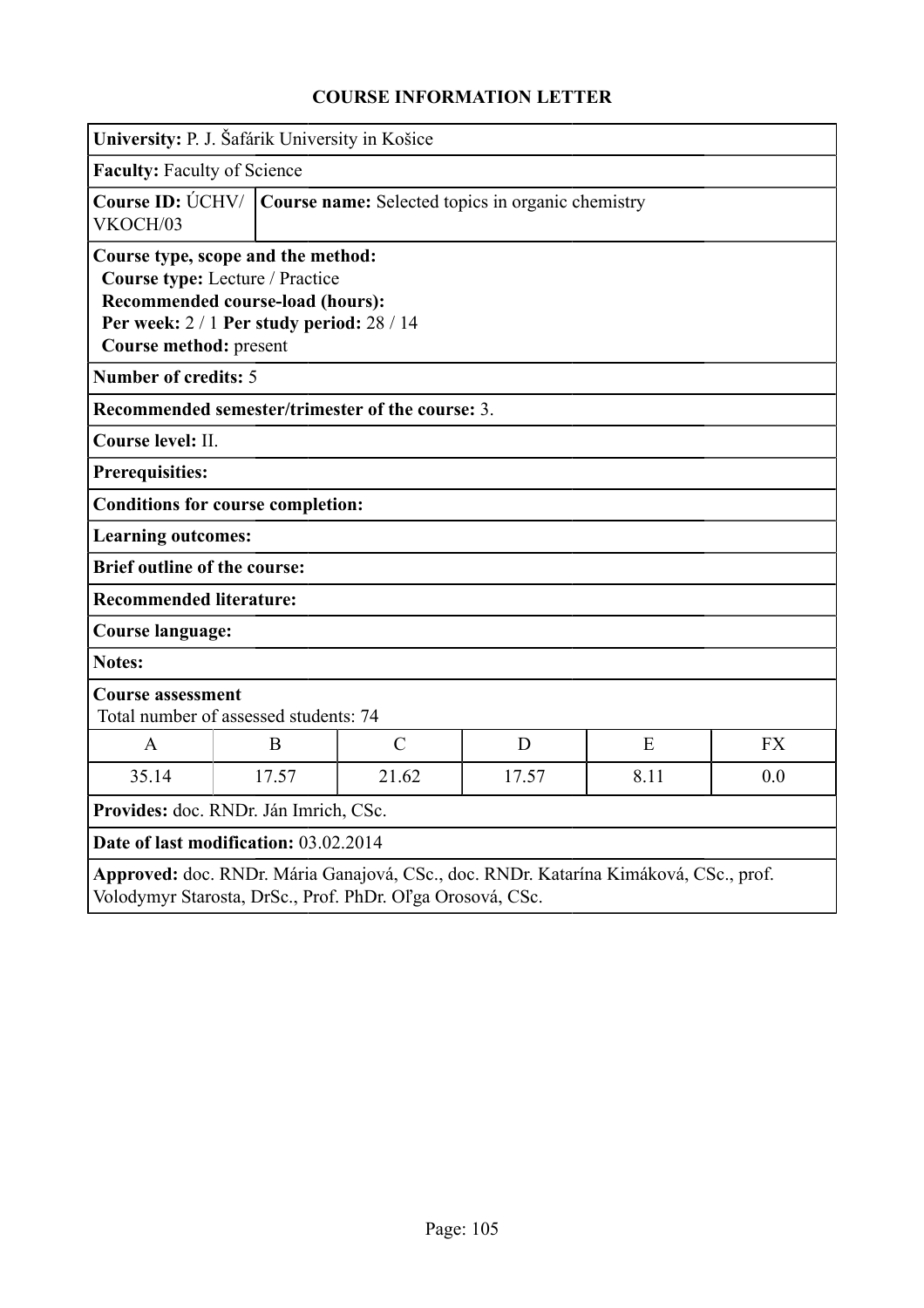# COURSE INFORMATION LETTER

**University:** P. J. Šafárik University in Košice

**Faculty:** Faculty of Science

**Course ID:** ÚCHV/VKOCH/03

**Course name:** Selected topics in organic chemistry

**Course type, scope and the method:**
**Course type:** Lecture / Practice
**Recommended course-load (hours):**
**Per week:** 2 / 1 **Per study period:** 28 / 14
**Course method:** present

**Number of credits:** 5

**Recommended semester/trimester of the course:** 3.

**Course level:** II.

**Prerequisites:**

**Conditions for course completion:**

**Learning outcomes:**

**Brief outline of the course:**

**Recommended literature:**

**Course language:**

**Notes:**

**Course assessment**
Total number of assessed students: 74

| A | B | C | D | E | FX |
|---|---|---|---|---|---|
| 35.14 | 17.57 | 21.62 | 17.57 | 8.11 | 0.0 |

**Provides:** doc. RNDr. Ján Imrich, CSc.

**Date of last modification:** 03.02.2014

**Approved:** doc. RNDr. Mária Ganajová, CSc., doc. RNDr. Katarína Kimáková, CSc., prof. Volodymyr Starosta, DrSc., Prof. PhDr. Oľga Orosová, CSc.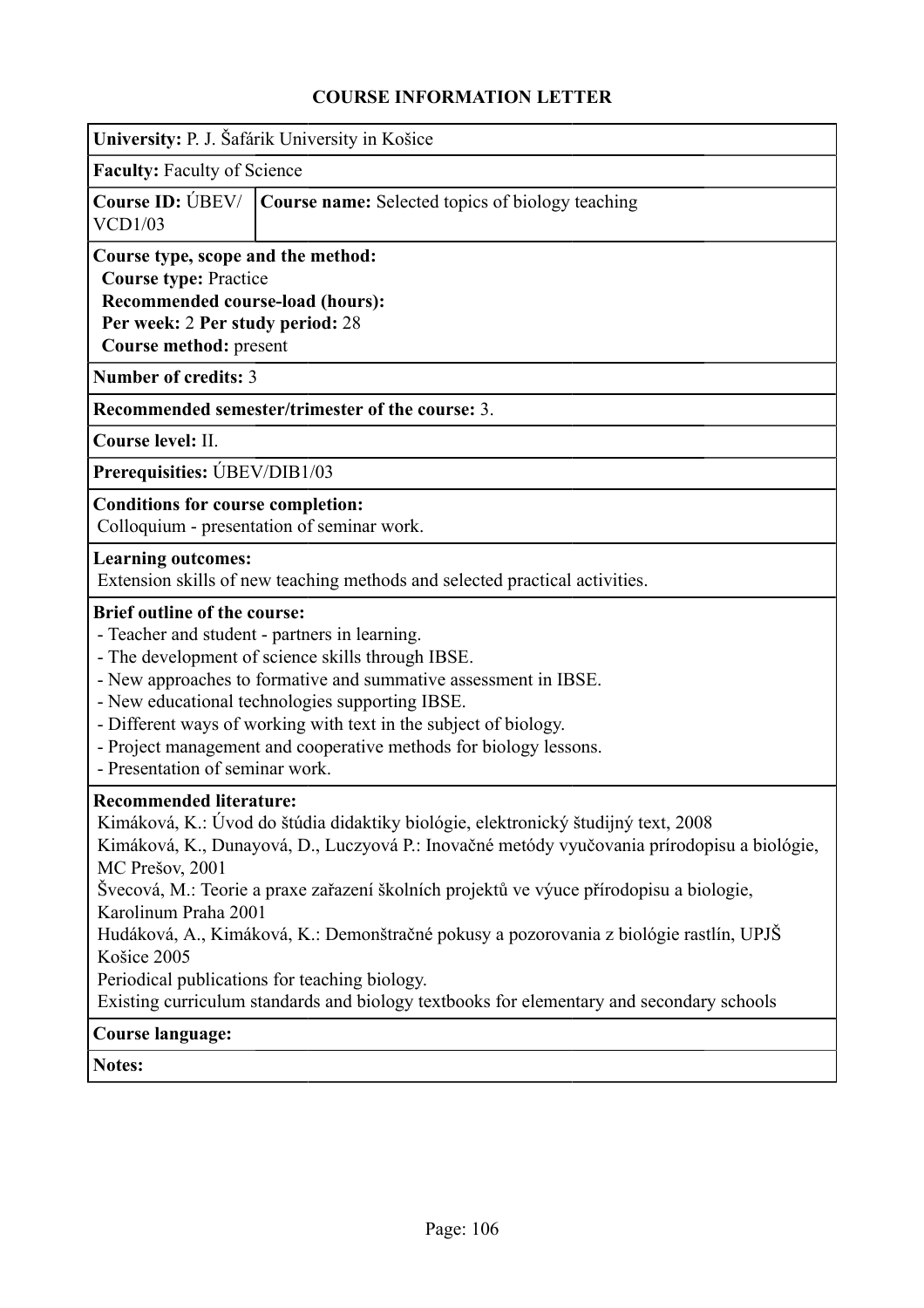# COURSE INFORMATION LETTER

**University:** P. J. Šafárik University in Košice

**Faculty:** Faculty of Science

| **Course ID:** ÚBEV/VCD1/03 | **Course name:** Selected topics of biology teaching |
|---|---|

**Course type, scope and the method:**
**Course type:** Practice
**Recommended course-load (hours):**
**Per week:** 2 **Per study period:** 28
**Course method:** present

**Number of credits:** 3

**Recommended semester/trimester of the course:** 3.

**Course level:** II.

**Prerequisities:** ÚBEV/DIB1/03

**Conditions for course completion:**
Colloquium - presentation of seminar work.

**Learning outcomes:**
Extension skills of new teaching methods and selected practical activities.

**Brief outline of the course:**
- Teacher and student - partners in learning.
- The development of science skills through IBSE.
- New approaches to formative and summative assessment in IBSE.
- New educational technologies supporting IBSE.
- Different ways of working with text in the subject of biology.
- Project management and cooperative methods for biology lessons.
- Presentation of seminar work.

**Recommended literature:**
Kimáková, K.: Úvod do štúdia didaktiky biológie, elektronický študijný text, 2008
Kimáková, K., Dunayová, D., Luczyová P.: Inovačné metódy vyučovania prírodopisu a biológie, MC Prešov, 2001
Švecová, M.: Teorie a praxe zařazení školních projektů ve výuce přírodopisu a biologie, Karolinum Praha 2001
Hudáková, A., Kimáková, K.: Demonštračné pokusy a pozorovania z biológie rastlín, UPJŠ Košice 2005
Periodical publications for teaching biology.
Existing curriculum standards and biology textbooks for elementary and secondary schools

**Course language:**

**Notes:**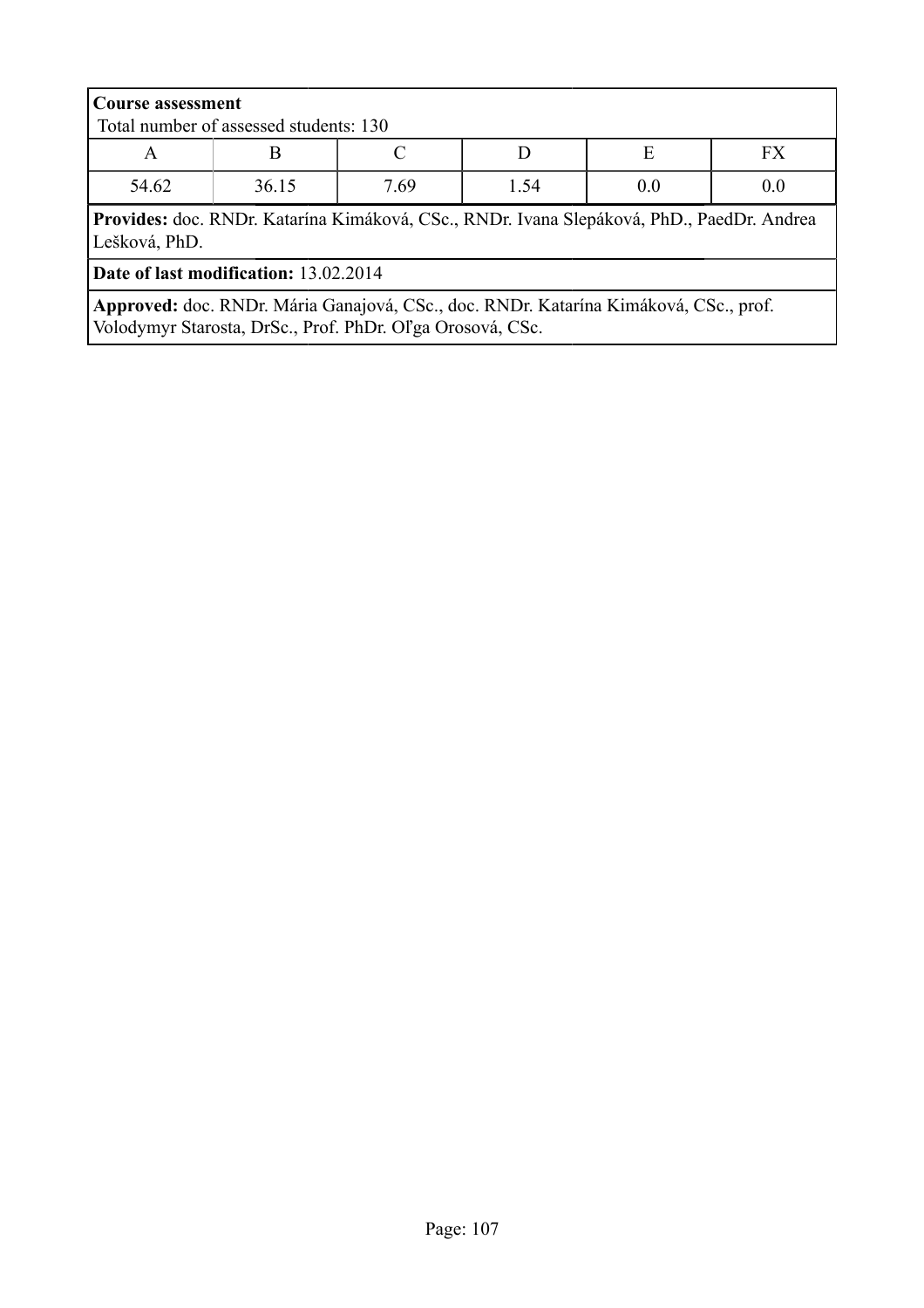**Course assessment**

Total number of assessed students: 130

| A | B | C | D | E | FX |
|---|---|---|---|---|---|
| 54.62 | 36.15 | 7.69 | 1.54 | 0.0 | 0.0 |

**Provides:** doc. RNDr. Katarína Kimáková, CSc., RNDr. Ivana Slepáková, PhD., PaedDr. Andrea Lešková, PhD.

**Date of last modification:** 13.02.2014

**Approved:** doc. RNDr. Mária Ganajová, CSc., doc. RNDr. Katarína Kimáková, CSc., prof. Volodymyr Starosta, DrSc., Prof. PhDr. Oľga Orosová, CSc.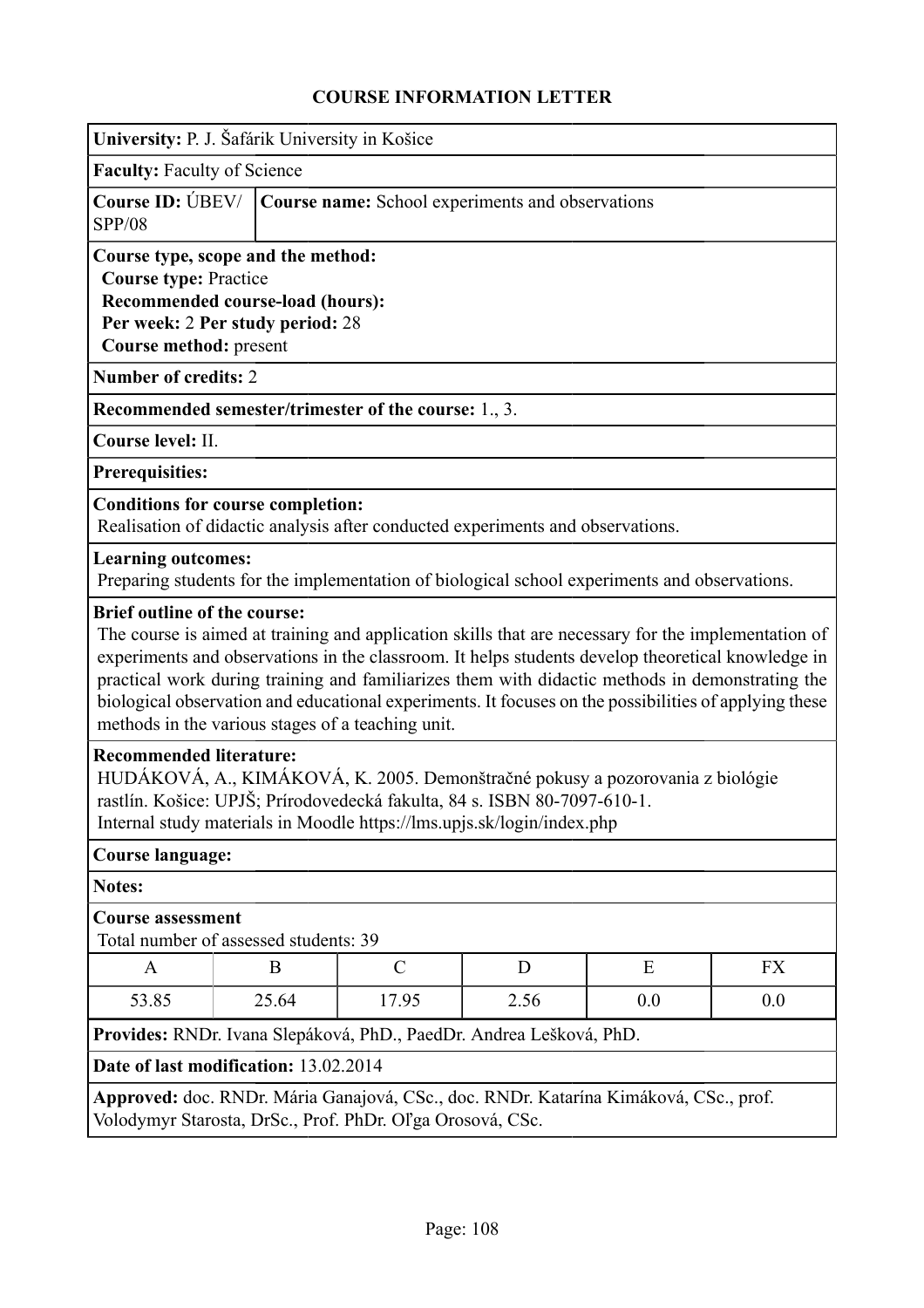# COURSE INFORMATION LETTER

**University:** P. J. Šafárik University in Košice

**Faculty:** Faculty of Science

**Course ID:** ÚBEV/SPP/08

**Course name:** School experiments and observations

**Course type, scope and the method:**
**Course type:** Practice
**Recommended course-load (hours):**
**Per week:** 2 **Per study period:** 28
**Course method:** present

**Number of credits:** 2

**Recommended semester/trimester of the course:** 1., 3.

**Course level:** II.

**Prerequisites:**

**Conditions for course completion:**
Realisation of didactic analysis after conducted experiments and observations.

**Learning outcomes:**
Preparing students for the implementation of biological school experiments and observations.

**Brief outline of the course:**
The course is aimed at training and application skills that are necessary for the implementation of experiments and observations in the classroom. It helps students develop theoretical knowledge in practical work during training and familiarizes them with didactic methods in demonstrating the biological observation and educational experiments. It focuses on the possibilities of applying these methods in the various stages of a teaching unit.

**Recommended literature:**
HUDÁKOVÁ, A., KIMÁKOVÁ, K. 2005. Demonštračné pokusy a pozorovania z biológie rastlín. Košice: UPJŠ; Prírodovedecká fakulta, 84 s. ISBN 80-7097-610-1.
Internal study materials in Moodle https://lms.upjs.sk/login/index.php

**Course language:**

**Notes:**

**Course assessment**
Total number of assessed students: 39

| A | B | C | D | E | FX |
|---|---|---|---|---|---|
| 53.85 | 25.64 | 17.95 | 2.56 | 0.0 | 0.0 |

**Provides:** RNDr. Ivana Slepáková, PhD., PaedDr. Andrea Lešková, PhD.

**Date of last modification:** 13.02.2014

**Approved:** doc. RNDr. Mária Ganajová, CSc., doc. RNDr. Katarína Kimáková, CSc., prof. Volodymyr Starosta, DrSc., Prof. PhDr. Oľga Orosová, CSc.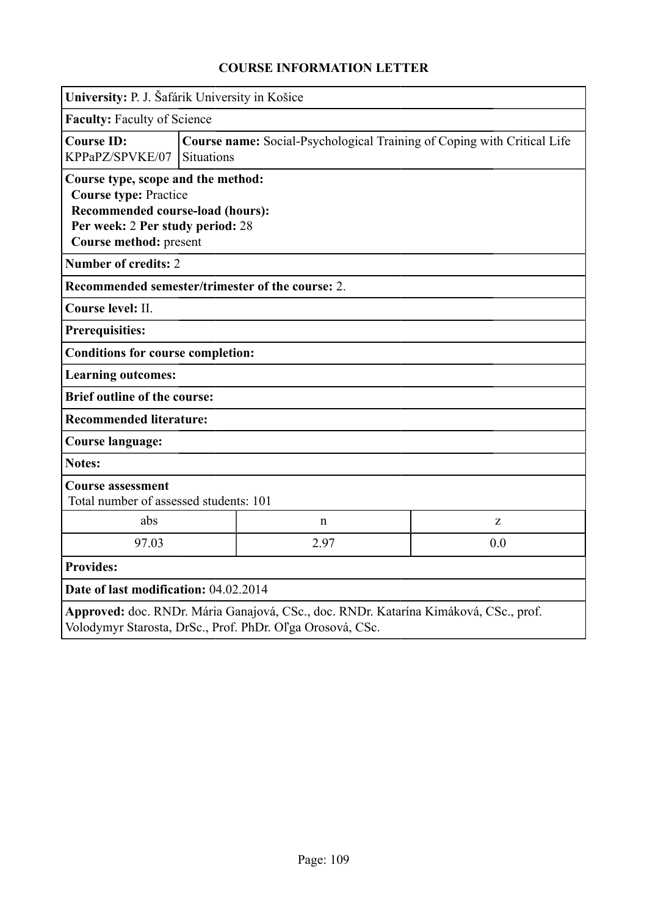# COURSE INFORMATION LETTER

**University:** P. J. Šafárik University in Košice

**Faculty:** Faculty of Science

**Course ID:** KPPaPZ/SPVKE/07

**Course name:** Social-Psychological Training of Coping with Critical Life Situations

**Course type, scope and the method:**
**Course type:** Practice
**Recommended course-load (hours):**
**Per week:** 2 **Per study period:** 28
**Course method:** present

**Number of credits:** 2

**Recommended semester/trimester of the course:** 2.

**Course level:** II.

**Prerequisites:**

**Conditions for course completion:**

**Learning outcomes:**

**Brief outline of the course:**

**Recommended literature:**

**Course language:**

**Notes:**

**Course assessment**
Total number of assessed students: 101

| abs | n | z |
|---|---|---|
| 97.03 | 2.97 | 0.0 |

**Provides:**

**Date of last modification:** 04.02.2014

**Approved:** doc. RNDr. Mária Ganajová, CSc., doc. RNDr. Katarína Kimáková, CSc., prof. Volodymyr Starosta, DrSc., Prof. PhDr. Oľga Orosová, CSc.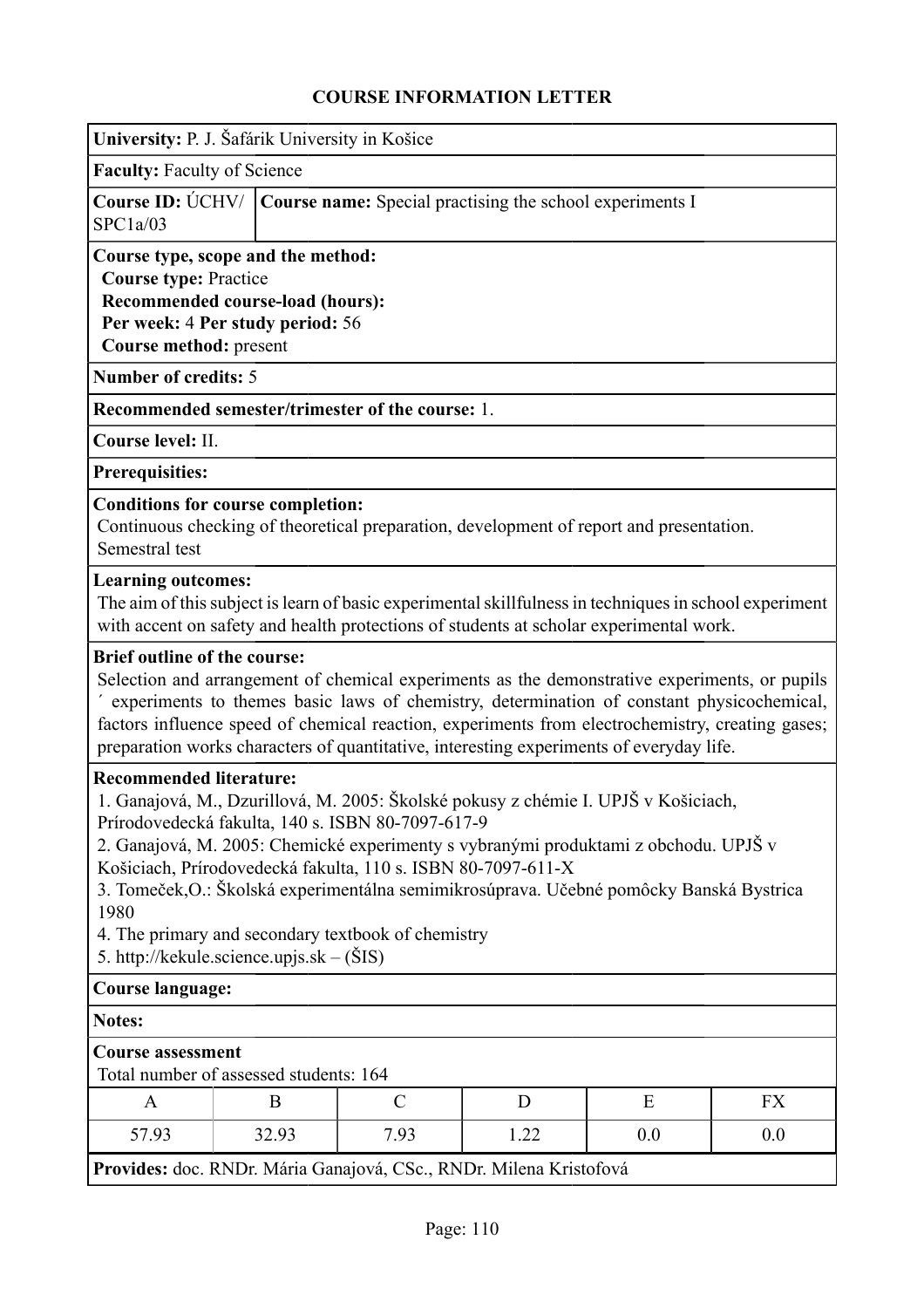# COURSE INFORMATION LETTER

**University:** P. J. Šafárik University in Košice

**Faculty:** Faculty of Science

**Course ID:** ÚCHV/ SPC1a/03

**Course name:** Special practising the school experiments I

**Course type, scope and the method:**
**Course type:** Practice
**Recommended course-load (hours):**
**Per week:** 4 **Per study period:** 56
**Course method:** present

**Number of credits:** 5

**Recommended semester/trimester of the course:** 1.

**Course level:** II.

**Prerequisites:**

**Conditions for course completion:**
Continuous checking of theoretical preparation, development of report and presentation.
Semestral test

**Learning outcomes:**
The aim of this subject is learn of basic experimental skillfulness in techniques in school experiment with accent on safety and health protections of students at scholar experimental work.

**Brief outline of the course:**
Selection and arrangement of chemical experiments as the demonstrative experiments, or pupils ´ experiments to themes basic laws of chemistry, determination of constant physicochemical, factors influence speed of chemical reaction, experiments from electrochemistry, creating gases; preparation works characters of quantitative, interesting experiments of everyday life.

**Recommended literature:**
1. Ganajová, M., Dzurillová, M. 2005: Školské pokusy z chémie I. UPJŠ v Košiciach, Prírodovedecká fakulta, 140 s. ISBN 80-7097-617-9
2. Ganajová, M. 2005: Chemické experimenty s vybranými produktami z obchodu. UPJŠ v Košiciach, Prírodovedecká fakulta, 110 s. ISBN 80-7097-611-X
3. Tomeček,O.: Školská experimentálna semimikrosúprava. Učebné pomôcky Banská Bystrica 1980
4. The primary and secondary textbook of chemistry
5. http://kekule.science.upjs.sk – (ŠIS)

**Course language:**

**Notes:**

**Course assessment**
Total number of assessed students: 164

| A | B | C | D | E | FX |
|---|---|---|---|---|---|
| 57.93 | 32.93 | 7.93 | 1.22 | 0.0 | 0.0 |

**Provides:** doc. RNDr. Mária Ganajová, CSc., RNDr. Milena Kristofová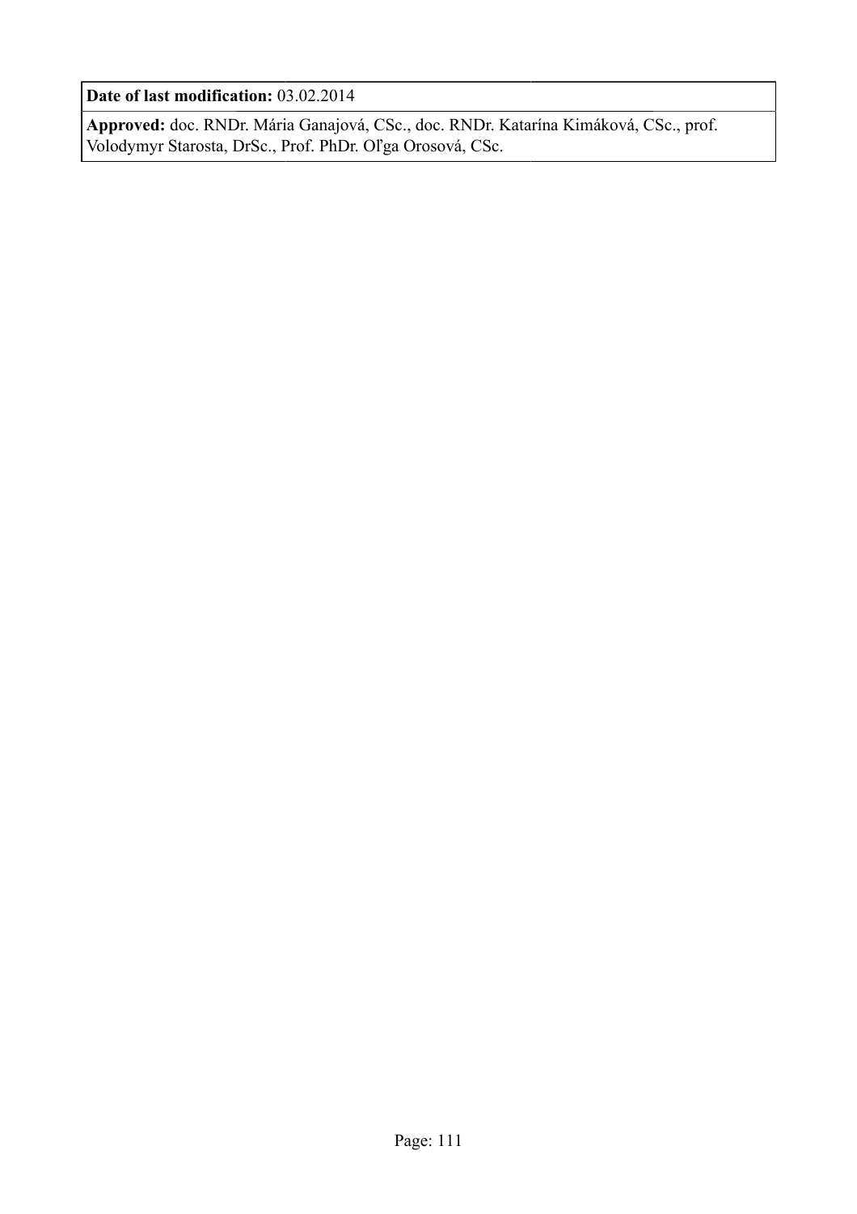**Date of last modification:** 03.02.2014

**Approved:** doc. RNDr. Mária Ganajová, CSc., doc. RNDr. Katarína Kimáková, CSc., prof. Volodymyr Starosta, DrSc., Prof. PhDr. Oľga Orosová, CSc.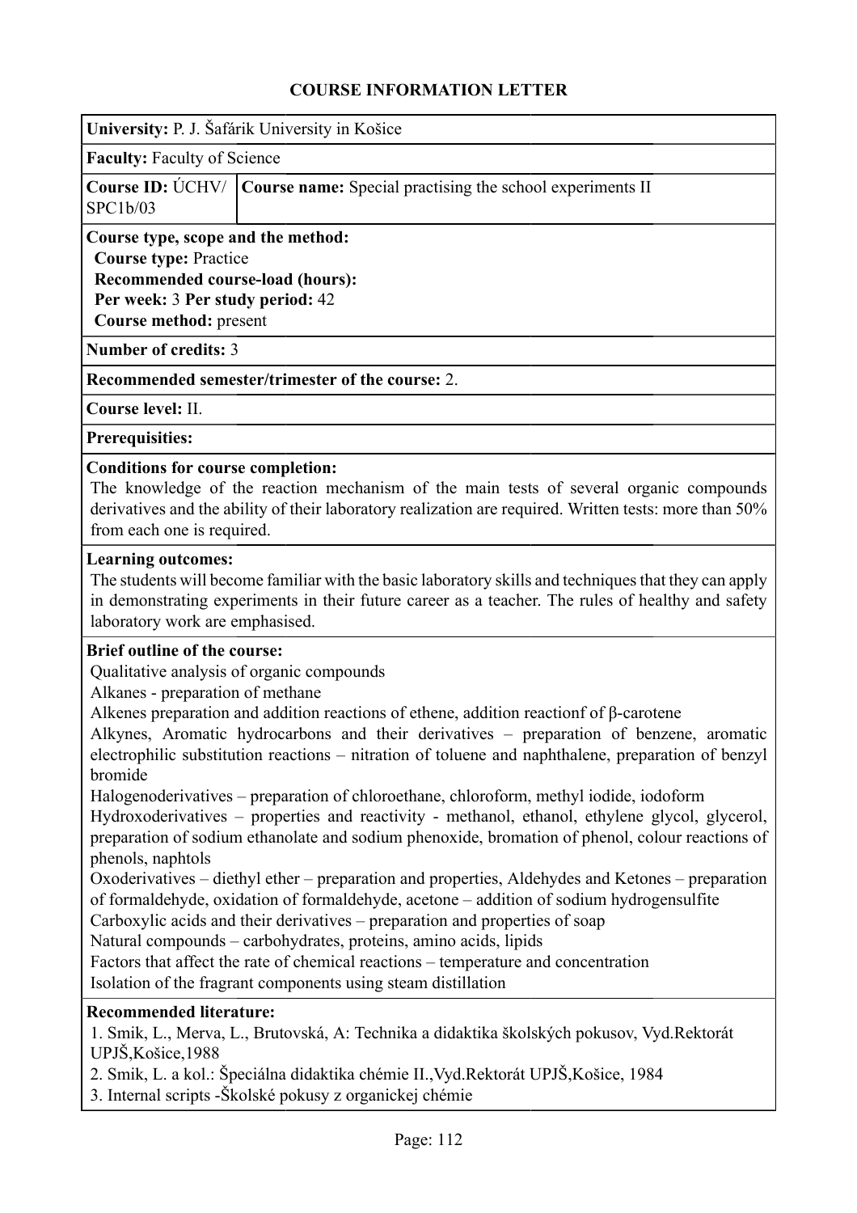# COURSE INFORMATION LETTER

**University:** P. J. Šafárik University in Košice

**Faculty:** Faculty of Science

| **Course ID:** ÚCHV/ SPC1b/03 | **Course name:** Special practising the school experiments II |
|---|---|

**Course type, scope and the method:**
**Course type:** Practice
**Recommended course-load (hours):**
**Per week:** 3 **Per study period:** 42
**Course method:** present

**Number of credits:** 3

**Recommended semester/trimester of the course:** 2.

**Course level:** II.

**Prerequisities:**

**Conditions for course completion:**
The knowledge of the reaction mechanism of the main tests of several organic compounds derivatives and the ability of their laboratory realization are required. Written tests: more than 50% from each one is required.

**Learning outcomes:**
The students will become familiar with the basic laboratory skills and techniques that they can apply in demonstrating experiments in their future career as a teacher. The rules of healthy and safety laboratory work are emphasised.

**Brief outline of the course:**
Qualitative analysis of organic compounds
Alkanes - preparation of methane
Alkenes preparation and addition reactions of ethene, addition reactionf of β-carotene
Alkynes, Aromatic hydrocarbons and their derivatives – preparation of benzene, aromatic electrophilic substitution reactions – nitration of toluene and naphthalene, preparation of benzyl bromide
Halogenoderivatives – preparation of chloroethane, chloroform, methyl iodide, iodoform
Hydroxoderivatives – properties and reactivity - methanol, ethanol, ethylene glycol, glycerol, preparation of sodium ethanolate and sodium phenoxide, bromation of phenol, colour reactions of phenols, naphtols
Oxoderivatives – diethyl ether – preparation and properties, Aldehydes and Ketones – preparation of formaldehyde, oxidation of formaldehyde, acetone – addition of sodium hydrogensulfite
Carboxylic acids and their derivatives – preparation and properties of soap
Natural compounds – carbohydrates, proteins, amino acids, lipids
Factors that affect the rate of chemical reactions – temperature and concentration
Isolation of the fragrant components using steam distillation

**Recommended literature:**
1. Smik, L., Merva, L., Brutovská, A: Technika a didaktika školských pokusov, Vyd.Rektorát UPJŠ,Košice,1988
2. Smik, L. a kol.: Špeciálna didaktika chémie II.,Vyd.Rektorát UPJŠ,Košice, 1984
3. Internal scripts -Školské pokusy z organickej chémie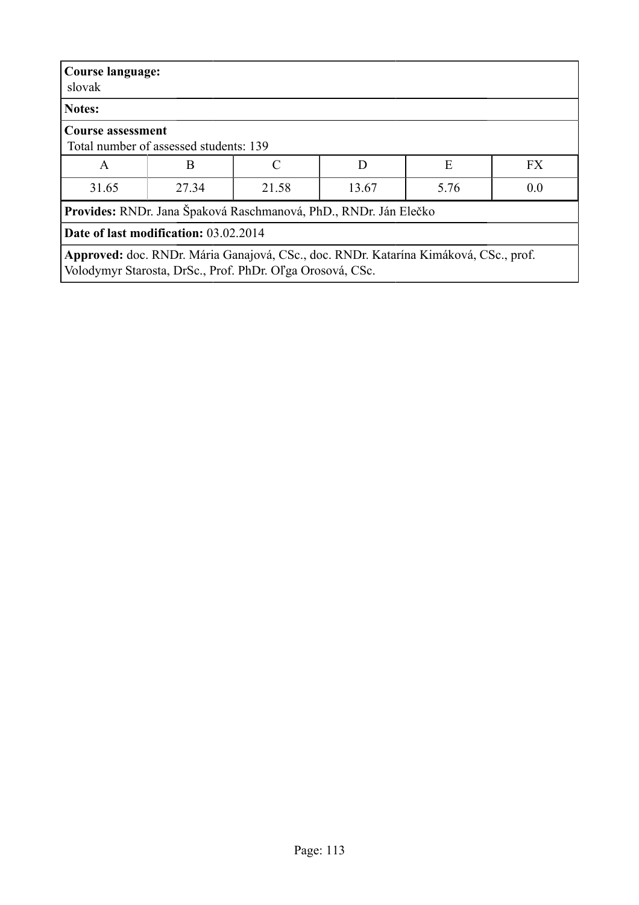**Course language:**
slovak

**Notes:**

**Course assessment**
Total number of assessed students: 139

| A | B | C | D | E | FX |
|---|---|---|---|---|---|
| 31.65 | 27.34 | 21.58 | 13.67 | 5.76 | 0.0 |

**Provides:** RNDr. Jana Špaková Raschmanová, PhD., RNDr. Ján Elečko

**Date of last modification:** 03.02.2014

**Approved:** doc. RNDr. Mária Ganajová, CSc., doc. RNDr. Katarína Kimáková, CSc., prof. Volodymyr Starosta, DrSc., Prof. PhDr. Oľga Orosová, CSc.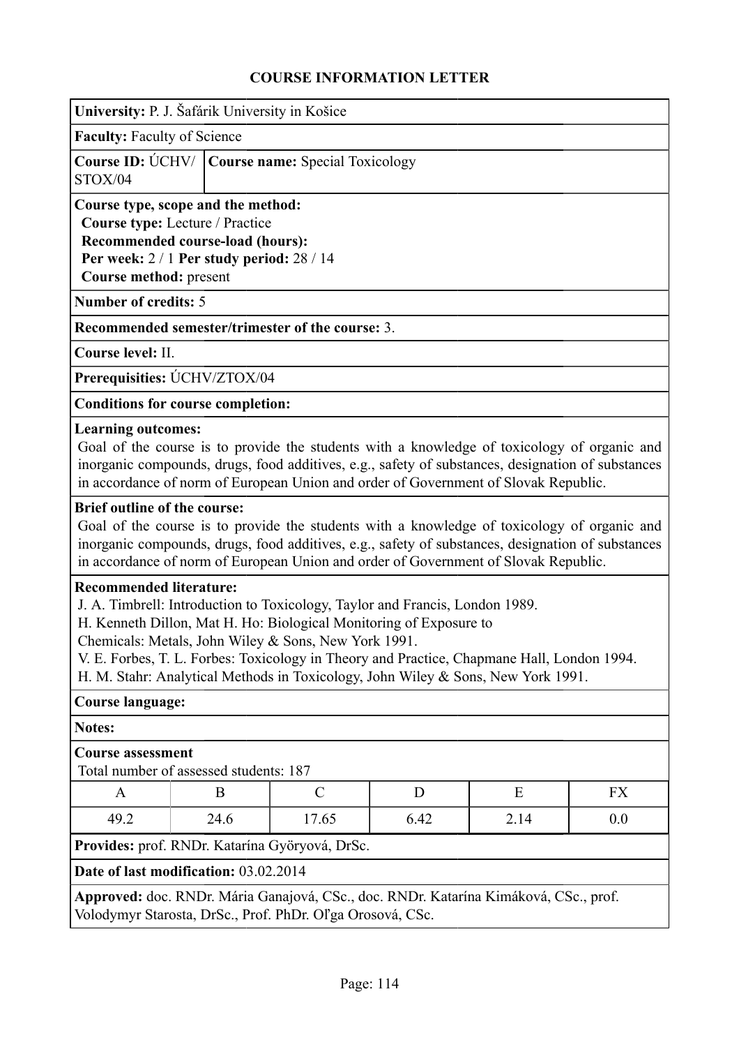## COURSE INFORMATION LETTER

**University:** P. J. Šafárik University in Košice

**Faculty:** Faculty of Science

**Course ID:** ÚCHV/STOX/04

**Course name:** Special Toxicology

**Course type, scope and the method:**
**Course type:** Lecture / Practice
**Recommended course-load (hours):**
**Per week:** 2 / 1 **Per study period:** 28 / 14
**Course method:** present

**Number of credits:** 5

**Recommended semester/trimester of the course:** 3.

**Course level:** II.

**Prerequisities:** ÚCHV/ZTOX/04

**Conditions for course completion:**

**Learning outcomes:**
Goal of the course is to provide the students with a knowledge of toxicology of organic and inorganic compounds, drugs, food additives, e.g., safety of substances, designation of substances in accordance of norm of European Union and order of Government of Slovak Republic.

**Brief outline of the course:**
Goal of the course is to provide the students with a knowledge of toxicology of organic and inorganic compounds, drugs, food additives, e.g., safety of substances, designation of substances in accordance of norm of European Union and order of Government of Slovak Republic.

**Recommended literature:**
J. A. Timbrell: Introduction to Toxicology, Taylor and Francis, London 1989.
H. Kenneth Dillon, Mat H. Ho: Biological Monitoring of Exposure to
Chemicals: Metals, John Wiley & Sons, New York 1991.
V. E. Forbes, T. L. Forbes: Toxicology in Theory and Practice, Chapmane Hall, London 1994.
H. M. Stahr: Analytical Methods in Toxicology, John Wiley & Sons, New York 1991.

**Course language:**

**Notes:**

**Course assessment**
Total number of assessed students: 187

| A | B | C | D | E | FX |
|---|---|---|---|---|---|
| 49.2 | 24.6 | 17.65 | 6.42 | 2.14 | 0.0 |

**Provides:** prof. RNDr. Katarína Györyová, DrSc.

**Date of last modification:** 03.02.2014

**Approved:** doc. RNDr. Mária Ganajová, CSc., doc. RNDr. Katarína Kimáková, CSc., prof. Volodymyr Starosta, DrSc., Prof. PhDr. Oľga Orosová, CSc.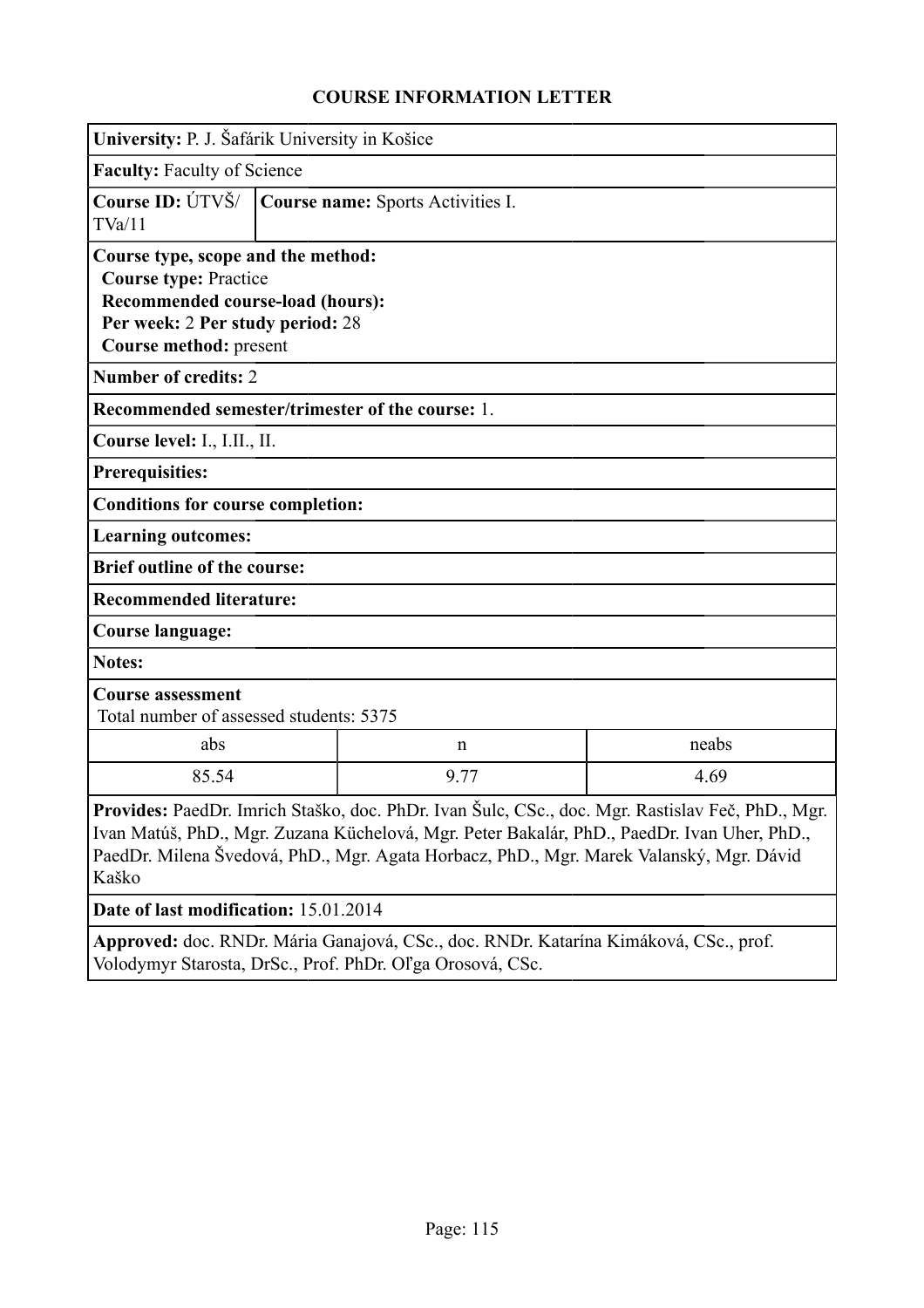## COURSE INFORMATION LETTER

**University:** P. J. Šafárik University in Košice

**Faculty:** Faculty of Science

**Course ID:** ÚTVŠ/TVa/11

**Course name:** Sports Activities I.

**Course type, scope and the method:**
**Course type:** Practice
**Recommended course-load (hours):**
**Per week:** 2 **Per study period:** 28
**Course method:** present

**Number of credits:** 2

**Recommended semester/trimester of the course:** 1.

**Course level:** I., I.II., II.

**Prerequisites:**

**Conditions for course completion:**

**Learning outcomes:**

**Brief outline of the course:**

**Recommended literature:**

**Course language:**

**Notes:**

**Course assessment**
Total number of assessed students: 5375

| abs | n | neabs |
|---|---|---|
| 85.54 | 9.77 | 4.69 |

**Provides:** PaedDr. Imrich Staško, doc. PhDr. Ivan Šulc, CSc., doc. Mgr. Rastislav Feč, PhD., Mgr. Ivan Matúš, PhD., Mgr. Zuzana Küchelová, Mgr. Peter Bakalár, PhD., PaedDr. Ivan Uher, PhD., PaedDr. Milena Švedová, PhD., Mgr. Agata Horbacz, PhD., Mgr. Marek Valanský, Mgr. Dávid Kaško

**Date of last modification:** 15.01.2014

**Approved:** doc. RNDr. Mária Ganajová, CSc., doc. RNDr. Katarína Kimáková, CSc., prof. Volodymyr Starosta, DrSc., Prof. PhDr. Oľga Orosová, CSc.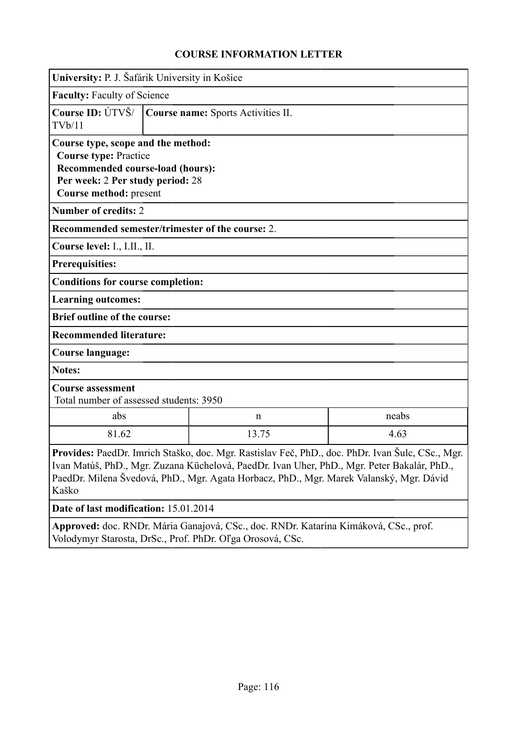## COURSE INFORMATION LETTER

**University:** P. J. Šafárik University in Košice

**Faculty:** Faculty of Science

**Course ID:** ÚTVŠ/TVb/11 | **Course name:** Sports Activities II.

**Course type, scope and the method:**
**Course type:** Practice
**Recommended course-load (hours):**
**Per week:** 2 **Per study period:** 28
**Course method:** present

**Number of credits:** 2

**Recommended semester/trimester of the course:** 2.

**Course level:** I., I.II., II.

**Prerequisites:**

**Conditions for course completion:**

**Learning outcomes:**

**Brief outline of the course:**

**Recommended literature:**

**Course language:**

**Notes:**

**Course assessment**
Total number of assessed students: 3950

| abs | n | neabs |
|---|---|---|
| 81.62 | 13.75 | 4.63 |

**Provides:** PaedDr. Imrich Staško, doc. Mgr. Rastislav Feč, PhD., doc. PhDr. Ivan Šulc, CSc., Mgr. Ivan Matúš, PhD., Mgr. Zuzana Küchelová, PaedDr. Ivan Uher, PhD., Mgr. Peter Bakalár, PhD., PaedDr. Milena Švedová, PhD., Mgr. Agata Horbacz, PhD., Mgr. Marek Valanský, Mgr. Dávid Kaško

**Date of last modification:** 15.01.2014

**Approved:** doc. RNDr. Mária Ganajová, CSc., doc. RNDr. Katarína Kimáková, CSc., prof. Volodymyr Starosta, DrSc., Prof. PhDr. Oľga Orosová, CSc.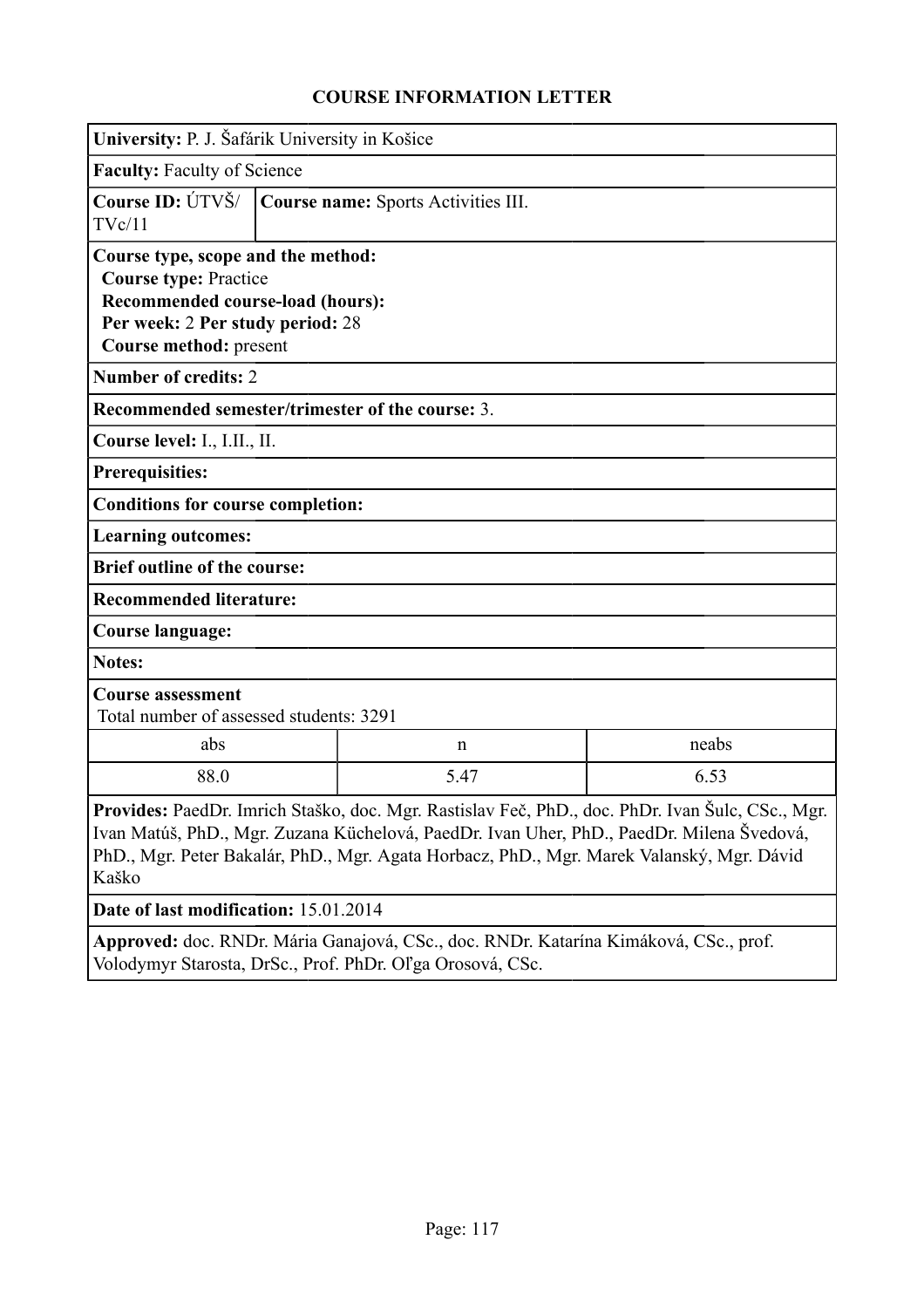# COURSE INFORMATION LETTER

**University:** P. J. Šafárik University in Košice

**Faculty:** Faculty of Science

**Course ID:** ÚTVŠ/TVc/11

**Course name:** Sports Activities III.

**Course type, scope and the method:**
**Course type:** Practice
**Recommended course-load (hours):**
**Per week:** 2 **Per study period:** 28
**Course method:** present

**Number of credits:** 2

**Recommended semester/trimester of the course:** 3.

**Course level:** I., I.II., II.

**Prerequisites:**

**Conditions for course completion:**

**Learning outcomes:**

**Brief outline of the course:**

**Recommended literature:**

**Course language:**

**Notes:**

**Course assessment**
Total number of assessed students: 3291

| abs | n | neabs |
| --- | --- | --- |
| 88.0 | 5.47 | 6.53 |

**Provides:** PaedDr. Imrich Staško, doc. Mgr. Rastislav Feč, PhD., doc. PhDr. Ivan Šulc, CSc., Mgr. Ivan Matúš, PhD., Mgr. Zuzana Küchelová, PaedDr. Ivan Uher, PhD., PaedDr. Milena Švedová, PhD., Mgr. Peter Bakalár, PhD., Mgr. Agata Horbacz, PhD., Mgr. Marek Valanský, Mgr. Dávid Kaško

**Date of last modification:** 15.01.2014

**Approved:** doc. RNDr. Mária Ganajová, CSc., doc. RNDr. Katarína Kimáková, CSc., prof. Volodymyr Starosta, DrSc., Prof. PhDr. Oľga Orosová, CSc.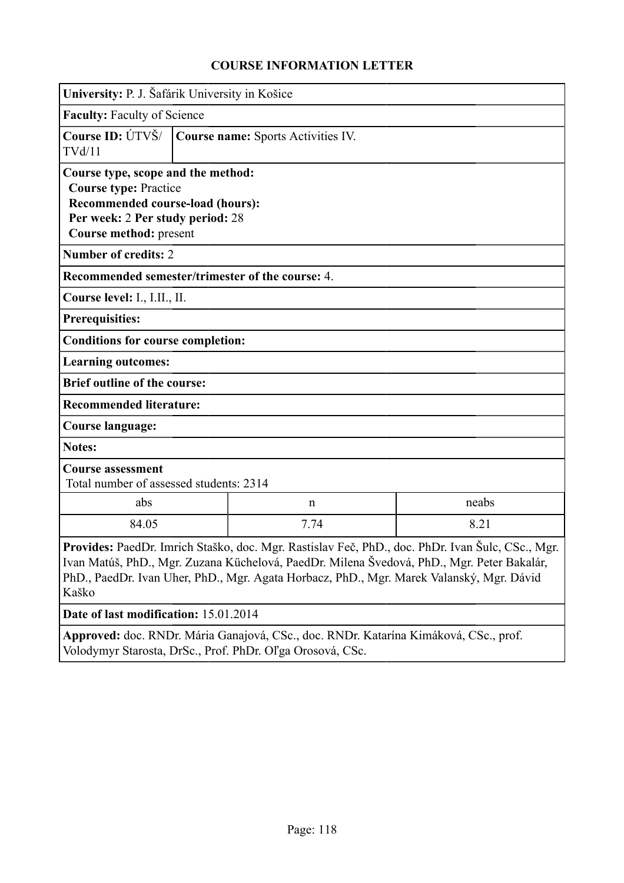# COURSE INFORMATION LETTER

**University:** P. J. Šafárik University in Košice

**Faculty:** Faculty of Science

**Course ID:** ÚTVŠ/TVd/11 | **Course name:** Sports Activities IV.

**Course type, scope and the method:**
**Course type:** Practice
**Recommended course-load (hours):**
**Per week:** 2 **Per study period:** 28
**Course method:** present

**Number of credits:** 2

**Recommended semester/trimester of the course:** 4.

**Course level:** I., I.II., II.

**Prerequisites:**

**Conditions for course completion:**

**Learning outcomes:**

**Brief outline of the course:**

**Recommended literature:**

**Course language:**

**Notes:**

**Course assessment**
Total number of assessed students: 2314

| abs | n | neabs |
|---|---|---|
| 84.05 | 7.74 | 8.21 |

**Provides:** PaedDr. Imrich Staško, doc. Mgr. Rastislav Feč, PhD., doc. PhDr. Ivan Šulc, CSc., Mgr. Ivan Matúš, PhD., Mgr. Zuzana Küchelová, PaedDr. Milena Švedová, PhD., Mgr. Peter Bakalár, PhD., PaedDr. Ivan Uher, PhD., Mgr. Agata Horbacz, PhD., Mgr. Marek Valanský, Mgr. Dávid Kaško

**Date of last modification:** 15.01.2014

**Approved:** doc. RNDr. Mária Ganajová, CSc., doc. RNDr. Katarína Kimáková, CSc., prof. Volodymyr Starosta, DrSc., Prof. PhDr. Oľga Orosová, CSc.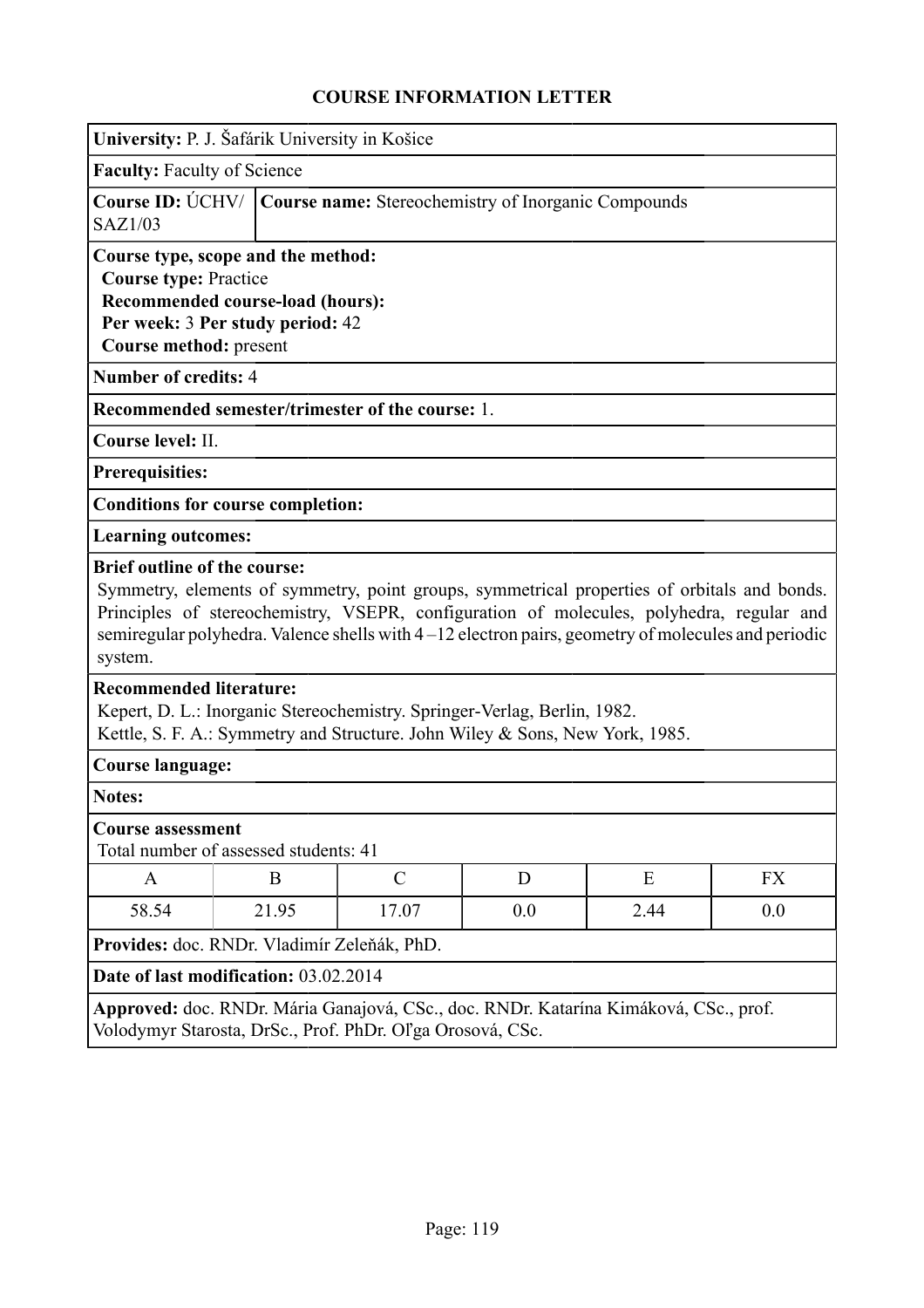# COURSE INFORMATION LETTER

**University:** P. J. Šafárik University in Košice

**Faculty:** Faculty of Science

**Course ID:** ÚCHV/SAZ1/03

**Course name:** Stereochemistry of Inorganic Compounds

**Course type, scope and the method:**
**Course type:** Practice
**Recommended course-load (hours):**
**Per week:** 3 **Per study period:** 42
**Course method:** present

**Number of credits:** 4

**Recommended semester/trimester of the course:** 1.

**Course level:** II.

**Prerequisites:**

**Conditions for course completion:**

**Learning outcomes:**

**Brief outline of the course:**
Symmetry, elements of symmetry, point groups, symmetrical properties of orbitals and bonds. Principles of stereochemistry, VSEPR, configuration of molecules, polyhedra, regular and semiregular polyhedra. Valence shells with 4 –12 electron pairs, geometry of molecules and periodic system.

**Recommended literature:**
Kepert, D. L.: Inorganic Stereochemistry. Springer-Verlag, Berlin, 1982.
Kettle, S. F. A.: Symmetry and Structure. John Wiley & Sons, New York, 1985.

**Course language:**

**Notes:**

**Course assessment**
Total number of assessed students: 41

| A | B | C | D | E | FX |
|---|---|---|---|---|---|
| 58.54 | 21.95 | 17.07 | 0.0 | 2.44 | 0.0 |

**Provides:** doc. RNDr. Vladimír Zeleňák, PhD.

**Date of last modification:** 03.02.2014

**Approved:** doc. RNDr. Mária Ganajová, CSc., doc. RNDr. Katarína Kimáková, CSc., prof. Volodymyr Starosta, DrSc., Prof. PhDr. Oľga Orosová, CSc.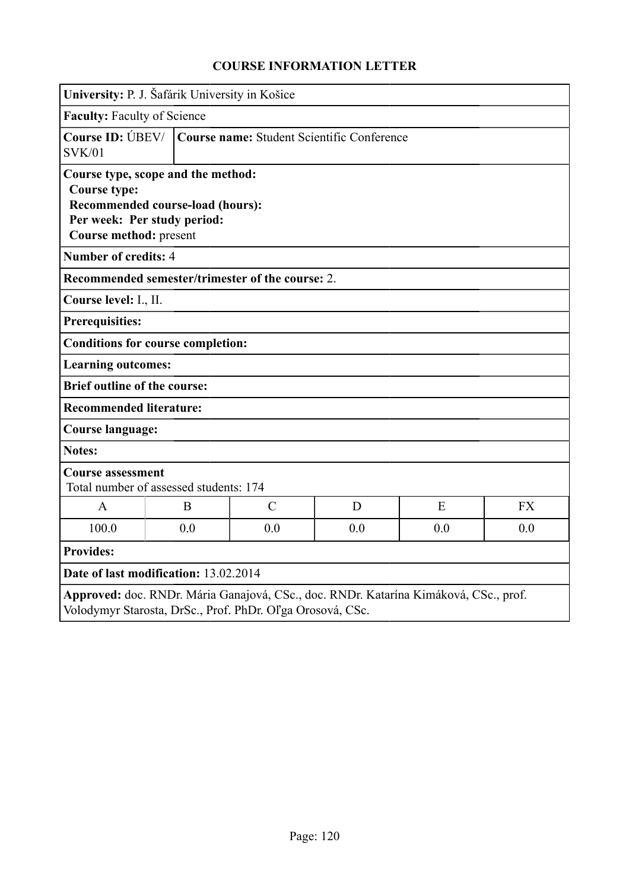## COURSE INFORMATION LETTER

**University:** P. J. Šafárik University in Košice

**Faculty:** Faculty of Science

**Course ID:** ÚBEV/SVK/01 | **Course name:** Student Scientific Conference

**Course type, scope and the method:**
**Course type:**
**Recommended course-load (hours):**
**Per week: Per study period:**
**Course method:** present

**Number of credits:** 4

**Recommended semester/trimester of the course:** 2.

**Course level:** I., II.

**Prerequisites:**

**Conditions for course completion:**

**Learning outcomes:**

**Brief outline of the course:**

**Recommended literature:**

**Course language:**

**Notes:**

**Course assessment**
Total number of assessed students: 174

| A | B | C | D | E | FX |
|---|---|---|---|---|---|
| 100.0 | 0.0 | 0.0 | 0.0 | 0.0 | 0.0 |

**Provides:**

**Date of last modification:** 13.02.2014

**Approved:** doc. RNDr. Mária Ganajová, CSc., doc. RNDr. Katarína Kimáková, CSc., prof. Volodymyr Starosta, DrSc., Prof. PhDr. Oľga Orosová, CSc.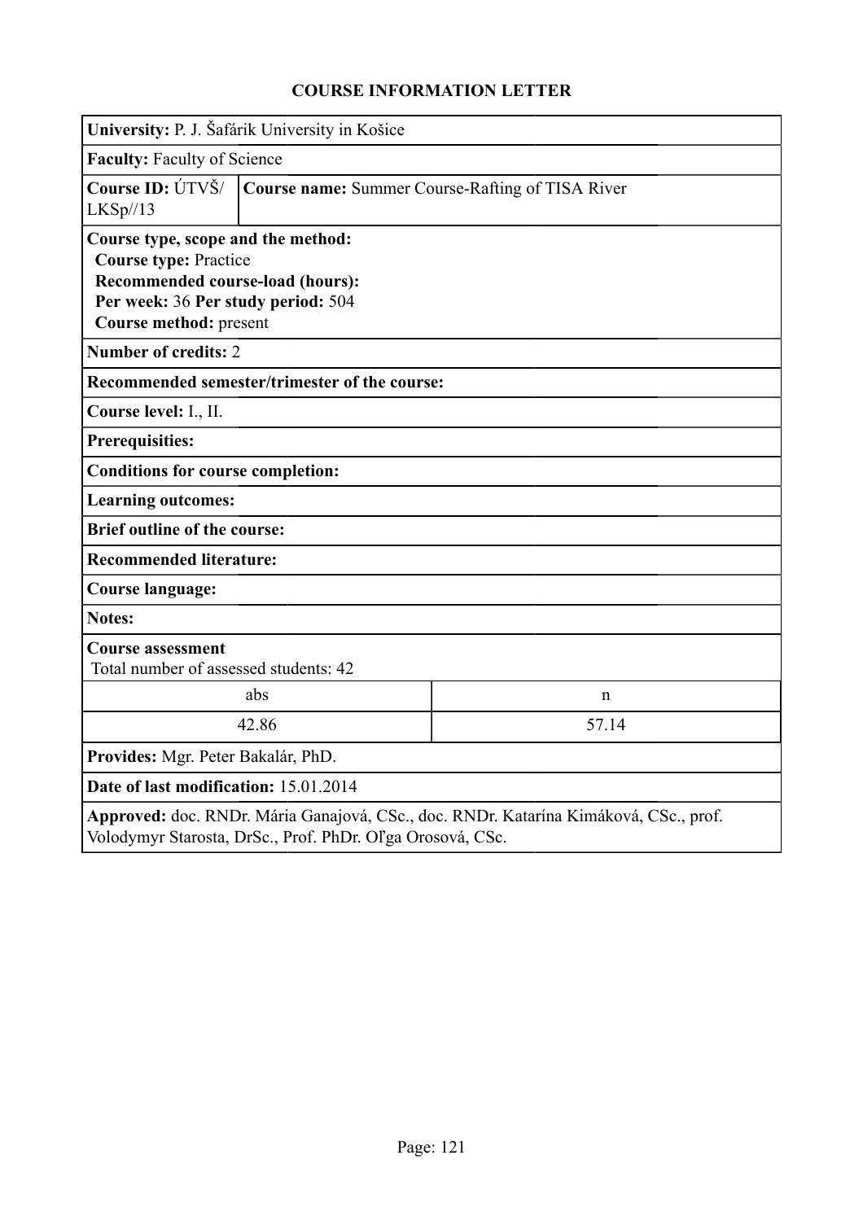## COURSE INFORMATION LETTER

**University:** P. J. Šafárik University in Košice

**Faculty:** Faculty of Science

**Course ID:** ÚTVŠ/ LKSp//13

**Course name:** Summer Course-Rafting of TISA River

**Course type, scope and the method:**
**Course type:** Practice
**Recommended course-load (hours):**
**Per week:** 36 **Per study period:** 504
**Course method:** present

**Number of credits:** 2

**Recommended semester/trimester of the course:**

**Course level:** I., II.

**Prerequisities:**

**Conditions for course completion:**

**Learning outcomes:**

**Brief outline of the course:**

**Recommended literature:**

**Course language:**

**Notes:**

**Course assessment**
Total number of assessed students: 42

| abs | n |
|---|---|
| 42.86 | 57.14 |

**Provides:** Mgr. Peter Bakalár, PhD.

**Date of last modification:** 15.01.2014

**Approved:** doc. RNDr. Mária Ganajová, CSc., doc. RNDr. Katarína Kimáková, CSc., prof. Volodymyr Starosta, DrSc., Prof. PhDr. Oľga Orosová, CSc.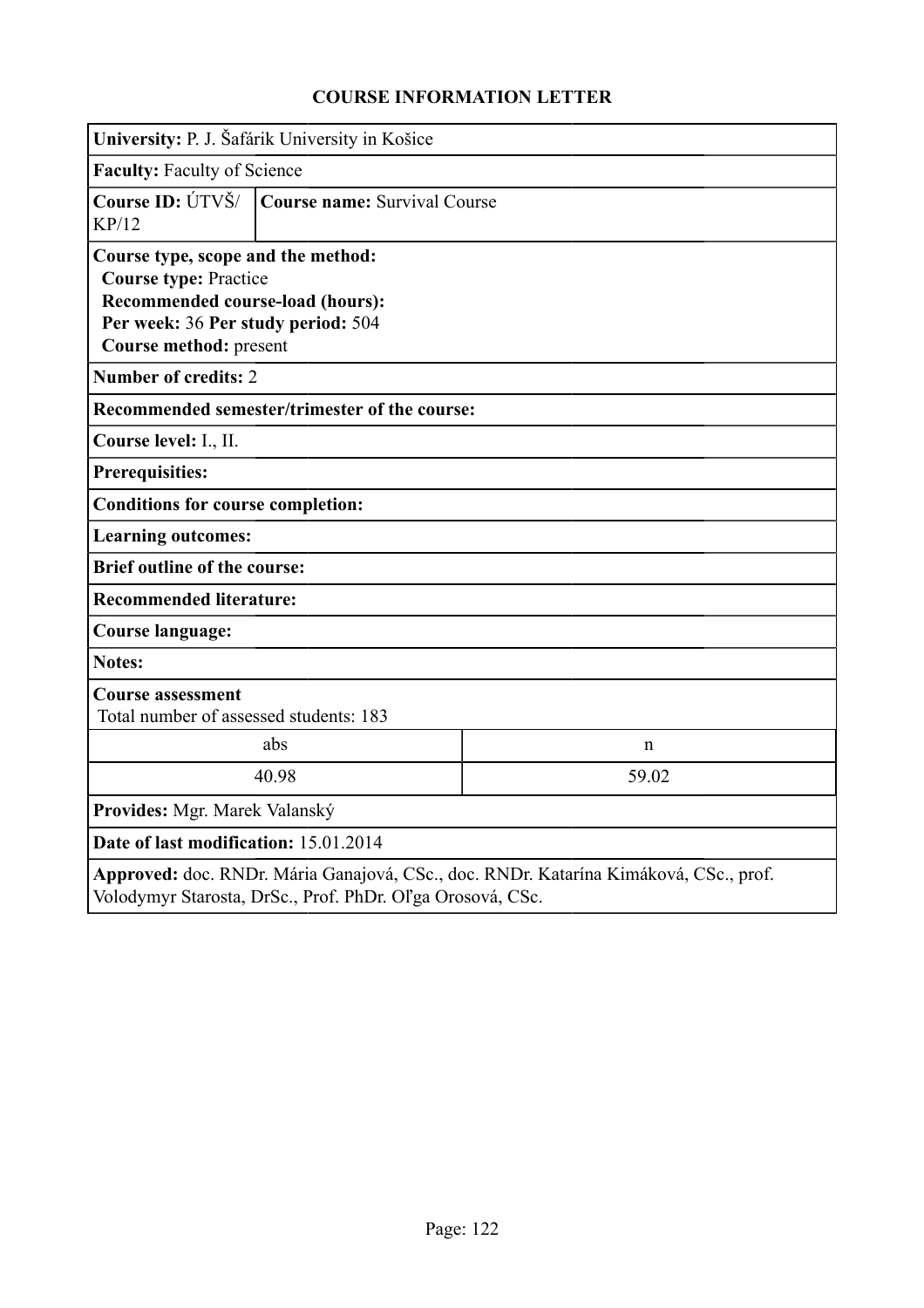# COURSE INFORMATION LETTER

**University:** P. J. Šafárik University in Košice

**Faculty:** Faculty of Science

**Course ID:** ÚTVŠ/ KP/12 | **Course name:** Survival Course

**Course type, scope and the method:**
**Course type:** Practice
**Recommended course-load (hours):**
**Per week:** 36 **Per study period:** 504
**Course method:** present

**Number of credits:** 2

**Recommended semester/trimester of the course:**

**Course level:** I., II.

**Prerequisites:**

**Conditions for course completion:**

**Learning outcomes:**

**Brief outline of the course:**

**Recommended literature:**

**Course language:**

**Notes:**

**Course assessment**
Total number of assessed students: 183

| abs | n |
|---|---|
| 40.98 | 59.02 |

**Provides:** Mgr. Marek Valanský

**Date of last modification:** 15.01.2014

**Approved:** doc. RNDr. Mária Ganajová, CSc., doc. RNDr. Katarína Kimáková, CSc., prof. Volodymyr Starosta, DrSc., Prof. PhDr. Oľga Orosová, CSc.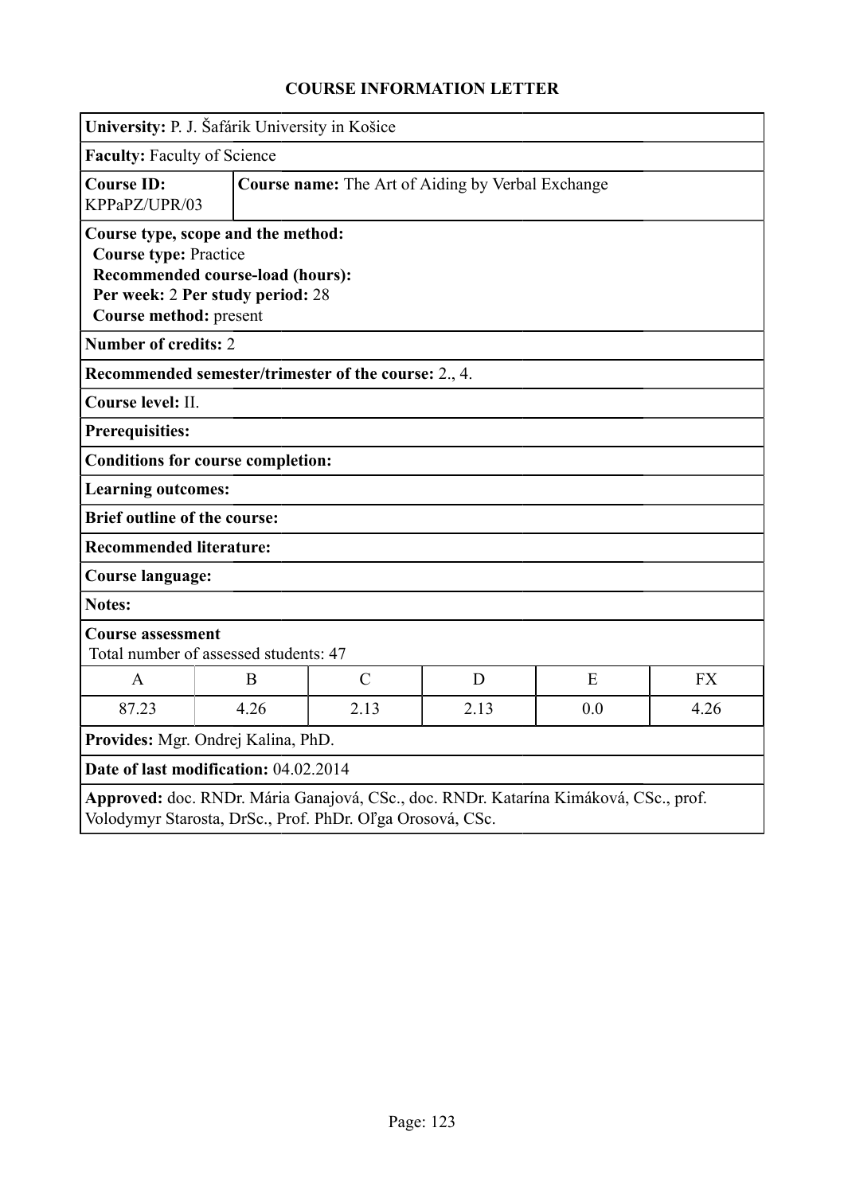## COURSE INFORMATION LETTER

**University:** P. J. Šafárik University in Košice

**Faculty:** Faculty of Science

**Course ID:** KPPaPZ/UPR/03

**Course name:** The Art of Aiding by Verbal Exchange

**Course type, scope and the method:**
**Course type:** Practice
**Recommended course-load (hours):**
**Per week:** 2 **Per study period:** 28
**Course method:** present

**Number of credits:** 2

**Recommended semester/trimester of the course:** 2., 4.

**Course level:** II.

**Prerequisites:**

**Conditions for course completion:**

**Learning outcomes:**

**Brief outline of the course:**

**Recommended literature:**

**Course language:**

**Notes:**

**Course assessment**
Total number of assessed students: 47

| A | B | C | D | E | FX |
|---|---|---|---|---|---|
| 87.23 | 4.26 | 2.13 | 2.13 | 0.0 | 4.26 |

**Provides:** Mgr. Ondrej Kalina, PhD.

**Date of last modification:** 04.02.2014

**Approved:** doc. RNDr. Mária Ganajová, CSc., doc. RNDr. Katarína Kimáková, CSc., prof. Volodymyr Starosta, DrSc., Prof. PhDr. Oľga Orosová, CSc.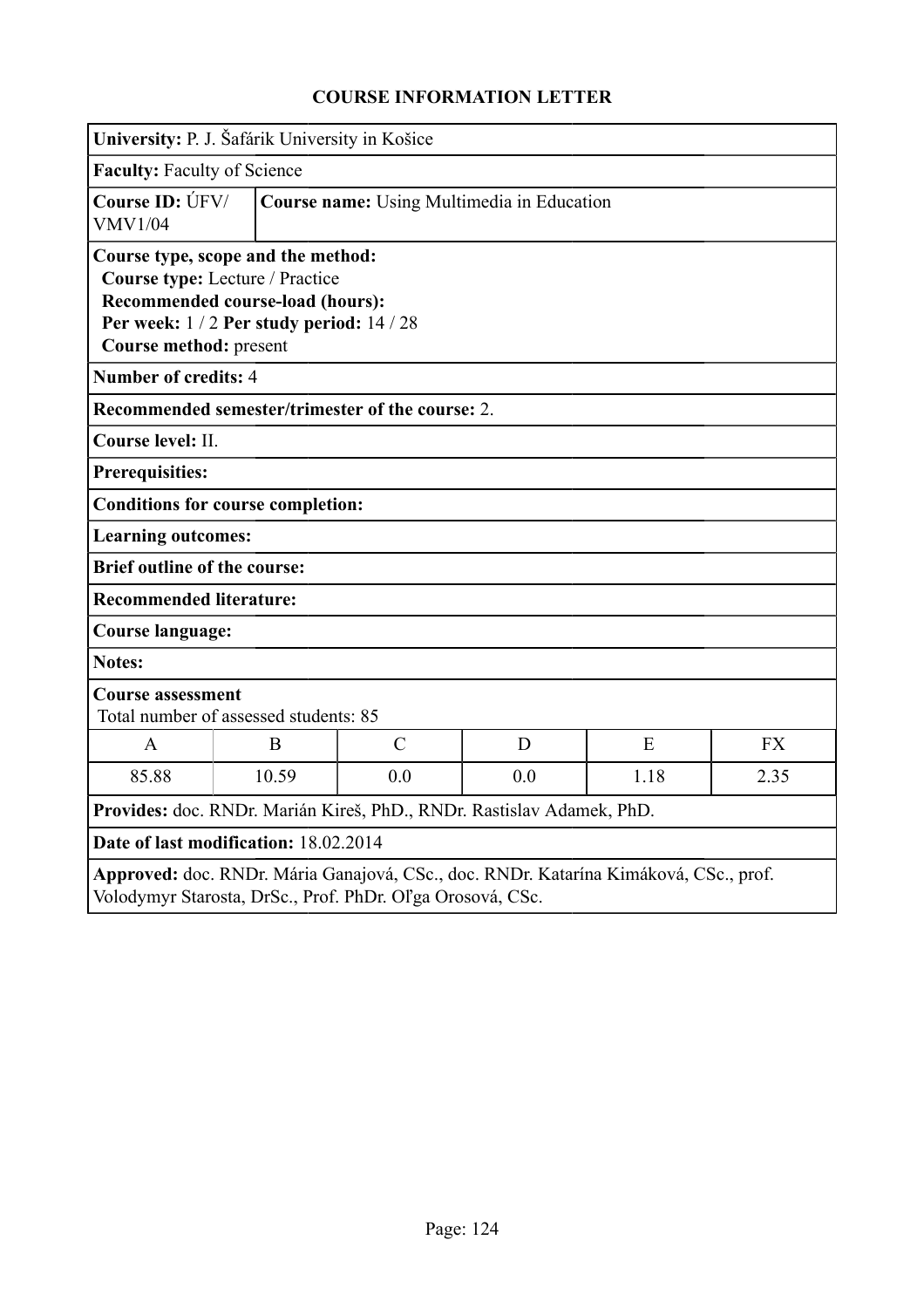## COURSE INFORMATION LETTER

**University:** P. J. Šafárik University in Košice

**Faculty:** Faculty of Science

**Course ID:** ÚFV/VMV1/04

**Course name:** Using Multimedia in Education

**Course type, scope and the method:**
**Course type:** Lecture / Practice
**Recommended course-load (hours):**
**Per week:** 1 / 2 **Per study period:** 14 / 28
**Course method:** present

**Number of credits:** 4

**Recommended semester/trimester of the course:** 2.

**Course level:** II.

**Prerequisites:**

**Conditions for course completion:**

**Learning outcomes:**

**Brief outline of the course:**

**Recommended literature:**

**Course language:**

**Notes:**

**Course assessment**
Total number of assessed students: 85

| A | B | C | D | E | FX |
|---|---|---|---|---|---|
| 85.88 | 10.59 | 0.0 | 0.0 | 1.18 | 2.35 |

**Provides:** doc. RNDr. Marián Kireš, PhD., RNDr. Rastislav Adamek, PhD.

**Date of last modification:** 18.02.2014

**Approved:** doc. RNDr. Mária Ganajová, CSc., doc. RNDr. Katarína Kimáková, CSc., prof. Volodymyr Starosta, DrSc., Prof. PhDr. Oľga Orosová, CSc.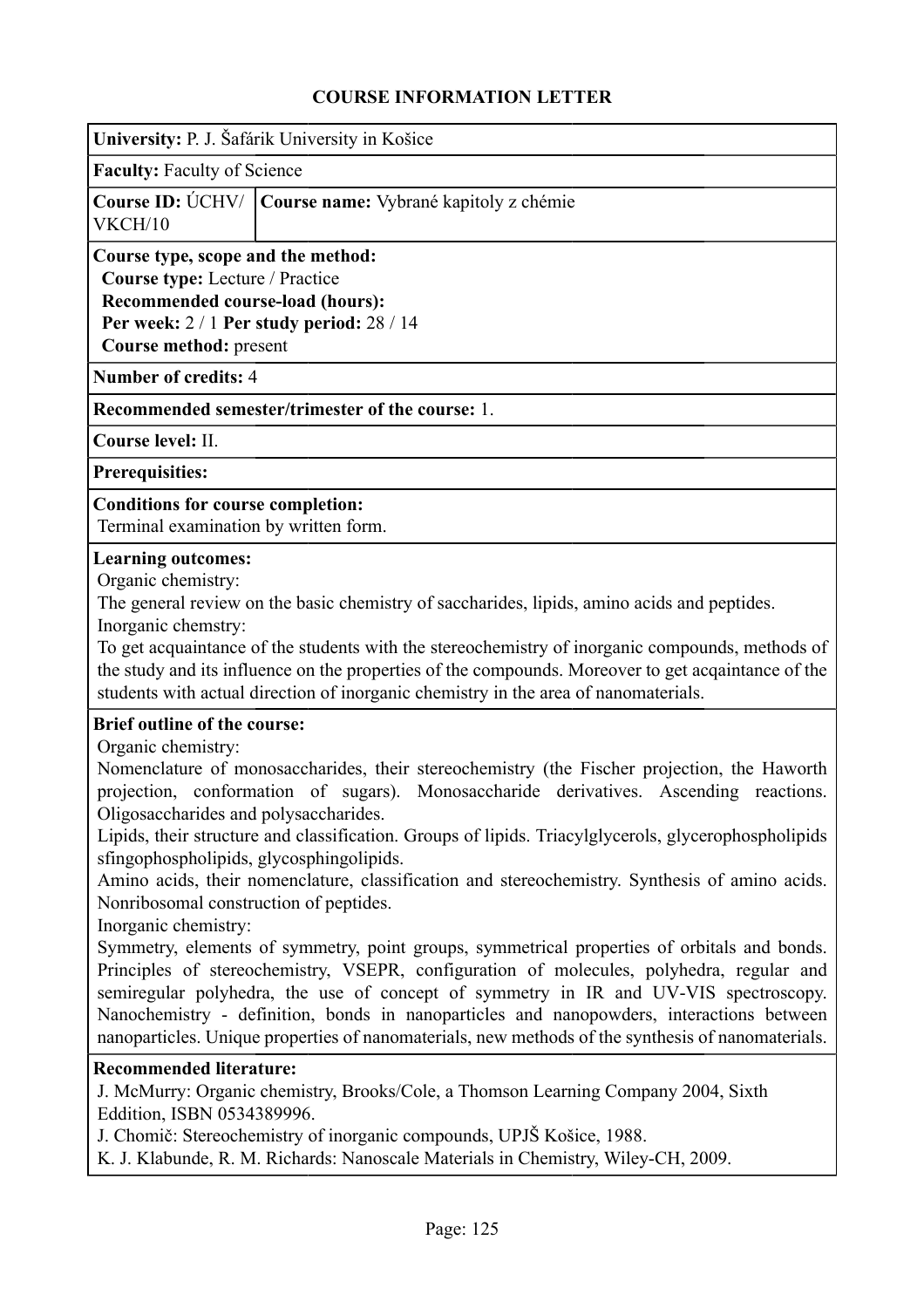# COURSE INFORMATION LETTER

**University:** P. J. Šafárik University in Košice

**Faculty:** Faculty of Science

| **Course ID:** ÚCHV/ VKCH/10 | **Course name:** Vybrané kapitoly z chémie |
|---|---|

**Course type, scope and the method:**
**Course type:** Lecture / Practice
**Recommended course-load (hours):**
**Per week:** 2 / 1 **Per study period:** 28 / 14
**Course method:** present

**Number of credits:** 4

**Recommended semester/trimester of the course:** 1.

**Course level:** II.

**Prerequisities:**

**Conditions for course completion:**
Terminal examination by written form.

**Learning outcomes:**
Organic chemistry:
The general review on the basic chemistry of saccharides, lipids, amino acids and peptides.
Inorganic chemstry:
To get acquaintance of the students with the stereochemistry of inorganic compounds, methods of the study and its influence on the properties of the compounds. Moreover to get acqaintance of the students with actual direction of inorganic chemistry in the area of nanomaterials.

**Brief outline of the course:**
Organic chemistry:
Nomenclature of monosaccharides, their stereochemistry (the Fischer projection, the Haworth projection, conformation of sugars). Monosaccharide derivatives. Ascending reactions. Oligosaccharides and polysaccharides.
Lipids, their structure and classification. Groups of lipids. Triacylglycerols, glycerophospholipids sfingophospholipids, glycosphingolipids.
Amino acids, their nomenclature, classification and stereochemistry. Synthesis of amino acids. Nonribosomal construction of peptides.
Inorganic chemistry:
Symmetry, elements of symmetry, point groups, symmetrical properties of orbitals and bonds. Principles of stereochemistry, VSEPR, configuration of molecules, polyhedra, regular and semiregular polyhedra, the use of concept of symmetry in IR and UV-VIS spectroscopy. Nanochemistry - definition, bonds in nanoparticles and nanopowders, interactions between nanoparticles. Unique properties of nanomaterials, new methods of the synthesis of nanomaterials.

**Recommended literature:**
J. McMurry: Organic chemistry, Brooks/Cole, a Thomson Learning Company 2004, Sixth Eddition, ISBN 0534389996.
J. Chomič: Stereochemistry of inorganic compounds, UPJŠ Košice, 1988.
K. J. Klabunde, R. M. Richards: Nanoscale Materials in Chemistry, Wiley-CH, 2009.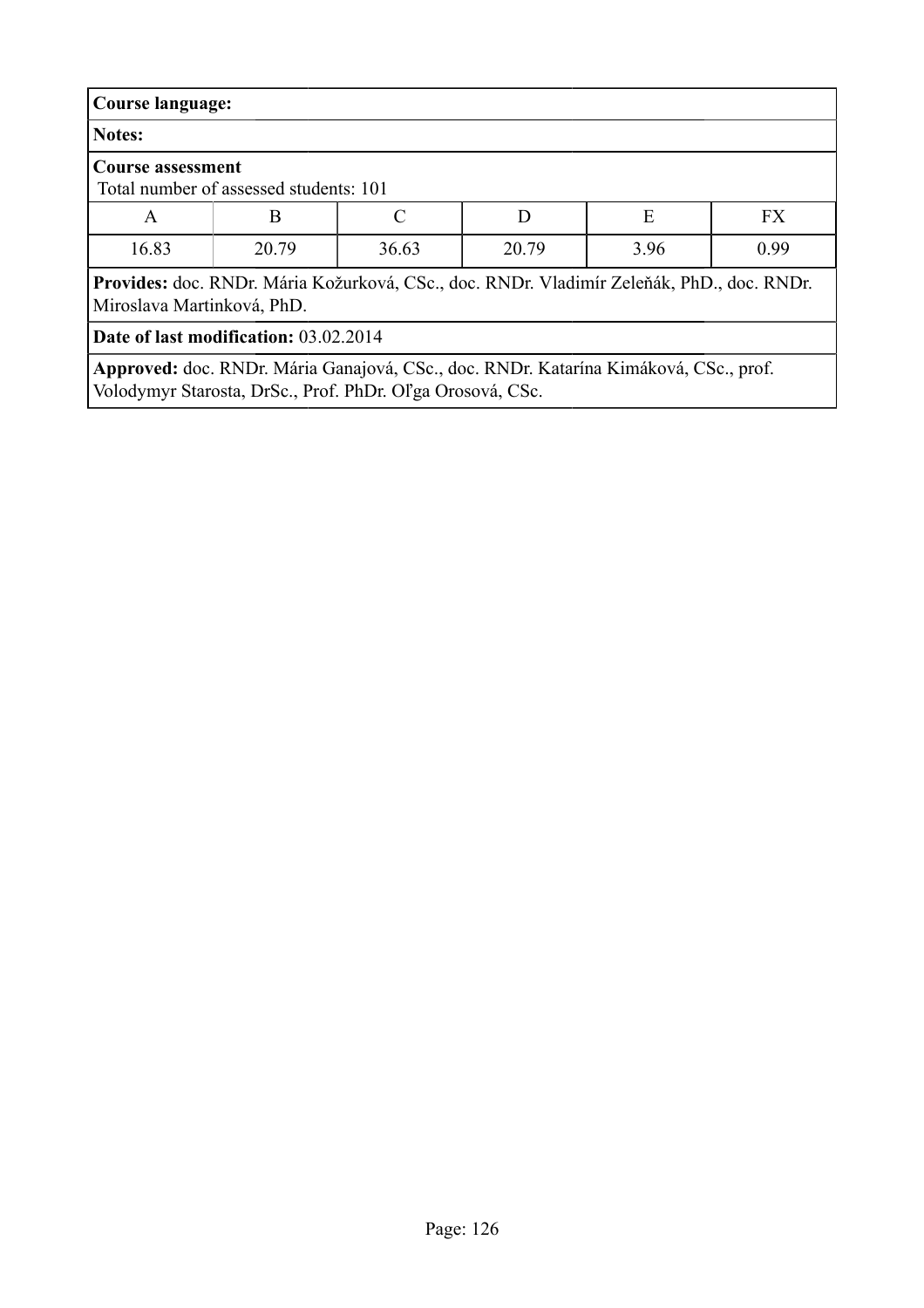**Course language:**

**Notes:**

**Course assessment**
Total number of assessed students: 101

| A | B | C | D | E | FX |
|---|---|---|---|---|---|
| 16.83 | 20.79 | 36.63 | 20.79 | 3.96 | 0.99 |

**Provides:** doc. RNDr. Mária Kožurková, CSc., doc. RNDr. Vladimír Zeleňák, PhD., doc. RNDr. Miroslava Martinková, PhD.

**Date of last modification:** 03.02.2014

**Approved:** doc. RNDr. Mária Ganajová, CSc., doc. RNDr. Katarína Kimáková, CSc., prof. Volodymyr Starosta, DrSc., Prof. PhDr. Oľga Orosová, CSc.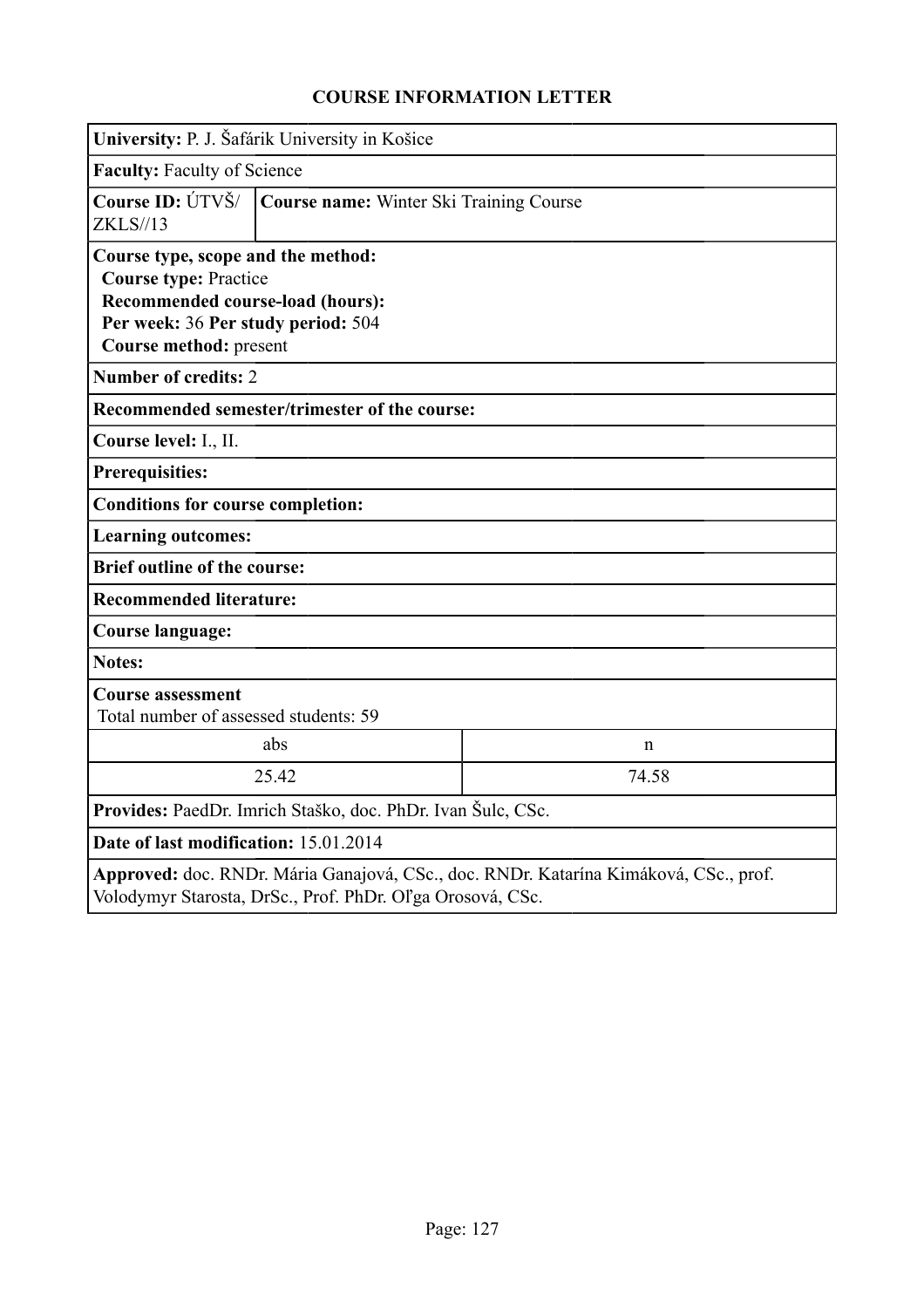## COURSE INFORMATION LETTER

**University:** P. J. Šafárik University in Košice

**Faculty:** Faculty of Science

**Course ID:** ÚTVŠ/ZKLS//13

**Course name:** Winter Ski Training Course

**Course type, scope and the method:**
**Course type:** Practice
**Recommended course-load (hours):**
**Per week:** 36 **Per study period:** 504
**Course method:** present

**Number of credits:** 2

**Recommended semester/trimester of the course:**

**Course level:** I., II.

**Prerequisites:**

**Conditions for course completion:**

**Learning outcomes:**

**Brief outline of the course:**

**Recommended literature:**

**Course language:**

**Notes:**

**Course assessment**
Total number of assessed students: 59

| abs | n |
|---|---|
| 25.42 | 74.58 |

**Provides:** PaedDr. Imrich Staško, doc. PhDr. Ivan Šulc, CSc.

**Date of last modification:** 15.01.2014

**Approved:** doc. RNDr. Mária Ganajová, CSc., doc. RNDr. Katarína Kimáková, CSc., prof. Volodymyr Starosta, DrSc., Prof. PhDr. Oľga Orosová, CSc.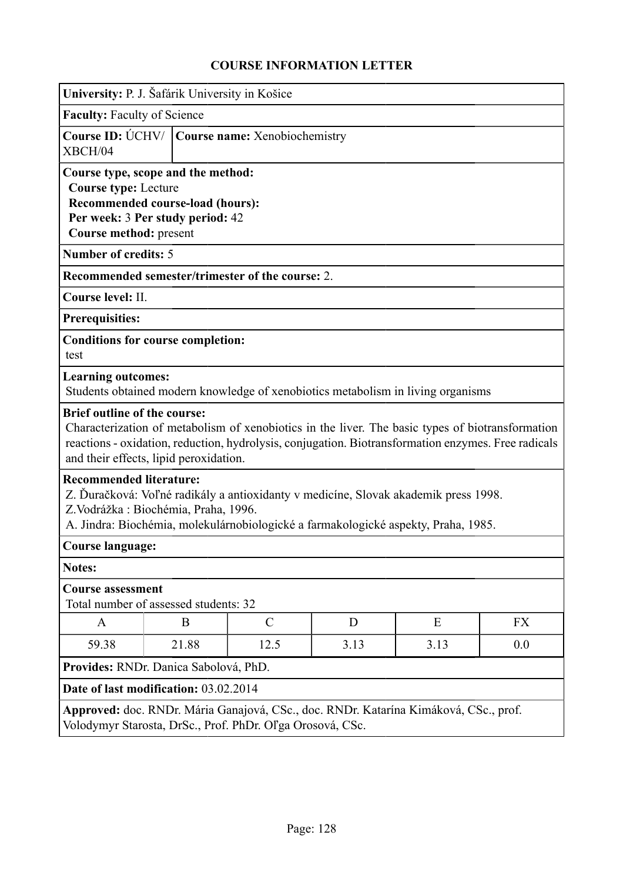# COURSE INFORMATION LETTER

**University:** P. J. Šafárik University in Košice

**Faculty:** Faculty of Science

**Course ID:** ÚCHV/XBCH/04 | **Course name:** Xenobiochemistry

**Course type, scope and the method:**
**Course type:** Lecture
**Recommended course-load (hours):**
**Per week:** 3 **Per study period:** 42
**Course method:** present

**Number of credits:** 5

**Recommended semester/trimester of the course:** 2.

**Course level:** II.

**Prerequisites:**

**Conditions for course completion:**
test

**Learning outcomes:**
Students obtained modern knowledge of xenobiotics metabolism in living organisms

**Brief outline of the course:**
Characterization of metabolism of xenobiotics in the liver. The basic types of biotransformation reactions - oxidation, reduction, hydrolysis, conjugation. Biotransformation enzymes. Free radicals and their effects, lipid peroxidation.

**Recommended literature:**
Z. Ďuračková: Voľné radikály a antioxidanty v medicíne, Slovak akademik press 1998.
Z.Vodrážka : Biochémia, Praha, 1996.
A. Jindra: Biochémia, molekulárnobiologické a farmakologické aspekty, Praha, 1985.

**Course language:**

**Notes:**

**Course assessment**
Total number of assessed students: 32

| A | B | C | D | E | FX |
|---|---|---|---|---|---|
| 59.38 | 21.88 | 12.5 | 3.13 | 3.13 | 0.0 |

**Provides:** RNDr. Danica Sabolová, PhD.

**Date of last modification:** 03.02.2014

**Approved:** doc. RNDr. Mária Ganajová, CSc., doc. RNDr. Katarína Kimáková, CSc., prof. Volodymyr Starosta, DrSc., Prof. PhDr. Oľga Orosová, CSc.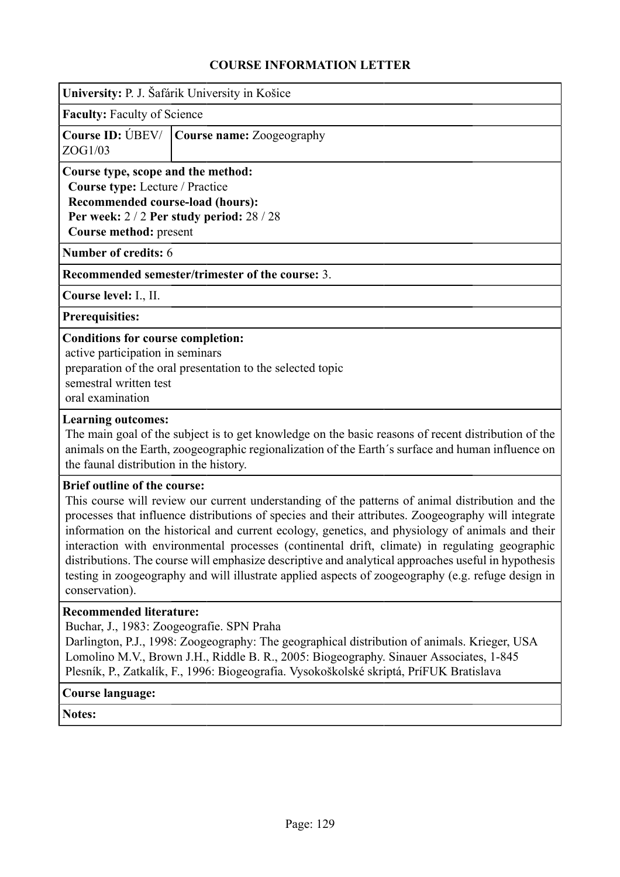## COURSE INFORMATION LETTER

**University:** P. J. Šafárik University in Košice

**Faculty:** Faculty of Science

| **Course ID:** ÚBEV/ZOG1/03 | **Course name:** Zoogeography |
|---|---|

**Course type, scope and the method:**
**Course type:** Lecture / Practice
**Recommended course-load (hours):**
**Per week:** 2 / 2 **Per study period:** 28 / 28
**Course method:** present

**Number of credits:** 6

**Recommended semester/trimester of the course:** 3.

**Course level:** I., II.

**Prerequisites:**

**Conditions for course completion:**
active participation in seminars
preparation of the oral presentation to the selected topic
semestral written test
oral examination

**Learning outcomes:**
The main goal of the subject is to get knowledge on the basic reasons of recent distribution of the animals on the Earth, zoogeographic regionalization of the Earth´s surface and human influence on the faunal distribution in the history.

**Brief outline of the course:**
This course will review our current understanding of the patterns of animal distribution and the processes that influence distributions of species and their attributes. Zoogeography will integrate information on the historical and current ecology, genetics, and physiology of animals and their interaction with environmental processes (continental drift, climate) in regulating geographic distributions. The course will emphasize descriptive and analytical approaches useful in hypothesis testing in zoogeography and will illustrate applied aspects of zoogeography (e.g. refuge design in conservation).

**Recommended literature:**
Buchar, J., 1983: Zoogeografie. SPN Praha
Darlington, P.J., 1998: Zoogeography: The geographical distribution of animals. Krieger, USA
Lomolino M.V., Brown J.H., Riddle B. R., 2005: Biogeography. Sinauer Associates, 1-845
Plesník, P., Zatkalík, F., 1996: Biogeografia. Vysokoškolské skriptá, PríFUK Bratislava

**Course language:**

**Notes:**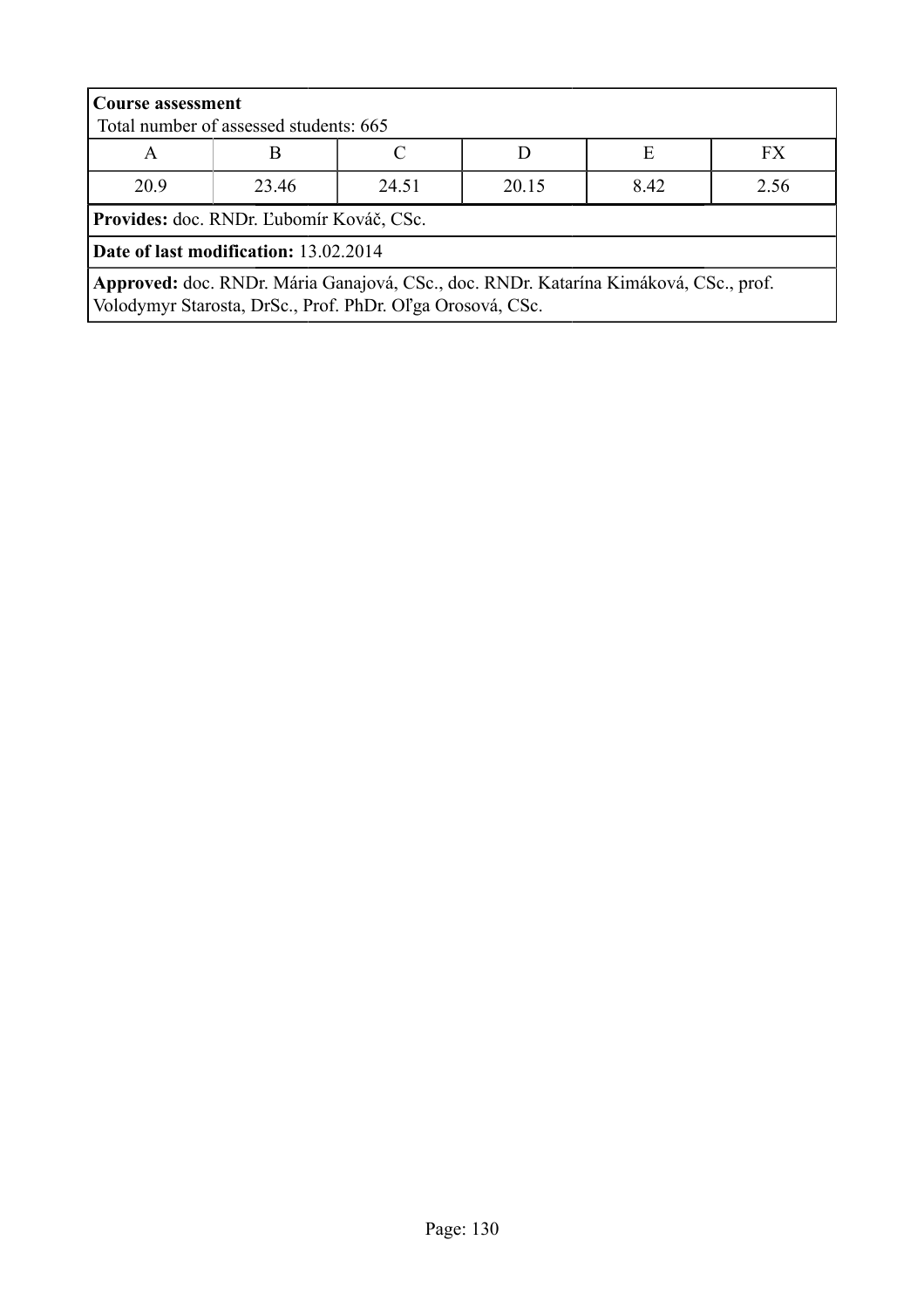**Course assessment**
Total number of assessed students: 665

| A | B | C | D | E | FX |
|---|---|---|---|---|---|
| 20.9 | 23.46 | 24.51 | 20.15 | 8.42 | 2.56 |

**Provides:** doc. RNDr. Ľubomír Kováč, CSc.

**Date of last modification:** 13.02.2014

**Approved:** doc. RNDr. Mária Ganajová, CSc., doc. RNDr. Katarína Kimáková, CSc., prof. Volodymyr Starosta, DrSc., Prof. PhDr. Oľga Orosová, CSc.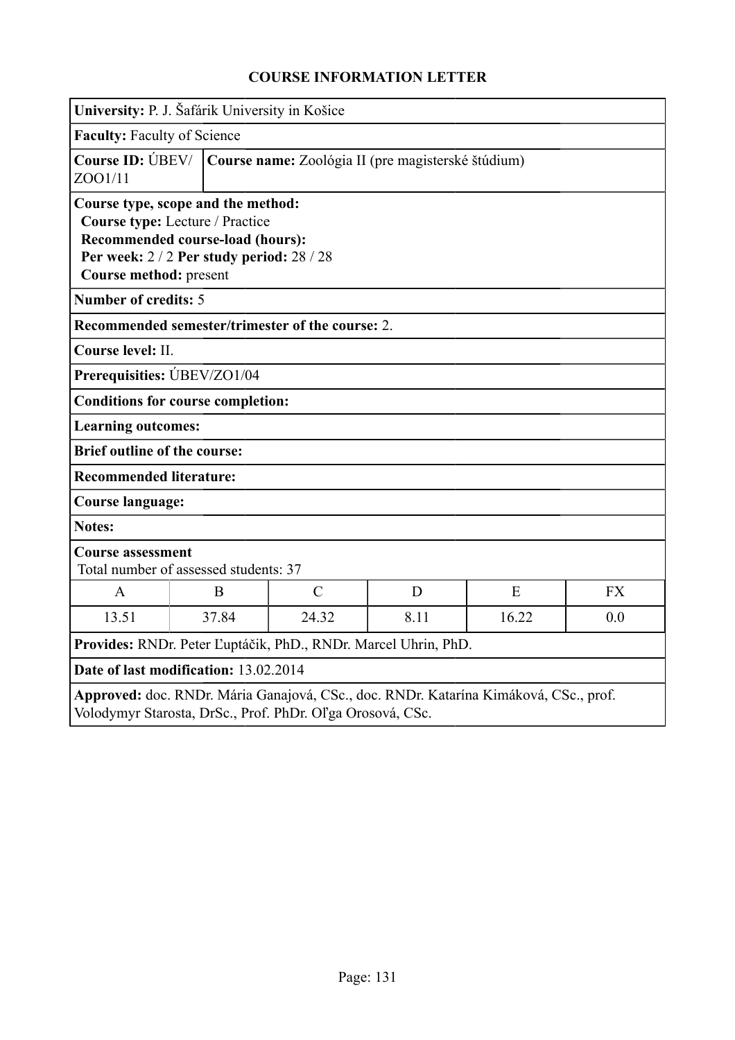# COURSE INFORMATION LETTER

**University:** P. J. Šafárik University in Košice

**Faculty:** Faculty of Science

**Course ID:** ÚBEV/ZOO1/11

**Course name:** Zoológia II (pre magisterské štúdium)

**Course type, scope and the method:**
**Course type:** Lecture / Practice
**Recommended course-load (hours):**
**Per week:** 2 / 2 **Per study period:** 28 / 28
**Course method:** present

**Number of credits:** 5

**Recommended semester/trimester of the course:** 2.

**Course level:** II.

**Prerequisities:** ÚBEV/ZO1/04

**Conditions for course completion:**

**Learning outcomes:**

**Brief outline of the course:**

**Recommended literature:**

**Course language:**

**Notes:**

**Course assessment**
Total number of assessed students: 37

| A | B | C | D | E | FX |
|---|---|---|---|---|---|
| 13.51 | 37.84 | 24.32 | 8.11 | 16.22 | 0.0 |

**Provides:** RNDr. Peter Ľuptáčik, PhD., RNDr. Marcel Uhrin, PhD.

**Date of last modification:** 13.02.2014

**Approved:** doc. RNDr. Mária Ganajová, CSc., doc. RNDr. Katarína Kimáková, CSc., prof. Volodymyr Starosta, DrSc., Prof. PhDr. Oľga Orosová, CSc.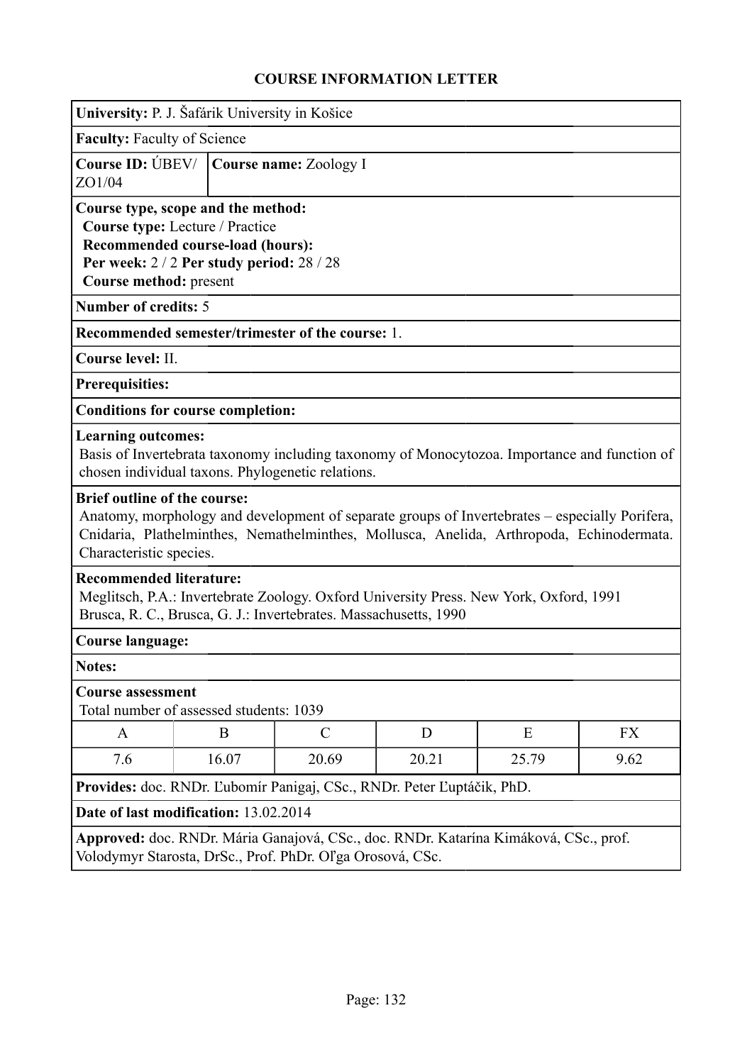# COURSE INFORMATION LETTER

**University:** P. J. Šafárik University in Košice

**Faculty:** Faculty of Science

**Course ID:** ÚBEV/ZO1/04

**Course name:** Zoology I

**Course type, scope and the method:**
**Course type:** Lecture / Practice
**Recommended course-load (hours):**
**Per week:** 2 / 2 **Per study period:** 28 / 28
**Course method:** present

**Number of credits:** 5

**Recommended semester/trimester of the course:** 1.

**Course level:** II.

**Prerequisites:**

**Conditions for course completion:**

**Learning outcomes:**
Basis of Invertebrata taxonomy including taxonomy of Monocytozoa. Importance and function of chosen individual taxons. Phylogenetic relations.

**Brief outline of the course:**
Anatomy, morphology and development of separate groups of Invertebrates – especially Porifera, Cnidaria, Plathelminthes, Nemathelminthes, Mollusca, Anelida, Arthropoda, Echinodermata. Characteristic species.

**Recommended literature:**
Meglitsch, P.A.: Invertebrate Zoology. Oxford University Press. New York, Oxford, 1991
Brusca, R. C., Brusca, G. J.: Invertebrates. Massachusetts, 1990

**Course language:**

**Notes:**

**Course assessment**
Total number of assessed students: 1039

| A | B | C | D | E | FX |
|---|---|---|---|---|---|
| 7.6 | 16.07 | 20.69 | 20.21 | 25.79 | 9.62 |

**Provides:** doc. RNDr. Ľubomír Panigaj, CSc., RNDr. Peter Ľuptáčik, PhD.

**Date of last modification:** 13.02.2014

**Approved:** doc. RNDr. Mária Ganajová, CSc., doc. RNDr. Katarína Kimáková, CSc., prof. Volodymyr Starosta, DrSc., Prof. PhDr. Oľga Orosová, CSc.